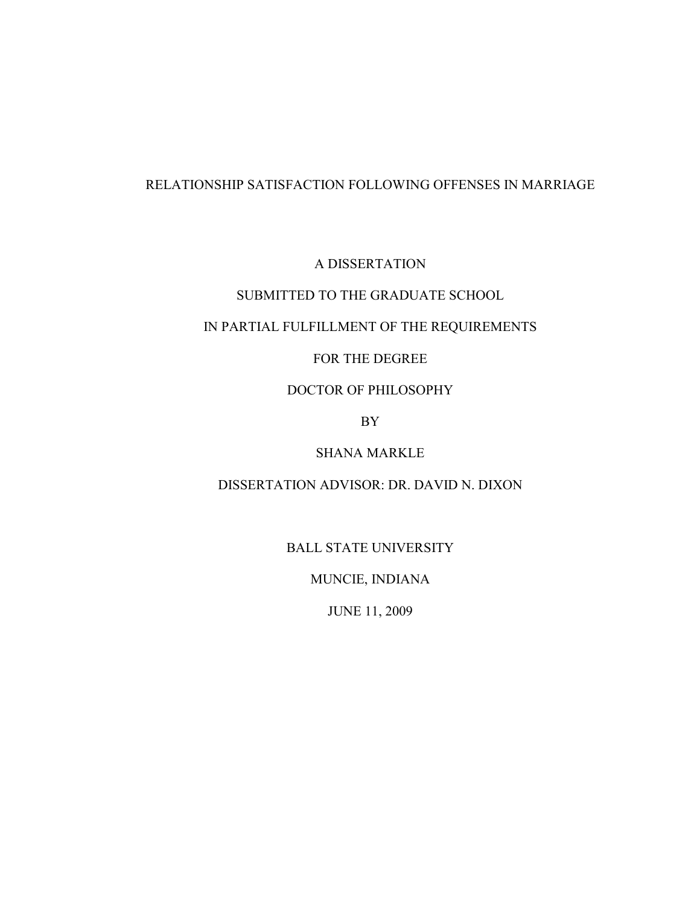# RELATIONSHIP SATISFACTION FOLLOWING OFFENSES IN MARRIAGE

A DISSERTATION

SUBMITTED TO THE GRADUATE SCHOOL

IN PARTIAL FULFILLMENT OF THE REQUIREMENTS

FOR THE DEGREE

DOCTOR OF PHILOSOPHY

BY

SHANA MARKLE

DISSERTATION ADVISOR: DR. DAVID N. DIXON

BALL STATE UNIVERSITY

MUNCIE, INDIANA

JUNE 11, 2009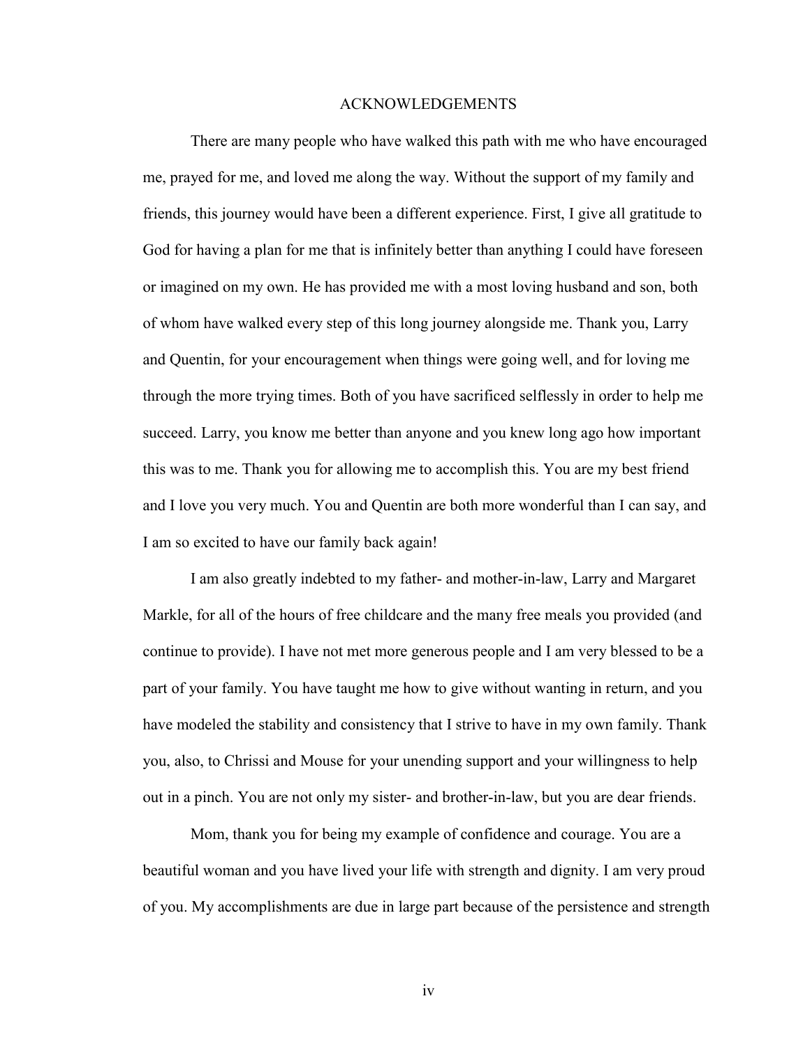# ACKNOWLEDGEMENTS

There are many people who have walked this path with me who have encouraged me, prayed for me, and loved me along the way. Without the support of my family and friends, this journey would have been a different experience. First, I give all gratitude to God for having a plan for me that is infinitely better than anything I could have foreseen or imagined on my own. He has provided me with a most loving husband and son, both of whom have walked every step of this long journey alongside me. Thank you, Larry and Quentin, for your encouragement when things were going well, and for loving me through the more trying times. Both of you have sacrificed selflessly in order to help me succeed. Larry, you know me better than anyone and you knew long ago how important this was to me. Thank you for allowing me to accomplish this. You are my best friend and I love you very much. You and Quentin are both more wonderful than I can say, and I am so excited to have our family back again!

I am also greatly indebted to my father- and mother-in-law, Larry and Margaret Markle, for all of the hours of free childcare and the many free meals you provided (and continue to provide). I have not met more generous people and I am very blessed to be a part of your family. You have taught me how to give without wanting in return, and you have modeled the stability and consistency that I strive to have in my own family. Thank you, also, to Chrissi and Mouse for your unending support and your willingness to help out in a pinch. You are not only my sister- and brother-in-law, but you are dear friends.

Mom, thank you for being my example of confidence and courage. You are a beautiful woman and you have lived your life with strength and dignity. I am very proud of you. My accomplishments are due in large part because of the persistence and strength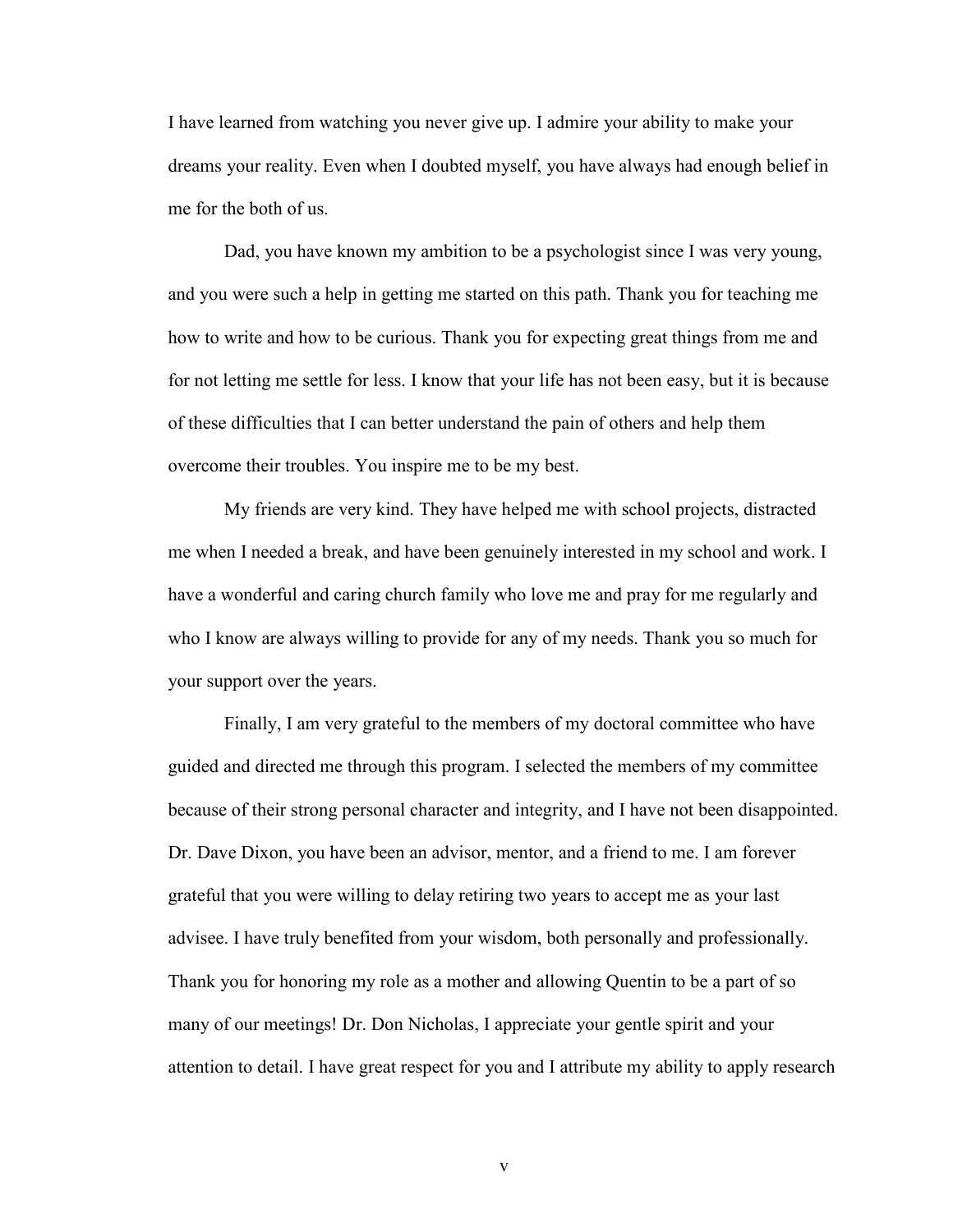I have learned from watching you never give up. I admire your ability to make your dreams your reality. Even when I doubted myself, you have always had enough belief in me for the both of us.

Dad, you have known my ambition to be a psychologist since I was very young, and you were such a help in getting me started on this path. Thank you for teaching me how to write and how to be curious. Thank you for expecting great things from me and for not letting me settle for less. I know that your life has not been easy, but it is because of these difficulties that I can better understand the pain of others and help them overcome their troubles. You inspire me to be my best.

My friends are very kind. They have helped me with school projects, distracted me when I needed a break, and have been genuinely interested in my school and work. I have a wonderful and caring church family who love me and pray for me regularly and who I know are always willing to provide for any of my needs. Thank you so much for your support over the years.

Finally, I am very grateful to the members of my doctoral committee who have guided and directed me through this program. I selected the members of my committee because of their strong personal character and integrity, and I have not been disappointed. Dr. Dave Dixon, you have been an advisor, mentor, and a friend to me. I am forever grateful that you were willing to delay retiring two years to accept me as your last advisee. I have truly benefited from your wisdom, both personally and professionally. Thank you for honoring my role as a mother and allowing Quentin to be a part of so many of our meetings! Dr. Don Nicholas, I appreciate your gentle spirit and your attention to detail. I have great respect for you and I attribute my ability to apply research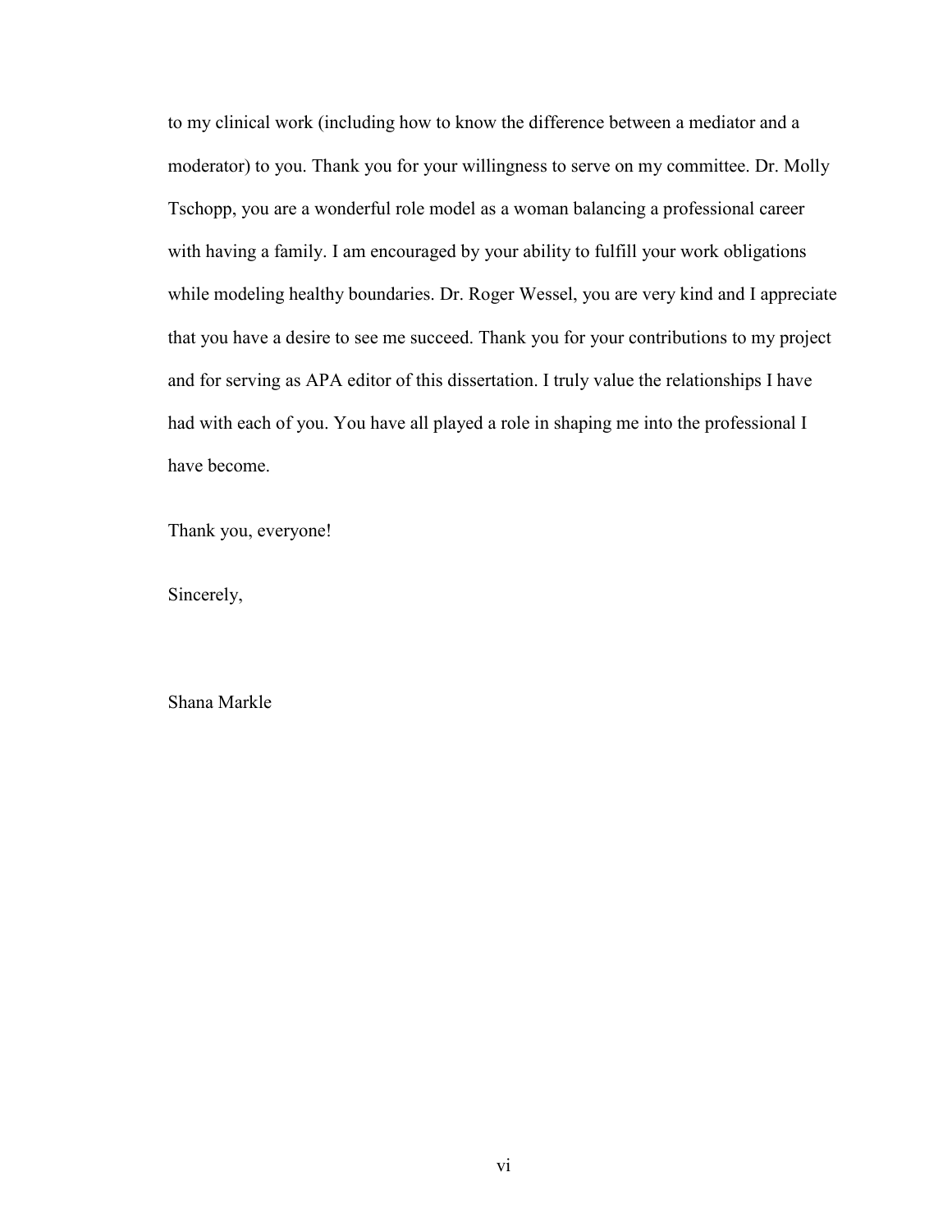to my clinical work (including how to know the difference between a mediator and a moderator) to you. Thank you for your willingness to serve on my committee. Dr. Molly Tschopp, you are a wonderful role model as a woman balancing a professional career with having a family. I am encouraged by your ability to fulfill your work obligations while modeling healthy boundaries. Dr. Roger Wessel, you are very kind and I appreciate that you have a desire to see me succeed. Thank you for your contributions to my project and for serving as APA editor of this dissertation. I truly value the relationships I have had with each of you. You have all played a role in shaping me into the professional I have become.

Thank you, everyone!

Sincerely,

Shana Markle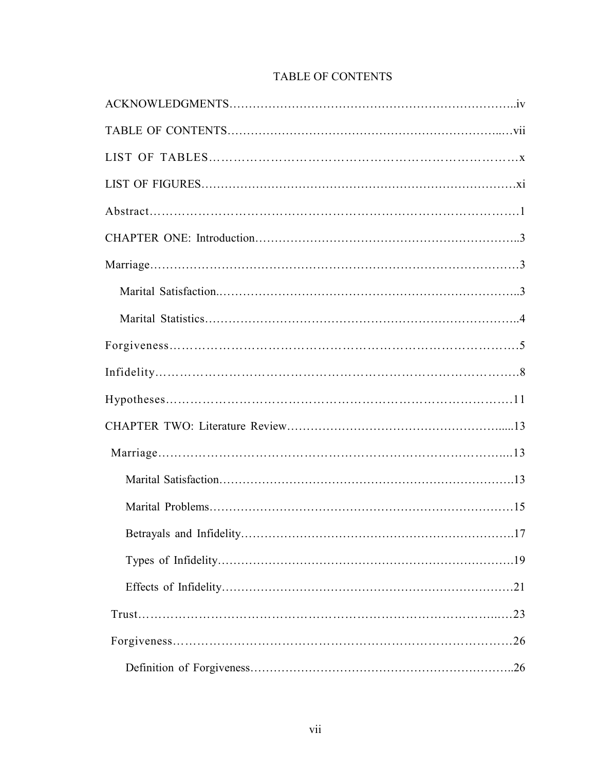# TABLE OF CONTENTS

ACKNOWLEDGMENTS……………………………………………………………..iv

TABLE OF CONTENTS…………………………………………………………...vii

LIST OF TABLES……………………………………………………………………x

LIST OF FIGURES…………………………………………………………………xi

Abstract………………………………………………………………………………1

CHAPTER ONE: Introduction……………………………………………………..3

Marriage………………………………………………………………………………3

- Marital Satisfaction.…………………………………………………………..3
- Marital Statistics……………………………………………………………...4

Forgiveness……………………………………………………………………………5

Infidelity……………………………………………………………………………..8

Hypotheses…………………………………………………………………………11

CHAPTER TWO: Literature Review……………………………………………...13

- Marriage……………………………………………………………………...13
  - Marital Satisfaction…………………………………………………….13
  - Marital Problems……………………………………………………….15
  - Betrayals and Infidelity……………………………………………….17
  - Types of Infidelity………………………………………………………19
  - Effects of Infidelity……………………………………………………21
- Trust…………………………………………………………………………..23
- Forgiveness…………………………………………………………………26
  - Definition of Forgiveness……………………………………………..26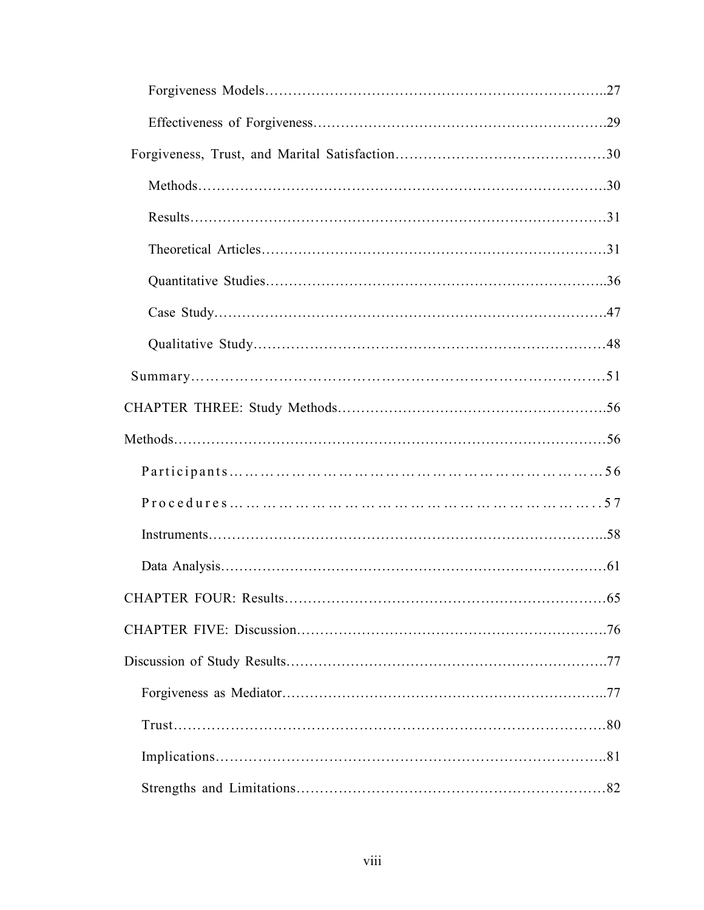Forgiveness Models……………………………………………………………..27

Effectiveness of Forgiveness……………………………………………………29

Forgiveness, Trust, and Marital Satisfaction……………………………………30

Methods……………………………………………………………………………30

Results……………………………………………………………………………31

Theoretical Articles………………………………………………………………31

Quantitative Studies……………………………………………………………..36

Case Study…………………………………………………………………………47

Qualitative Study…………………………………………………………………48

Summary……………………………………………………………………………51

CHAPTER THREE: Study Methods…………………………………………………56

Methods……………………………………………………………………………56

Participants…………………………………………………………………………56

Procedures…………………………………………………………………………57

Instruments…………………………………………………………………………58

Data Analysis………………………………………………………………………61

CHAPTER FOUR: Results……………………………………………………………65

CHAPTER FIVE: Discussion…………………………………………………………76

Discussion of Study Results…………………………………………………………77

Forgiveness as Mediator……………………………………………………………77

Trust…………………………………………………………………………………80

Implications…………………………………………………………………………81

Strengths and Limitations…………………………………………………………82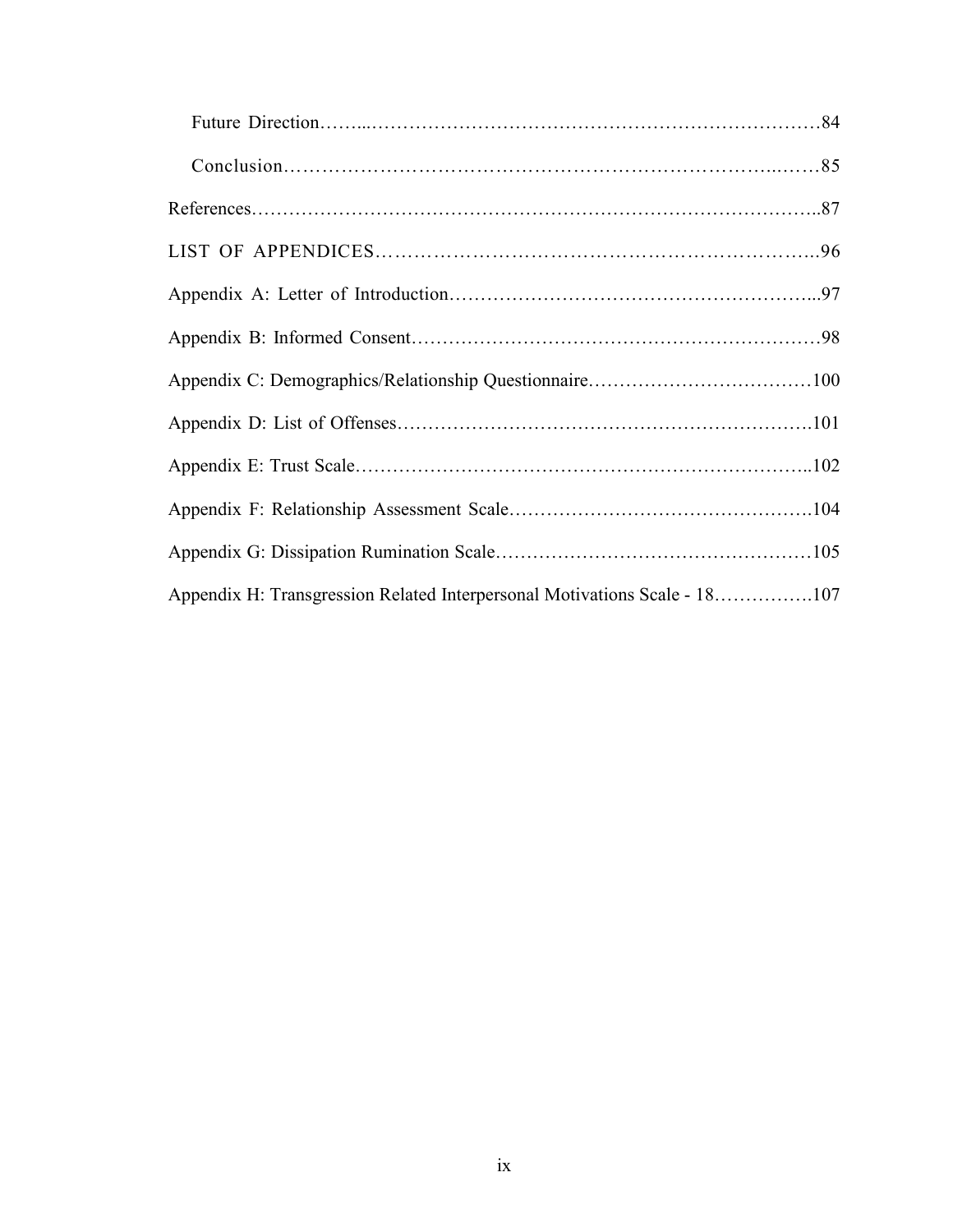Future Direction........84

Conclusion........85

References........87

LIST OF APPENDICES........96

Appendix A: Letter of Introduction........97

Appendix B: Informed Consent........98

Appendix C: Demographics/Relationship Questionnaire........100

Appendix D: List of Offenses........101

Appendix E: Trust Scale........102

Appendix F: Relationship Assessment Scale........104

Appendix G: Dissipation Rumination Scale........105

Appendix H: Transgression Related Interpersonal Motivations Scale - 18........107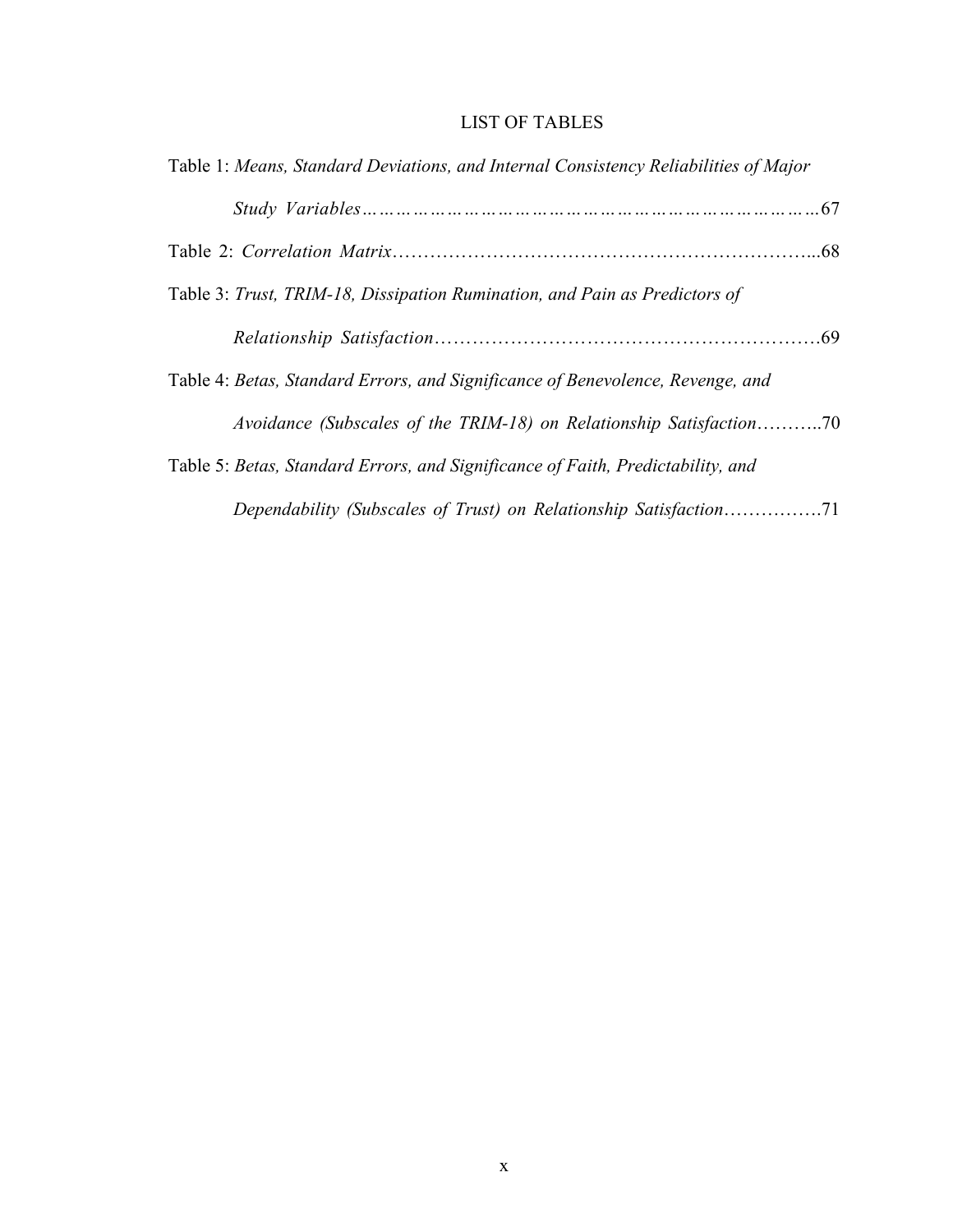# LIST OF TABLES

Table 1: *Means, Standard Deviations, and Internal Consistency Reliabilities of Major Study Variables*…………………………………………………………………67

Table 2: *Correlation Matrix*……………………………………………………...68

Table 3: *Trust, TRIM-18, Dissipation Rumination, and Pain as Predictors of Relationship Satisfaction*……………………………………………………….69

Table 4: *Betas, Standard Errors, and Significance of Benevolence, Revenge, and Avoidance (Subscales of the TRIM-18) on Relationship Satisfaction*………..70

Table 5: *Betas, Standard Errors, and Significance of Faith, Predictability, and Dependability (Subscales of Trust) on Relationship Satisfaction*…………….71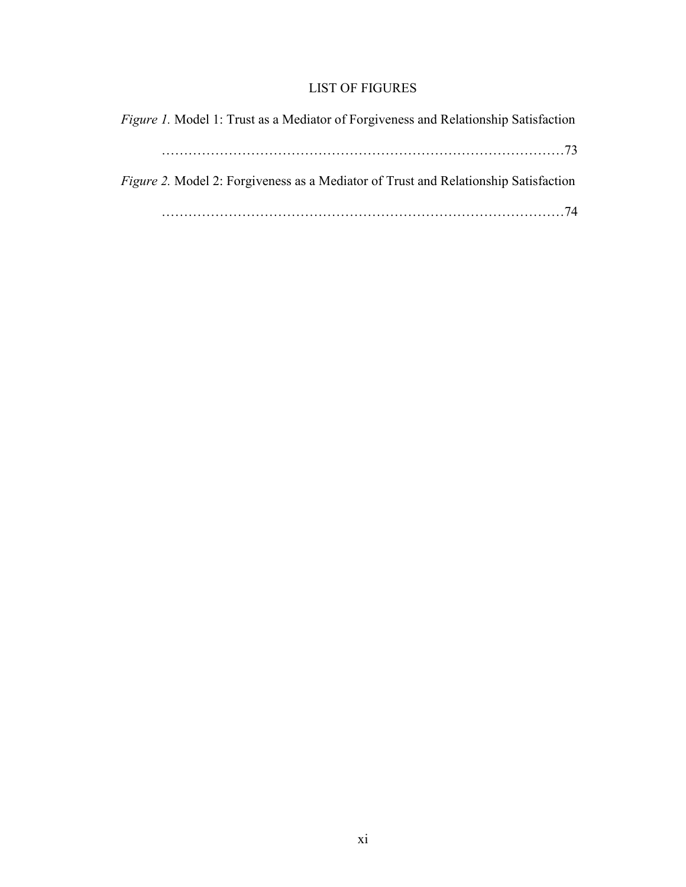# LIST OF FIGURES

*Figure 1.* Model 1: Trust as a Mediator of Forgiveness and Relationship Satisfaction ……………………………………………………………………………73

*Figure 2.* Model 2: Forgiveness as a Mediator of Trust and Relationship Satisfaction ……………………………………………………………………………74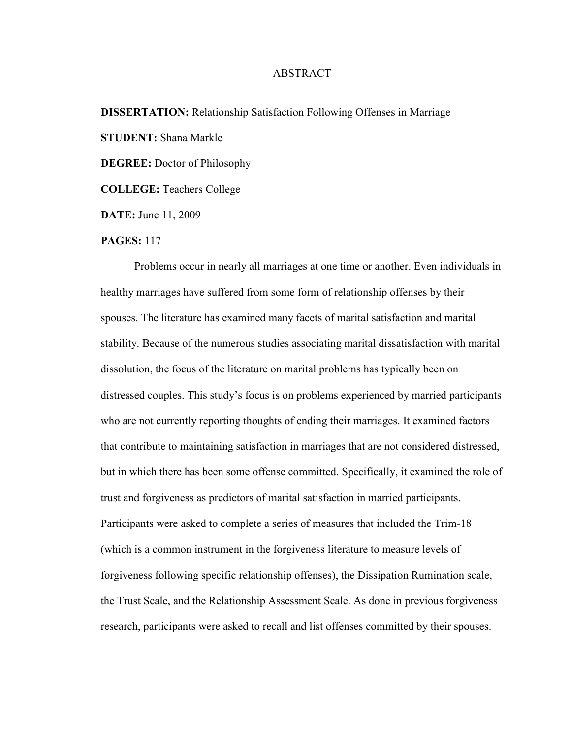# ABSTRACT

**DISSERTATION:** Relationship Satisfaction Following Offenses in Marriage

**STUDENT:** Shana Markle

**DEGREE:** Doctor of Philosophy

**COLLEGE:** Teachers College

**DATE:** June 11, 2009

**PAGES:** 117

Problems occur in nearly all marriages at one time or another. Even individuals in healthy marriages have suffered from some form of relationship offenses by their spouses. The literature has examined many facets of marital satisfaction and marital stability. Because of the numerous studies associating marital dissatisfaction with marital dissolution, the focus of the literature on marital problems has typically been on distressed couples. This study's focus is on problems experienced by married participants who are not currently reporting thoughts of ending their marriages. It examined factors that contribute to maintaining satisfaction in marriages that are not considered distressed, but in which there has been some offense committed. Specifically, it examined the role of trust and forgiveness as predictors of marital satisfaction in married participants. Participants were asked to complete a series of measures that included the Trim-18 (which is a common instrument in the forgiveness literature to measure levels of forgiveness following specific relationship offenses), the Dissipation Rumination scale, the Trust Scale, and the Relationship Assessment Scale. As done in previous forgiveness research, participants were asked to recall and list offenses committed by their spouses.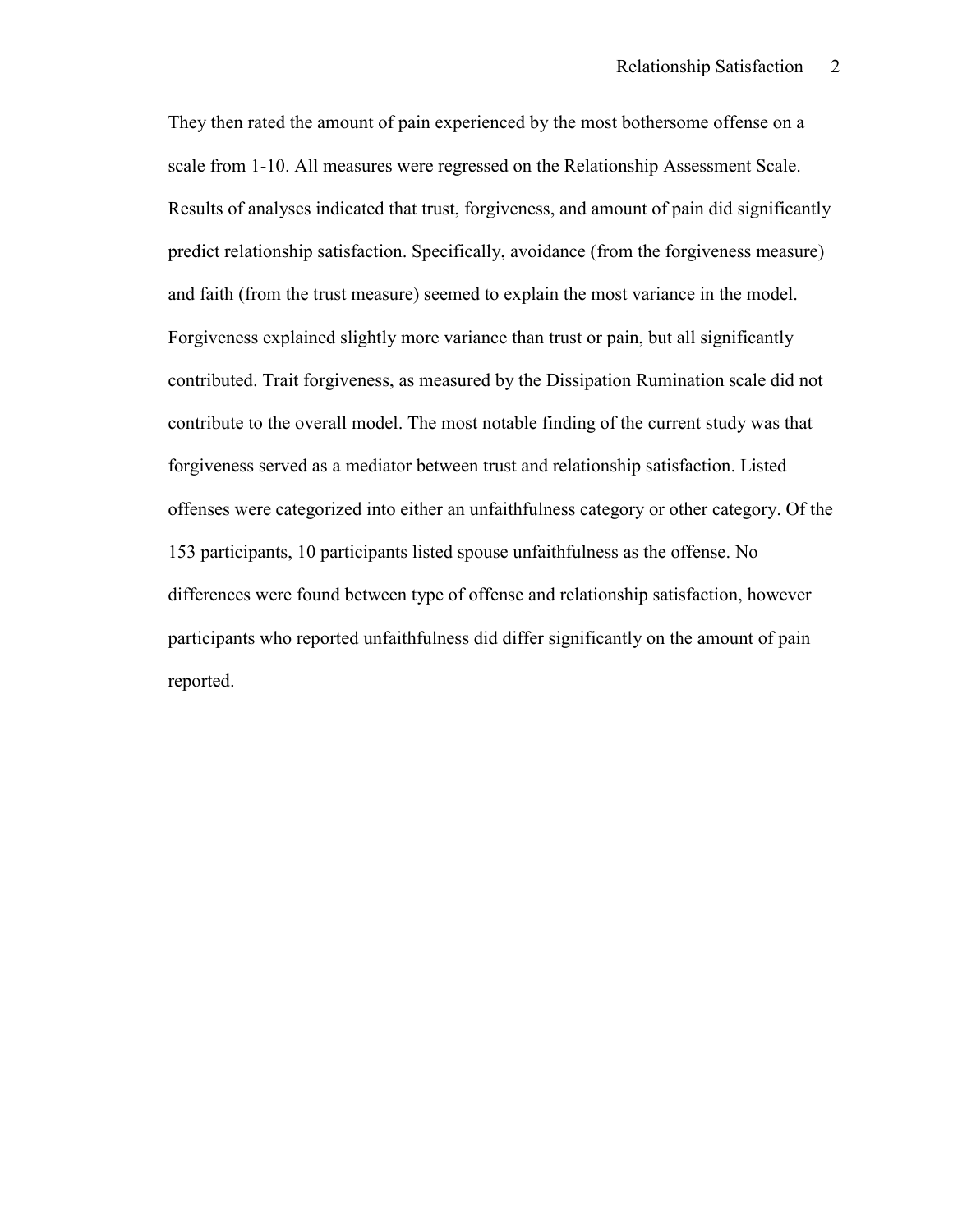They then rated the amount of pain experienced by the most bothersome offense on a scale from 1-10. All measures were regressed on the Relationship Assessment Scale. Results of analyses indicated that trust, forgiveness, and amount of pain did significantly predict relationship satisfaction. Specifically, avoidance (from the forgiveness measure) and faith (from the trust measure) seemed to explain the most variance in the model. Forgiveness explained slightly more variance than trust or pain, but all significantly contributed. Trait forgiveness, as measured by the Dissipation Rumination scale did not contribute to the overall model. The most notable finding of the current study was that forgiveness served as a mediator between trust and relationship satisfaction. Listed offenses were categorized into either an unfaithfulness category or other category. Of the 153 participants, 10 participants listed spouse unfaithfulness as the offense. No differences were found between type of offense and relationship satisfaction, however participants who reported unfaithfulness did differ significantly on the amount of pain reported.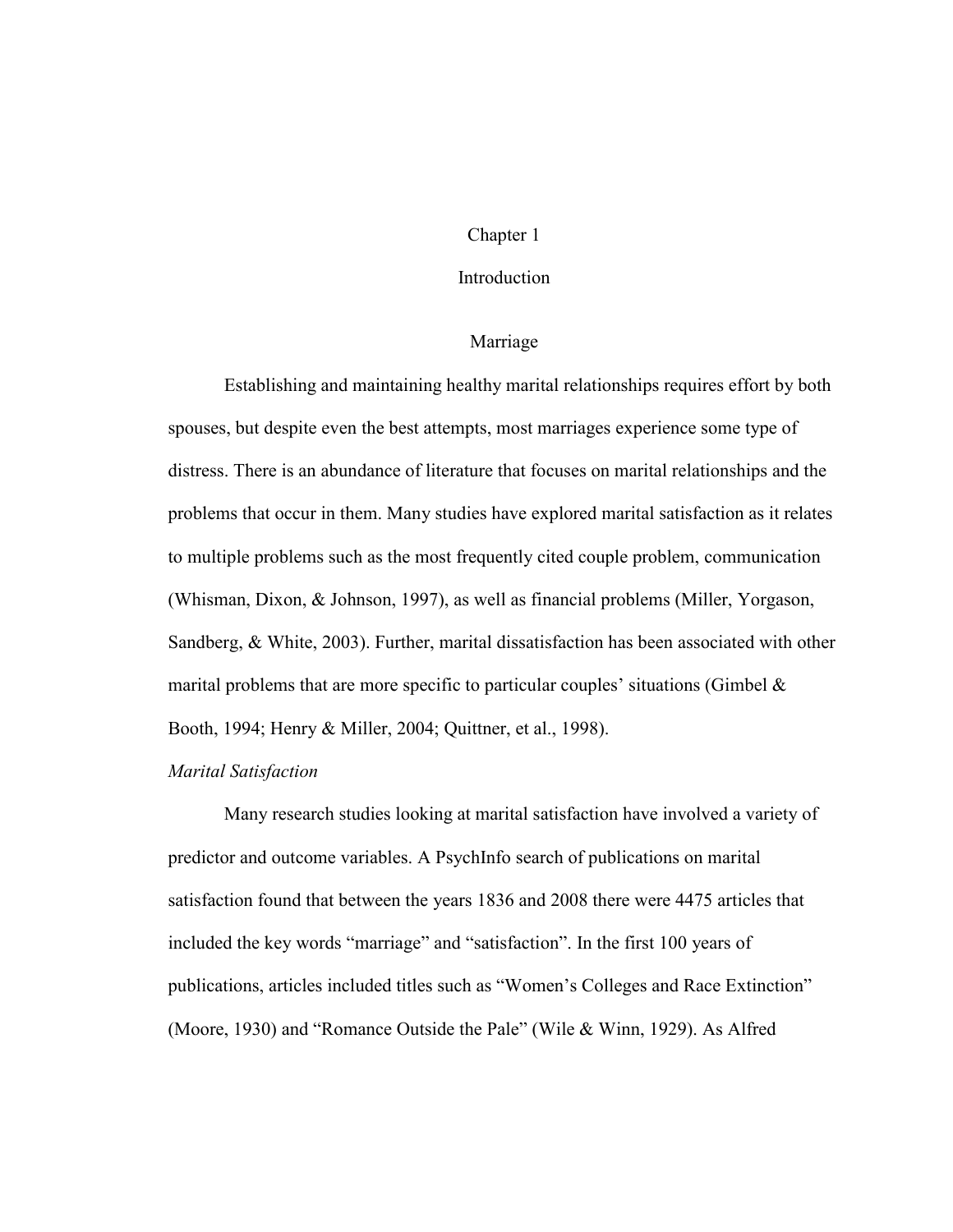# Chapter 1

# Introduction

## Marriage

Establishing and maintaining healthy marital relationships requires effort by both spouses, but despite even the best attempts, most marriages experience some type of distress. There is an abundance of literature that focuses on marital relationships and the problems that occur in them. Many studies have explored marital satisfaction as it relates to multiple problems such as the most frequently cited couple problem, communication (Whisman, Dixon, & Johnson, 1997), as well as financial problems (Miller, Yorgason, Sandberg, & White, 2003). Further, marital dissatisfaction has been associated with other marital problems that are more specific to particular couples' situations (Gimbel & Booth, 1994; Henry & Miller, 2004; Quittner, et al., 1998).

### *Marital Satisfaction*

Many research studies looking at marital satisfaction have involved a variety of predictor and outcome variables. A PsychInfo search of publications on marital satisfaction found that between the years 1836 and 2008 there were 4475 articles that included the key words "marriage" and "satisfaction". In the first 100 years of publications, articles included titles such as "Women's Colleges and Race Extinction" (Moore, 1930) and "Romance Outside the Pale" (Wile & Winn, 1929). As Alfred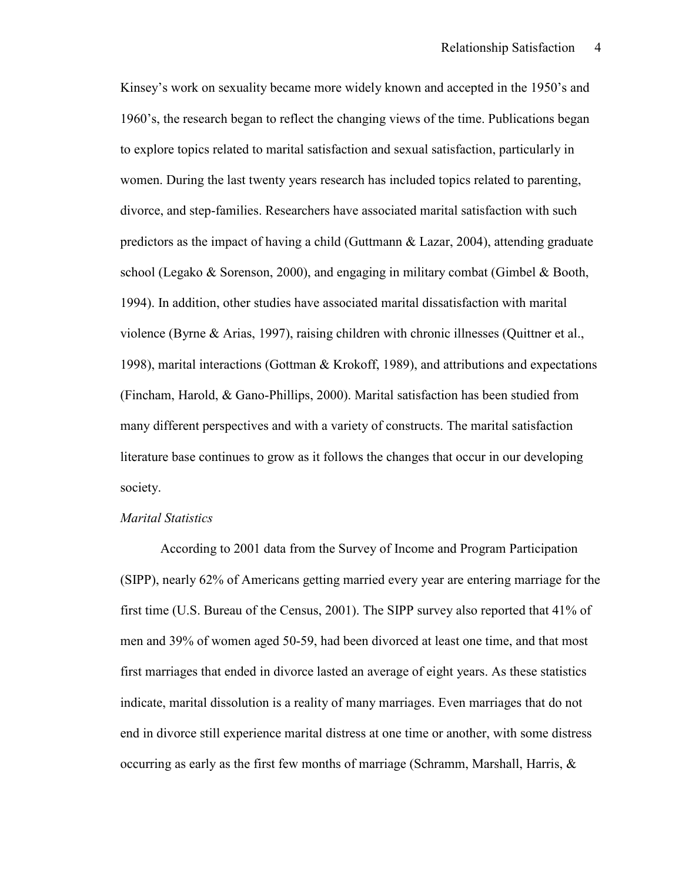Kinsey's work on sexuality became more widely known and accepted in the 1950's and 1960's, the research began to reflect the changing views of the time. Publications began to explore topics related to marital satisfaction and sexual satisfaction, particularly in women. During the last twenty years research has included topics related to parenting, divorce, and step-families. Researchers have associated marital satisfaction with such predictors as the impact of having a child (Guttmann & Lazar, 2004), attending graduate school (Legako & Sorenson, 2000), and engaging in military combat (Gimbel & Booth, 1994). In addition, other studies have associated marital dissatisfaction with marital violence (Byrne & Arias, 1997), raising children with chronic illnesses (Quittner et al., 1998), marital interactions (Gottman & Krokoff, 1989), and attributions and expectations (Fincham, Harold, & Gano-Phillips, 2000). Marital satisfaction has been studied from many different perspectives and with a variety of constructs. The marital satisfaction literature base continues to grow as it follows the changes that occur in our developing society.

*Marital Statistics*

According to 2001 data from the Survey of Income and Program Participation (SIPP), nearly 62% of Americans getting married every year are entering marriage for the first time (U.S. Bureau of the Census, 2001). The SIPP survey also reported that 41% of men and 39% of women aged 50-59, had been divorced at least one time, and that most first marriages that ended in divorce lasted an average of eight years. As these statistics indicate, marital dissolution is a reality of many marriages. Even marriages that do not end in divorce still experience marital distress at one time or another, with some distress occurring as early as the first few months of marriage (Schramm, Marshall, Harris, &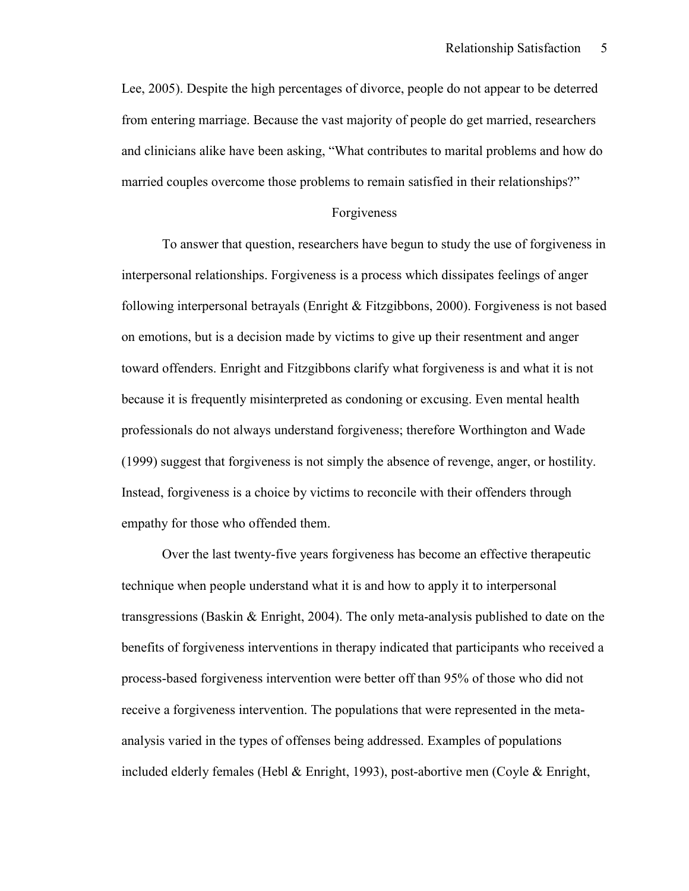Lee, 2005). Despite the high percentages of divorce, people do not appear to be deterred from entering marriage. Because the vast majority of people do get married, researchers and clinicians alike have been asking, "What contributes to marital problems and how do married couples overcome those problems to remain satisfied in their relationships?"

## Forgiveness

To answer that question, researchers have begun to study the use of forgiveness in interpersonal relationships. Forgiveness is a process which dissipates feelings of anger following interpersonal betrayals (Enright & Fitzgibbons, 2000). Forgiveness is not based on emotions, but is a decision made by victims to give up their resentment and anger toward offenders. Enright and Fitzgibbons clarify what forgiveness is and what it is not because it is frequently misinterpreted as condoning or excusing. Even mental health professionals do not always understand forgiveness; therefore Worthington and Wade (1999) suggest that forgiveness is not simply the absence of revenge, anger, or hostility. Instead, forgiveness is a choice by victims to reconcile with their offenders through empathy for those who offended them.

Over the last twenty-five years forgiveness has become an effective therapeutic technique when people understand what it is and how to apply it to interpersonal transgressions (Baskin & Enright, 2004). The only meta-analysis published to date on the benefits of forgiveness interventions in therapy indicated that participants who received a process-based forgiveness intervention were better off than 95% of those who did not receive a forgiveness intervention. The populations that were represented in the meta-analysis varied in the types of offenses being addressed. Examples of populations included elderly females (Hebl & Enright, 1993), post-abortive men (Coyle & Enright,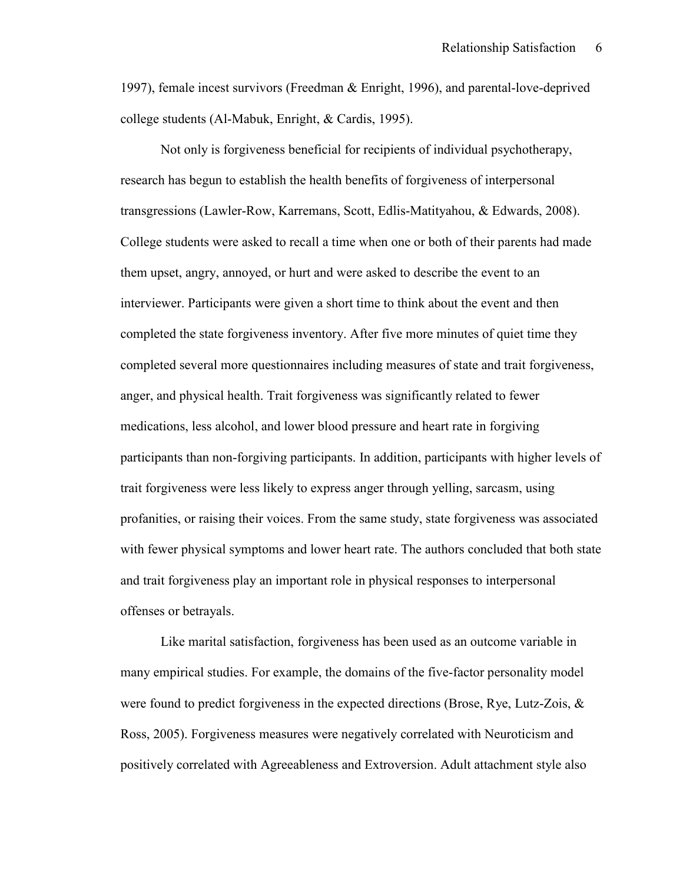1997), female incest survivors (Freedman & Enright, 1996), and parental-love-deprived college students (Al-Mabuk, Enright, & Cardis, 1995).

Not only is forgiveness beneficial for recipients of individual psychotherapy, research has begun to establish the health benefits of forgiveness of interpersonal transgressions (Lawler-Row, Karremans, Scott, Edlis-Matityahou, & Edwards, 2008). College students were asked to recall a time when one or both of their parents had made them upset, angry, annoyed, or hurt and were asked to describe the event to an interviewer. Participants were given a short time to think about the event and then completed the state forgiveness inventory. After five more minutes of quiet time they completed several more questionnaires including measures of state and trait forgiveness, anger, and physical health. Trait forgiveness was significantly related to fewer medications, less alcohol, and lower blood pressure and heart rate in forgiving participants than non-forgiving participants. In addition, participants with higher levels of trait forgiveness were less likely to express anger through yelling, sarcasm, using profanities, or raising their voices. From the same study, state forgiveness was associated with fewer physical symptoms and lower heart rate. The authors concluded that both state and trait forgiveness play an important role in physical responses to interpersonal offenses or betrayals.

Like marital satisfaction, forgiveness has been used as an outcome variable in many empirical studies. For example, the domains of the five-factor personality model were found to predict forgiveness in the expected directions (Brose, Rye, Lutz-Zois, & Ross, 2005). Forgiveness measures were negatively correlated with Neuroticism and positively correlated with Agreeableness and Extroversion. Adult attachment style also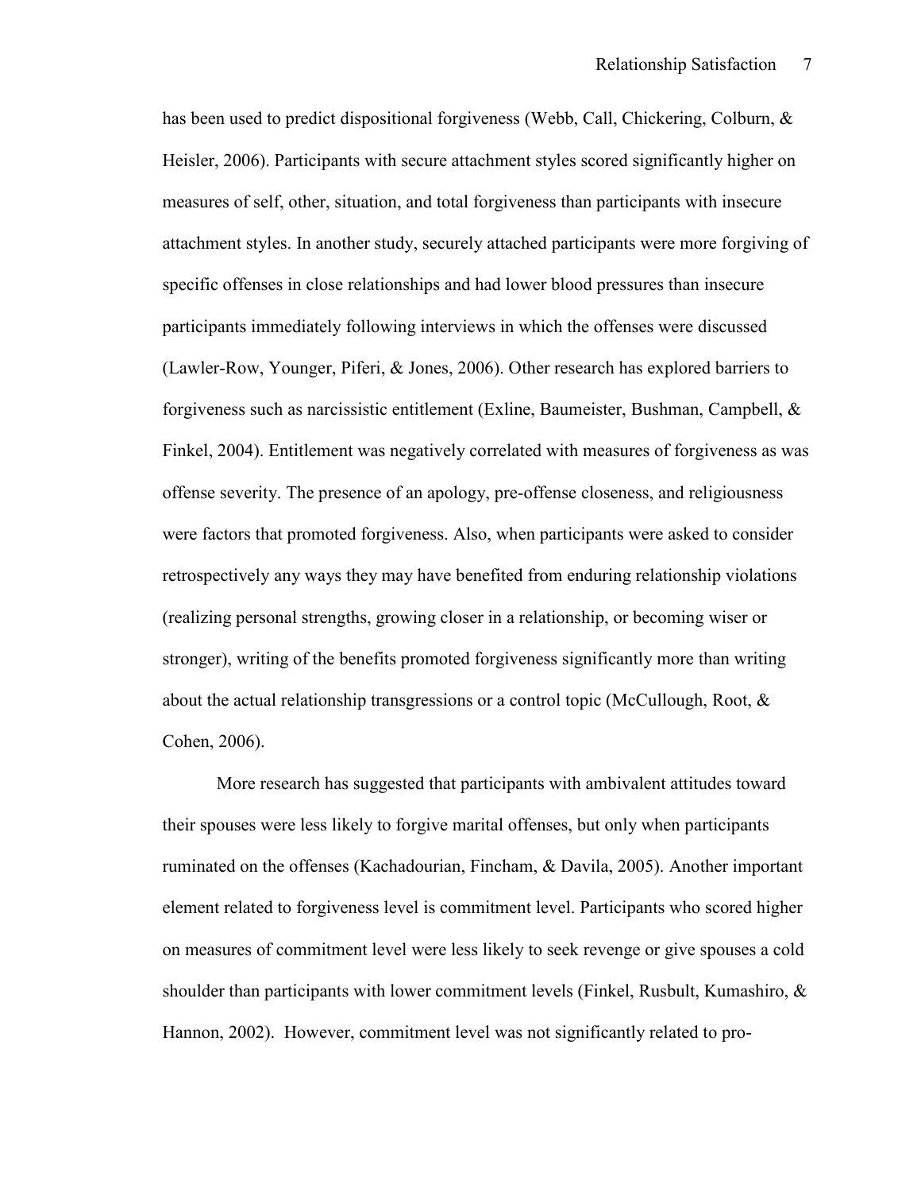has been used to predict dispositional forgiveness (Webb, Call, Chickering, Colburn, & Heisler, 2006). Participants with secure attachment styles scored significantly higher on measures of self, other, situation, and total forgiveness than participants with insecure attachment styles. In another study, securely attached participants were more forgiving of specific offenses in close relationships and had lower blood pressures than insecure participants immediately following interviews in which the offenses were discussed (Lawler-Row, Younger, Piferi, & Jones, 2006). Other research has explored barriers to forgiveness such as narcissistic entitlement (Exline, Baumeister, Bushman, Campbell, & Finkel, 2004). Entitlement was negatively correlated with measures of forgiveness as was offense severity. The presence of an apology, pre-offense closeness, and religiousness were factors that promoted forgiveness. Also, when participants were asked to consider retrospectively any ways they may have benefited from enduring relationship violations (realizing personal strengths, growing closer in a relationship, or becoming wiser or stronger), writing of the benefits promoted forgiveness significantly more than writing about the actual relationship transgressions or a control topic (McCullough, Root, & Cohen, 2006).

More research has suggested that participants with ambivalent attitudes toward their spouses were less likely to forgive marital offenses, but only when participants ruminated on the offenses (Kachadourian, Fincham, & Davila, 2005). Another important element related to forgiveness level is commitment level. Participants who scored higher on measures of commitment level were less likely to seek revenge or give spouses a cold shoulder than participants with lower commitment levels (Finkel, Rusbult, Kumashiro, & Hannon, 2002). However, commitment level was not significantly related to pro-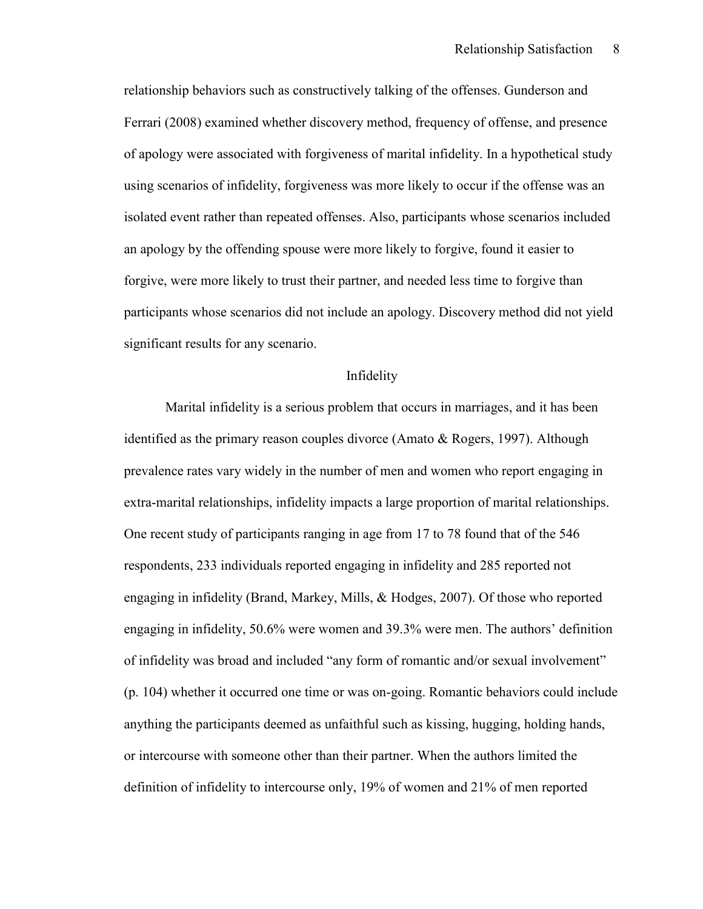relationship behaviors such as constructively talking of the offenses. Gunderson and Ferrari (2008) examined whether discovery method, frequency of offense, and presence of apology were associated with forgiveness of marital infidelity. In a hypothetical study using scenarios of infidelity, forgiveness was more likely to occur if the offense was an isolated event rather than repeated offenses. Also, participants whose scenarios included an apology by the offending spouse were more likely to forgive, found it easier to forgive, were more likely to trust their partner, and needed less time to forgive than participants whose scenarios did not include an apology. Discovery method did not yield significant results for any scenario.

## Infidelity

Marital infidelity is a serious problem that occurs in marriages, and it has been identified as the primary reason couples divorce (Amato & Rogers, 1997). Although prevalence rates vary widely in the number of men and women who report engaging in extra-marital relationships, infidelity impacts a large proportion of marital relationships. One recent study of participants ranging in age from 17 to 78 found that of the 546 respondents, 233 individuals reported engaging in infidelity and 285 reported not engaging in infidelity (Brand, Markey, Mills, & Hodges, 2007). Of those who reported engaging in infidelity, 50.6% were women and 39.3% were men. The authors' definition of infidelity was broad and included "any form of romantic and/or sexual involvement" (p. 104) whether it occurred one time or was on-going. Romantic behaviors could include anything the participants deemed as unfaithful such as kissing, hugging, holding hands, or intercourse with someone other than their partner. When the authors limited the definition of infidelity to intercourse only, 19% of women and 21% of men reported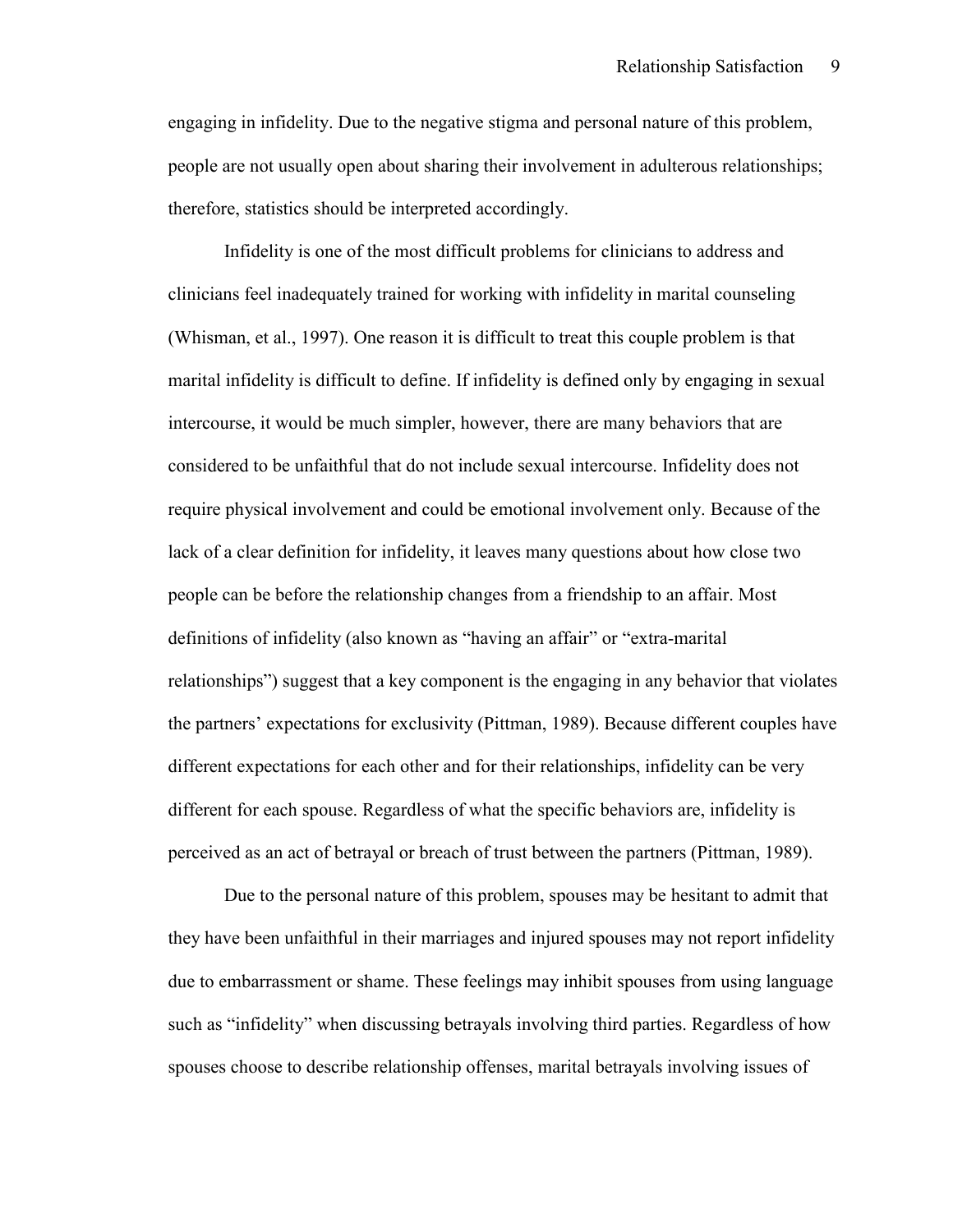engaging in infidelity. Due to the negative stigma and personal nature of this problem, people are not usually open about sharing their involvement in adulterous relationships; therefore, statistics should be interpreted accordingly.

Infidelity is one of the most difficult problems for clinicians to address and clinicians feel inadequately trained for working with infidelity in marital counseling (Whisman, et al., 1997). One reason it is difficult to treat this couple problem is that marital infidelity is difficult to define. If infidelity is defined only by engaging in sexual intercourse, it would be much simpler, however, there are many behaviors that are considered to be unfaithful that do not include sexual intercourse. Infidelity does not require physical involvement and could be emotional involvement only. Because of the lack of a clear definition for infidelity, it leaves many questions about how close two people can be before the relationship changes from a friendship to an affair. Most definitions of infidelity (also known as "having an affair" or "extra-marital relationships") suggest that a key component is the engaging in any behavior that violates the partners' expectations for exclusivity (Pittman, 1989). Because different couples have different expectations for each other and for their relationships, infidelity can be very different for each spouse. Regardless of what the specific behaviors are, infidelity is perceived as an act of betrayal or breach of trust between the partners (Pittman, 1989).

Due to the personal nature of this problem, spouses may be hesitant to admit that they have been unfaithful in their marriages and injured spouses may not report infidelity due to embarrassment or shame. These feelings may inhibit spouses from using language such as "infidelity" when discussing betrayals involving third parties. Regardless of how spouses choose to describe relationship offenses, marital betrayals involving issues of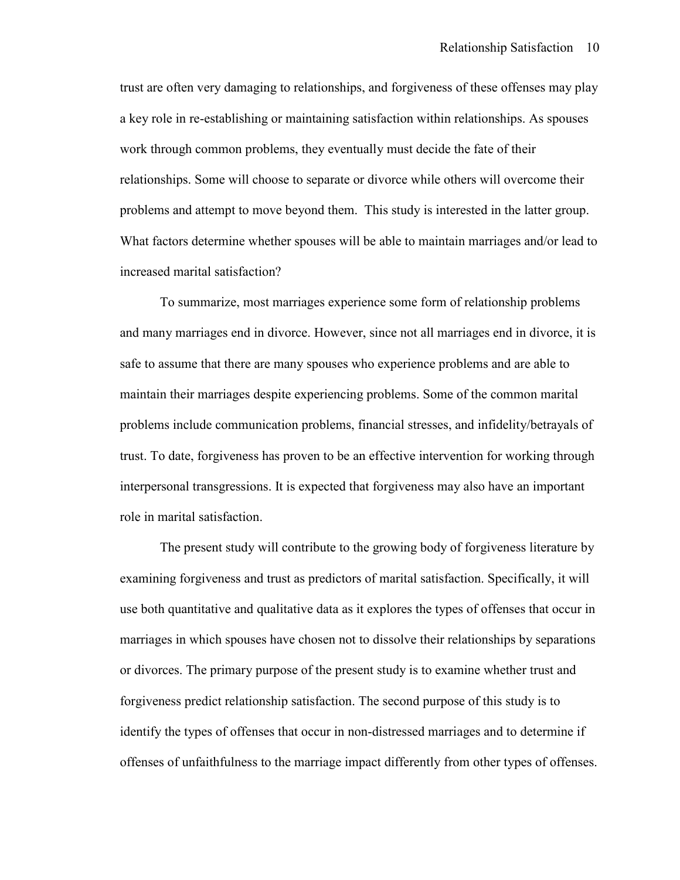trust are often very damaging to relationships, and forgiveness of these offenses may play a key role in re-establishing or maintaining satisfaction within relationships. As spouses work through common problems, they eventually must decide the fate of their relationships. Some will choose to separate or divorce while others will overcome their problems and attempt to move beyond them. This study is interested in the latter group. What factors determine whether spouses will be able to maintain marriages and/or lead to increased marital satisfaction?

To summarize, most marriages experience some form of relationship problems and many marriages end in divorce. However, since not all marriages end in divorce, it is safe to assume that there are many spouses who experience problems and are able to maintain their marriages despite experiencing problems. Some of the common marital problems include communication problems, financial stresses, and infidelity/betrayals of trust. To date, forgiveness has proven to be an effective intervention for working through interpersonal transgressions. It is expected that forgiveness may also have an important role in marital satisfaction.

The present study will contribute to the growing body of forgiveness literature by examining forgiveness and trust as predictors of marital satisfaction. Specifically, it will use both quantitative and qualitative data as it explores the types of offenses that occur in marriages in which spouses have chosen not to dissolve their relationships by separations or divorces. The primary purpose of the present study is to examine whether trust and forgiveness predict relationship satisfaction. The second purpose of this study is to identify the types of offenses that occur in non-distressed marriages and to determine if offenses of unfaithfulness to the marriage impact differently from other types of offenses.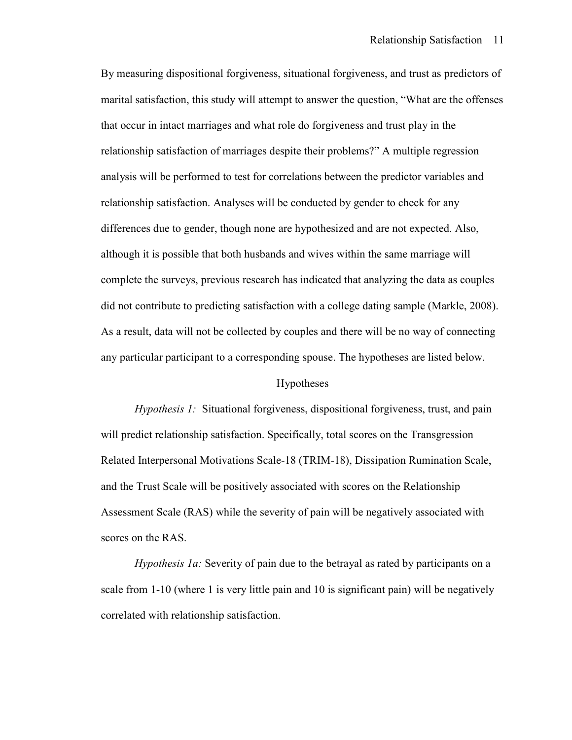By measuring dispositional forgiveness, situational forgiveness, and trust as predictors of marital satisfaction, this study will attempt to answer the question, "What are the offenses that occur in intact marriages and what role do forgiveness and trust play in the relationship satisfaction of marriages despite their problems?" A multiple regression analysis will be performed to test for correlations between the predictor variables and relationship satisfaction. Analyses will be conducted by gender to check for any differences due to gender, though none are hypothesized and are not expected. Also, although it is possible that both husbands and wives within the same marriage will complete the surveys, previous research has indicated that analyzing the data as couples did not contribute to predicting satisfaction with a college dating sample (Markle, 2008). As a result, data will not be collected by couples and there will be no way of connecting any particular participant to a corresponding spouse. The hypotheses are listed below.

## Hypotheses

*Hypothesis 1:* Situational forgiveness, dispositional forgiveness, trust, and pain will predict relationship satisfaction. Specifically, total scores on the Transgression Related Interpersonal Motivations Scale-18 (TRIM-18), Dissipation Rumination Scale, and the Trust Scale will be positively associated with scores on the Relationship Assessment Scale (RAS) while the severity of pain will be negatively associated with scores on the RAS.

*Hypothesis 1a:* Severity of pain due to the betrayal as rated by participants on a scale from 1-10 (where 1 is very little pain and 10 is significant pain) will be negatively correlated with relationship satisfaction.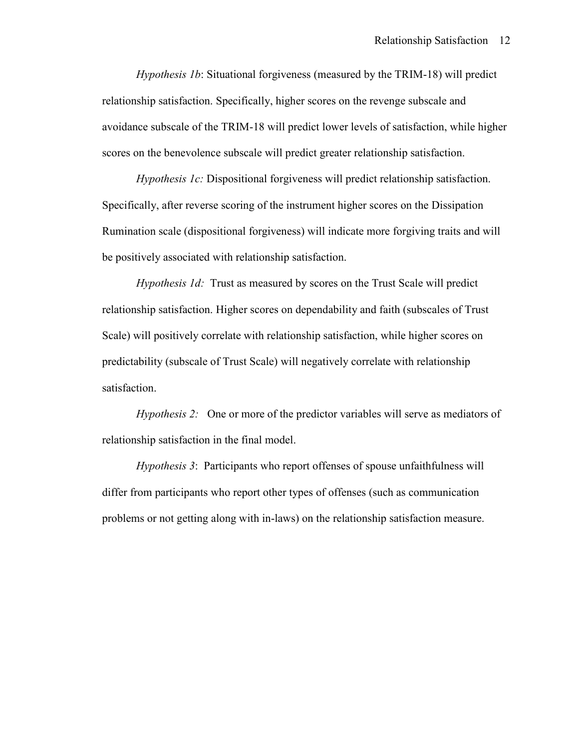*Hypothesis 1b*: Situational forgiveness (measured by the TRIM-18) will predict relationship satisfaction. Specifically, higher scores on the revenge subscale and avoidance subscale of the TRIM-18 will predict lower levels of satisfaction, while higher scores on the benevolence subscale will predict greater relationship satisfaction.

*Hypothesis 1c:* Dispositional forgiveness will predict relationship satisfaction. Specifically, after reverse scoring of the instrument higher scores on the Dissipation Rumination scale (dispositional forgiveness) will indicate more forgiving traits and will be positively associated with relationship satisfaction.

*Hypothesis 1d:* Trust as measured by scores on the Trust Scale will predict relationship satisfaction. Higher scores on dependability and faith (subscales of Trust Scale) will positively correlate with relationship satisfaction, while higher scores on predictability (subscale of Trust Scale) will negatively correlate with relationship satisfaction.

*Hypothesis 2:* One or more of the predictor variables will serve as mediators of relationship satisfaction in the final model.

*Hypothesis 3*: Participants who report offenses of spouse unfaithfulness will differ from participants who report other types of offenses (such as communication problems or not getting along with in-laws) on the relationship satisfaction measure.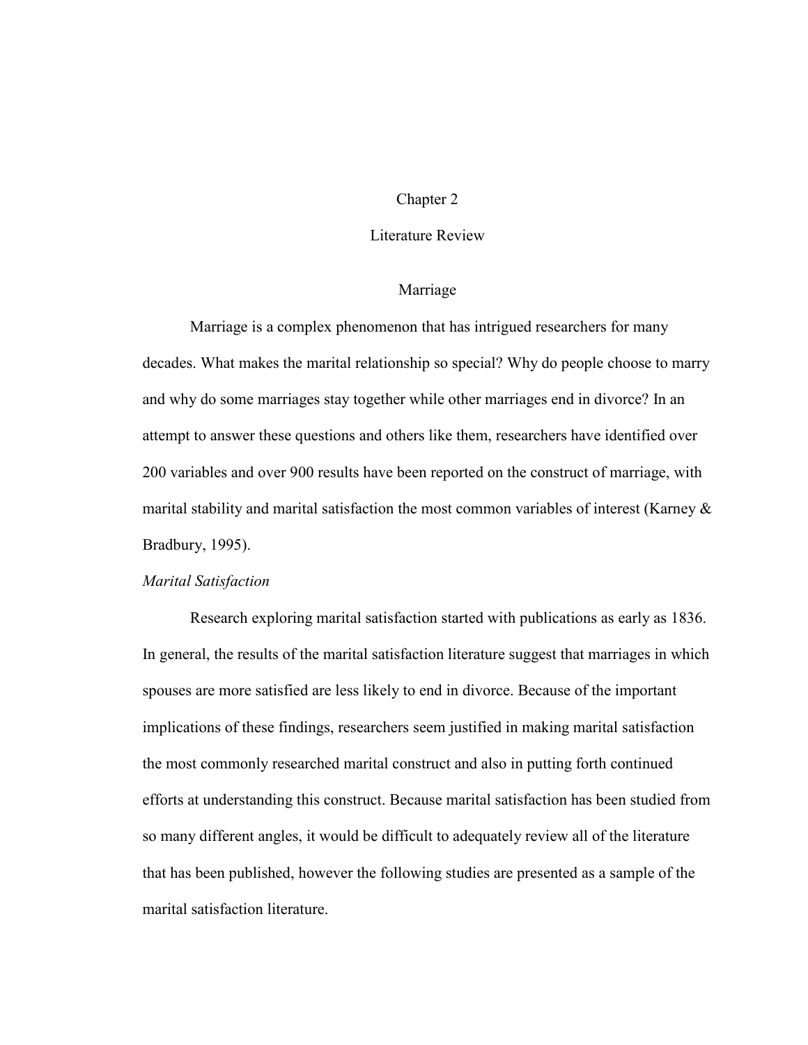# Chapter 2

# Literature Review

## Marriage

Marriage is a complex phenomenon that has intrigued researchers for many decades. What makes the marital relationship so special? Why do people choose to marry and why do some marriages stay together while other marriages end in divorce? In an attempt to answer these questions and others like them, researchers have identified over 200 variables and over 900 results have been reported on the construct of marriage, with marital stability and marital satisfaction the most common variables of interest (Karney & Bradbury, 1995).

### *Marital Satisfaction*

Research exploring marital satisfaction started with publications as early as 1836. In general, the results of the marital satisfaction literature suggest that marriages in which spouses are more satisfied are less likely to end in divorce. Because of the important implications of these findings, researchers seem justified in making marital satisfaction the most commonly researched marital construct and also in putting forth continued efforts at understanding this construct. Because marital satisfaction has been studied from so many different angles, it would be difficult to adequately review all of the literature that has been published, however the following studies are presented as a sample of the marital satisfaction literature.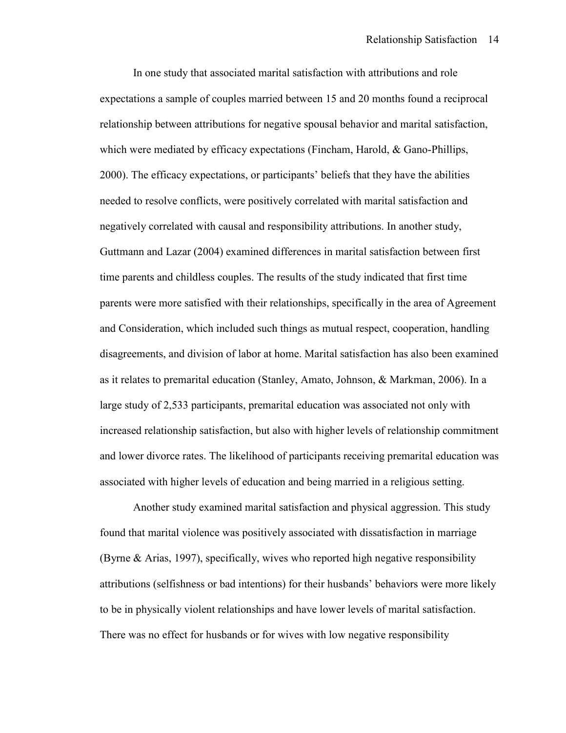In one study that associated marital satisfaction with attributions and role expectations a sample of couples married between 15 and 20 months found a reciprocal relationship between attributions for negative spousal behavior and marital satisfaction, which were mediated by efficacy expectations (Fincham, Harold, & Gano-Phillips, 2000). The efficacy expectations, or participants' beliefs that they have the abilities needed to resolve conflicts, were positively correlated with marital satisfaction and negatively correlated with causal and responsibility attributions. In another study, Guttmann and Lazar (2004) examined differences in marital satisfaction between first time parents and childless couples. The results of the study indicated that first time parents were more satisfied with their relationships, specifically in the area of Agreement and Consideration, which included such things as mutual respect, cooperation, handling disagreements, and division of labor at home. Marital satisfaction has also been examined as it relates to premarital education (Stanley, Amato, Johnson, & Markman, 2006). In a large study of 2,533 participants, premarital education was associated not only with increased relationship satisfaction, but also with higher levels of relationship commitment and lower divorce rates. The likelihood of participants receiving premarital education was associated with higher levels of education and being married in a religious setting.

Another study examined marital satisfaction and physical aggression. This study found that marital violence was positively associated with dissatisfaction in marriage (Byrne & Arias, 1997), specifically, wives who reported high negative responsibility attributions (selfishness or bad intentions) for their husbands' behaviors were more likely to be in physically violent relationships and have lower levels of marital satisfaction. There was no effect for husbands or for wives with low negative responsibility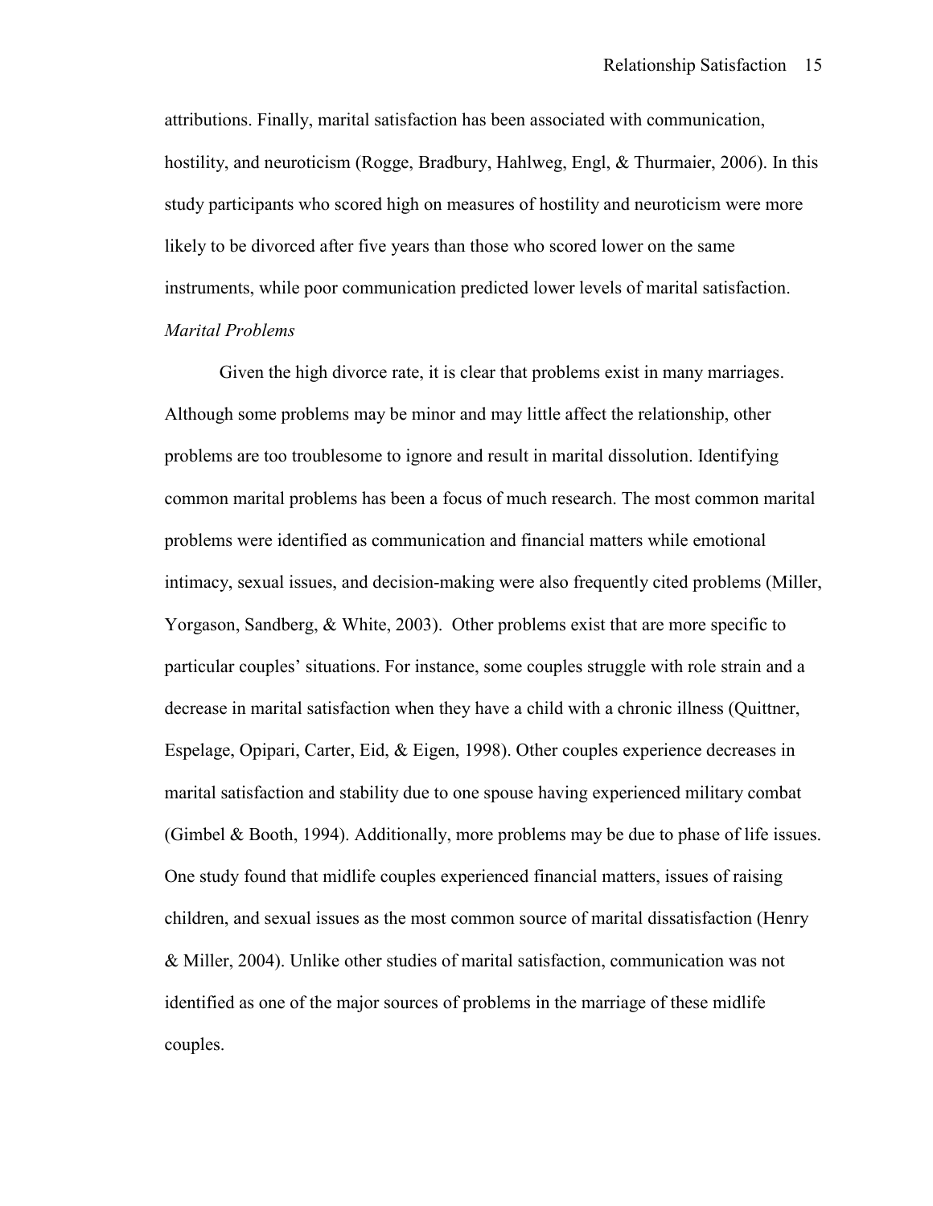attributions. Finally, marital satisfaction has been associated with communication, hostility, and neuroticism (Rogge, Bradbury, Hahlweg, Engl, & Thurmaier, 2006). In this study participants who scored high on measures of hostility and neuroticism were more likely to be divorced after five years than those who scored lower on the same instruments, while poor communication predicted lower levels of marital satisfaction.

### *Marital Problems*

Given the high divorce rate, it is clear that problems exist in many marriages. Although some problems may be minor and may little affect the relationship, other problems are too troublesome to ignore and result in marital dissolution. Identifying common marital problems has been a focus of much research. The most common marital problems were identified as communication and financial matters while emotional intimacy, sexual issues, and decision-making were also frequently cited problems (Miller, Yorgason, Sandberg, & White, 2003). Other problems exist that are more specific to particular couples' situations. For instance, some couples struggle with role strain and a decrease in marital satisfaction when they have a child with a chronic illness (Quittner, Espelage, Opipari, Carter, Eid, & Eigen, 1998). Other couples experience decreases in marital satisfaction and stability due to one spouse having experienced military combat (Gimbel & Booth, 1994). Additionally, more problems may be due to phase of life issues. One study found that midlife couples experienced financial matters, issues of raising children, and sexual issues as the most common source of marital dissatisfaction (Henry & Miller, 2004). Unlike other studies of marital satisfaction, communication was not identified as one of the major sources of problems in the marriage of these midlife couples.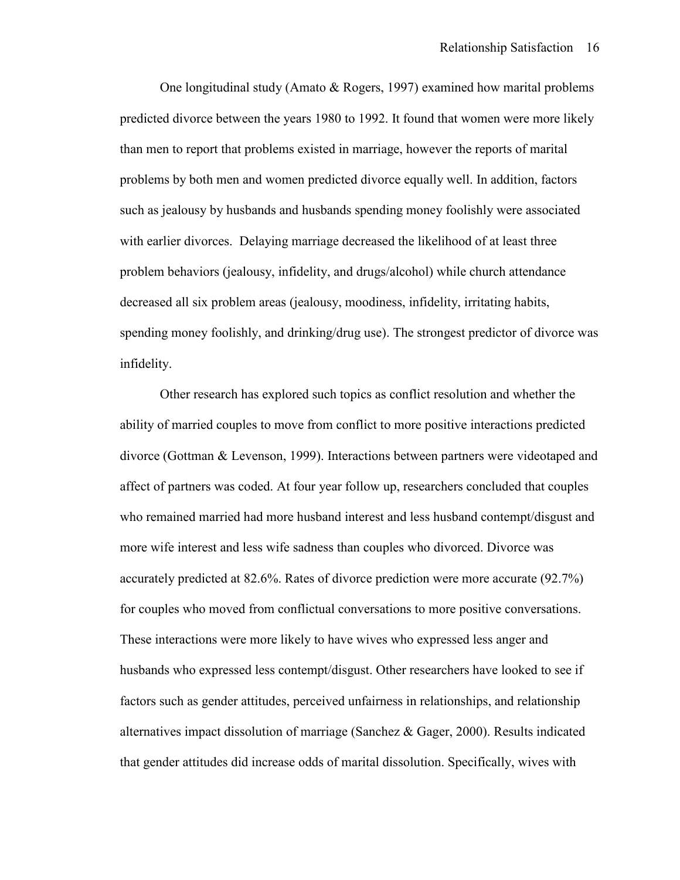One longitudinal study (Amato & Rogers, 1997) examined how marital problems predicted divorce between the years 1980 to 1992. It found that women were more likely than men to report that problems existed in marriage, however the reports of marital problems by both men and women predicted divorce equally well. In addition, factors such as jealousy by husbands and husbands spending money foolishly were associated with earlier divorces. Delaying marriage decreased the likelihood of at least three problem behaviors (jealousy, infidelity, and drugs/alcohol) while church attendance decreased all six problem areas (jealousy, moodiness, infidelity, irritating habits, spending money foolishly, and drinking/drug use). The strongest predictor of divorce was infidelity.

Other research has explored such topics as conflict resolution and whether the ability of married couples to move from conflict to more positive interactions predicted divorce (Gottman & Levenson, 1999). Interactions between partners were videotaped and affect of partners was coded. At four year follow up, researchers concluded that couples who remained married had more husband interest and less husband contempt/disgust and more wife interest and less wife sadness than couples who divorced. Divorce was accurately predicted at 82.6%. Rates of divorce prediction were more accurate (92.7%) for couples who moved from conflictual conversations to more positive conversations. These interactions were more likely to have wives who expressed less anger and husbands who expressed less contempt/disgust. Other researchers have looked to see if factors such as gender attitudes, perceived unfairness in relationships, and relationship alternatives impact dissolution of marriage (Sanchez & Gager, 2000). Results indicated that gender attitudes did increase odds of marital dissolution. Specifically, wives with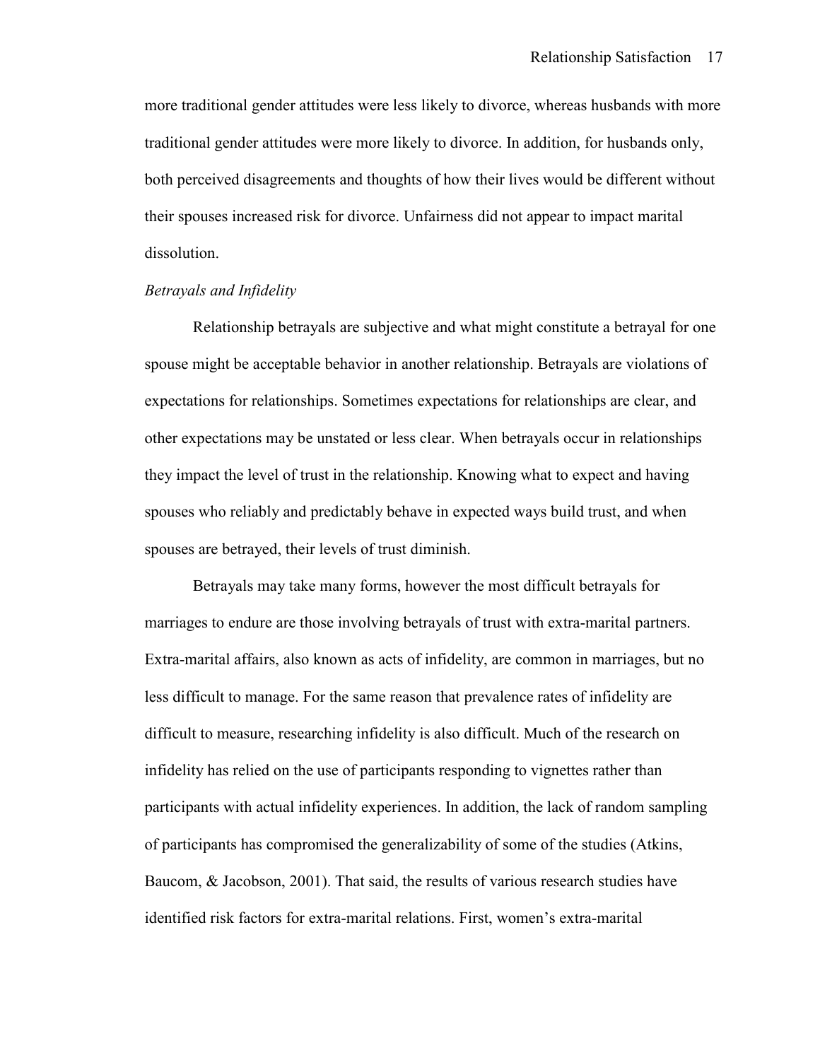more traditional gender attitudes were less likely to divorce, whereas husbands with more traditional gender attitudes were more likely to divorce. In addition, for husbands only, both perceived disagreements and thoughts of how their lives would be different without their spouses increased risk for divorce. Unfairness did not appear to impact marital dissolution.

*Betrayals and Infidelity*

Relationship betrayals are subjective and what might constitute a betrayal for one spouse might be acceptable behavior in another relationship. Betrayals are violations of expectations for relationships. Sometimes expectations for relationships are clear, and other expectations may be unstated or less clear. When betrayals occur in relationships they impact the level of trust in the relationship. Knowing what to expect and having spouses who reliably and predictably behave in expected ways build trust, and when spouses are betrayed, their levels of trust diminish.

Betrayals may take many forms, however the most difficult betrayals for marriages to endure are those involving betrayals of trust with extra-marital partners. Extra-marital affairs, also known as acts of infidelity, are common in marriages, but no less difficult to manage. For the same reason that prevalence rates of infidelity are difficult to measure, researching infidelity is also difficult. Much of the research on infidelity has relied on the use of participants responding to vignettes rather than participants with actual infidelity experiences. In addition, the lack of random sampling of participants has compromised the generalizability of some of the studies (Atkins, Baucom, & Jacobson, 2001). That said, the results of various research studies have identified risk factors for extra-marital relations. First, women's extra-marital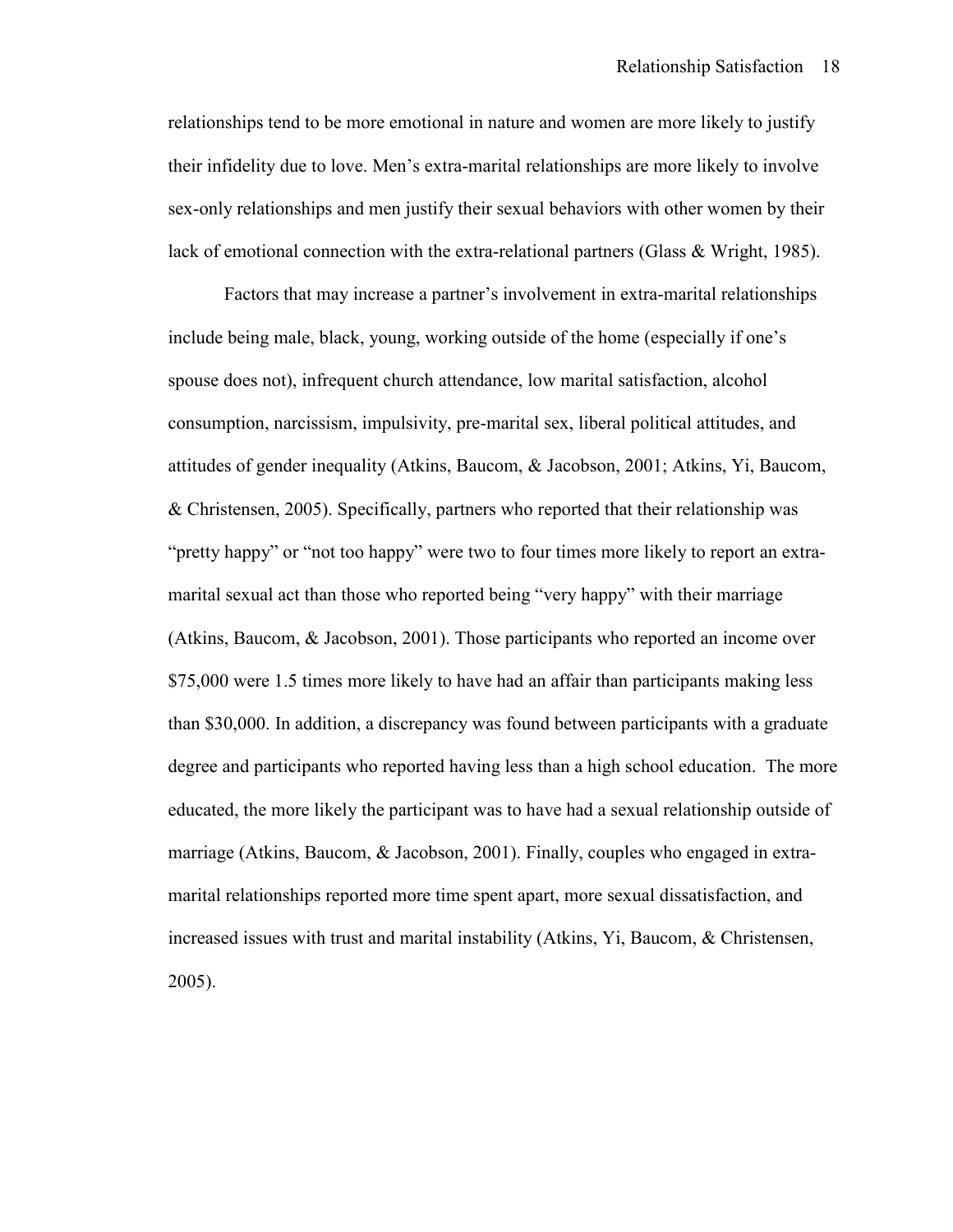relationships tend to be more emotional in nature and women are more likely to justify their infidelity due to love. Men's extra-marital relationships are more likely to involve sex-only relationships and men justify their sexual behaviors with other women by their lack of emotional connection with the extra-relational partners (Glass & Wright, 1985).

Factors that may increase a partner's involvement in extra-marital relationships include being male, black, young, working outside of the home (especially if one's spouse does not), infrequent church attendance, low marital satisfaction, alcohol consumption, narcissism, impulsivity, pre-marital sex, liberal political attitudes, and attitudes of gender inequality (Atkins, Baucom, & Jacobson, 2001; Atkins, Yi, Baucom, & Christensen, 2005). Specifically, partners who reported that their relationship was "pretty happy" or "not too happy" were two to four times more likely to report an extra-marital sexual act than those who reported being "very happy" with their marriage (Atkins, Baucom, & Jacobson, 2001). Those participants who reported an income over $75,000 were 1.5 times more likely to have had an affair than participants making less than $30,000. In addition, a discrepancy was found between participants with a graduate degree and participants who reported having less than a high school education. The more educated, the more likely the participant was to have had a sexual relationship outside of marriage (Atkins, Baucom, & Jacobson, 2001). Finally, couples who engaged in extra-marital relationships reported more time spent apart, more sexual dissatisfaction, and increased issues with trust and marital instability (Atkins, Yi, Baucom, & Christensen, 2005).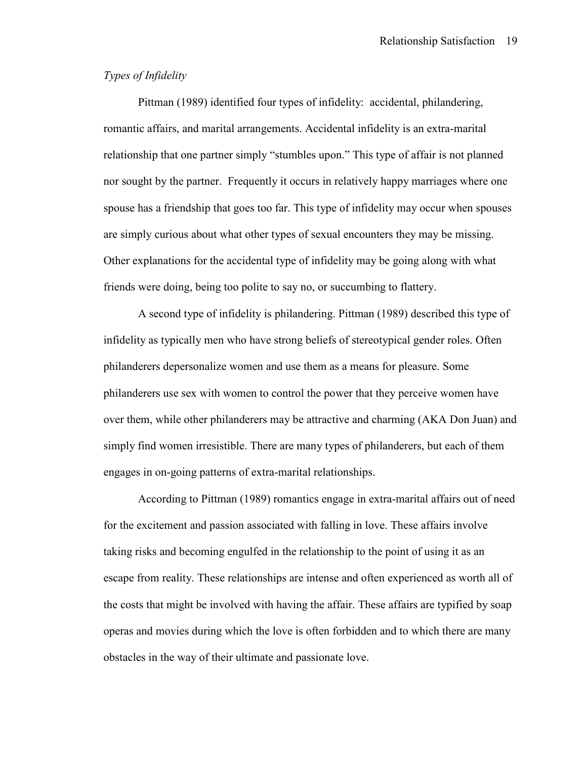*Types of Infidelity*

Pittman (1989) identified four types of infidelity: accidental, philandering, romantic affairs, and marital arrangements. Accidental infidelity is an extra-marital relationship that one partner simply "stumbles upon." This type of affair is not planned nor sought by the partner. Frequently it occurs in relatively happy marriages where one spouse has a friendship that goes too far. This type of infidelity may occur when spouses are simply curious about what other types of sexual encounters they may be missing. Other explanations for the accidental type of infidelity may be going along with what friends were doing, being too polite to say no, or succumbing to flattery.

A second type of infidelity is philandering. Pittman (1989) described this type of infidelity as typically men who have strong beliefs of stereotypical gender roles. Often philanderers depersonalize women and use them as a means for pleasure. Some philanderers use sex with women to control the power that they perceive women have over them, while other philanderers may be attractive and charming (AKA Don Juan) and simply find women irresistible. There are many types of philanderers, but each of them engages in on-going patterns of extra-marital relationships.

According to Pittman (1989) romantics engage in extra-marital affairs out of need for the excitement and passion associated with falling in love. These affairs involve taking risks and becoming engulfed in the relationship to the point of using it as an escape from reality. These relationships are intense and often experienced as worth all of the costs that might be involved with having the affair. These affairs are typified by soap operas and movies during which the love is often forbidden and to which there are many obstacles in the way of their ultimate and passionate love.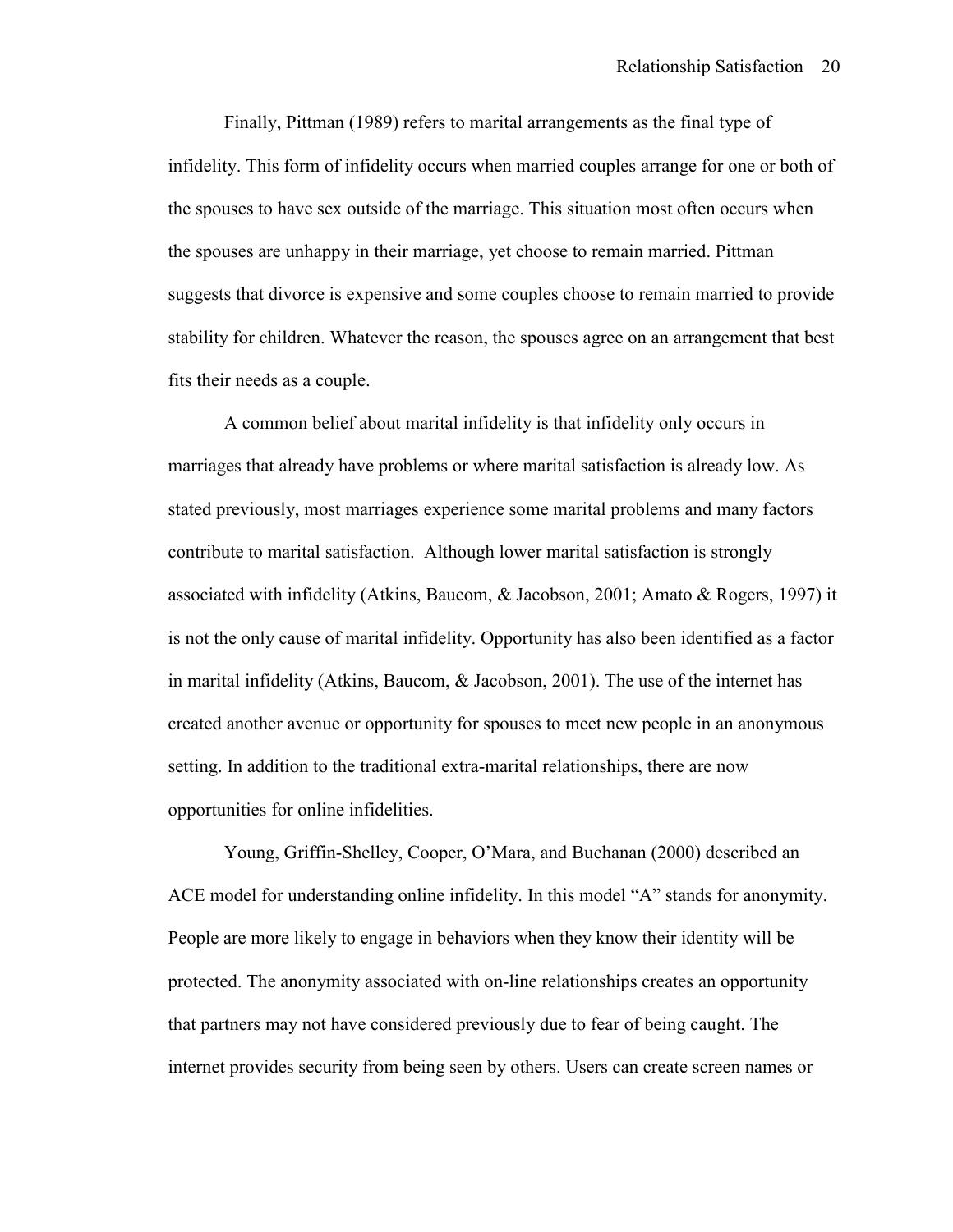Finally, Pittman (1989) refers to marital arrangements as the final type of infidelity. This form of infidelity occurs when married couples arrange for one or both of the spouses to have sex outside of the marriage. This situation most often occurs when the spouses are unhappy in their marriage, yet choose to remain married. Pittman suggests that divorce is expensive and some couples choose to remain married to provide stability for children. Whatever the reason, the spouses agree on an arrangement that best fits their needs as a couple.

A common belief about marital infidelity is that infidelity only occurs in marriages that already have problems or where marital satisfaction is already low. As stated previously, most marriages experience some marital problems and many factors contribute to marital satisfaction. Although lower marital satisfaction is strongly associated with infidelity (Atkins, Baucom, & Jacobson, 2001; Amato & Rogers, 1997) it is not the only cause of marital infidelity. Opportunity has also been identified as a factor in marital infidelity (Atkins, Baucom, & Jacobson, 2001). The use of the internet has created another avenue or opportunity for spouses to meet new people in an anonymous setting. In addition to the traditional extra-marital relationships, there are now opportunities for online infidelities.

Young, Griffin-Shelley, Cooper, O'Mara, and Buchanan (2000) described an ACE model for understanding online infidelity. In this model "A" stands for anonymity. People are more likely to engage in behaviors when they know their identity will be protected. The anonymity associated with on-line relationships creates an opportunity that partners may not have considered previously due to fear of being caught. The internet provides security from being seen by others. Users can create screen names or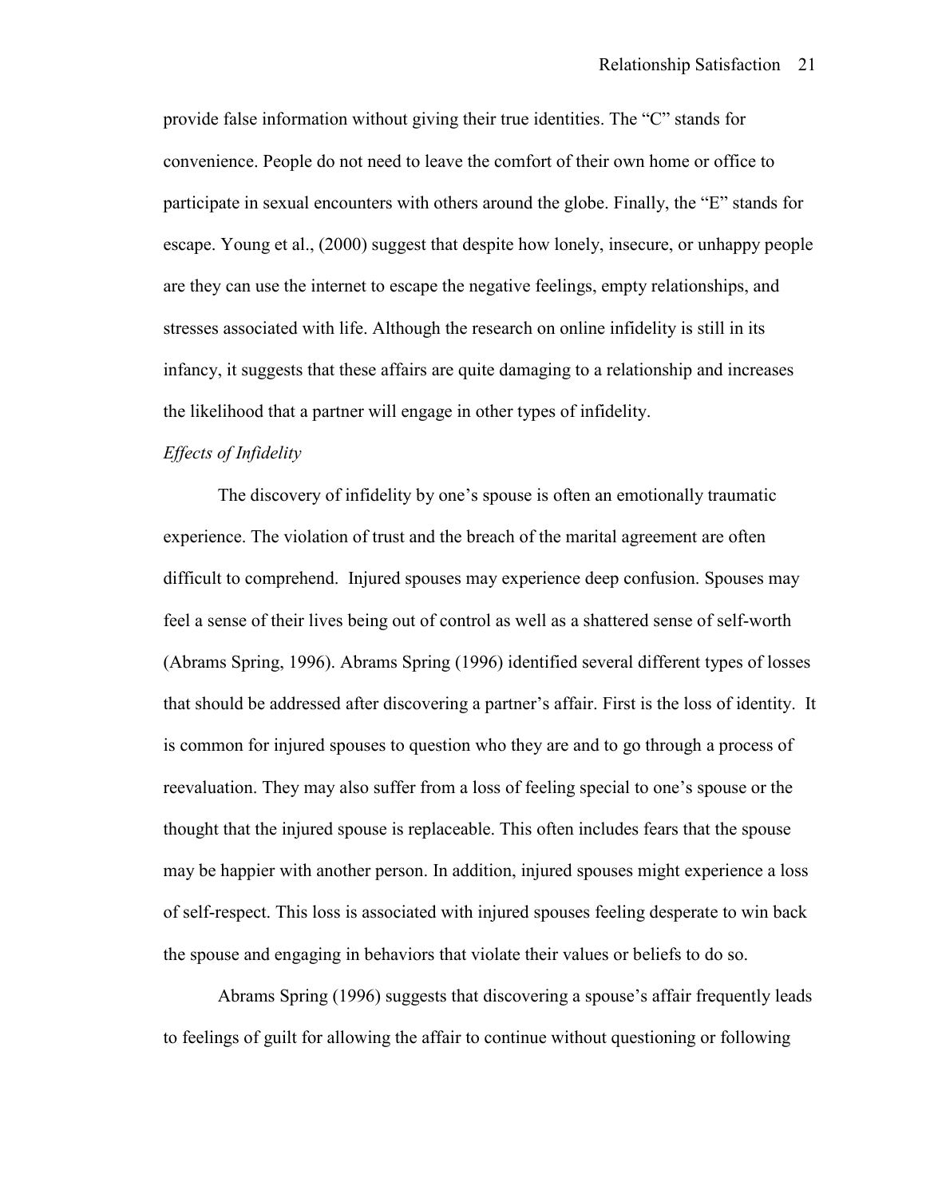provide false information without giving their true identities. The "C" stands for convenience. People do not need to leave the comfort of their own home or office to participate in sexual encounters with others around the globe. Finally, the "E" stands for escape. Young et al., (2000) suggest that despite how lonely, insecure, or unhappy people are they can use the internet to escape the negative feelings, empty relationships, and stresses associated with life. Although the research on online infidelity is still in its infancy, it suggests that these affairs are quite damaging to a relationship and increases the likelihood that a partner will engage in other types of infidelity.

*Effects of Infidelity*

The discovery of infidelity by one's spouse is often an emotionally traumatic experience. The violation of trust and the breach of the marital agreement are often difficult to comprehend. Injured spouses may experience deep confusion. Spouses may feel a sense of their lives being out of control as well as a shattered sense of self-worth (Abrams Spring, 1996). Abrams Spring (1996) identified several different types of losses that should be addressed after discovering a partner's affair. First is the loss of identity. It is common for injured spouses to question who they are and to go through a process of reevaluation. They may also suffer from a loss of feeling special to one's spouse or the thought that the injured spouse is replaceable. This often includes fears that the spouse may be happier with another person. In addition, injured spouses might experience a loss of self-respect. This loss is associated with injured spouses feeling desperate to win back the spouse and engaging in behaviors that violate their values or beliefs to do so.

Abrams Spring (1996) suggests that discovering a spouse's affair frequently leads to feelings of guilt for allowing the affair to continue without questioning or following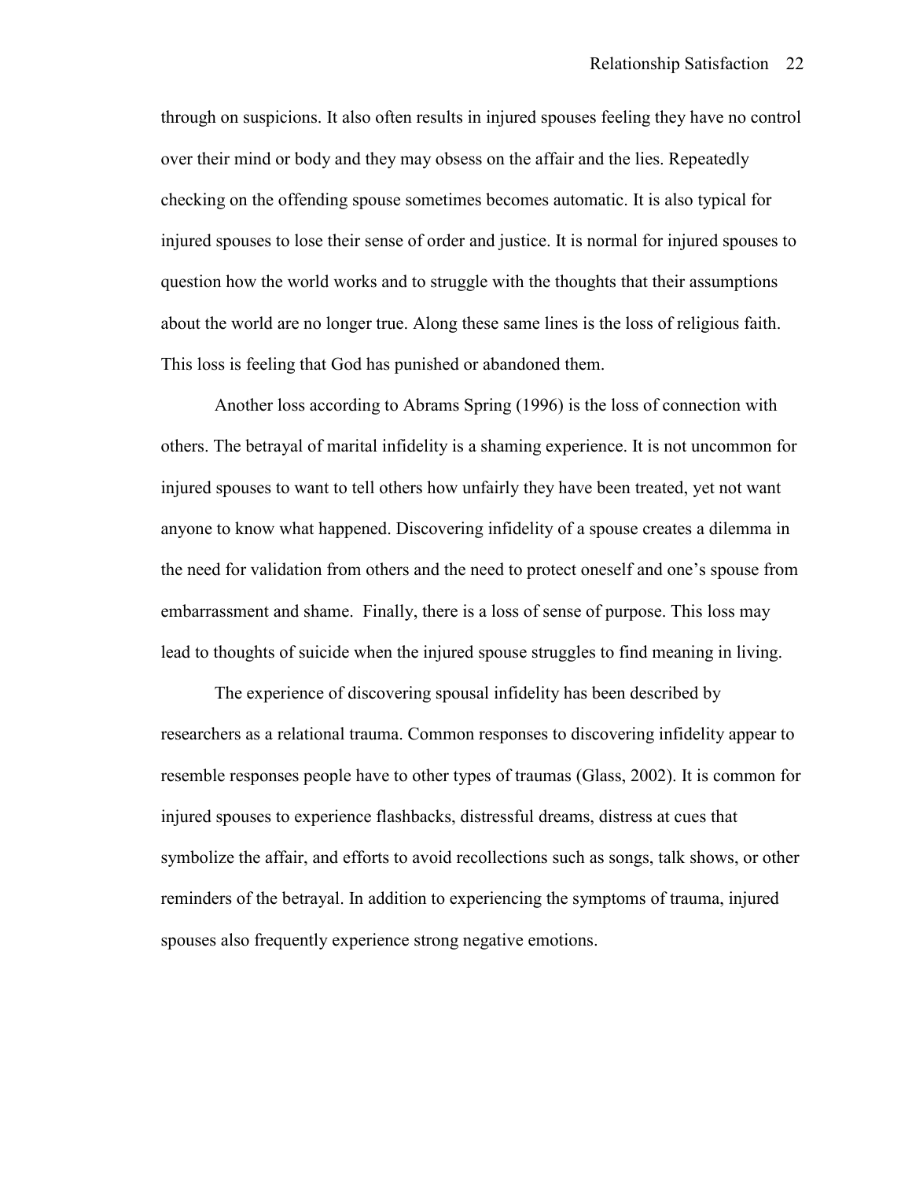through on suspicions. It also often results in injured spouses feeling they have no control over their mind or body and they may obsess on the affair and the lies. Repeatedly checking on the offending spouse sometimes becomes automatic. It is also typical for injured spouses to lose their sense of order and justice. It is normal for injured spouses to question how the world works and to struggle with the thoughts that their assumptions about the world are no longer true. Along these same lines is the loss of religious faith. This loss is feeling that God has punished or abandoned them.

Another loss according to Abrams Spring (1996) is the loss of connection with others. The betrayal of marital infidelity is a shaming experience. It is not uncommon for injured spouses to want to tell others how unfairly they have been treated, yet not want anyone to know what happened. Discovering infidelity of a spouse creates a dilemma in the need for validation from others and the need to protect oneself and one's spouse from embarrassment and shame. Finally, there is a loss of sense of purpose. This loss may lead to thoughts of suicide when the injured spouse struggles to find meaning in living.

The experience of discovering spousal infidelity has been described by researchers as a relational trauma. Common responses to discovering infidelity appear to resemble responses people have to other types of traumas (Glass, 2002). It is common for injured spouses to experience flashbacks, distressful dreams, distress at cues that symbolize the affair, and efforts to avoid recollections such as songs, talk shows, or other reminders of the betrayal. In addition to experiencing the symptoms of trauma, injured spouses also frequently experience strong negative emotions.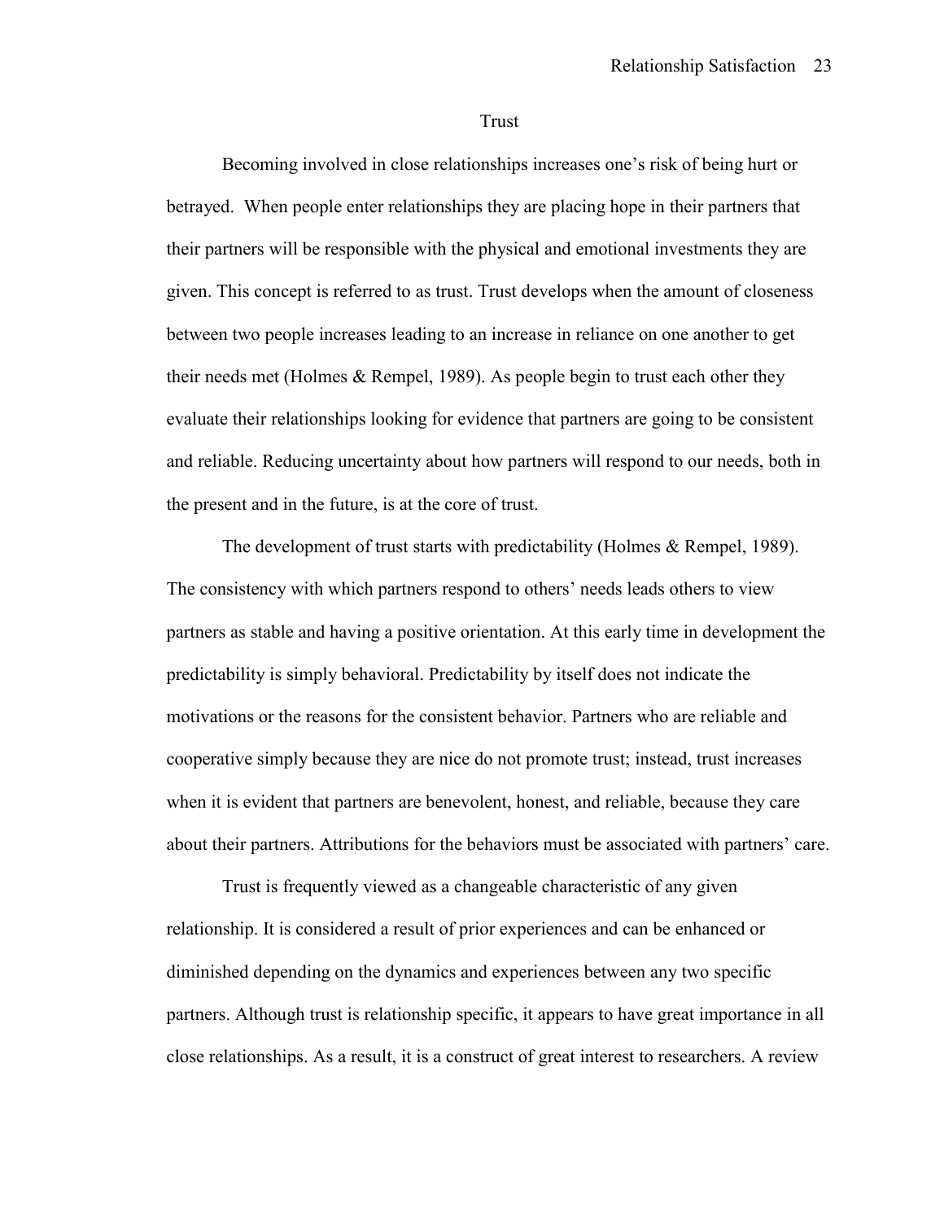## Trust

Becoming involved in close relationships increases one's risk of being hurt or betrayed. When people enter relationships they are placing hope in their partners that their partners will be responsible with the physical and emotional investments they are given. This concept is referred to as trust. Trust develops when the amount of closeness between two people increases leading to an increase in reliance on one another to get their needs met (Holmes & Rempel, 1989). As people begin to trust each other they evaluate their relationships looking for evidence that partners are going to be consistent and reliable. Reducing uncertainty about how partners will respond to our needs, both in the present and in the future, is at the core of trust.

The development of trust starts with predictability (Holmes & Rempel, 1989). The consistency with which partners respond to others' needs leads others to view partners as stable and having a positive orientation. At this early time in development the predictability is simply behavioral. Predictability by itself does not indicate the motivations or the reasons for the consistent behavior. Partners who are reliable and cooperative simply because they are nice do not promote trust; instead, trust increases when it is evident that partners are benevolent, honest, and reliable, because they care about their partners. Attributions for the behaviors must be associated with partners' care.

Trust is frequently viewed as a changeable characteristic of any given relationship. It is considered a result of prior experiences and can be enhanced or diminished depending on the dynamics and experiences between any two specific partners. Although trust is relationship specific, it appears to have great importance in all close relationships. As a result, it is a construct of great interest to researchers. A review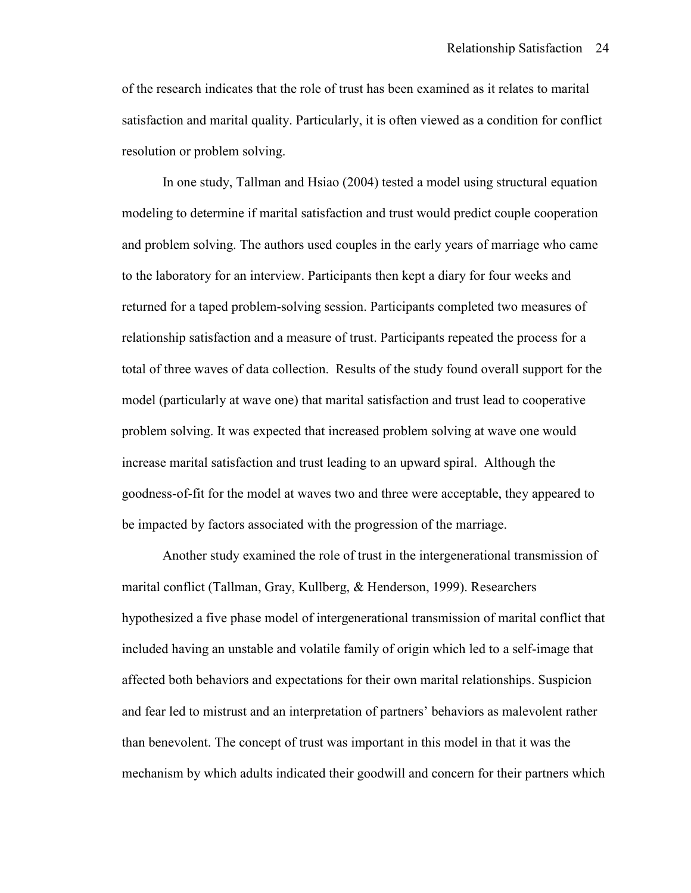of the research indicates that the role of trust has been examined as it relates to marital satisfaction and marital quality. Particularly, it is often viewed as a condition for conflict resolution or problem solving.

In one study, Tallman and Hsiao (2004) tested a model using structural equation modeling to determine if marital satisfaction and trust would predict couple cooperation and problem solving. The authors used couples in the early years of marriage who came to the laboratory for an interview. Participants then kept a diary for four weeks and returned for a taped problem-solving session. Participants completed two measures of relationship satisfaction and a measure of trust. Participants repeated the process for a total of three waves of data collection. Results of the study found overall support for the model (particularly at wave one) that marital satisfaction and trust lead to cooperative problem solving. It was expected that increased problem solving at wave one would increase marital satisfaction and trust leading to an upward spiral. Although the goodness-of-fit for the model at waves two and three were acceptable, they appeared to be impacted by factors associated with the progression of the marriage.

Another study examined the role of trust in the intergenerational transmission of marital conflict (Tallman, Gray, Kullberg, & Henderson, 1999). Researchers hypothesized a five phase model of intergenerational transmission of marital conflict that included having an unstable and volatile family of origin which led to a self-image that affected both behaviors and expectations for their own marital relationships. Suspicion and fear led to mistrust and an interpretation of partners' behaviors as malevolent rather than benevolent. The concept of trust was important in this model in that it was the mechanism by which adults indicated their goodwill and concern for their partners which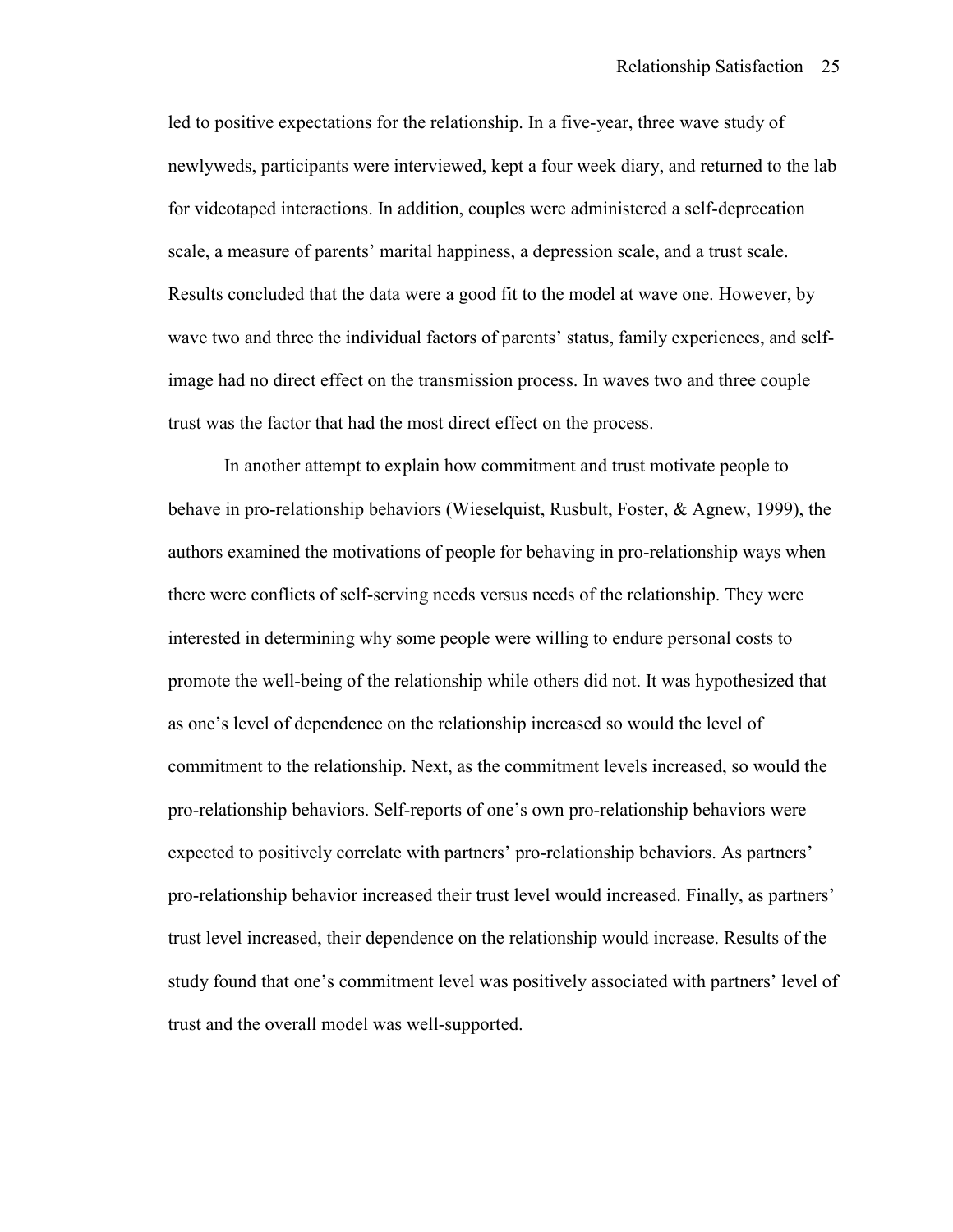led to positive expectations for the relationship. In a five-year, three wave study of newlyweds, participants were interviewed, kept a four week diary, and returned to the lab for videotaped interactions. In addition, couples were administered a self-deprecation scale, a measure of parents' marital happiness, a depression scale, and a trust scale. Results concluded that the data were a good fit to the model at wave one. However, by wave two and three the individual factors of parents' status, family experiences, and self-image had no direct effect on the transmission process. In waves two and three couple trust was the factor that had the most direct effect on the process.

In another attempt to explain how commitment and trust motivate people to behave in pro-relationship behaviors (Wieselquist, Rusbult, Foster, & Agnew, 1999), the authors examined the motivations of people for behaving in pro-relationship ways when there were conflicts of self-serving needs versus needs of the relationship. They were interested in determining why some people were willing to endure personal costs to promote the well-being of the relationship while others did not. It was hypothesized that as one's level of dependence on the relationship increased so would the level of commitment to the relationship. Next, as the commitment levels increased, so would the pro-relationship behaviors. Self-reports of one's own pro-relationship behaviors were expected to positively correlate with partners' pro-relationship behaviors. As partners' pro-relationship behavior increased their trust level would increased. Finally, as partners' trust level increased, their dependence on the relationship would increase. Results of the study found that one's commitment level was positively associated with partners' level of trust and the overall model was well-supported.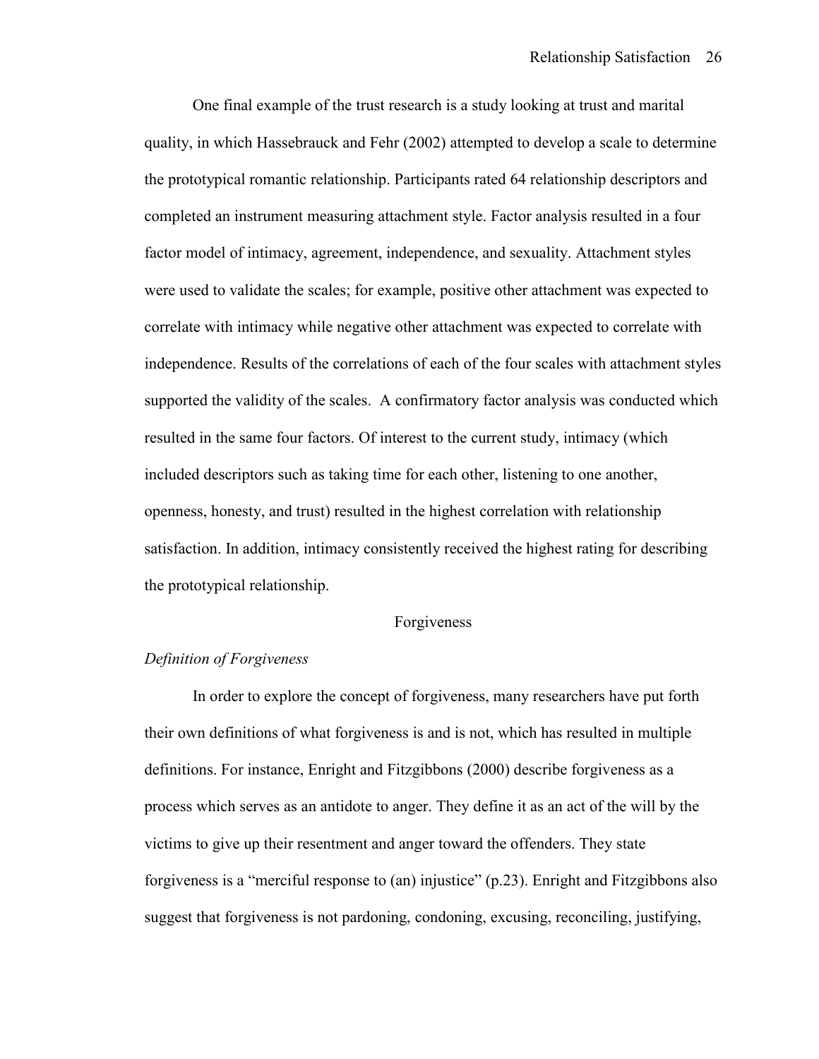One final example of the trust research is a study looking at trust and marital quality, in which Hassebrauck and Fehr (2002) attempted to develop a scale to determine the prototypical romantic relationship. Participants rated 64 relationship descriptors and completed an instrument measuring attachment style. Factor analysis resulted in a four factor model of intimacy, agreement, independence, and sexuality. Attachment styles were used to validate the scales; for example, positive other attachment was expected to correlate with intimacy while negative other attachment was expected to correlate with independence. Results of the correlations of each of the four scales with attachment styles supported the validity of the scales. A confirmatory factor analysis was conducted which resulted in the same four factors. Of interest to the current study, intimacy (which included descriptors such as taking time for each other, listening to one another, openness, honesty, and trust) resulted in the highest correlation with relationship satisfaction. In addition, intimacy consistently received the highest rating for describing the prototypical relationship.

## Forgiveness

### *Definition of Forgiveness*

In order to explore the concept of forgiveness, many researchers have put forth their own definitions of what forgiveness is and is not, which has resulted in multiple definitions. For instance, Enright and Fitzgibbons (2000) describe forgiveness as a process which serves as an antidote to anger. They define it as an act of the will by the victims to give up their resentment and anger toward the offenders. They state forgiveness is a "merciful response to (an) injustice" (p.23). Enright and Fitzgibbons also suggest that forgiveness is not pardoning, condoning, excusing, reconciling, justifying,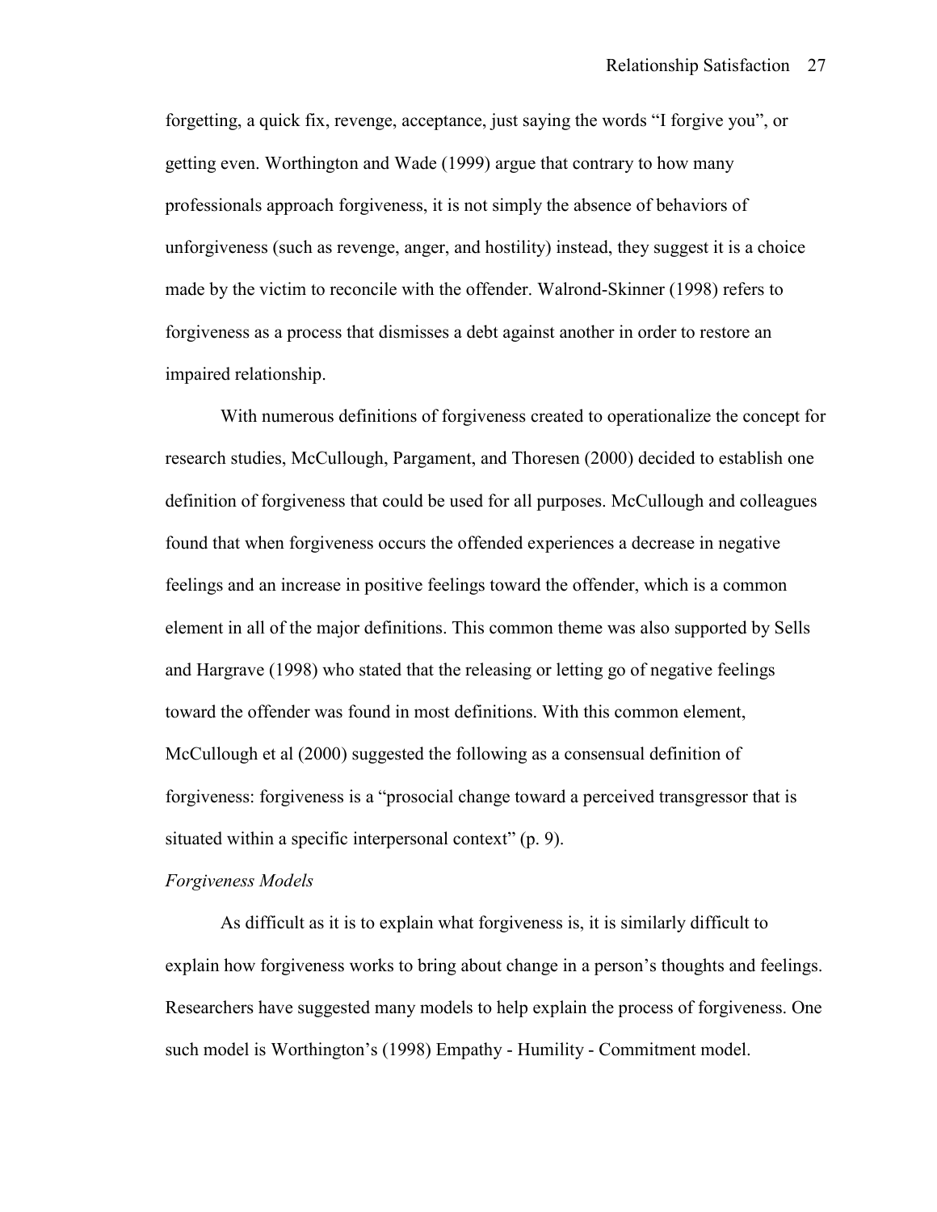forgetting, a quick fix, revenge, acceptance, just saying the words "I forgive you", or getting even. Worthington and Wade (1999) argue that contrary to how many professionals approach forgiveness, it is not simply the absence of behaviors of unforgiveness (such as revenge, anger, and hostility) instead, they suggest it is a choice made by the victim to reconcile with the offender. Walrond-Skinner (1998) refers to forgiveness as a process that dismisses a debt against another in order to restore an impaired relationship.

With numerous definitions of forgiveness created to operationalize the concept for research studies, McCullough, Pargament, and Thoresen (2000) decided to establish one definition of forgiveness that could be used for all purposes. McCullough and colleagues found that when forgiveness occurs the offended experiences a decrease in negative feelings and an increase in positive feelings toward the offender, which is a common element in all of the major definitions. This common theme was also supported by Sells and Hargrave (1998) who stated that the releasing or letting go of negative feelings toward the offender was found in most definitions. With this common element, McCullough et al (2000) suggested the following as a consensual definition of forgiveness: forgiveness is a "prosocial change toward a perceived transgressor that is situated within a specific interpersonal context" (p. 9).

*Forgiveness Models*

As difficult as it is to explain what forgiveness is, it is similarly difficult to explain how forgiveness works to bring about change in a person's thoughts and feelings. Researchers have suggested many models to help explain the process of forgiveness. One such model is Worthington's (1998) Empathy - Humility - Commitment model.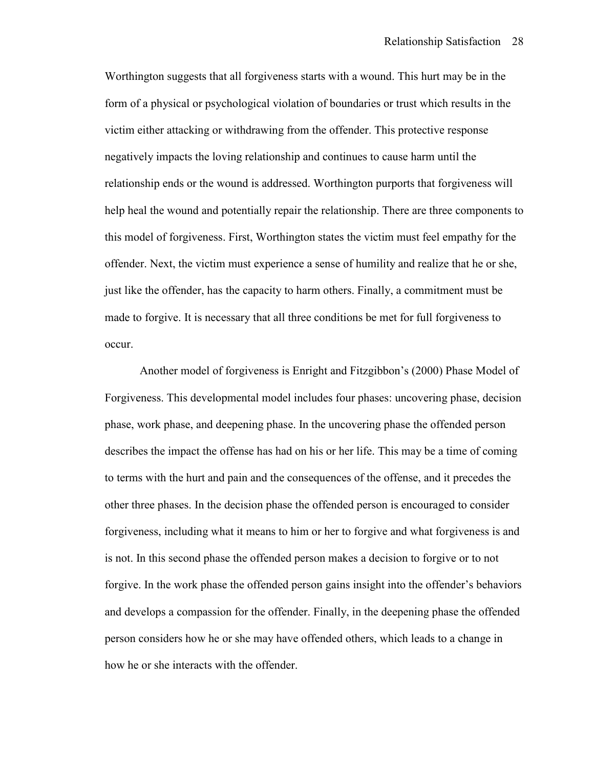Worthington suggests that all forgiveness starts with a wound. This hurt may be in the form of a physical or psychological violation of boundaries or trust which results in the victim either attacking or withdrawing from the offender. This protective response negatively impacts the loving relationship and continues to cause harm until the relationship ends or the wound is addressed. Worthington purports that forgiveness will help heal the wound and potentially repair the relationship. There are three components to this model of forgiveness. First, Worthington states the victim must feel empathy for the offender. Next, the victim must experience a sense of humility and realize that he or she, just like the offender, has the capacity to harm others. Finally, a commitment must be made to forgive. It is necessary that all three conditions be met for full forgiveness to occur.

Another model of forgiveness is Enright and Fitzgibbon's (2000) Phase Model of Forgiveness. This developmental model includes four phases: uncovering phase, decision phase, work phase, and deepening phase. In the uncovering phase the offended person describes the impact the offense has had on his or her life. This may be a time of coming to terms with the hurt and pain and the consequences of the offense, and it precedes the other three phases. In the decision phase the offended person is encouraged to consider forgiveness, including what it means to him or her to forgive and what forgiveness is and is not. In this second phase the offended person makes a decision to forgive or to not forgive. In the work phase the offended person gains insight into the offender's behaviors and develops a compassion for the offender. Finally, in the deepening phase the offended person considers how he or she may have offended others, which leads to a change in how he or she interacts with the offender.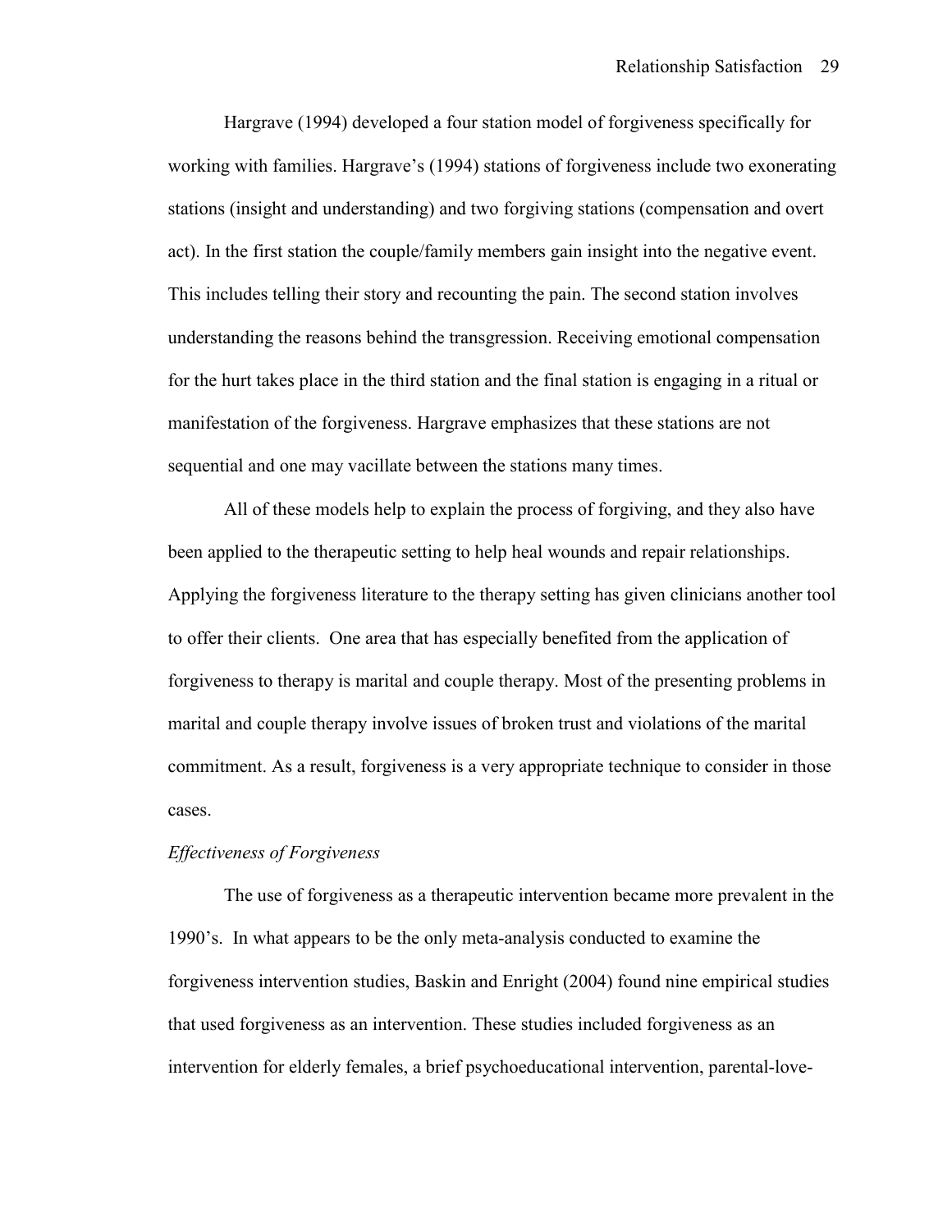Hargrave (1994) developed a four station model of forgiveness specifically for working with families. Hargrave's (1994) stations of forgiveness include two exonerating stations (insight and understanding) and two forgiving stations (compensation and overt act). In the first station the couple/family members gain insight into the negative event. This includes telling their story and recounting the pain. The second station involves understanding the reasons behind the transgression. Receiving emotional compensation for the hurt takes place in the third station and the final station is engaging in a ritual or manifestation of the forgiveness. Hargrave emphasizes that these stations are not sequential and one may vacillate between the stations many times.

All of these models help to explain the process of forgiving, and they also have been applied to the therapeutic setting to help heal wounds and repair relationships. Applying the forgiveness literature to the therapy setting has given clinicians another tool to offer their clients. One area that has especially benefited from the application of forgiveness to therapy is marital and couple therapy. Most of the presenting problems in marital and couple therapy involve issues of broken trust and violations of the marital commitment. As a result, forgiveness is a very appropriate technique to consider in those cases.

*Effectiveness of Forgiveness*

The use of forgiveness as a therapeutic intervention became more prevalent in the 1990's. In what appears to be the only meta-analysis conducted to examine the forgiveness intervention studies, Baskin and Enright (2004) found nine empirical studies that used forgiveness as an intervention. These studies included forgiveness as an intervention for elderly females, a brief psychoeducational intervention, parental-love-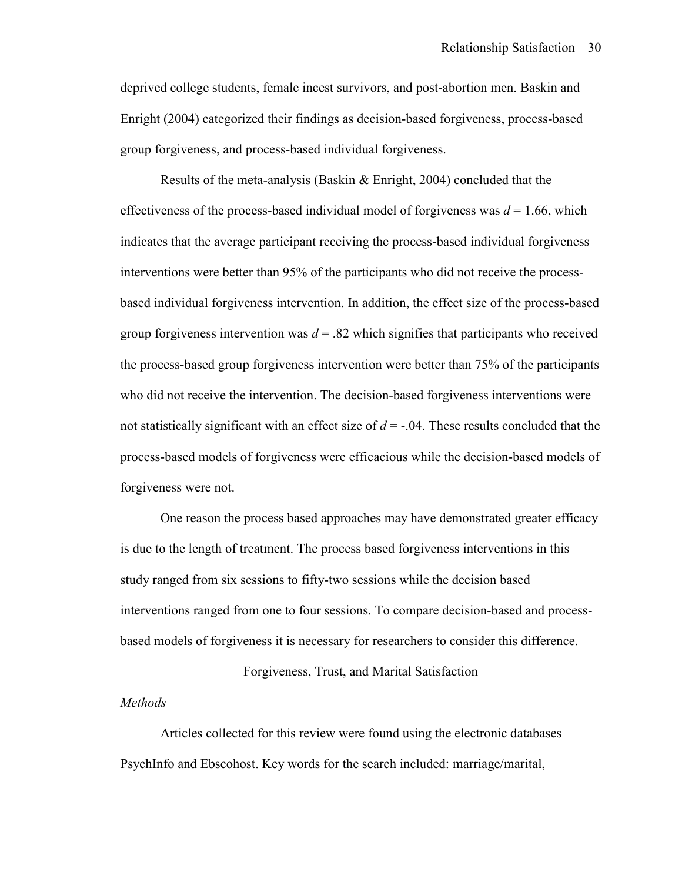deprived college students, female incest survivors, and post-abortion men. Baskin and Enright (2004) categorized their findings as decision-based forgiveness, process-based group forgiveness, and process-based individual forgiveness.

Results of the meta-analysis (Baskin & Enright, 2004) concluded that the effectiveness of the process-based individual model of forgiveness was $d = 1.66$, which indicates that the average participant receiving the process-based individual forgiveness interventions were better than 95% of the participants who did not receive the process-based individual forgiveness intervention. In addition, the effect size of the process-based group forgiveness intervention was $d = .82$ which signifies that participants who received the process-based group forgiveness intervention were better than 75% of the participants who did not receive the intervention. The decision-based forgiveness interventions were not statistically significant with an effect size of $d = -.04$. These results concluded that the process-based models of forgiveness were efficacious while the decision-based models of forgiveness were not.

One reason the process based approaches may have demonstrated greater efficacy is due to the length of treatment. The process based forgiveness interventions in this study ranged from six sessions to fifty-two sessions while the decision based interventions ranged from one to four sessions. To compare decision-based and process-based models of forgiveness it is necessary for researchers to consider this difference.

## Forgiveness, Trust, and Marital Satisfaction

### *Methods*

Articles collected for this review were found using the electronic databases PsychInfo and Ebscohost. Key words for the search included: marriage/marital,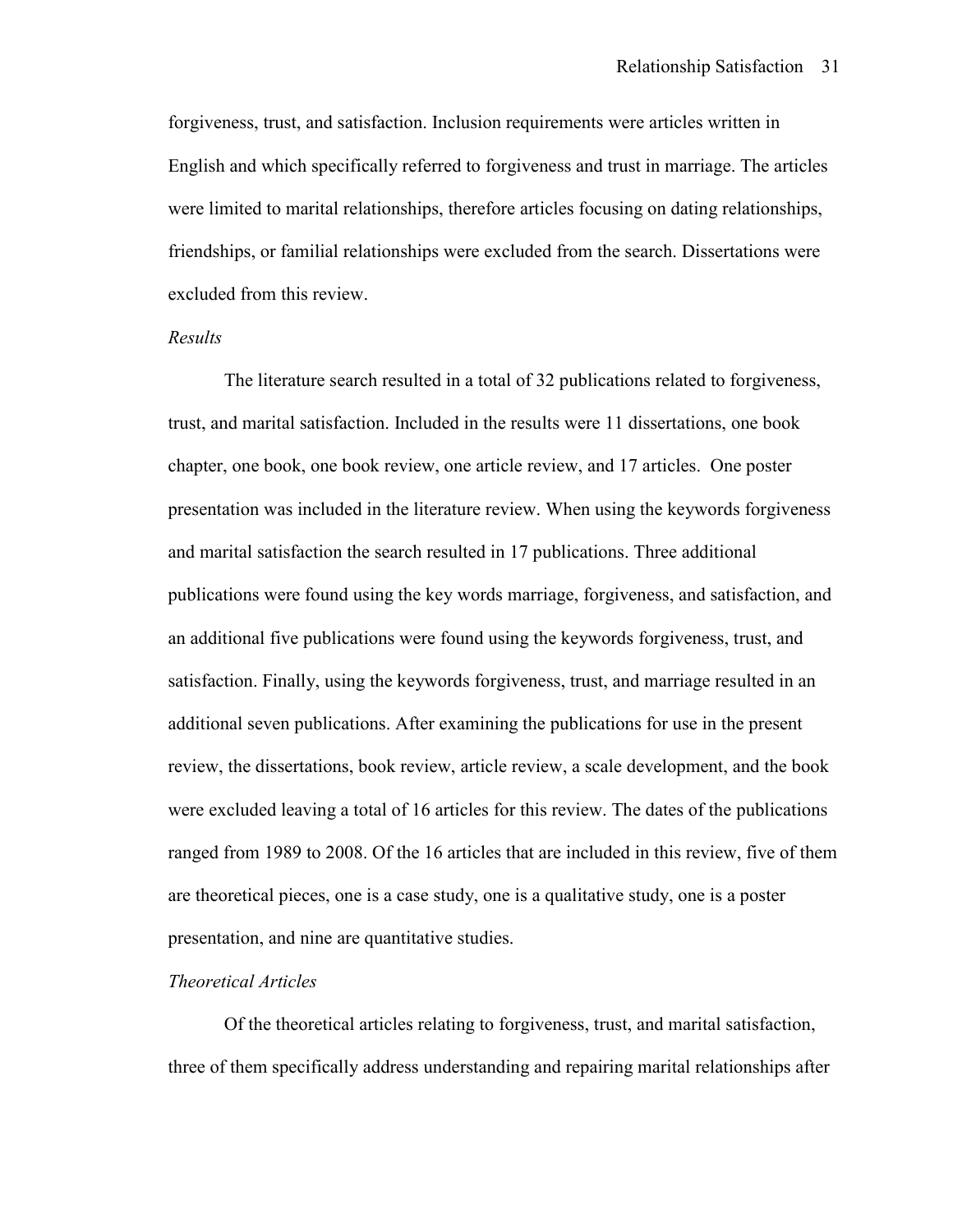forgiveness, trust, and satisfaction. Inclusion requirements were articles written in English and which specifically referred to forgiveness and trust in marriage. The articles were limited to marital relationships, therefore articles focusing on dating relationships, friendships, or familial relationships were excluded from the search. Dissertations were excluded from this review.

*Results*

The literature search resulted in a total of 32 publications related to forgiveness, trust, and marital satisfaction. Included in the results were 11 dissertations, one book chapter, one book, one book review, one article review, and 17 articles. One poster presentation was included in the literature review. When using the keywords forgiveness and marital satisfaction the search resulted in 17 publications. Three additional publications were found using the key words marriage, forgiveness, and satisfaction, and an additional five publications were found using the keywords forgiveness, trust, and satisfaction. Finally, using the keywords forgiveness, trust, and marriage resulted in an additional seven publications. After examining the publications for use in the present review, the dissertations, book review, article review, a scale development, and the book were excluded leaving a total of 16 articles for this review. The dates of the publications ranged from 1989 to 2008. Of the 16 articles that are included in this review, five of them are theoretical pieces, one is a case study, one is a qualitative study, one is a poster presentation, and nine are quantitative studies.

*Theoretical Articles*

Of the theoretical articles relating to forgiveness, trust, and marital satisfaction, three of them specifically address understanding and repairing marital relationships after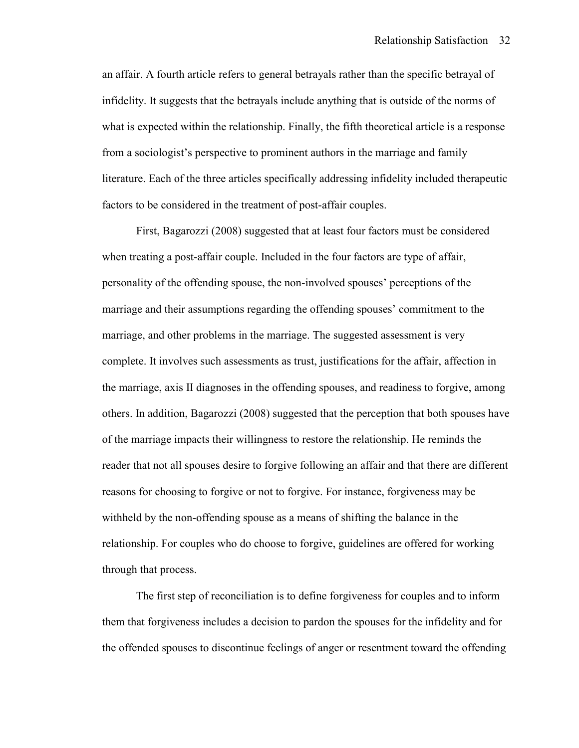an affair. A fourth article refers to general betrayals rather than the specific betrayal of infidelity. It suggests that the betrayals include anything that is outside of the norms of what is expected within the relationship. Finally, the fifth theoretical article is a response from a sociologist's perspective to prominent authors in the marriage and family literature. Each of the three articles specifically addressing infidelity included therapeutic factors to be considered in the treatment of post-affair couples.

First, Bagarozzi (2008) suggested that at least four factors must be considered when treating a post-affair couple. Included in the four factors are type of affair, personality of the offending spouse, the non-involved spouses' perceptions of the marriage and their assumptions regarding the offending spouses' commitment to the marriage, and other problems in the marriage. The suggested assessment is very complete. It involves such assessments as trust, justifications for the affair, affection in the marriage, axis II diagnoses in the offending spouses, and readiness to forgive, among others. In addition, Bagarozzi (2008) suggested that the perception that both spouses have of the marriage impacts their willingness to restore the relationship. He reminds the reader that not all spouses desire to forgive following an affair and that there are different reasons for choosing to forgive or not to forgive. For instance, forgiveness may be withheld by the non-offending spouse as a means of shifting the balance in the relationship. For couples who do choose to forgive, guidelines are offered for working through that process.

The first step of reconciliation is to define forgiveness for couples and to inform them that forgiveness includes a decision to pardon the spouses for the infidelity and for the offended spouses to discontinue feelings of anger or resentment toward the offending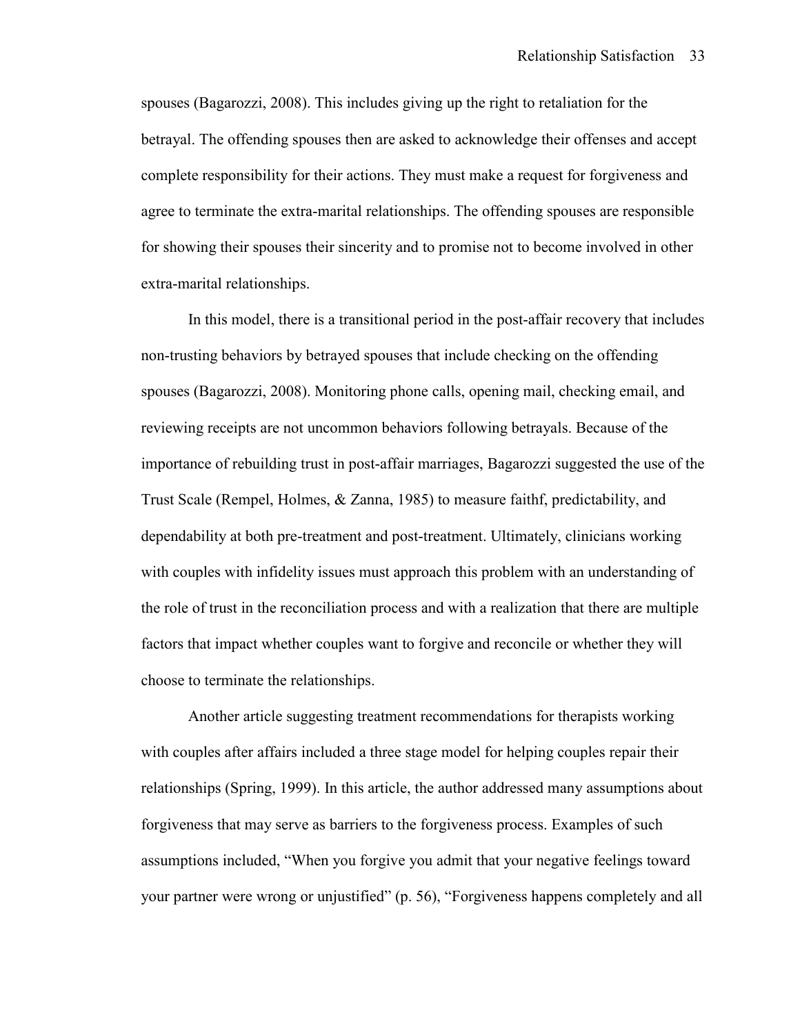spouses (Bagarozzi, 2008). This includes giving up the right to retaliation for the betrayal. The offending spouses then are asked to acknowledge their offenses and accept complete responsibility for their actions. They must make a request for forgiveness and agree to terminate the extra-marital relationships. The offending spouses are responsible for showing their spouses their sincerity and to promise not to become involved in other extra-marital relationships.

In this model, there is a transitional period in the post-affair recovery that includes non-trusting behaviors by betrayed spouses that include checking on the offending spouses (Bagarozzi, 2008). Monitoring phone calls, opening mail, checking email, and reviewing receipts are not uncommon behaviors following betrayals. Because of the importance of rebuilding trust in post-affair marriages, Bagarozzi suggested the use of the Trust Scale (Rempel, Holmes, & Zanna, 1985) to measure faithf, predictability, and dependability at both pre-treatment and post-treatment. Ultimately, clinicians working with couples with infidelity issues must approach this problem with an understanding of the role of trust in the reconciliation process and with a realization that there are multiple factors that impact whether couples want to forgive and reconcile or whether they will choose to terminate the relationships.

Another article suggesting treatment recommendations for therapists working with couples after affairs included a three stage model for helping couples repair their relationships (Spring, 1999). In this article, the author addressed many assumptions about forgiveness that may serve as barriers to the forgiveness process. Examples of such assumptions included, "When you forgive you admit that your negative feelings toward your partner were wrong or unjustified" (p. 56), "Forgiveness happens completely and all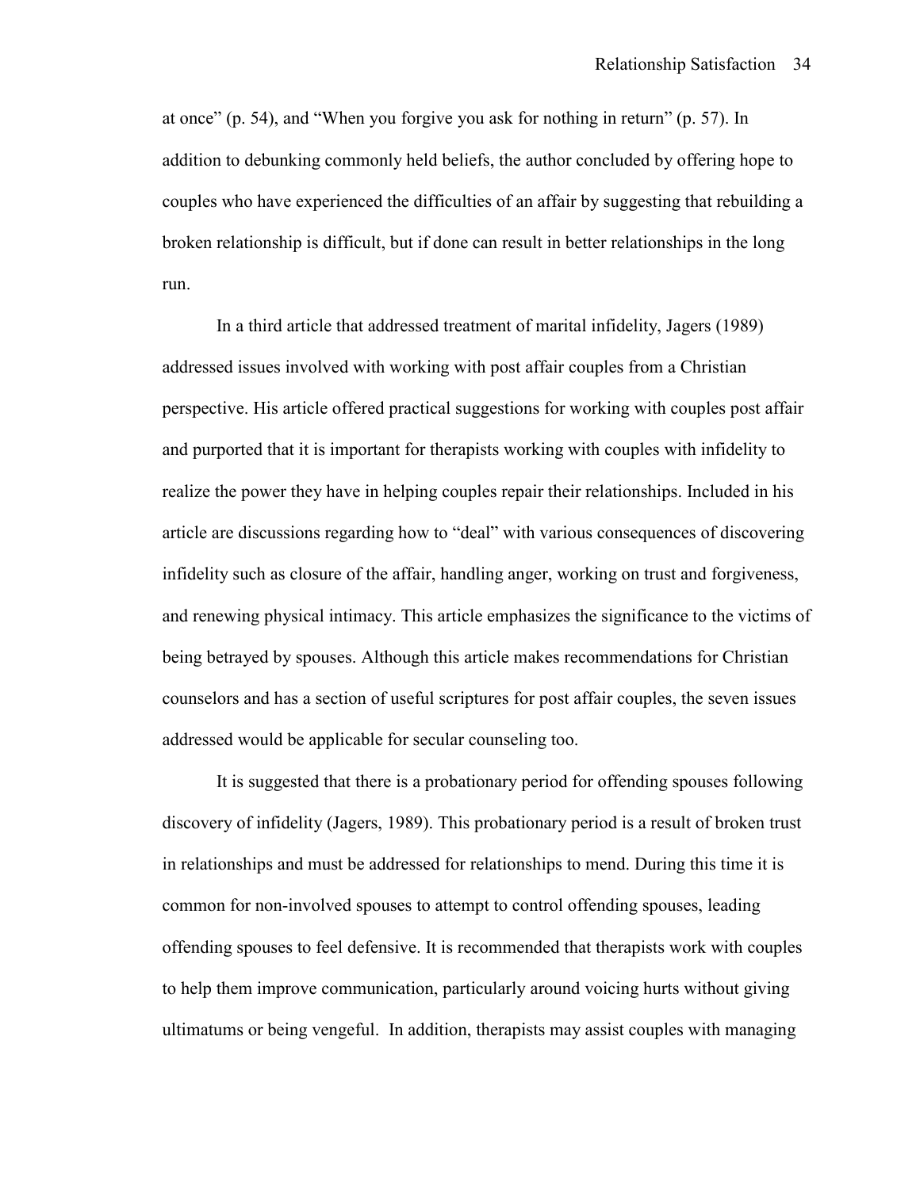at once" (p. 54), and "When you forgive you ask for nothing in return" (p. 57). In addition to debunking commonly held beliefs, the author concluded by offering hope to couples who have experienced the difficulties of an affair by suggesting that rebuilding a broken relationship is difficult, but if done can result in better relationships in the long run.

In a third article that addressed treatment of marital infidelity, Jagers (1989) addressed issues involved with working with post affair couples from a Christian perspective. His article offered practical suggestions for working with couples post affair and purported that it is important for therapists working with couples with infidelity to realize the power they have in helping couples repair their relationships. Included in his article are discussions regarding how to "deal" with various consequences of discovering infidelity such as closure of the affair, handling anger, working on trust and forgiveness, and renewing physical intimacy. This article emphasizes the significance to the victims of being betrayed by spouses. Although this article makes recommendations for Christian counselors and has a section of useful scriptures for post affair couples, the seven issues addressed would be applicable for secular counseling too.

It is suggested that there is a probationary period for offending spouses following discovery of infidelity (Jagers, 1989). This probationary period is a result of broken trust in relationships and must be addressed for relationships to mend. During this time it is common for non-involved spouses to attempt to control offending spouses, leading offending spouses to feel defensive. It is recommended that therapists work with couples to help them improve communication, particularly around voicing hurts without giving ultimatums or being vengeful. In addition, therapists may assist couples with managing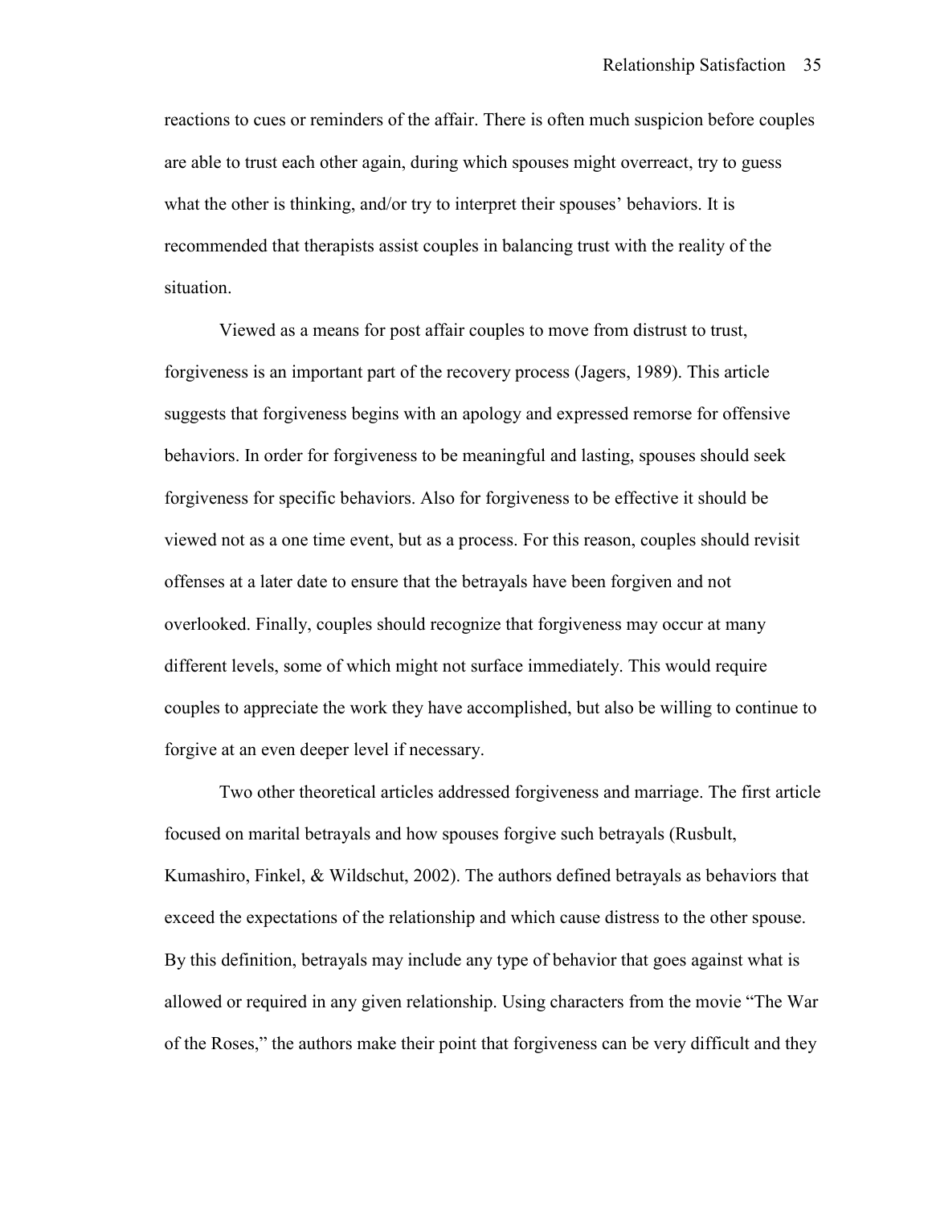reactions to cues or reminders of the affair. There is often much suspicion before couples are able to trust each other again, during which spouses might overreact, try to guess what the other is thinking, and/or try to interpret their spouses' behaviors. It is recommended that therapists assist couples in balancing trust with the reality of the situation.

Viewed as a means for post affair couples to move from distrust to trust, forgiveness is an important part of the recovery process (Jagers, 1989). This article suggests that forgiveness begins with an apology and expressed remorse for offensive behaviors. In order for forgiveness to be meaningful and lasting, spouses should seek forgiveness for specific behaviors. Also for forgiveness to be effective it should be viewed not as a one time event, but as a process. For this reason, couples should revisit offenses at a later date to ensure that the betrayals have been forgiven and not overlooked. Finally, couples should recognize that forgiveness may occur at many different levels, some of which might not surface immediately. This would require couples to appreciate the work they have accomplished, but also be willing to continue to forgive at an even deeper level if necessary.

Two other theoretical articles addressed forgiveness and marriage. The first article focused on marital betrayals and how spouses forgive such betrayals (Rusbult, Kumashiro, Finkel, & Wildschut, 2002). The authors defined betrayals as behaviors that exceed the expectations of the relationship and which cause distress to the other spouse. By this definition, betrayals may include any type of behavior that goes against what is allowed or required in any given relationship. Using characters from the movie "The War of the Roses," the authors make their point that forgiveness can be very difficult and they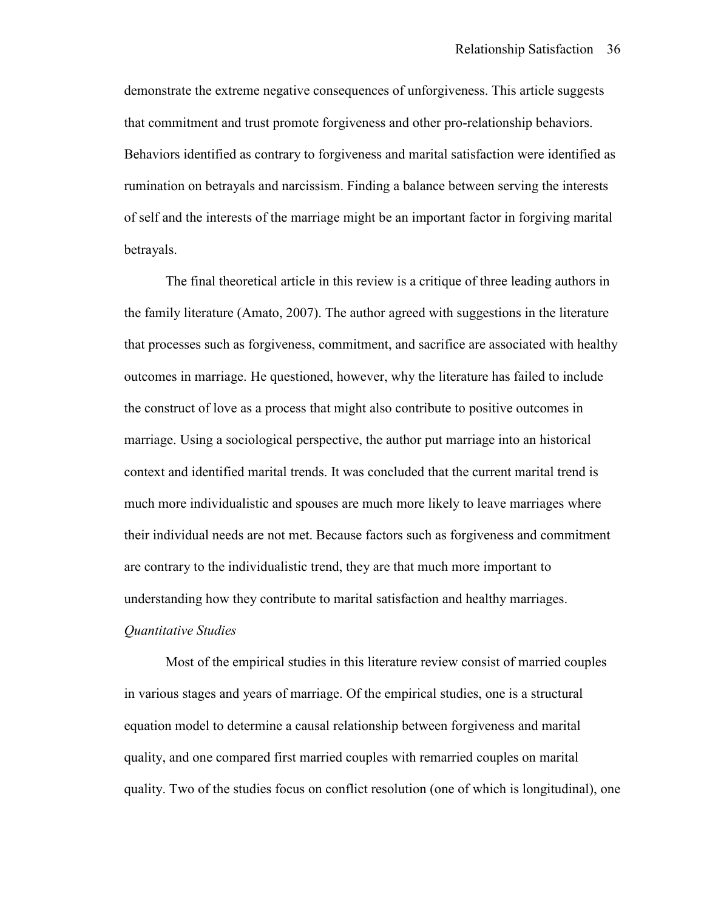demonstrate the extreme negative consequences of unforgiveness. This article suggests that commitment and trust promote forgiveness and other pro-relationship behaviors. Behaviors identified as contrary to forgiveness and marital satisfaction were identified as rumination on betrayals and narcissism. Finding a balance between serving the interests of self and the interests of the marriage might be an important factor in forgiving marital betrayals.

The final theoretical article in this review is a critique of three leading authors in the family literature (Amato, 2007). The author agreed with suggestions in the literature that processes such as forgiveness, commitment, and sacrifice are associated with healthy outcomes in marriage. He questioned, however, why the literature has failed to include the construct of love as a process that might also contribute to positive outcomes in marriage. Using a sociological perspective, the author put marriage into an historical context and identified marital trends. It was concluded that the current marital trend is much more individualistic and spouses are much more likely to leave marriages where their individual needs are not met. Because factors such as forgiveness and commitment are contrary to the individualistic trend, they are that much more important to understanding how they contribute to marital satisfaction and healthy marriages.

*Quantitative Studies*

Most of the empirical studies in this literature review consist of married couples in various stages and years of marriage. Of the empirical studies, one is a structural equation model to determine a causal relationship between forgiveness and marital quality, and one compared first married couples with remarried couples on marital quality. Two of the studies focus on conflict resolution (one of which is longitudinal), one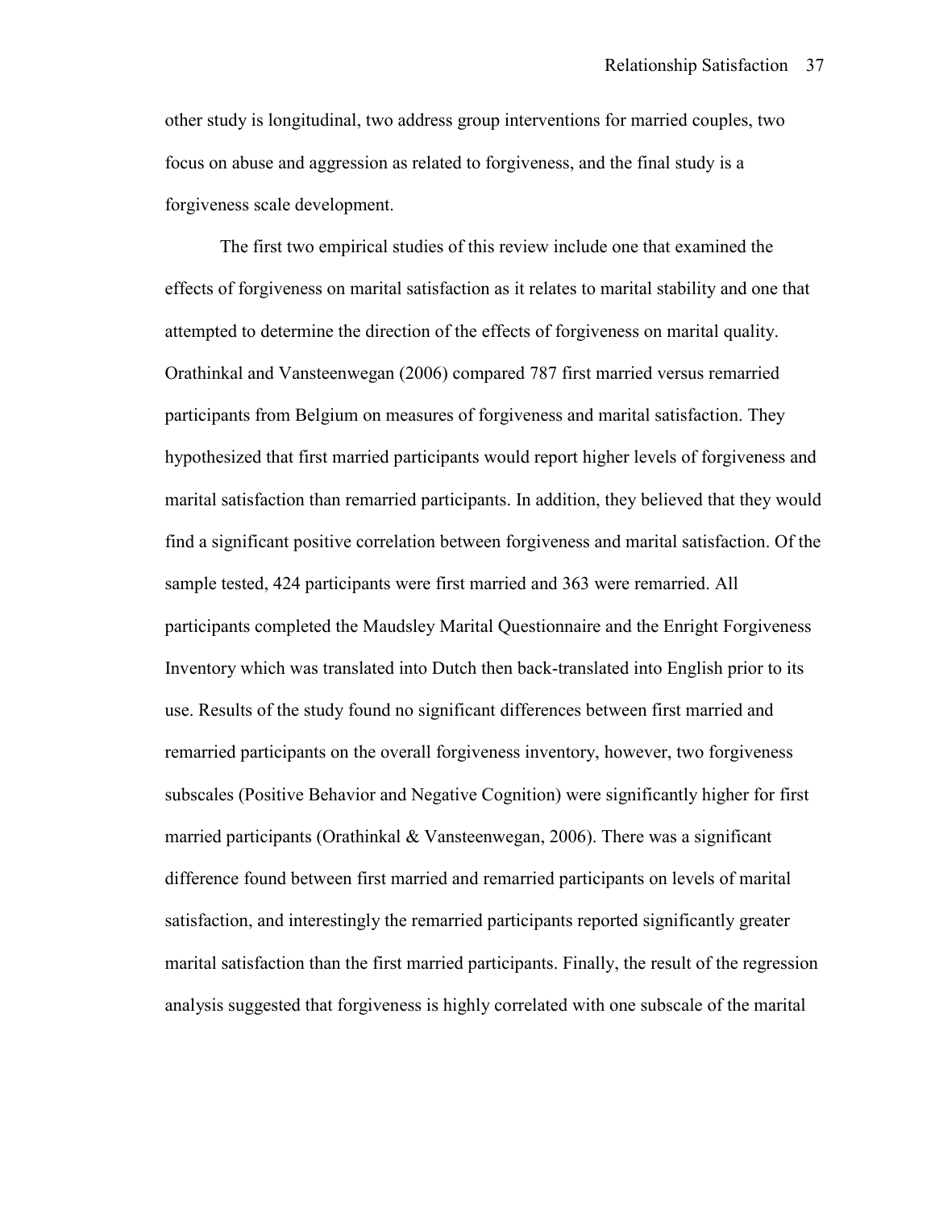other study is longitudinal, two address group interventions for married couples, two focus on abuse and aggression as related to forgiveness, and the final study is a forgiveness scale development.

The first two empirical studies of this review include one that examined the effects of forgiveness on marital satisfaction as it relates to marital stability and one that attempted to determine the direction of the effects of forgiveness on marital quality. Orathinkal and Vansteenwegan (2006) compared 787 first married versus remarried participants from Belgium on measures of forgiveness and marital satisfaction. They hypothesized that first married participants would report higher levels of forgiveness and marital satisfaction than remarried participants. In addition, they believed that they would find a significant positive correlation between forgiveness and marital satisfaction. Of the sample tested, 424 participants were first married and 363 were remarried. All participants completed the Maudsley Marital Questionnaire and the Enright Forgiveness Inventory which was translated into Dutch then back-translated into English prior to its use. Results of the study found no significant differences between first married and remarried participants on the overall forgiveness inventory, however, two forgiveness subscales (Positive Behavior and Negative Cognition) were significantly higher for first married participants (Orathinkal & Vansteenwegan, 2006). There was a significant difference found between first married and remarried participants on levels of marital satisfaction, and interestingly the remarried participants reported significantly greater marital satisfaction than the first married participants. Finally, the result of the regression analysis suggested that forgiveness is highly correlated with one subscale of the marital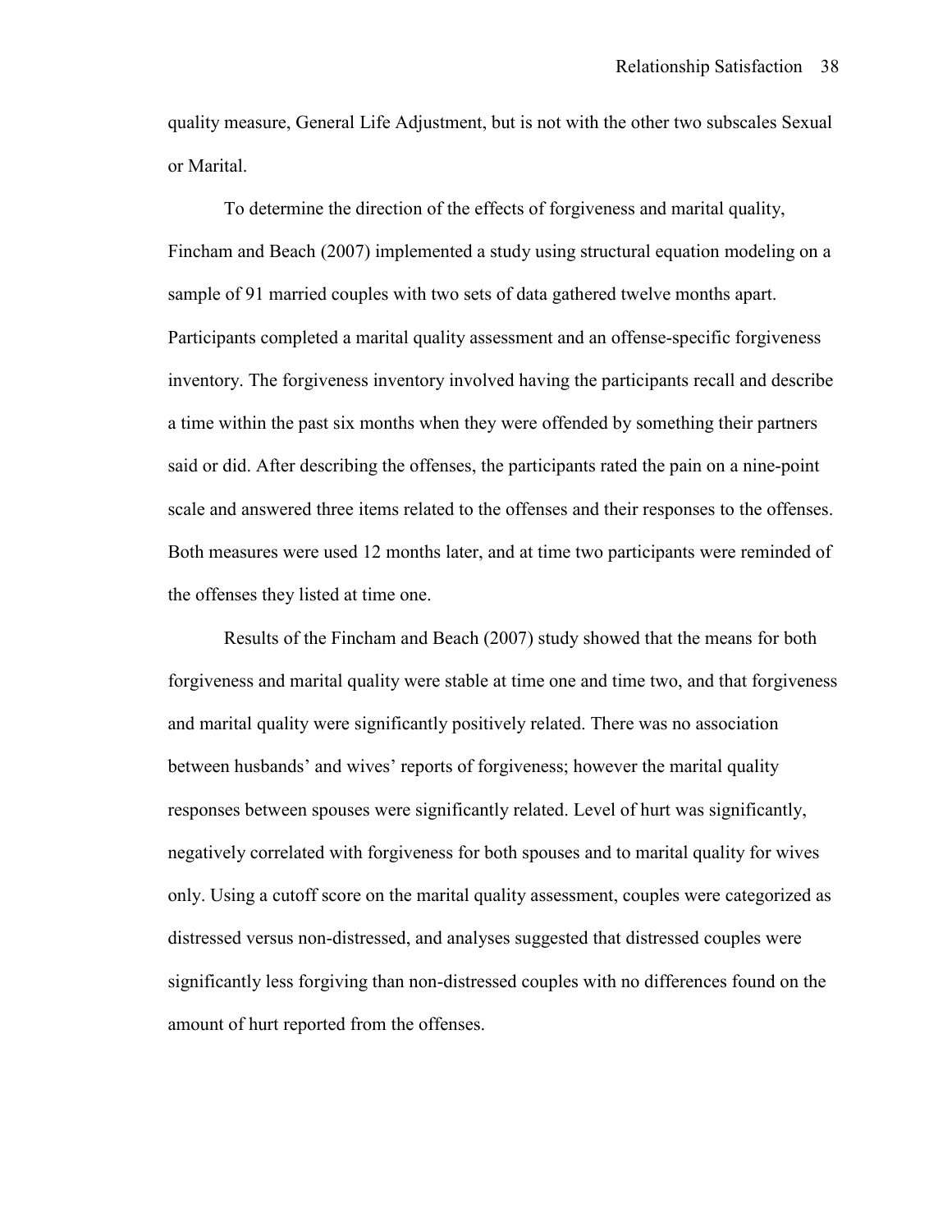quality measure, General Life Adjustment, but is not with the other two subscales Sexual or Marital.

To determine the direction of the effects of forgiveness and marital quality, Fincham and Beach (2007) implemented a study using structural equation modeling on a sample of 91 married couples with two sets of data gathered twelve months apart. Participants completed a marital quality assessment and an offense-specific forgiveness inventory. The forgiveness inventory involved having the participants recall and describe a time within the past six months when they were offended by something their partners said or did. After describing the offenses, the participants rated the pain on a nine-point scale and answered three items related to the offenses and their responses to the offenses. Both measures were used 12 months later, and at time two participants were reminded of the offenses they listed at time one.

Results of the Fincham and Beach (2007) study showed that the means for both forgiveness and marital quality were stable at time one and time two, and that forgiveness and marital quality were significantly positively related. There was no association between husbands' and wives' reports of forgiveness; however the marital quality responses between spouses were significantly related. Level of hurt was significantly, negatively correlated with forgiveness for both spouses and to marital quality for wives only. Using a cutoff score on the marital quality assessment, couples were categorized as distressed versus non-distressed, and analyses suggested that distressed couples were significantly less forgiving than non-distressed couples with no differences found on the amount of hurt reported from the offenses.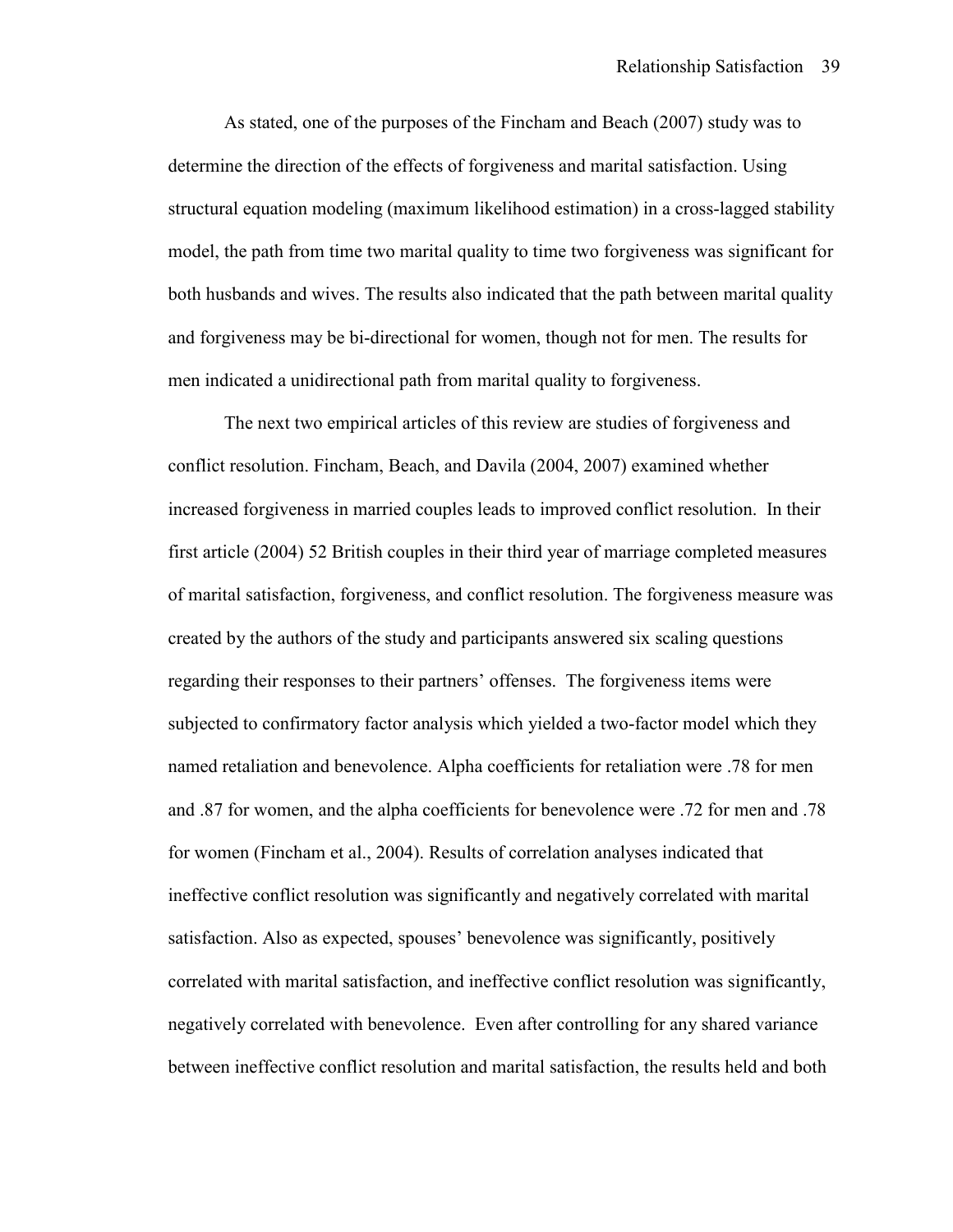As stated, one of the purposes of the Fincham and Beach (2007) study was to determine the direction of the effects of forgiveness and marital satisfaction. Using structural equation modeling (maximum likelihood estimation) in a cross-lagged stability model, the path from time two marital quality to time two forgiveness was significant for both husbands and wives. The results also indicated that the path between marital quality and forgiveness may be bi-directional for women, though not for men. The results for men indicated a unidirectional path from marital quality to forgiveness.

The next two empirical articles of this review are studies of forgiveness and conflict resolution. Fincham, Beach, and Davila (2004, 2007) examined whether increased forgiveness in married couples leads to improved conflict resolution. In their first article (2004) 52 British couples in their third year of marriage completed measures of marital satisfaction, forgiveness, and conflict resolution. The forgiveness measure was created by the authors of the study and participants answered six scaling questions regarding their responses to their partners' offenses. The forgiveness items were subjected to confirmatory factor analysis which yielded a two-factor model which they named retaliation and benevolence. Alpha coefficients for retaliation were .78 for men and .87 for women, and the alpha coefficients for benevolence were .72 for men and .78 for women (Fincham et al., 2004). Results of correlation analyses indicated that ineffective conflict resolution was significantly and negatively correlated with marital satisfaction. Also as expected, spouses' benevolence was significantly, positively correlated with marital satisfaction, and ineffective conflict resolution was significantly, negatively correlated with benevolence. Even after controlling for any shared variance between ineffective conflict resolution and marital satisfaction, the results held and both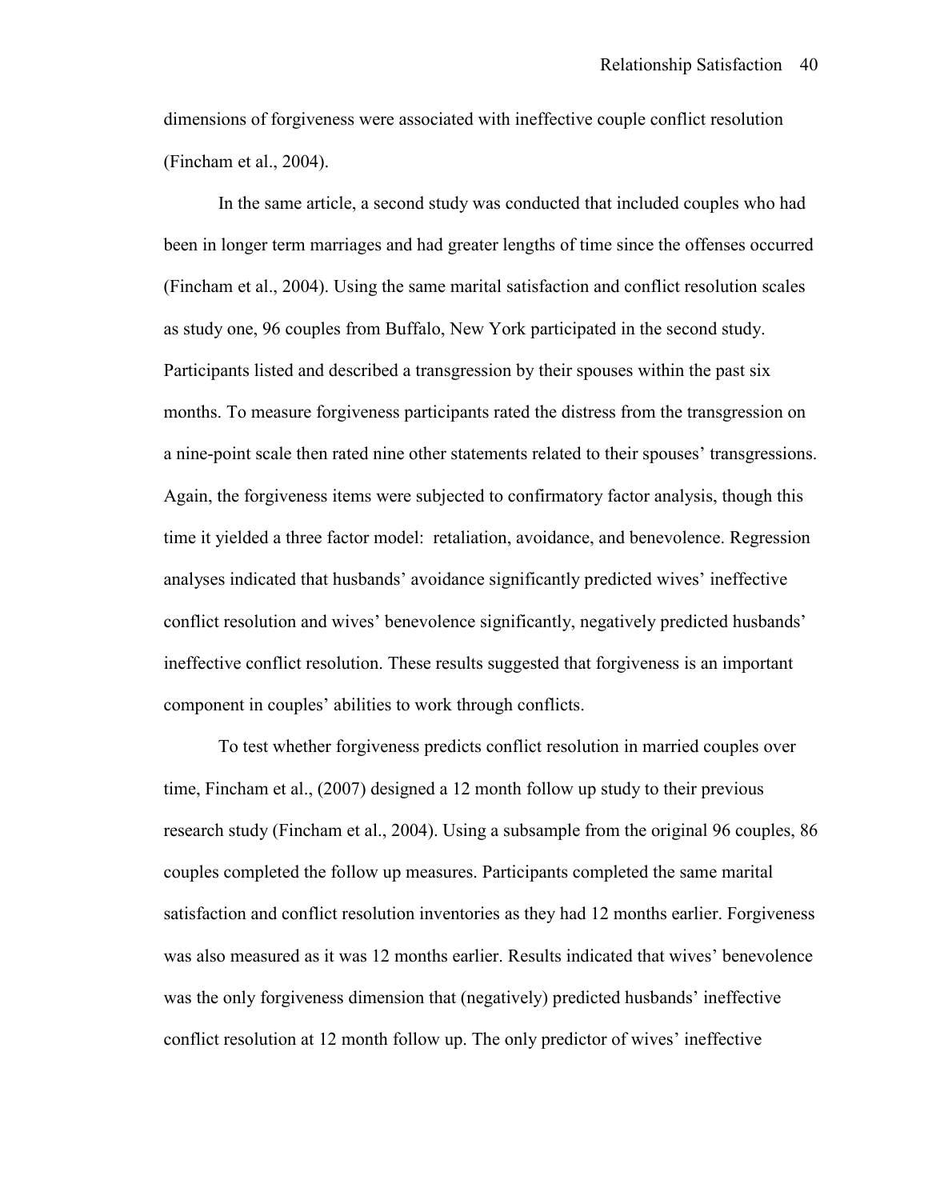dimensions of forgiveness were associated with ineffective couple conflict resolution (Fincham et al., 2004).

In the same article, a second study was conducted that included couples who had been in longer term marriages and had greater lengths of time since the offenses occurred (Fincham et al., 2004). Using the same marital satisfaction and conflict resolution scales as study one, 96 couples from Buffalo, New York participated in the second study. Participants listed and described a transgression by their spouses within the past six months. To measure forgiveness participants rated the distress from the transgression on a nine-point scale then rated nine other statements related to their spouses' transgressions. Again, the forgiveness items were subjected to confirmatory factor analysis, though this time it yielded a three factor model: retaliation, avoidance, and benevolence. Regression analyses indicated that husbands' avoidance significantly predicted wives' ineffective conflict resolution and wives' benevolence significantly, negatively predicted husbands' ineffective conflict resolution. These results suggested that forgiveness is an important component in couples' abilities to work through conflicts.

To test whether forgiveness predicts conflict resolution in married couples over time, Fincham et al., (2007) designed a 12 month follow up study to their previous research study (Fincham et al., 2004). Using a subsample from the original 96 couples, 86 couples completed the follow up measures. Participants completed the same marital satisfaction and conflict resolution inventories as they had 12 months earlier. Forgiveness was also measured as it was 12 months earlier. Results indicated that wives' benevolence was the only forgiveness dimension that (negatively) predicted husbands' ineffective conflict resolution at 12 month follow up. The only predictor of wives' ineffective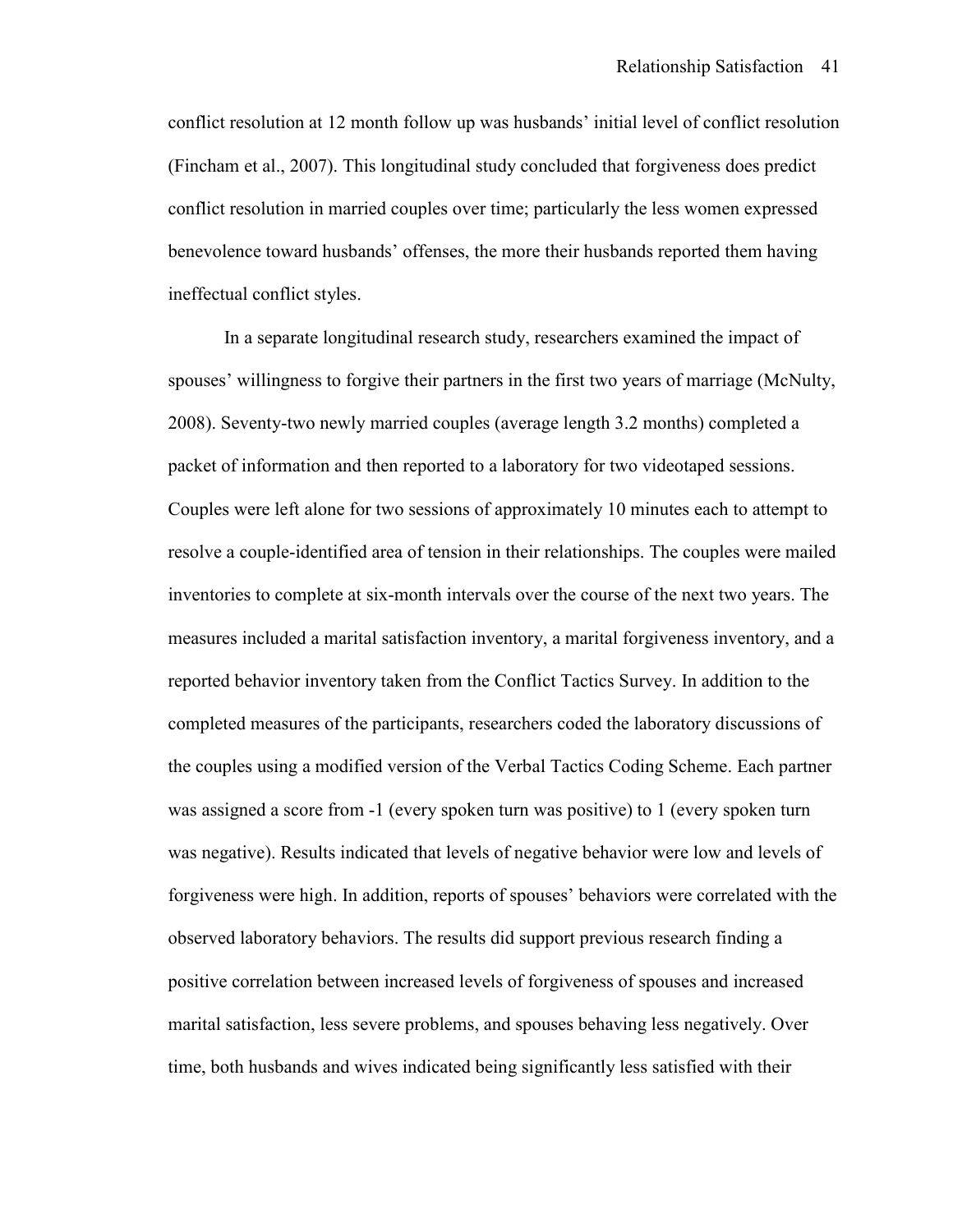conflict resolution at 12 month follow up was husbands' initial level of conflict resolution (Fincham et al., 2007). This longitudinal study concluded that forgiveness does predict conflict resolution in married couples over time; particularly the less women expressed benevolence toward husbands' offenses, the more their husbands reported them having ineffectual conflict styles.

In a separate longitudinal research study, researchers examined the impact of spouses' willingness to forgive their partners in the first two years of marriage (McNulty, 2008). Seventy-two newly married couples (average length 3.2 months) completed a packet of information and then reported to a laboratory for two videotaped sessions. Couples were left alone for two sessions of approximately 10 minutes each to attempt to resolve a couple-identified area of tension in their relationships. The couples were mailed inventories to complete at six-month intervals over the course of the next two years. The measures included a marital satisfaction inventory, a marital forgiveness inventory, and a reported behavior inventory taken from the Conflict Tactics Survey. In addition to the completed measures of the participants, researchers coded the laboratory discussions of the couples using a modified version of the Verbal Tactics Coding Scheme. Each partner was assigned a score from -1 (every spoken turn was positive) to 1 (every spoken turn was negative). Results indicated that levels of negative behavior were low and levels of forgiveness were high. In addition, reports of spouses' behaviors were correlated with the observed laboratory behaviors. The results did support previous research finding a positive correlation between increased levels of forgiveness of spouses and increased marital satisfaction, less severe problems, and spouses behaving less negatively. Over time, both husbands and wives indicated being significantly less satisfied with their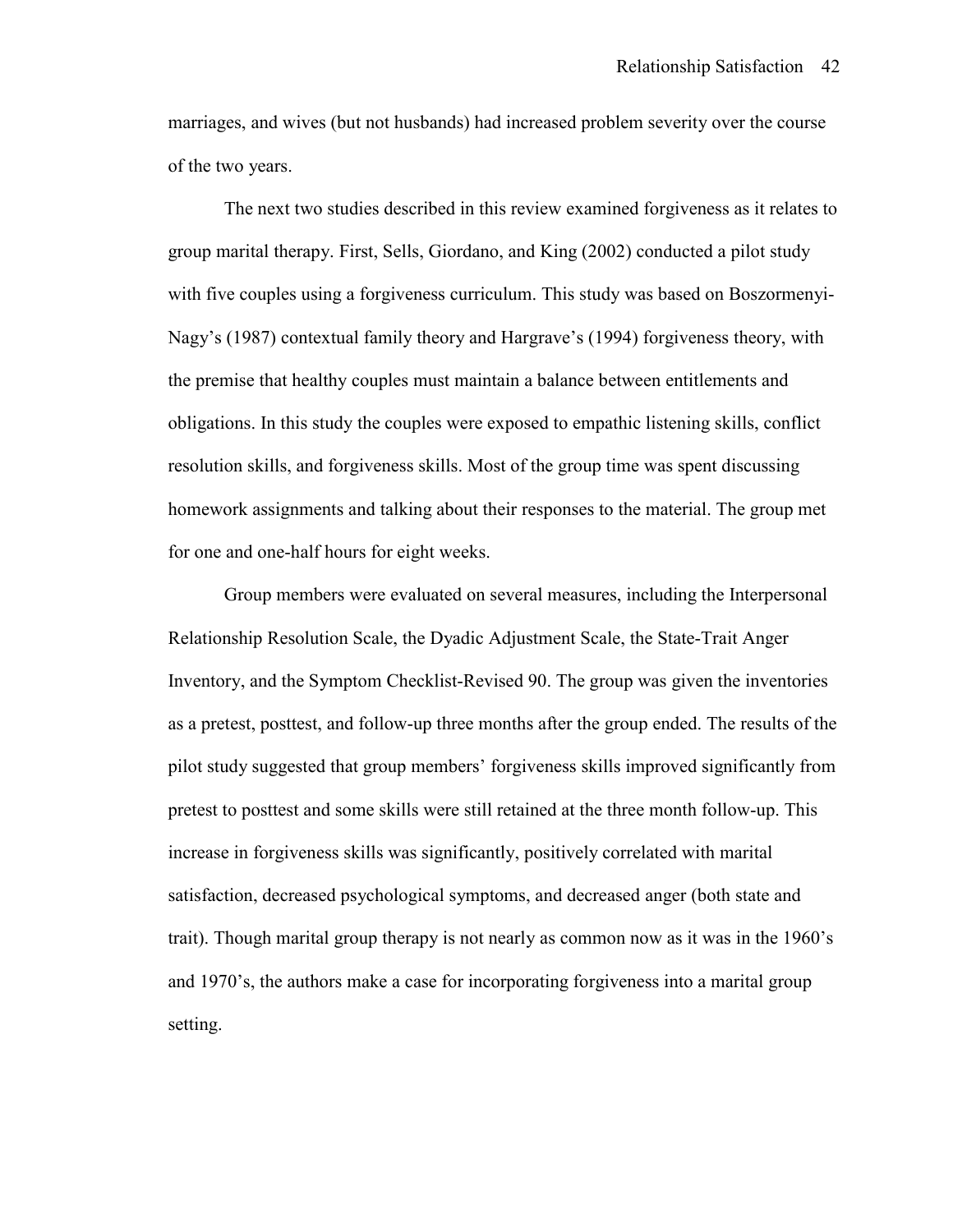marriages, and wives (but not husbands) had increased problem severity over the course of the two years.

The next two studies described in this review examined forgiveness as it relates to group marital therapy. First, Sells, Giordano, and King (2002) conducted a pilot study with five couples using a forgiveness curriculum. This study was based on Boszormenyi-Nagy's (1987) contextual family theory and Hargrave's (1994) forgiveness theory, with the premise that healthy couples must maintain a balance between entitlements and obligations. In this study the couples were exposed to empathic listening skills, conflict resolution skills, and forgiveness skills. Most of the group time was spent discussing homework assignments and talking about their responses to the material. The group met for one and one-half hours for eight weeks.

Group members were evaluated on several measures, including the Interpersonal Relationship Resolution Scale, the Dyadic Adjustment Scale, the State-Trait Anger Inventory, and the Symptom Checklist-Revised 90. The group was given the inventories as a pretest, posttest, and follow-up three months after the group ended. The results of the pilot study suggested that group members' forgiveness skills improved significantly from pretest to posttest and some skills were still retained at the three month follow-up. This increase in forgiveness skills was significantly, positively correlated with marital satisfaction, decreased psychological symptoms, and decreased anger (both state and trait). Though marital group therapy is not nearly as common now as it was in the 1960's and 1970's, the authors make a case for incorporating forgiveness into a marital group setting.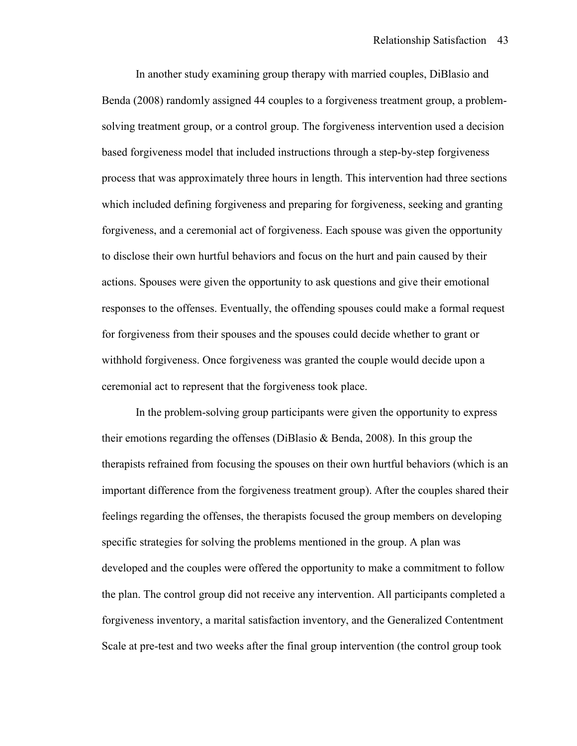In another study examining group therapy with married couples, DiBlasio and Benda (2008) randomly assigned 44 couples to a forgiveness treatment group, a problem-solving treatment group, or a control group. The forgiveness intervention used a decision based forgiveness model that included instructions through a step-by-step forgiveness process that was approximately three hours in length. This intervention had three sections which included defining forgiveness and preparing for forgiveness, seeking and granting forgiveness, and a ceremonial act of forgiveness. Each spouse was given the opportunity to disclose their own hurtful behaviors and focus on the hurt and pain caused by their actions. Spouses were given the opportunity to ask questions and give their emotional responses to the offenses. Eventually, the offending spouses could make a formal request for forgiveness from their spouses and the spouses could decide whether to grant or withhold forgiveness. Once forgiveness was granted the couple would decide upon a ceremonial act to represent that the forgiveness took place.

In the problem-solving group participants were given the opportunity to express their emotions regarding the offenses (DiBlasio & Benda, 2008). In this group the therapists refrained from focusing the spouses on their own hurtful behaviors (which is an important difference from the forgiveness treatment group). After the couples shared their feelings regarding the offenses, the therapists focused the group members on developing specific strategies for solving the problems mentioned in the group. A plan was developed and the couples were offered the opportunity to make a commitment to follow the plan. The control group did not receive any intervention. All participants completed a forgiveness inventory, a marital satisfaction inventory, and the Generalized Contentment Scale at pre-test and two weeks after the final group intervention (the control group took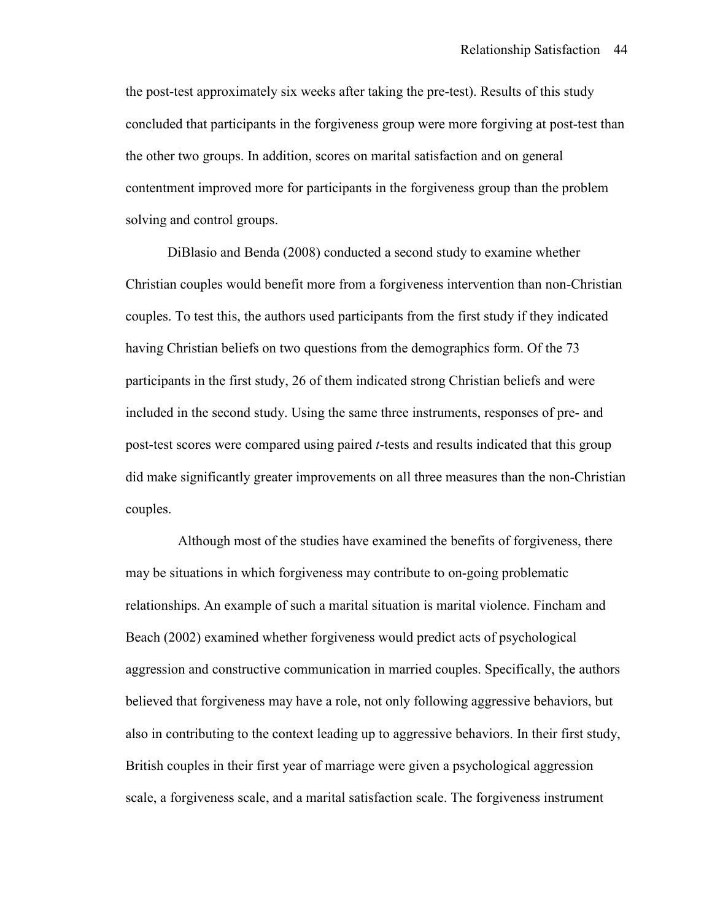the post-test approximately six weeks after taking the pre-test). Results of this study concluded that participants in the forgiveness group were more forgiving at post-test than the other two groups. In addition, scores on marital satisfaction and on general contentment improved more for participants in the forgiveness group than the problem solving and control groups.

DiBlasio and Benda (2008) conducted a second study to examine whether Christian couples would benefit more from a forgiveness intervention than non-Christian couples. To test this, the authors used participants from the first study if they indicated having Christian beliefs on two questions from the demographics form. Of the 73 participants in the first study, 26 of them indicated strong Christian beliefs and were included in the second study. Using the same three instruments, responses of pre- and post-test scores were compared using paired *t*-tests and results indicated that this group did make significantly greater improvements on all three measures than the non-Christian couples.

Although most of the studies have examined the benefits of forgiveness, there may be situations in which forgiveness may contribute to on-going problematic relationships. An example of such a marital situation is marital violence. Fincham and Beach (2002) examined whether forgiveness would predict acts of psychological aggression and constructive communication in married couples. Specifically, the authors believed that forgiveness may have a role, not only following aggressive behaviors, but also in contributing to the context leading up to aggressive behaviors. In their first study, British couples in their first year of marriage were given a psychological aggression scale, a forgiveness scale, and a marital satisfaction scale. The forgiveness instrument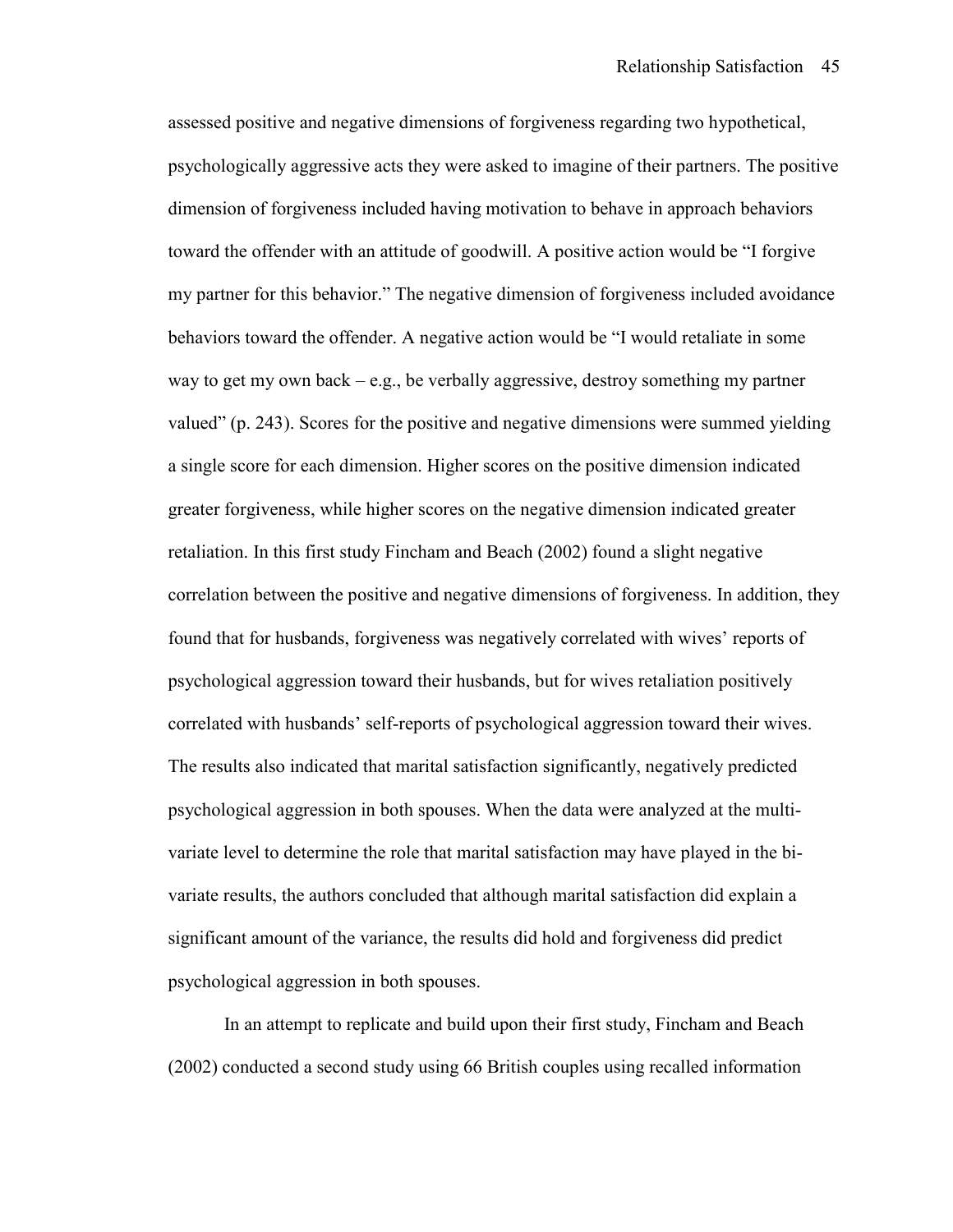assessed positive and negative dimensions of forgiveness regarding two hypothetical, psychologically aggressive acts they were asked to imagine of their partners. The positive dimension of forgiveness included having motivation to behave in approach behaviors toward the offender with an attitude of goodwill. A positive action would be "I forgive my partner for this behavior." The negative dimension of forgiveness included avoidance behaviors toward the offender. A negative action would be "I would retaliate in some way to get my own back – e.g., be verbally aggressive, destroy something my partner valued" (p. 243). Scores for the positive and negative dimensions were summed yielding a single score for each dimension. Higher scores on the positive dimension indicated greater forgiveness, while higher scores on the negative dimension indicated greater retaliation. In this first study Fincham and Beach (2002) found a slight negative correlation between the positive and negative dimensions of forgiveness. In addition, they found that for husbands, forgiveness was negatively correlated with wives' reports of psychological aggression toward their husbands, but for wives retaliation positively correlated with husbands' self-reports of psychological aggression toward their wives. The results also indicated that marital satisfaction significantly, negatively predicted psychological aggression in both spouses. When the data were analyzed at the multi-variate level to determine the role that marital satisfaction may have played in the bi-variate results, the authors concluded that although marital satisfaction did explain a significant amount of the variance, the results did hold and forgiveness did predict psychological aggression in both spouses.

In an attempt to replicate and build upon their first study, Fincham and Beach (2002) conducted a second study using 66 British couples using recalled information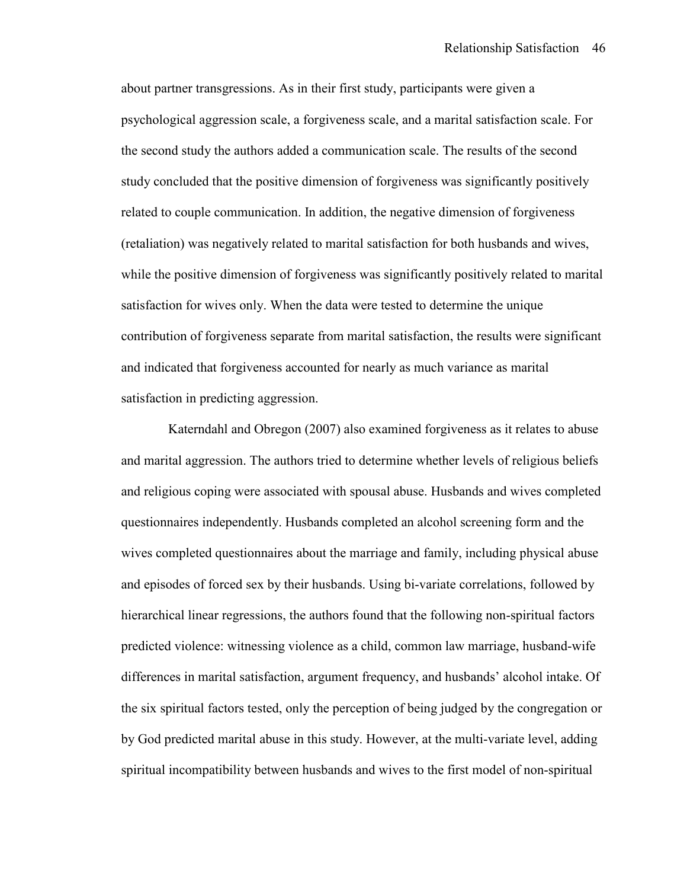about partner transgressions. As in their first study, participants were given a psychological aggression scale, a forgiveness scale, and a marital satisfaction scale. For the second study the authors added a communication scale. The results of the second study concluded that the positive dimension of forgiveness was significantly positively related to couple communication. In addition, the negative dimension of forgiveness (retaliation) was negatively related to marital satisfaction for both husbands and wives, while the positive dimension of forgiveness was significantly positively related to marital satisfaction for wives only. When the data were tested to determine the unique contribution of forgiveness separate from marital satisfaction, the results were significant and indicated that forgiveness accounted for nearly as much variance as marital satisfaction in predicting aggression.

Katerndahl and Obregon (2007) also examined forgiveness as it relates to abuse and marital aggression. The authors tried to determine whether levels of religious beliefs and religious coping were associated with spousal abuse. Husbands and wives completed questionnaires independently. Husbands completed an alcohol screening form and the wives completed questionnaires about the marriage and family, including physical abuse and episodes of forced sex by their husbands. Using bi-variate correlations, followed by hierarchical linear regressions, the authors found that the following non-spiritual factors predicted violence: witnessing violence as a child, common law marriage, husband-wife differences in marital satisfaction, argument frequency, and husbands' alcohol intake. Of the six spiritual factors tested, only the perception of being judged by the congregation or by God predicted marital abuse in this study. However, at the multi-variate level, adding spiritual incompatibility between husbands and wives to the first model of non-spiritual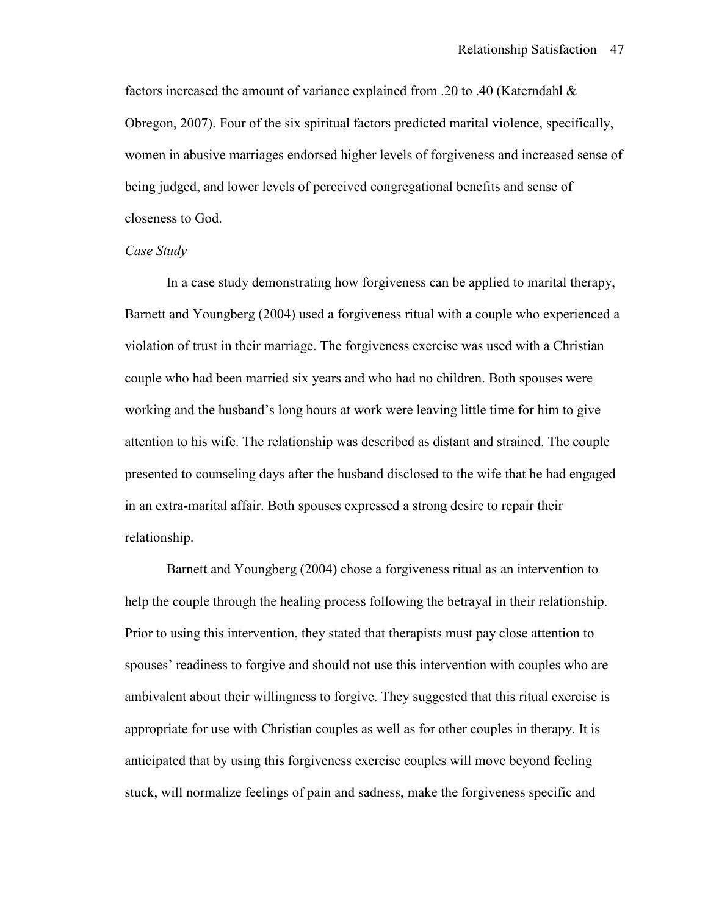factors increased the amount of variance explained from .20 to .40 (Katerndahl & Obregon, 2007). Four of the six spiritual factors predicted marital violence, specifically, women in abusive marriages endorsed higher levels of forgiveness and increased sense of being judged, and lower levels of perceived congregational benefits and sense of closeness to God.

*Case Study*

In a case study demonstrating how forgiveness can be applied to marital therapy, Barnett and Youngberg (2004) used a forgiveness ritual with a couple who experienced a violation of trust in their marriage. The forgiveness exercise was used with a Christian couple who had been married six years and who had no children. Both spouses were working and the husband's long hours at work were leaving little time for him to give attention to his wife. The relationship was described as distant and strained. The couple presented to counseling days after the husband disclosed to the wife that he had engaged in an extra-marital affair. Both spouses expressed a strong desire to repair their relationship.

Barnett and Youngberg (2004) chose a forgiveness ritual as an intervention to help the couple through the healing process following the betrayal in their relationship. Prior to using this intervention, they stated that therapists must pay close attention to spouses' readiness to forgive and should not use this intervention with couples who are ambivalent about their willingness to forgive. They suggested that this ritual exercise is appropriate for use with Christian couples as well as for other couples in therapy. It is anticipated that by using this forgiveness exercise couples will move beyond feeling stuck, will normalize feelings of pain and sadness, make the forgiveness specific and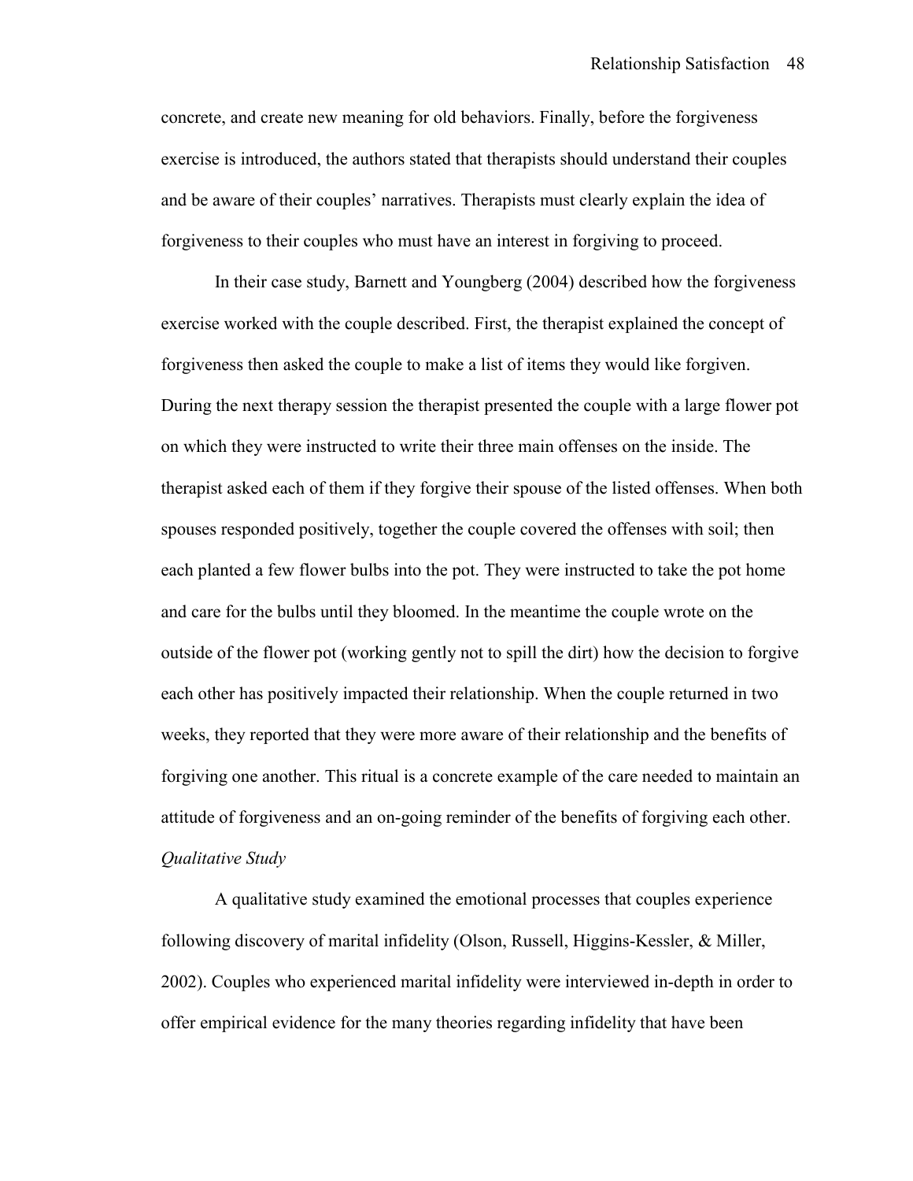concrete, and create new meaning for old behaviors. Finally, before the forgiveness exercise is introduced, the authors stated that therapists should understand their couples and be aware of their couples' narratives. Therapists must clearly explain the idea of forgiveness to their couples who must have an interest in forgiving to proceed.

In their case study, Barnett and Youngberg (2004) described how the forgiveness exercise worked with the couple described. First, the therapist explained the concept of forgiveness then asked the couple to make a list of items they would like forgiven. During the next therapy session the therapist presented the couple with a large flower pot on which they were instructed to write their three main offenses on the inside. The therapist asked each of them if they forgive their spouse of the listed offenses. When both spouses responded positively, together the couple covered the offenses with soil; then each planted a few flower bulbs into the pot. They were instructed to take the pot home and care for the bulbs until they bloomed. In the meantime the couple wrote on the outside of the flower pot (working gently not to spill the dirt) how the decision to forgive each other has positively impacted their relationship. When the couple returned in two weeks, they reported that they were more aware of their relationship and the benefits of forgiving one another. This ritual is a concrete example of the care needed to maintain an attitude of forgiveness and an on-going reminder of the benefits of forgiving each other.

*Qualitative Study*

A qualitative study examined the emotional processes that couples experience following discovery of marital infidelity (Olson, Russell, Higgins-Kessler, & Miller, 2002). Couples who experienced marital infidelity were interviewed in-depth in order to offer empirical evidence for the many theories regarding infidelity that have been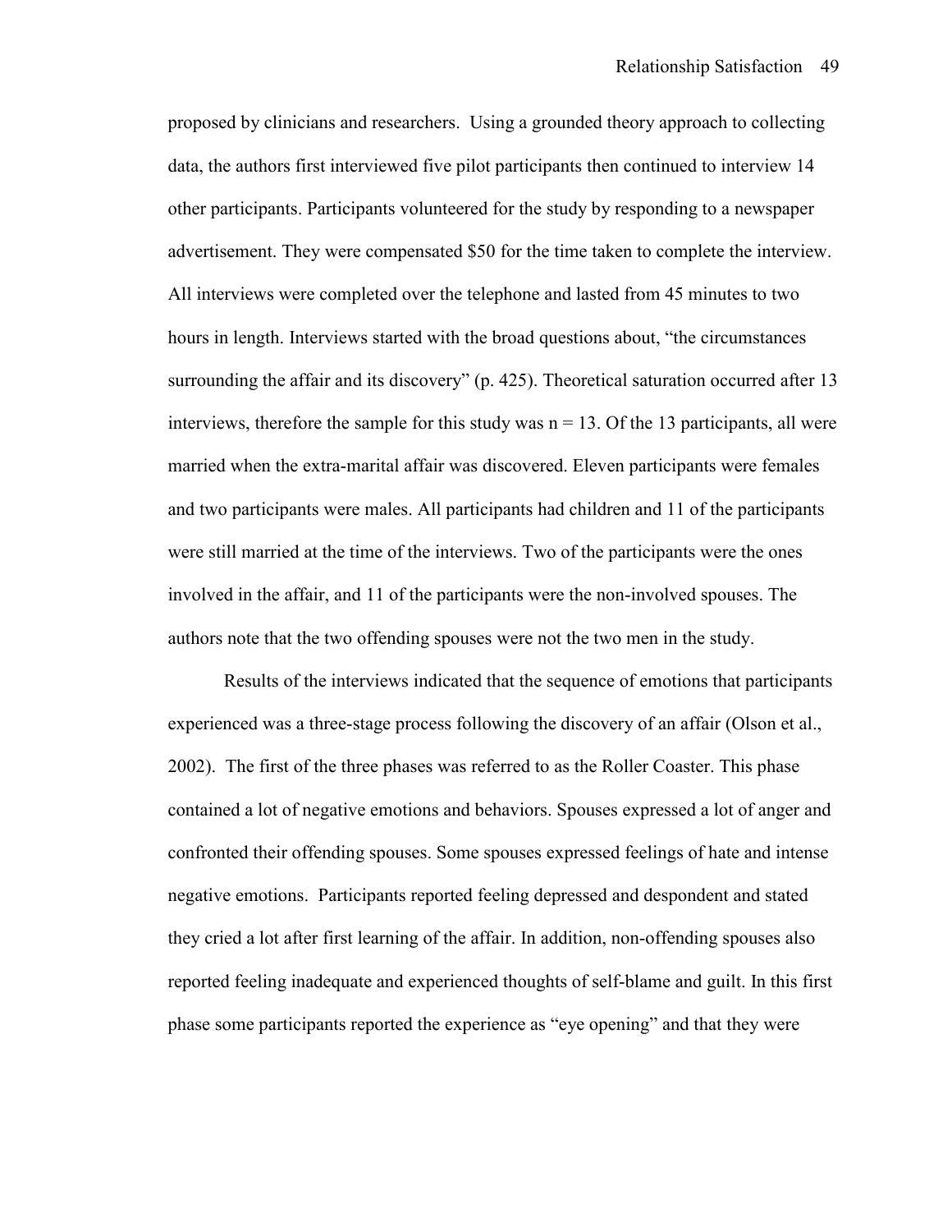proposed by clinicians and researchers. Using a grounded theory approach to collecting data, the authors first interviewed five pilot participants then continued to interview 14 other participants. Participants volunteered for the study by responding to a newspaper advertisement. They were compensated $50 for the time taken to complete the interview. All interviews were completed over the telephone and lasted from 45 minutes to two hours in length. Interviews started with the broad questions about, "the circumstances surrounding the affair and its discovery" (p. 425). Theoretical saturation occurred after 13 interviews, therefore the sample for this study was n = 13. Of the 13 participants, all were married when the extra-marital affair was discovered. Eleven participants were females and two participants were males. All participants had children and 11 of the participants were still married at the time of the interviews. Two of the participants were the ones involved in the affair, and 11 of the participants were the non-involved spouses. The authors note that the two offending spouses were not the two men in the study.

Results of the interviews indicated that the sequence of emotions that participants experienced was a three-stage process following the discovery of an affair (Olson et al., 2002). The first of the three phases was referred to as the Roller Coaster. This phase contained a lot of negative emotions and behaviors. Spouses expressed a lot of anger and confronted their offending spouses. Some spouses expressed feelings of hate and intense negative emotions. Participants reported feeling depressed and despondent and stated they cried a lot after first learning of the affair. In addition, non-offending spouses also reported feeling inadequate and experienced thoughts of self-blame and guilt. In this first phase some participants reported the experience as "eye opening" and that they were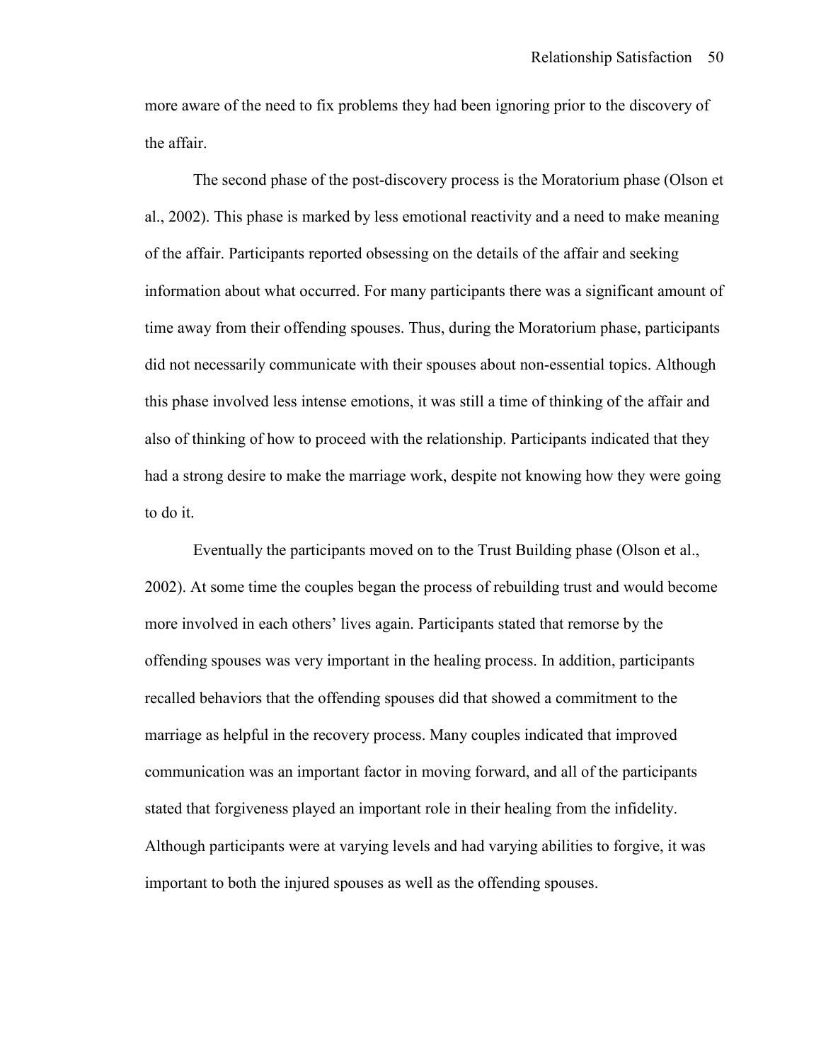more aware of the need to fix problems they had been ignoring prior to the discovery of the affair.

The second phase of the post-discovery process is the Moratorium phase (Olson et al., 2002). This phase is marked by less emotional reactivity and a need to make meaning of the affair. Participants reported obsessing on the details of the affair and seeking information about what occurred. For many participants there was a significant amount of time away from their offending spouses. Thus, during the Moratorium phase, participants did not necessarily communicate with their spouses about non-essential topics. Although this phase involved less intense emotions, it was still a time of thinking of the affair and also of thinking of how to proceed with the relationship. Participants indicated that they had a strong desire to make the marriage work, despite not knowing how they were going to do it.

Eventually the participants moved on to the Trust Building phase (Olson et al., 2002). At some time the couples began the process of rebuilding trust and would become more involved in each others' lives again. Participants stated that remorse by the offending spouses was very important in the healing process. In addition, participants recalled behaviors that the offending spouses did that showed a commitment to the marriage as helpful in the recovery process. Many couples indicated that improved communication was an important factor in moving forward, and all of the participants stated that forgiveness played an important role in their healing from the infidelity. Although participants were at varying levels and had varying abilities to forgive, it was important to both the injured spouses as well as the offending spouses.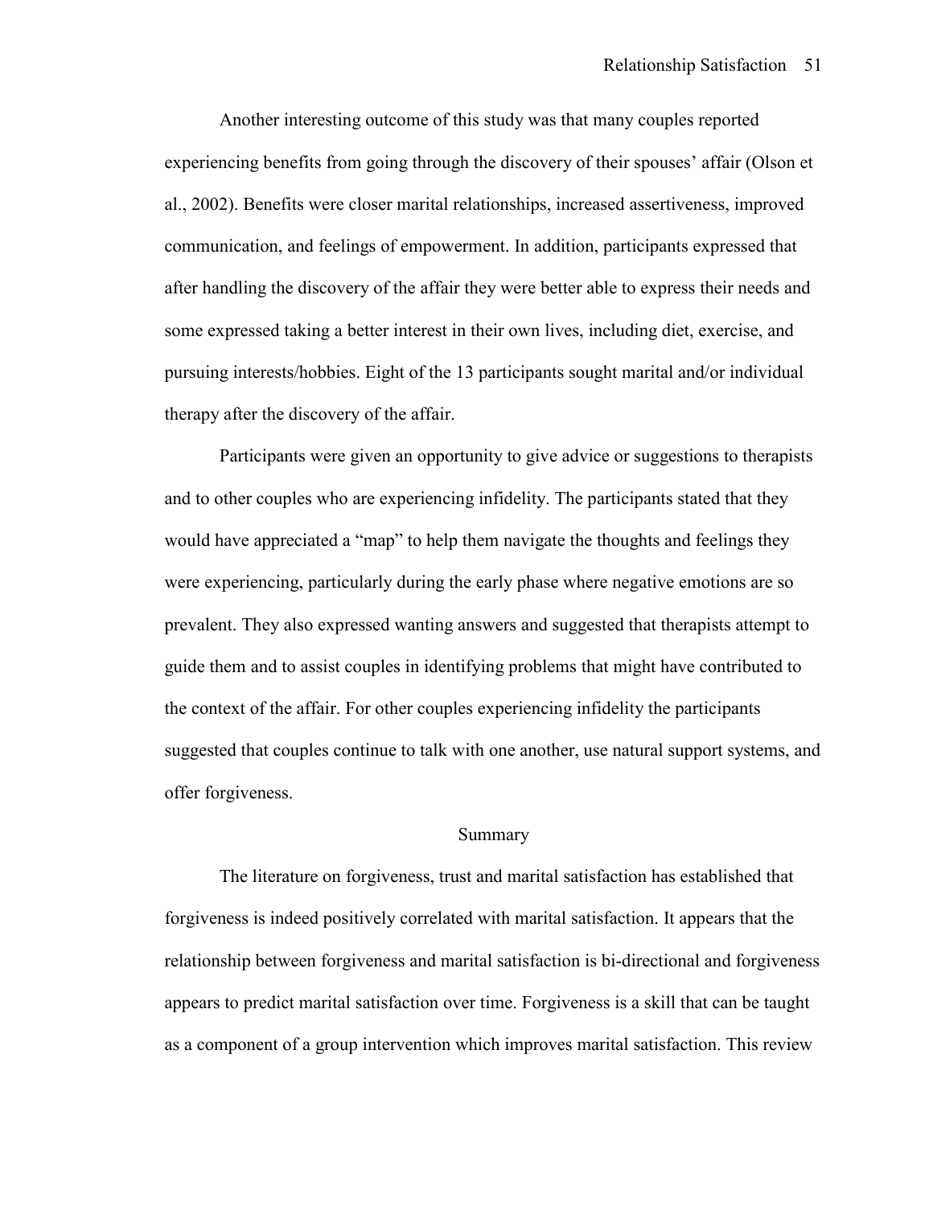Another interesting outcome of this study was that many couples reported experiencing benefits from going through the discovery of their spouses' affair (Olson et al., 2002). Benefits were closer marital relationships, increased assertiveness, improved communication, and feelings of empowerment. In addition, participants expressed that after handling the discovery of the affair they were better able to express their needs and some expressed taking a better interest in their own lives, including diet, exercise, and pursuing interests/hobbies. Eight of the 13 participants sought marital and/or individual therapy after the discovery of the affair.

Participants were given an opportunity to give advice or suggestions to therapists and to other couples who are experiencing infidelity. The participants stated that they would have appreciated a "map" to help them navigate the thoughts and feelings they were experiencing, particularly during the early phase where negative emotions are so prevalent. They also expressed wanting answers and suggested that therapists attempt to guide them and to assist couples in identifying problems that might have contributed to the context of the affair. For other couples experiencing infidelity the participants suggested that couples continue to talk with one another, use natural support systems, and offer forgiveness.

## Summary

The literature on forgiveness, trust and marital satisfaction has established that forgiveness is indeed positively correlated with marital satisfaction. It appears that the relationship between forgiveness and marital satisfaction is bi-directional and forgiveness appears to predict marital satisfaction over time. Forgiveness is a skill that can be taught as a component of a group intervention which improves marital satisfaction. This review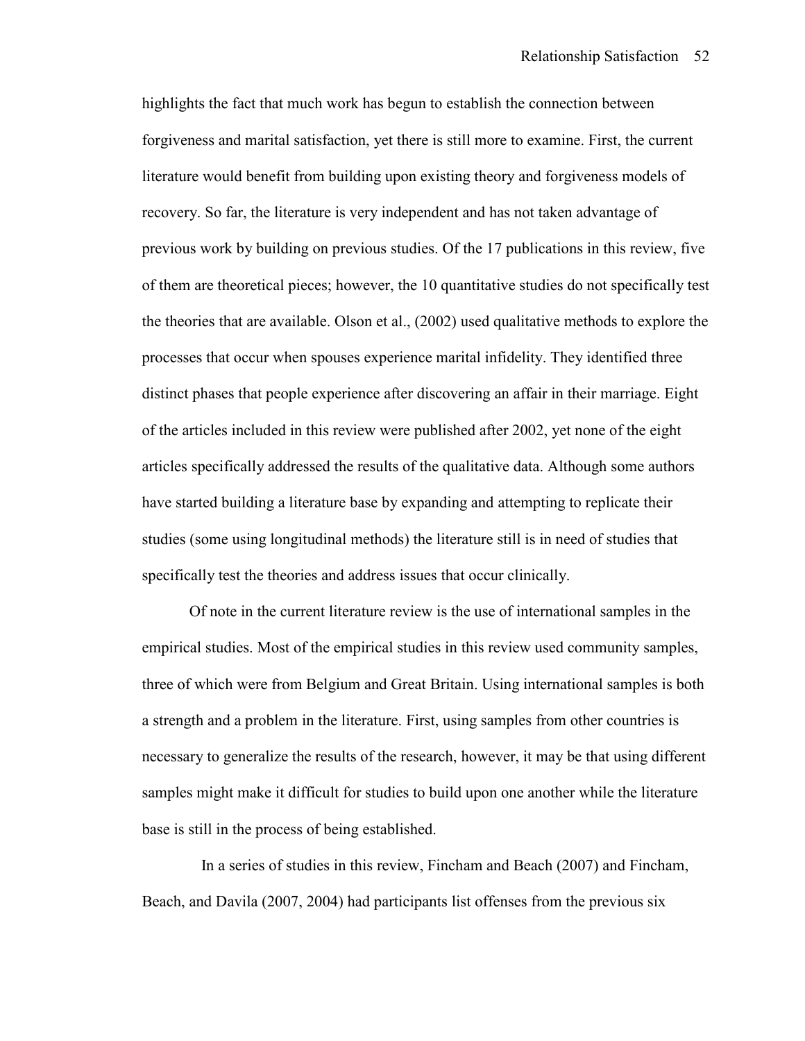highlights the fact that much work has begun to establish the connection between forgiveness and marital satisfaction, yet there is still more to examine. First, the current literature would benefit from building upon existing theory and forgiveness models of recovery. So far, the literature is very independent and has not taken advantage of previous work by building on previous studies. Of the 17 publications in this review, five of them are theoretical pieces; however, the 10 quantitative studies do not specifically test the theories that are available. Olson et al., (2002) used qualitative methods to explore the processes that occur when spouses experience marital infidelity. They identified three distinct phases that people experience after discovering an affair in their marriage. Eight of the articles included in this review were published after 2002, yet none of the eight articles specifically addressed the results of the qualitative data. Although some authors have started building a literature base by expanding and attempting to replicate their studies (some using longitudinal methods) the literature still is in need of studies that specifically test the theories and address issues that occur clinically.

Of note in the current literature review is the use of international samples in the empirical studies. Most of the empirical studies in this review used community samples, three of which were from Belgium and Great Britain. Using international samples is both a strength and a problem in the literature. First, using samples from other countries is necessary to generalize the results of the research, however, it may be that using different samples might make it difficult for studies to build upon one another while the literature base is still in the process of being established.

In a series of studies in this review, Fincham and Beach (2007) and Fincham, Beach, and Davila (2007, 2004) had participants list offenses from the previous six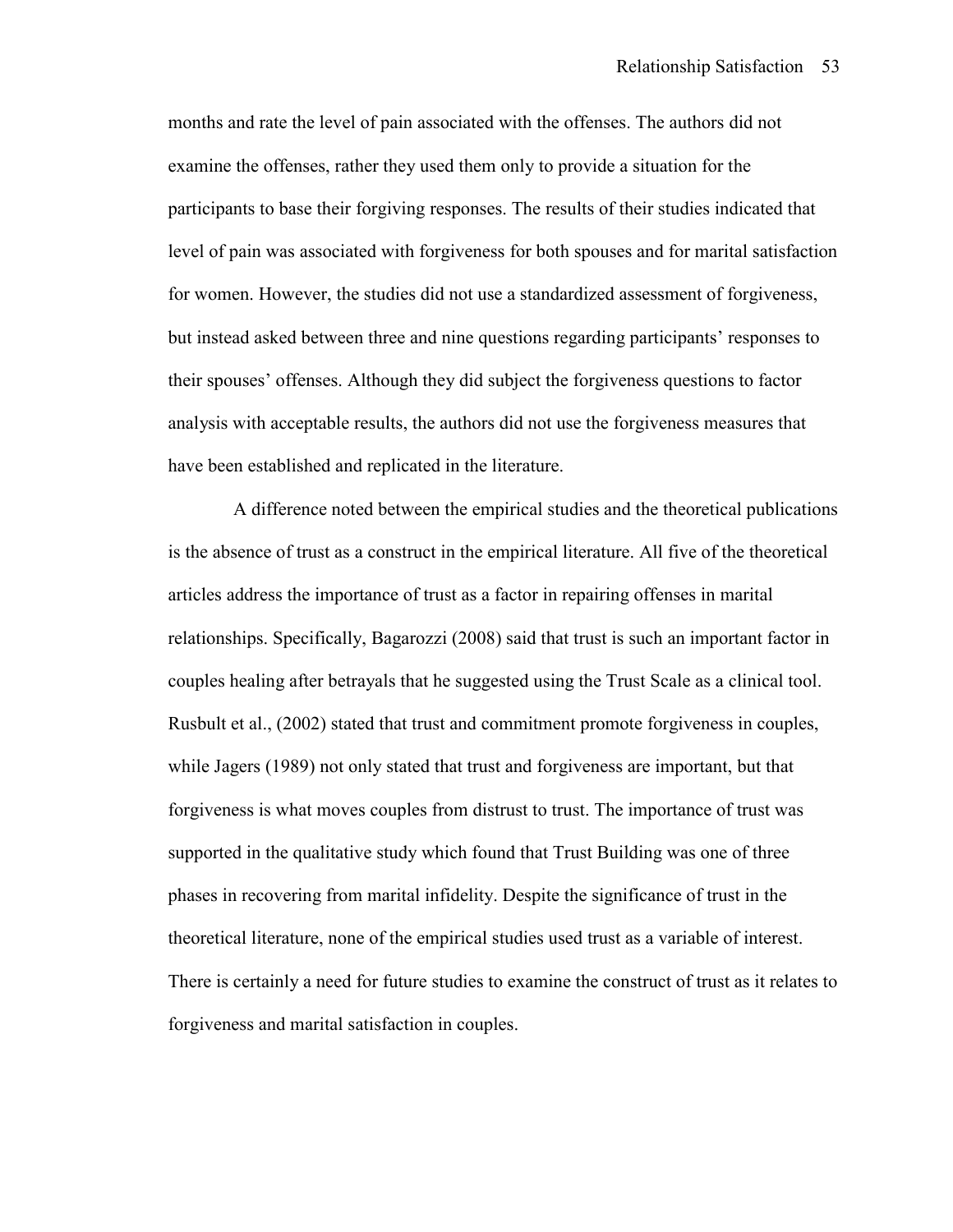months and rate the level of pain associated with the offenses. The authors did not examine the offenses, rather they used them only to provide a situation for the participants to base their forgiving responses. The results of their studies indicated that level of pain was associated with forgiveness for both spouses and for marital satisfaction for women. However, the studies did not use a standardized assessment of forgiveness, but instead asked between three and nine questions regarding participants' responses to their spouses' offenses. Although they did subject the forgiveness questions to factor analysis with acceptable results, the authors did not use the forgiveness measures that have been established and replicated in the literature.

A difference noted between the empirical studies and the theoretical publications is the absence of trust as a construct in the empirical literature. All five of the theoretical articles address the importance of trust as a factor in repairing offenses in marital relationships. Specifically, Bagarozzi (2008) said that trust is such an important factor in couples healing after betrayals that he suggested using the Trust Scale as a clinical tool. Rusbult et al., (2002) stated that trust and commitment promote forgiveness in couples, while Jagers (1989) not only stated that trust and forgiveness are important, but that forgiveness is what moves couples from distrust to trust. The importance of trust was supported in the qualitative study which found that Trust Building was one of three phases in recovering from marital infidelity. Despite the significance of trust in the theoretical literature, none of the empirical studies used trust as a variable of interest. There is certainly a need for future studies to examine the construct of trust as it relates to forgiveness and marital satisfaction in couples.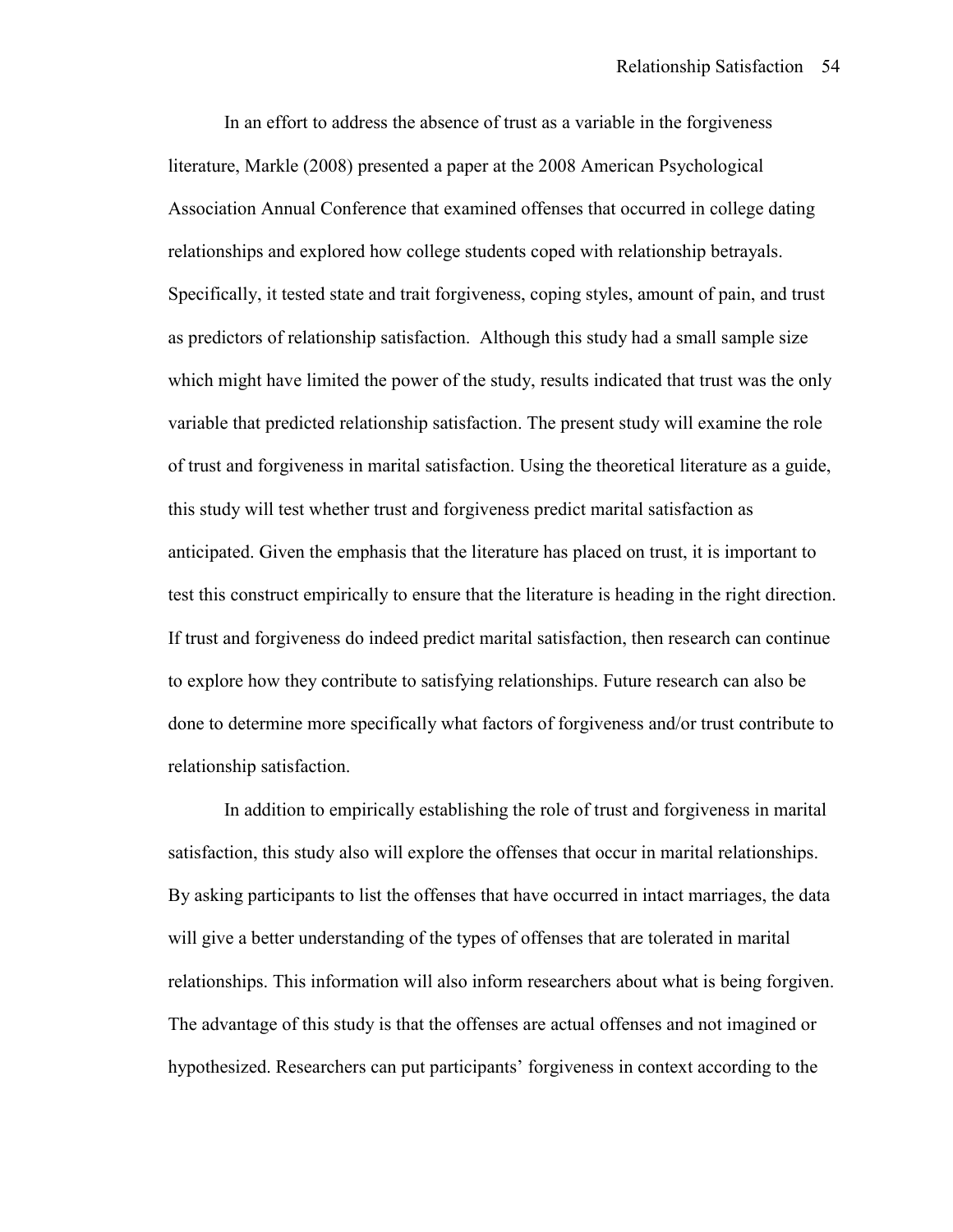In an effort to address the absence of trust as a variable in the forgiveness literature, Markle (2008) presented a paper at the 2008 American Psychological Association Annual Conference that examined offenses that occurred in college dating relationships and explored how college students coped with relationship betrayals. Specifically, it tested state and trait forgiveness, coping styles, amount of pain, and trust as predictors of relationship satisfaction. Although this study had a small sample size which might have limited the power of the study, results indicated that trust was the only variable that predicted relationship satisfaction. The present study will examine the role of trust and forgiveness in marital satisfaction. Using the theoretical literature as a guide, this study will test whether trust and forgiveness predict marital satisfaction as anticipated. Given the emphasis that the literature has placed on trust, it is important to test this construct empirically to ensure that the literature is heading in the right direction. If trust and forgiveness do indeed predict marital satisfaction, then research can continue to explore how they contribute to satisfying relationships. Future research can also be done to determine more specifically what factors of forgiveness and/or trust contribute to relationship satisfaction.

In addition to empirically establishing the role of trust and forgiveness in marital satisfaction, this study also will explore the offenses that occur in marital relationships. By asking participants to list the offenses that have occurred in intact marriages, the data will give a better understanding of the types of offenses that are tolerated in marital relationships. This information will also inform researchers about what is being forgiven. The advantage of this study is that the offenses are actual offenses and not imagined or hypothesized. Researchers can put participants' forgiveness in context according to the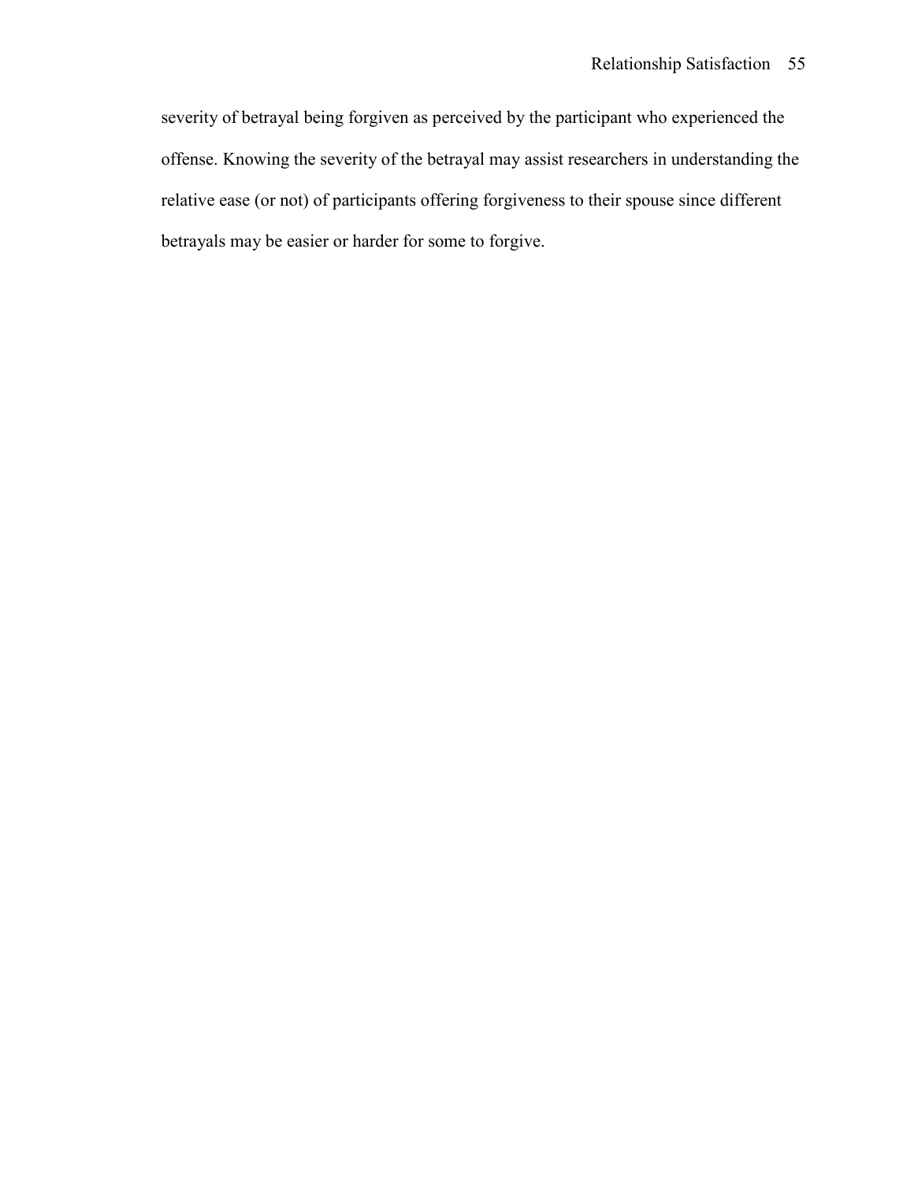severity of betrayal being forgiven as perceived by the participant who experienced the offense. Knowing the severity of the betrayal may assist researchers in understanding the relative ease (or not) of participants offering forgiveness to their spouse since different betrayals may be easier or harder for some to forgive.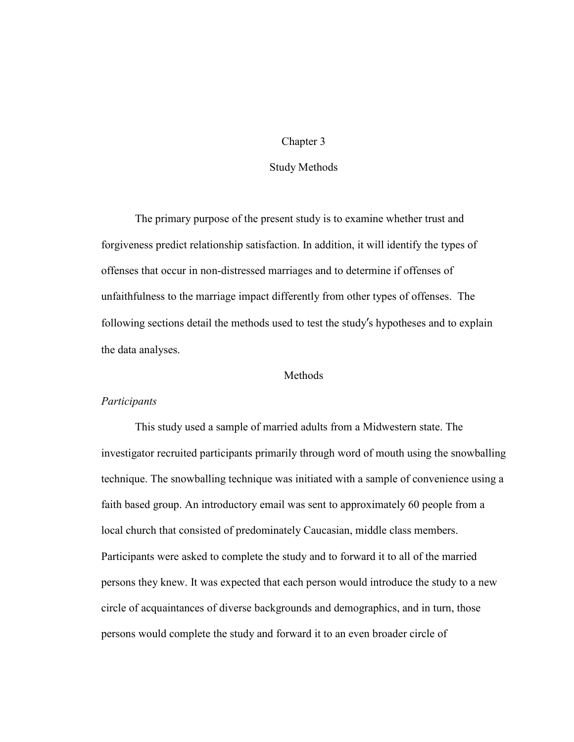# Chapter 3

## Study Methods

The primary purpose of the present study is to examine whether trust and forgiveness predict relationship satisfaction. In addition, it will identify the types of offenses that occur in non-distressed marriages and to determine if offenses of unfaithfulness to the marriage impact differently from other types of offenses. The following sections detail the methods used to test the study′s hypotheses and to explain the data analyses.

## Methods

### *Participants*

This study used a sample of married adults from a Midwestern state. The investigator recruited participants primarily through word of mouth using the snowballing technique. The snowballing technique was initiated with a sample of convenience using a faith based group. An introductory email was sent to approximately 60 people from a local church that consisted of predominately Caucasian, middle class members. Participants were asked to complete the study and to forward it to all of the married persons they knew. It was expected that each person would introduce the study to a new circle of acquaintances of diverse backgrounds and demographics, and in turn, those persons would complete the study and forward it to an even broader circle of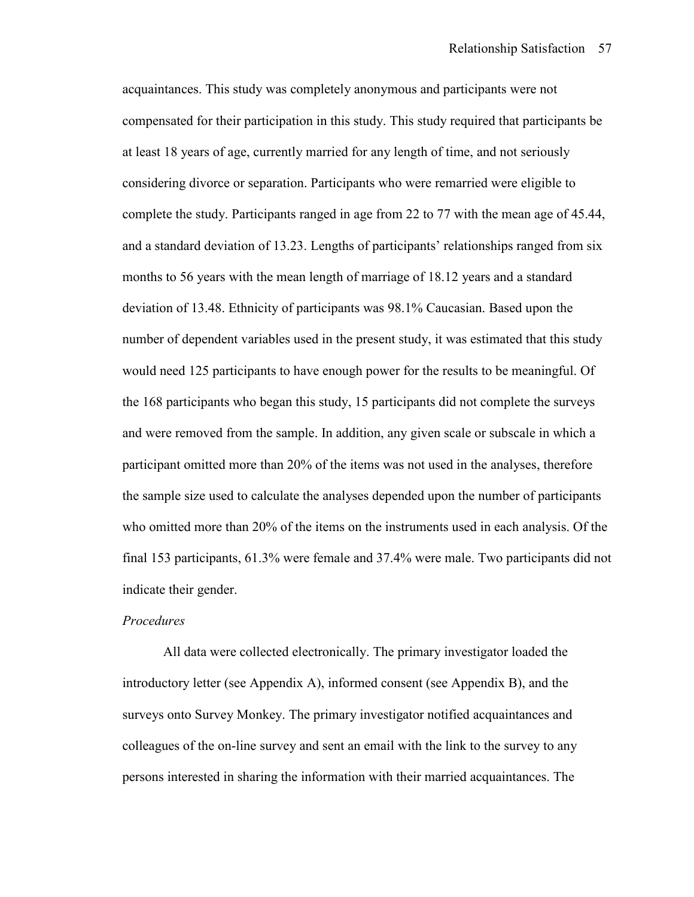acquaintances. This study was completely anonymous and participants were not compensated for their participation in this study. This study required that participants be at least 18 years of age, currently married for any length of time, and not seriously considering divorce or separation. Participants who were remarried were eligible to complete the study. Participants ranged in age from 22 to 77 with the mean age of 45.44, and a standard deviation of 13.23. Lengths of participants' relationships ranged from six months to 56 years with the mean length of marriage of 18.12 years and a standard deviation of 13.48. Ethnicity of participants was 98.1% Caucasian. Based upon the number of dependent variables used in the present study, it was estimated that this study would need 125 participants to have enough power for the results to be meaningful. Of the 168 participants who began this study, 15 participants did not complete the surveys and were removed from the sample. In addition, any given scale or subscale in which a participant omitted more than 20% of the items was not used in the analyses, therefore the sample size used to calculate the analyses depended upon the number of participants who omitted more than 20% of the items on the instruments used in each analysis. Of the final 153 participants, 61.3% were female and 37.4% were male. Two participants did not indicate their gender.

*Procedures*

All data were collected electronically. The primary investigator loaded the introductory letter (see Appendix A), informed consent (see Appendix B), and the surveys onto Survey Monkey. The primary investigator notified acquaintances and colleagues of the on-line survey and sent an email with the link to the survey to any persons interested in sharing the information with their married acquaintances. The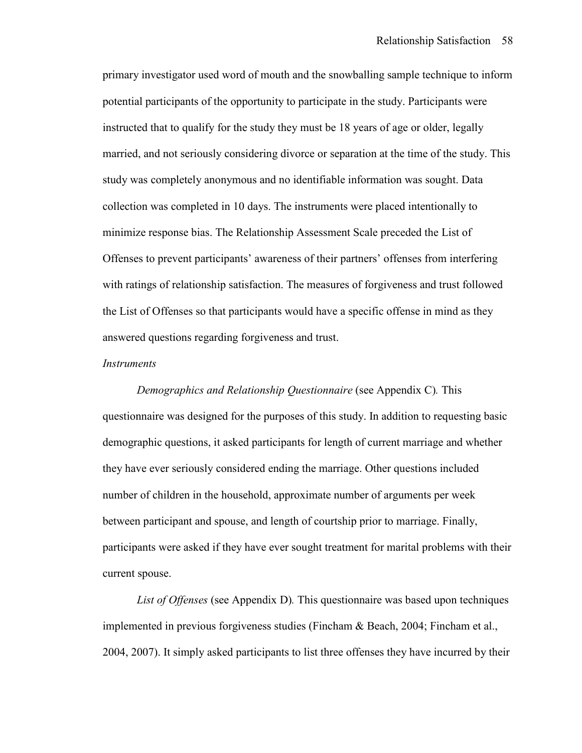primary investigator used word of mouth and the snowballing sample technique to inform potential participants of the opportunity to participate in the study. Participants were instructed that to qualify for the study they must be 18 years of age or older, legally married, and not seriously considering divorce or separation at the time of the study. This study was completely anonymous and no identifiable information was sought. Data collection was completed in 10 days. The instruments were placed intentionally to minimize response bias. The Relationship Assessment Scale preceded the List of Offenses to prevent participants' awareness of their partners' offenses from interfering with ratings of relationship satisfaction. The measures of forgiveness and trust followed the List of Offenses so that participants would have a specific offense in mind as they answered questions regarding forgiveness and trust.

*Instruments*

*Demographics and Relationship Questionnaire* (see Appendix C). This questionnaire was designed for the purposes of this study. In addition to requesting basic demographic questions, it asked participants for length of current marriage and whether they have ever seriously considered ending the marriage. Other questions included number of children in the household, approximate number of arguments per week between participant and spouse, and length of courtship prior to marriage. Finally, participants were asked if they have ever sought treatment for marital problems with their current spouse.

*List of Offenses* (see Appendix D). This questionnaire was based upon techniques implemented in previous forgiveness studies (Fincham & Beach, 2004; Fincham et al., 2004, 2007). It simply asked participants to list three offenses they have incurred by their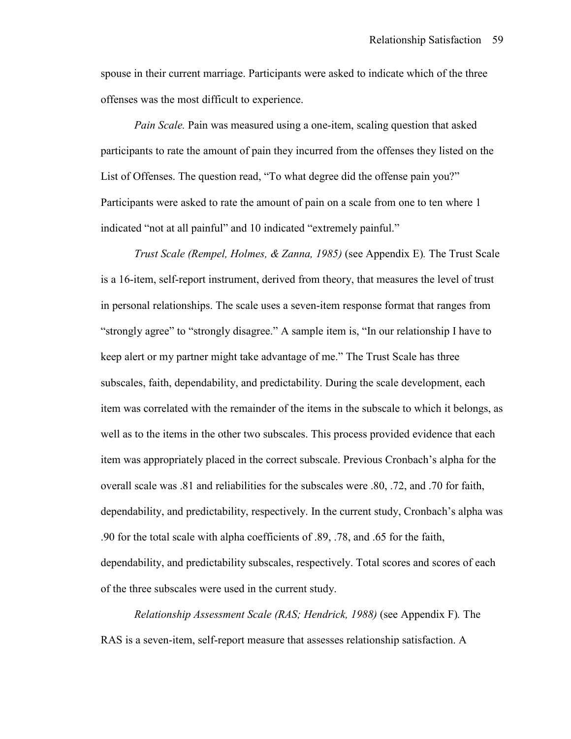spouse in their current marriage. Participants were asked to indicate which of the three offenses was the most difficult to experience.

*Pain Scale.* Pain was measured using a one-item, scaling question that asked participants to rate the amount of pain they incurred from the offenses they listed on the List of Offenses. The question read, "To what degree did the offense pain you?" Participants were asked to rate the amount of pain on a scale from one to ten where 1 indicated "not at all painful" and 10 indicated "extremely painful."

*Trust Scale (Rempel, Holmes, & Zanna, 1985)* (see Appendix E)*.* The Trust Scale is a 16-item, self-report instrument, derived from theory, that measures the level of trust in personal relationships. The scale uses a seven-item response format that ranges from "strongly agree" to "strongly disagree." A sample item is, "In our relationship I have to keep alert or my partner might take advantage of me." The Trust Scale has three subscales, faith, dependability, and predictability. During the scale development, each item was correlated with the remainder of the items in the subscale to which it belongs, as well as to the items in the other two subscales. This process provided evidence that each item was appropriately placed in the correct subscale. Previous Cronbach's alpha for the overall scale was .81 and reliabilities for the subscales were .80, .72, and .70 for faith, dependability, and predictability, respectively. In the current study, Cronbach's alpha was .90 for the total scale with alpha coefficients of .89, .78, and .65 for the faith, dependability, and predictability subscales, respectively. Total scores and scores of each of the three subscales were used in the current study.

*Relationship Assessment Scale (RAS; Hendrick, 1988)* (see Appendix F)*.* The RAS is a seven-item, self-report measure that assesses relationship satisfaction. A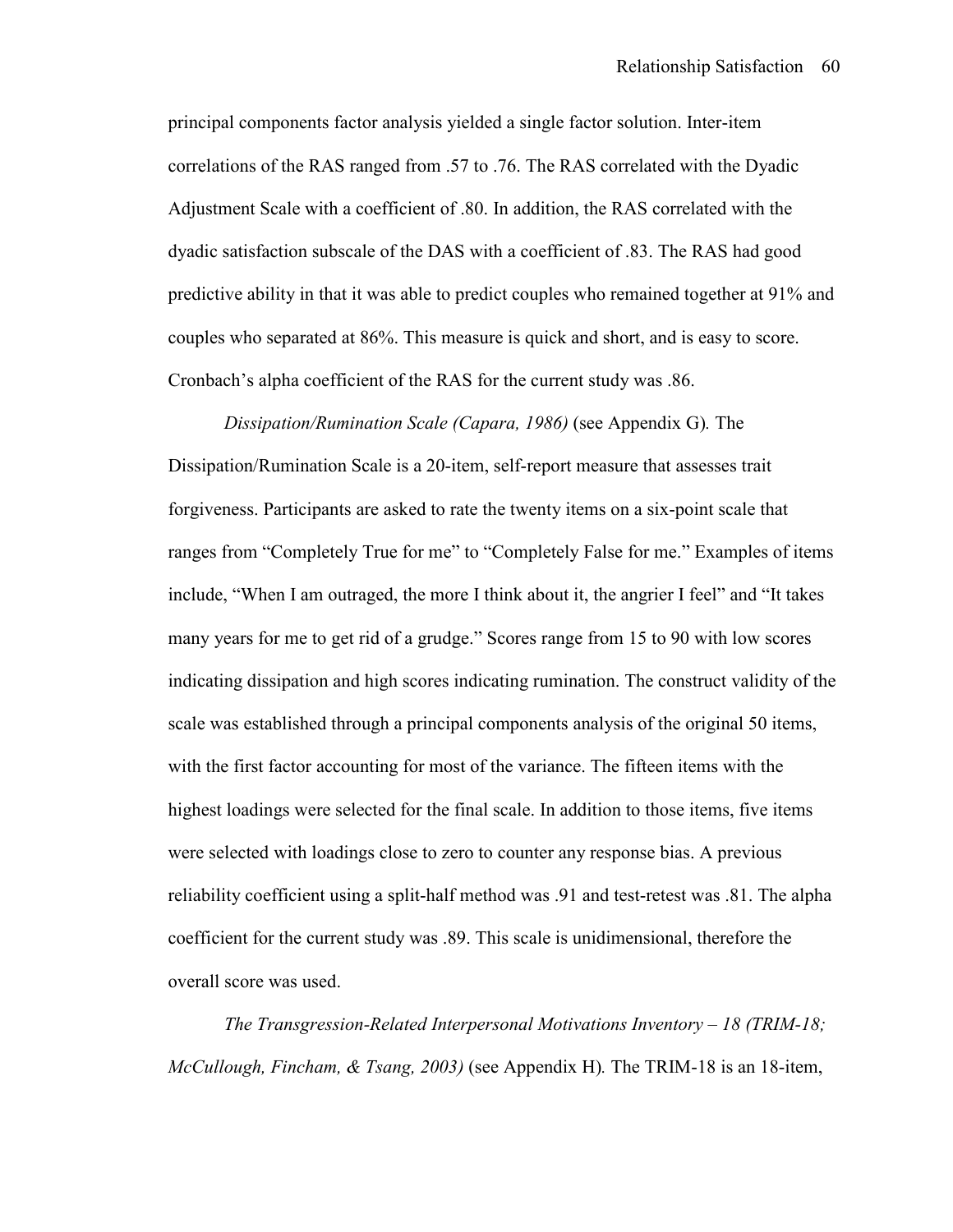principal components factor analysis yielded a single factor solution. Inter-item correlations of the RAS ranged from .57 to .76. The RAS correlated with the Dyadic Adjustment Scale with a coefficient of .80. In addition, the RAS correlated with the dyadic satisfaction subscale of the DAS with a coefficient of .83. The RAS had good predictive ability in that it was able to predict couples who remained together at 91% and couples who separated at 86%. This measure is quick and short, and is easy to score. Cronbach's alpha coefficient of the RAS for the current study was .86.

*Dissipation/Rumination Scale (Capara, 1986)* (see Appendix G). The Dissipation/Rumination Scale is a 20-item, self-report measure that assesses trait forgiveness. Participants are asked to rate the twenty items on a six-point scale that ranges from "Completely True for me" to "Completely False for me." Examples of items include, "When I am outraged, the more I think about it, the angrier I feel" and "It takes many years for me to get rid of a grudge." Scores range from 15 to 90 with low scores indicating dissipation and high scores indicating rumination. The construct validity of the scale was established through a principal components analysis of the original 50 items, with the first factor accounting for most of the variance. The fifteen items with the highest loadings were selected for the final scale. In addition to those items, five items were selected with loadings close to zero to counter any response bias. A previous reliability coefficient using a split-half method was .91 and test-retest was .81. The alpha coefficient for the current study was .89. This scale is unidimensional, therefore the overall score was used.

*The Transgression-Related Interpersonal Motivations Inventory – 18 (TRIM-18; McCullough, Fincham, & Tsang, 2003)* (see Appendix H). The TRIM-18 is an 18-item,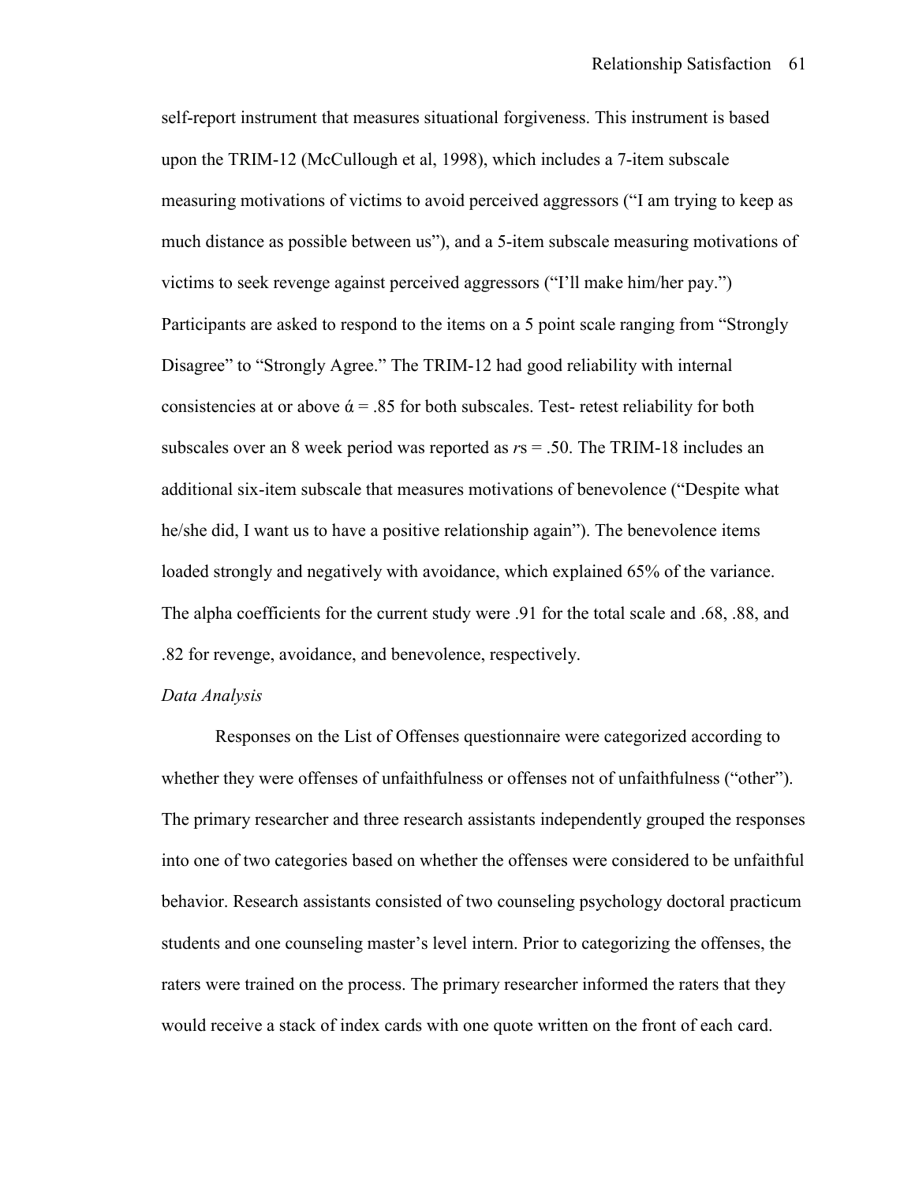self-report instrument that measures situational forgiveness. This instrument is based upon the TRIM-12 (McCullough et al, 1998), which includes a 7-item subscale measuring motivations of victims to avoid perceived aggressors ("I am trying to keep as much distance as possible between us"), and a 5-item subscale measuring motivations of victims to seek revenge against perceived aggressors ("I'll make him/her pay.") Participants are asked to respond to the items on a 5 point scale ranging from "Strongly Disagree" to "Strongly Agree." The TRIM-12 had good reliability with internal consistencies at or above ά = .85 for both subscales. Test- retest reliability for both subscales over an 8 week period was reported as *r*s = .50. The TRIM-18 includes an additional six-item subscale that measures motivations of benevolence ("Despite what he/she did, I want us to have a positive relationship again"). The benevolence items loaded strongly and negatively with avoidance, which explained 65% of the variance. The alpha coefficients for the current study were .91 for the total scale and .68, .88, and .82 for revenge, avoidance, and benevolence, respectively.

*Data Analysis*

Responses on the List of Offenses questionnaire were categorized according to whether they were offenses of unfaithfulness or offenses not of unfaithfulness ("other"). The primary researcher and three research assistants independently grouped the responses into one of two categories based on whether the offenses were considered to be unfaithful behavior. Research assistants consisted of two counseling psychology doctoral practicum students and one counseling master's level intern. Prior to categorizing the offenses, the raters were trained on the process. The primary researcher informed the raters that they would receive a stack of index cards with one quote written on the front of each card.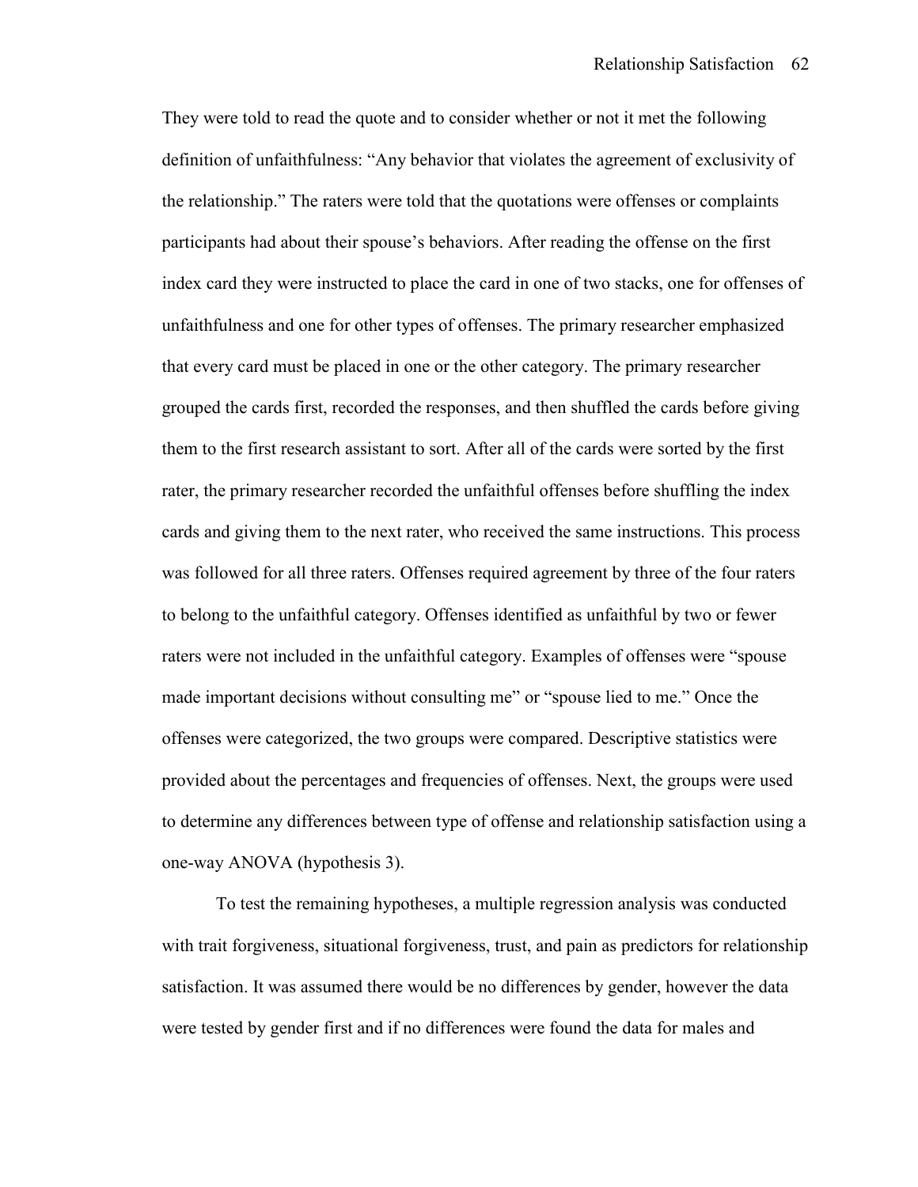They were told to read the quote and to consider whether or not it met the following definition of unfaithfulness: "Any behavior that violates the agreement of exclusivity of the relationship." The raters were told that the quotations were offenses or complaints participants had about their spouse's behaviors. After reading the offense on the first index card they were instructed to place the card in one of two stacks, one for offenses of unfaithfulness and one for other types of offenses. The primary researcher emphasized that every card must be placed in one or the other category. The primary researcher grouped the cards first, recorded the responses, and then shuffled the cards before giving them to the first research assistant to sort. After all of the cards were sorted by the first rater, the primary researcher recorded the unfaithful offenses before shuffling the index cards and giving them to the next rater, who received the same instructions. This process was followed for all three raters. Offenses required agreement by three of the four raters to belong to the unfaithful category. Offenses identified as unfaithful by two or fewer raters were not included in the unfaithful category. Examples of offenses were "spouse made important decisions without consulting me" or "spouse lied to me." Once the offenses were categorized, the two groups were compared. Descriptive statistics were provided about the percentages and frequencies of offenses. Next, the groups were used to determine any differences between type of offense and relationship satisfaction using a one-way ANOVA (hypothesis 3).

To test the remaining hypotheses, a multiple regression analysis was conducted with trait forgiveness, situational forgiveness, trust, and pain as predictors for relationship satisfaction. It was assumed there would be no differences by gender, however the data were tested by gender first and if no differences were found the data for males and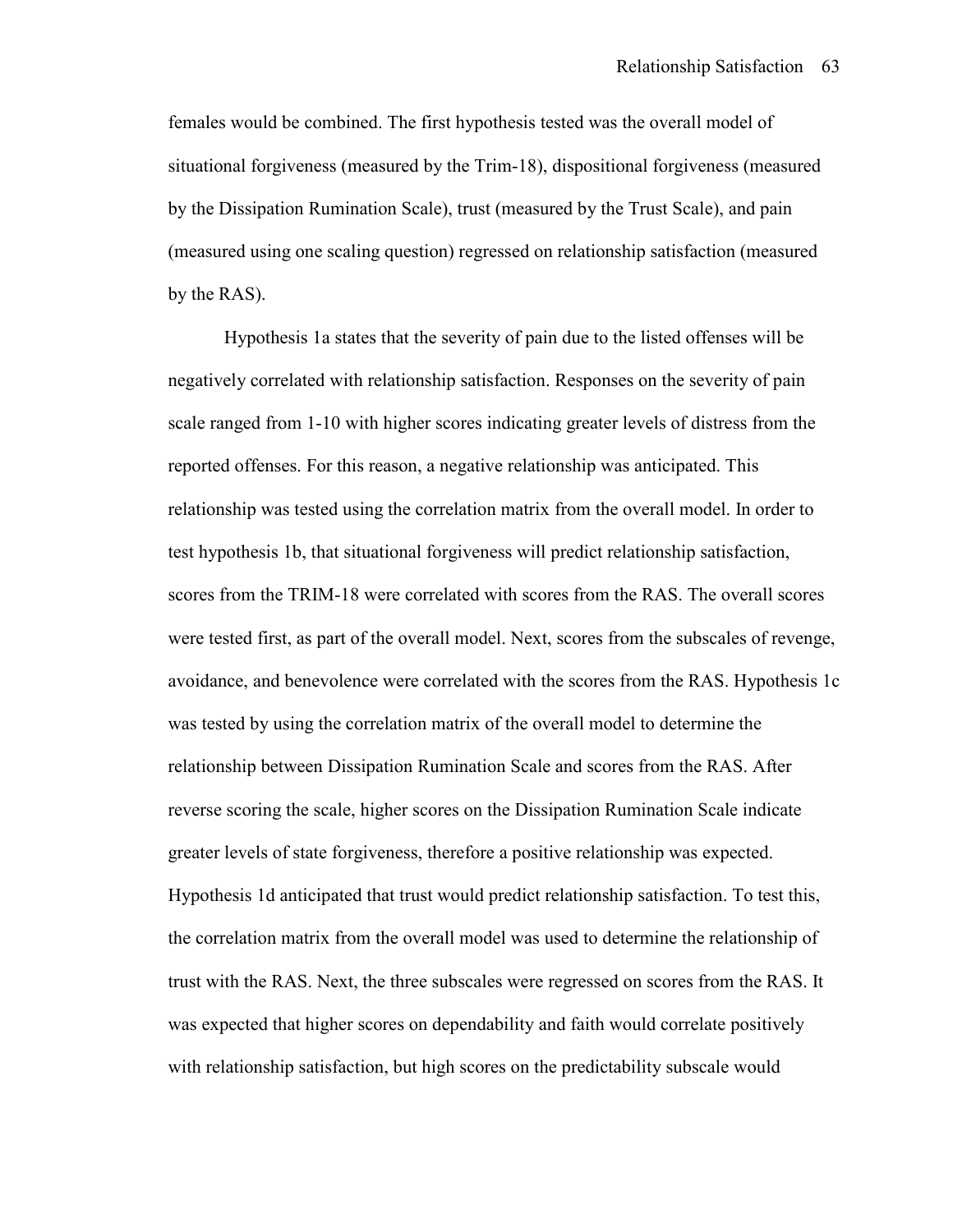females would be combined. The first hypothesis tested was the overall model of situational forgiveness (measured by the Trim-18), dispositional forgiveness (measured by the Dissipation Rumination Scale), trust (measured by the Trust Scale), and pain (measured using one scaling question) regressed on relationship satisfaction (measured by the RAS).

Hypothesis 1a states that the severity of pain due to the listed offenses will be negatively correlated with relationship satisfaction. Responses on the severity of pain scale ranged from 1-10 with higher scores indicating greater levels of distress from the reported offenses. For this reason, a negative relationship was anticipated. This relationship was tested using the correlation matrix from the overall model. In order to test hypothesis 1b, that situational forgiveness will predict relationship satisfaction, scores from the TRIM-18 were correlated with scores from the RAS. The overall scores were tested first, as part of the overall model. Next, scores from the subscales of revenge, avoidance, and benevolence were correlated with the scores from the RAS. Hypothesis 1c was tested by using the correlation matrix of the overall model to determine the relationship between Dissipation Rumination Scale and scores from the RAS. After reverse scoring the scale, higher scores on the Dissipation Rumination Scale indicate greater levels of state forgiveness, therefore a positive relationship was expected. Hypothesis 1d anticipated that trust would predict relationship satisfaction. To test this, the correlation matrix from the overall model was used to determine the relationship of trust with the RAS. Next, the three subscales were regressed on scores from the RAS. It was expected that higher scores on dependability and faith would correlate positively with relationship satisfaction, but high scores on the predictability subscale would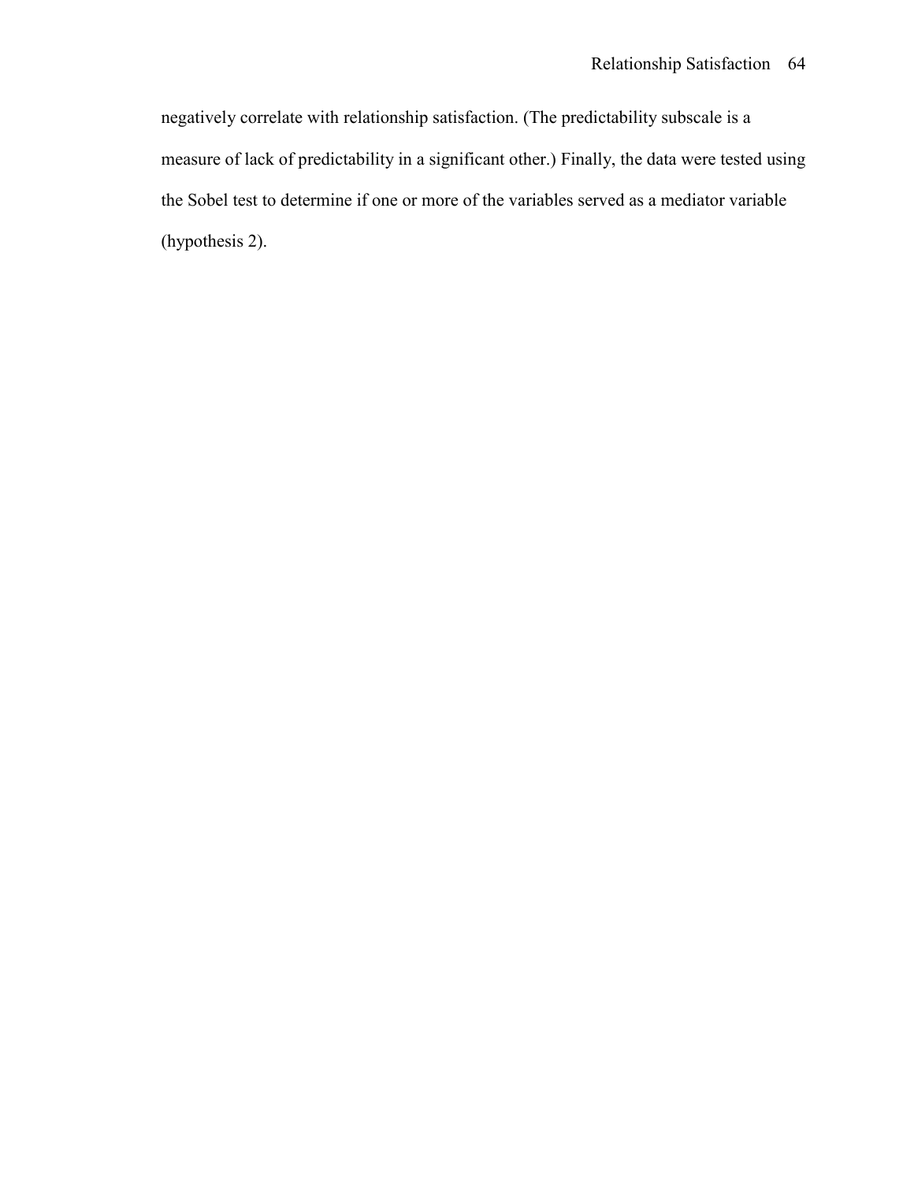negatively correlate with relationship satisfaction. (The predictability subscale is a measure of lack of predictability in a significant other.) Finally, the data were tested using the Sobel test to determine if one or more of the variables served as a mediator variable (hypothesis 2).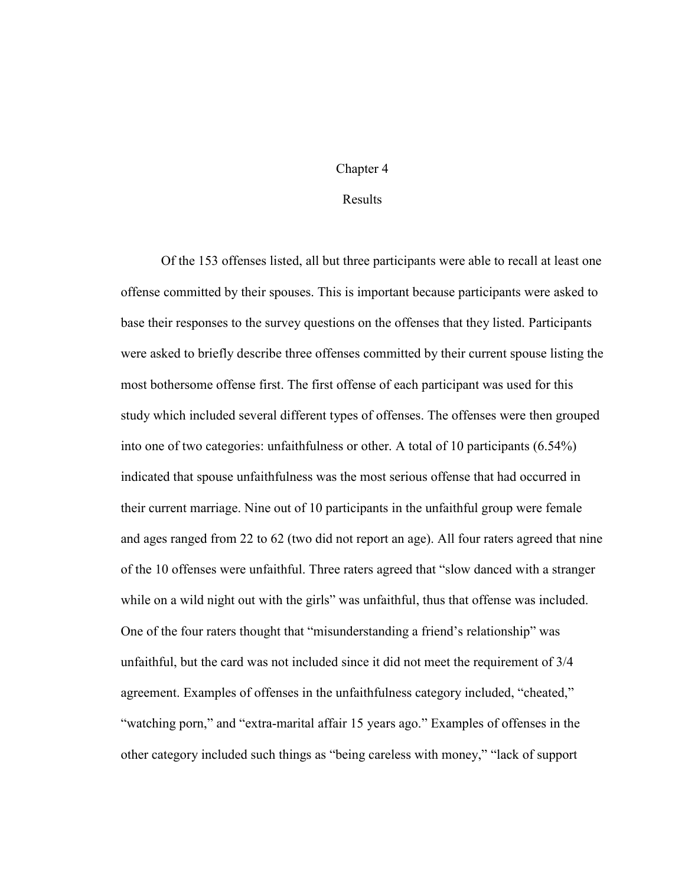# Chapter 4

## Results

Of the 153 offenses listed, all but three participants were able to recall at least one offense committed by their spouses. This is important because participants were asked to base their responses to the survey questions on the offenses that they listed. Participants were asked to briefly describe three offenses committed by their current spouse listing the most bothersome offense first. The first offense of each participant was used for this study which included several different types of offenses. The offenses were then grouped into one of two categories: unfaithfulness or other. A total of 10 participants (6.54%) indicated that spouse unfaithfulness was the most serious offense that had occurred in their current marriage. Nine out of 10 participants in the unfaithful group were female and ages ranged from 22 to 62 (two did not report an age). All four raters agreed that nine of the 10 offenses were unfaithful. Three raters agreed that "slow danced with a stranger while on a wild night out with the girls" was unfaithful, thus that offense was included. One of the four raters thought that "misunderstanding a friend's relationship" was unfaithful, but the card was not included since it did not meet the requirement of 3/4 agreement. Examples of offenses in the unfaithfulness category included, "cheated," "watching porn," and "extra-marital affair 15 years ago." Examples of offenses in the other category included such things as "being careless with money," "lack of support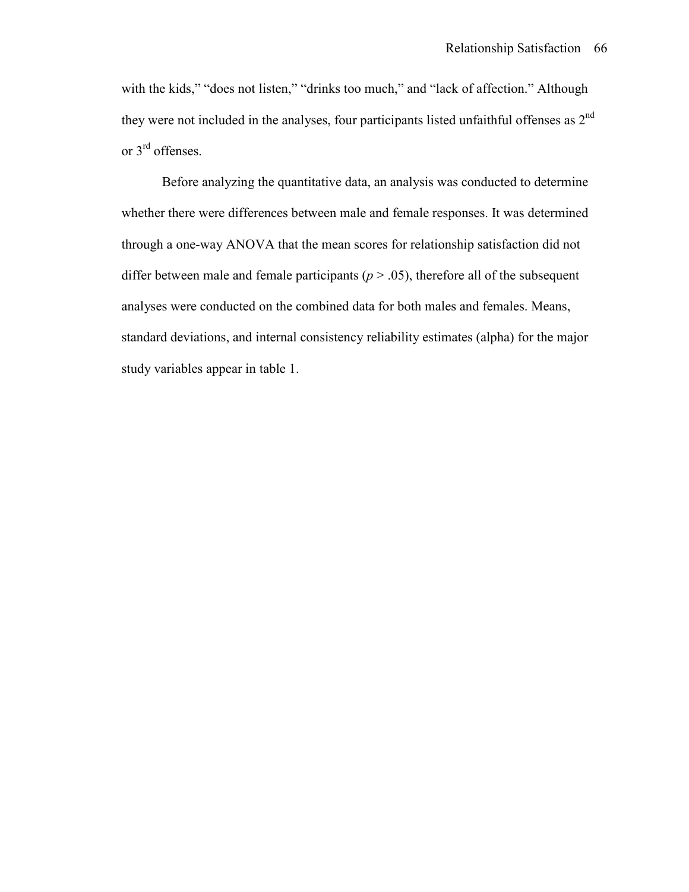with the kids," "does not listen," "drinks too much," and "lack of affection." Although they were not included in the analyses, four participants listed unfaithful offenses as 2nd or 3rd offenses.

Before analyzing the quantitative data, an analysis was conducted to determine whether there were differences between male and female responses. It was determined through a one-way ANOVA that the mean scores for relationship satisfaction did not differ between male and female participants ($p > .05$), therefore all of the subsequent analyses were conducted on the combined data for both males and females. Means, standard deviations, and internal consistency reliability estimates (alpha) for the major study variables appear in table 1.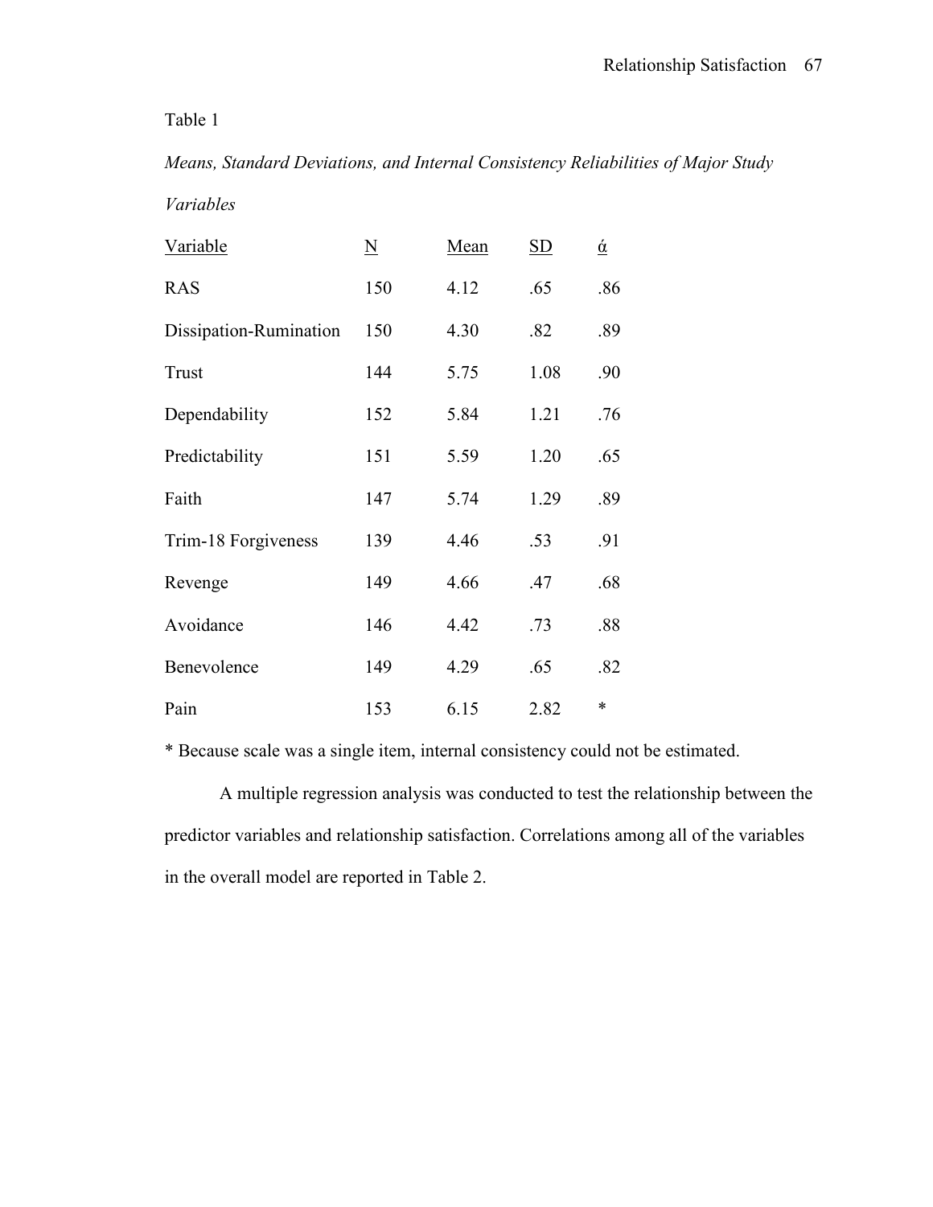Table 1

*Means, Standard Deviations, and Internal Consistency Reliabilities of Major Study Variables*

| Variable | N | Mean | SD | ά |
|---|---|---|---|---|
| RAS | 150 | 4.12 | .65 | .86 |
| Dissipation-Rumination | 150 | 4.30 | .82 | .89 |
| Trust | 144 | 5.75 | 1.08 | .90 |
| Dependability | 152 | 5.84 | 1.21 | .76 |
| Predictability | 151 | 5.59 | 1.20 | .65 |
| Faith | 147 | 5.74 | 1.29 | .89 |
| Trim-18 Forgiveness | 139 | 4.46 | .53 | .91 |
| Revenge | 149 | 4.66 | .47 | .68 |
| Avoidance | 146 | 4.42 | .73 | .88 |
| Benevolence | 149 | 4.29 | .65 | .82 |
| Pain | 153 | 6.15 | 2.82 | * |

* Because scale was a single item, internal consistency could not be estimated.

A multiple regression analysis was conducted to test the relationship between the predictor variables and relationship satisfaction. Correlations among all of the variables in the overall model are reported in Table 2.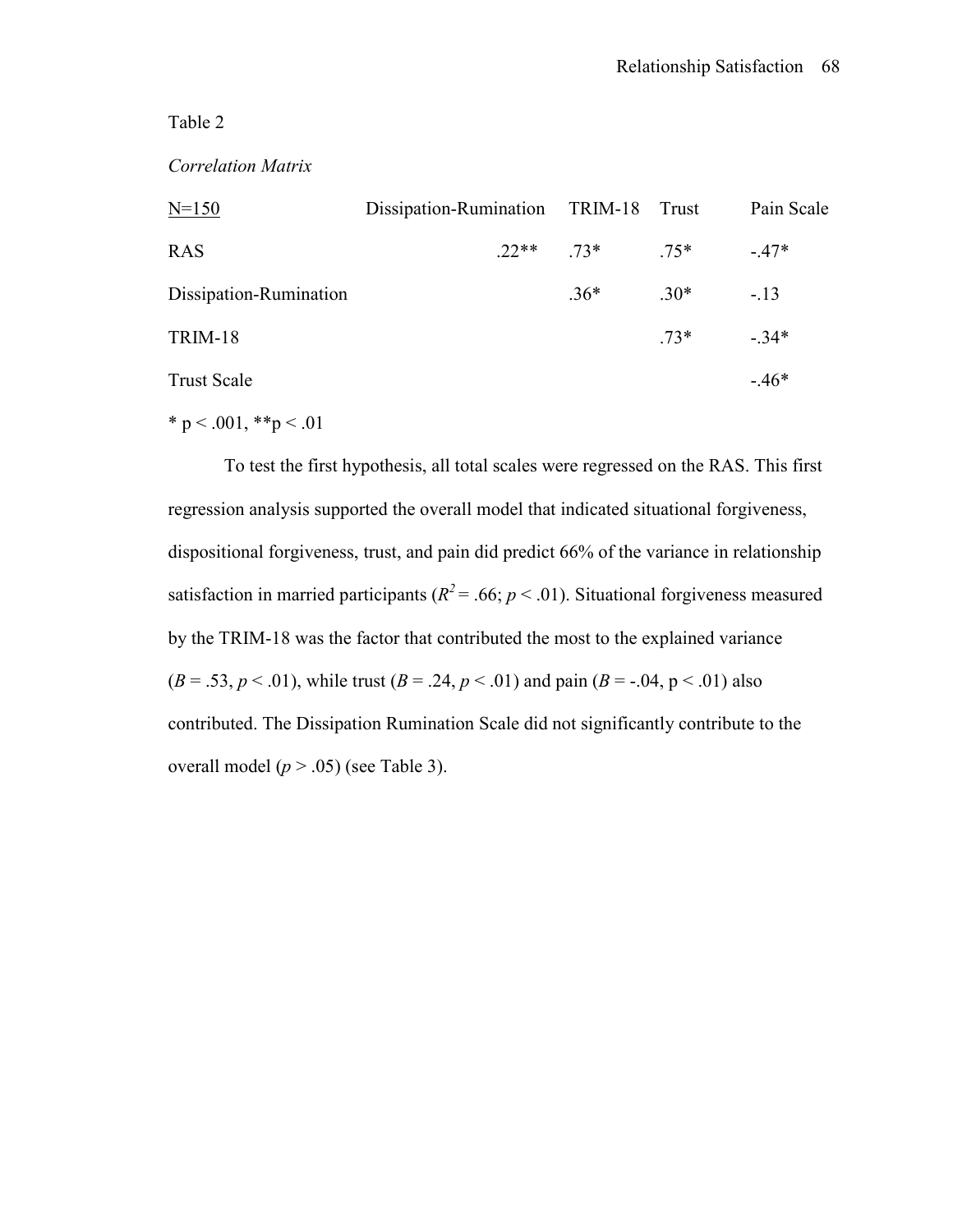Table 2

*Correlation Matrix*

| N=150 | Dissipation-Rumination | TRIM-18 | Trust | Pain Scale |
|---|---|---|---|---|
| RAS | .22** | .73* | .75* | -.47* |
| Dissipation-Rumination | | .36* | .30* | -.13 |
| TRIM-18 | | | .73* | -.34* |
| Trust Scale | | | | -.46* |

* p < .001, **p < .01

To test the first hypothesis, all total scales were regressed on the RAS. This first regression analysis supported the overall model that indicated situational forgiveness, dispositional forgiveness, trust, and pain did predict 66% of the variance in relationship satisfaction in married participants ($R^2 = .66$; $p < .01$). Situational forgiveness measured by the TRIM-18 was the factor that contributed the most to the explained variance ($B = .53$, $p < .01$), while trust ($B = .24$, $p < .01$) and pain ($B = -.04$, $p < .01$) also contributed. The Dissipation Rumination Scale did not significantly contribute to the overall model ($p > .05$) (see Table 3).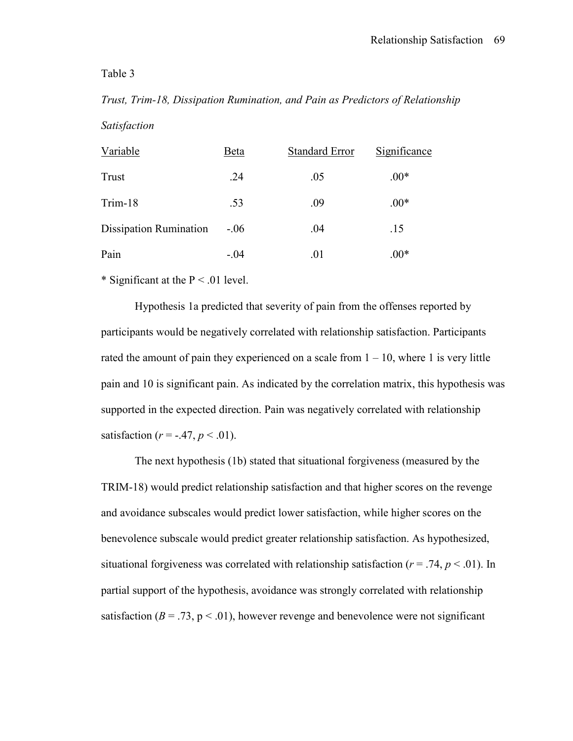Table 3

*Trust, Trim-18, Dissipation Rumination, and Pain as Predictors of Relationship Satisfaction*

| Variable | Beta | Standard Error | Significance |
|---|---|---|---|
| Trust | .24 | .05 | .00* |
| Trim-18 | .53 | .09 | .00* |
| Dissipation Rumination | -.06 | .04 | .15 |
| Pain | -.04 | .01 | .00* |

* Significant at the $P < .01$ level.

Hypothesis 1a predicted that severity of pain from the offenses reported by participants would be negatively correlated with relationship satisfaction. Participants rated the amount of pain they experienced on a scale from 1 – 10, where 1 is very little pain and 10 is significant pain. As indicated by the correlation matrix, this hypothesis was supported in the expected direction. Pain was negatively correlated with relationship satisfaction ($r = -.47$, $p < .01$).

The next hypothesis (1b) stated that situational forgiveness (measured by the TRIM-18) would predict relationship satisfaction and that higher scores on the revenge and avoidance subscales would predict lower satisfaction, while higher scores on the benevolence subscale would predict greater relationship satisfaction. As hypothesized, situational forgiveness was correlated with relationship satisfaction ($r = .74$, $p < .01$). In partial support of the hypothesis, avoidance was strongly correlated with relationship satisfaction ($B = .73$, $p < .01$), however revenge and benevolence were not significant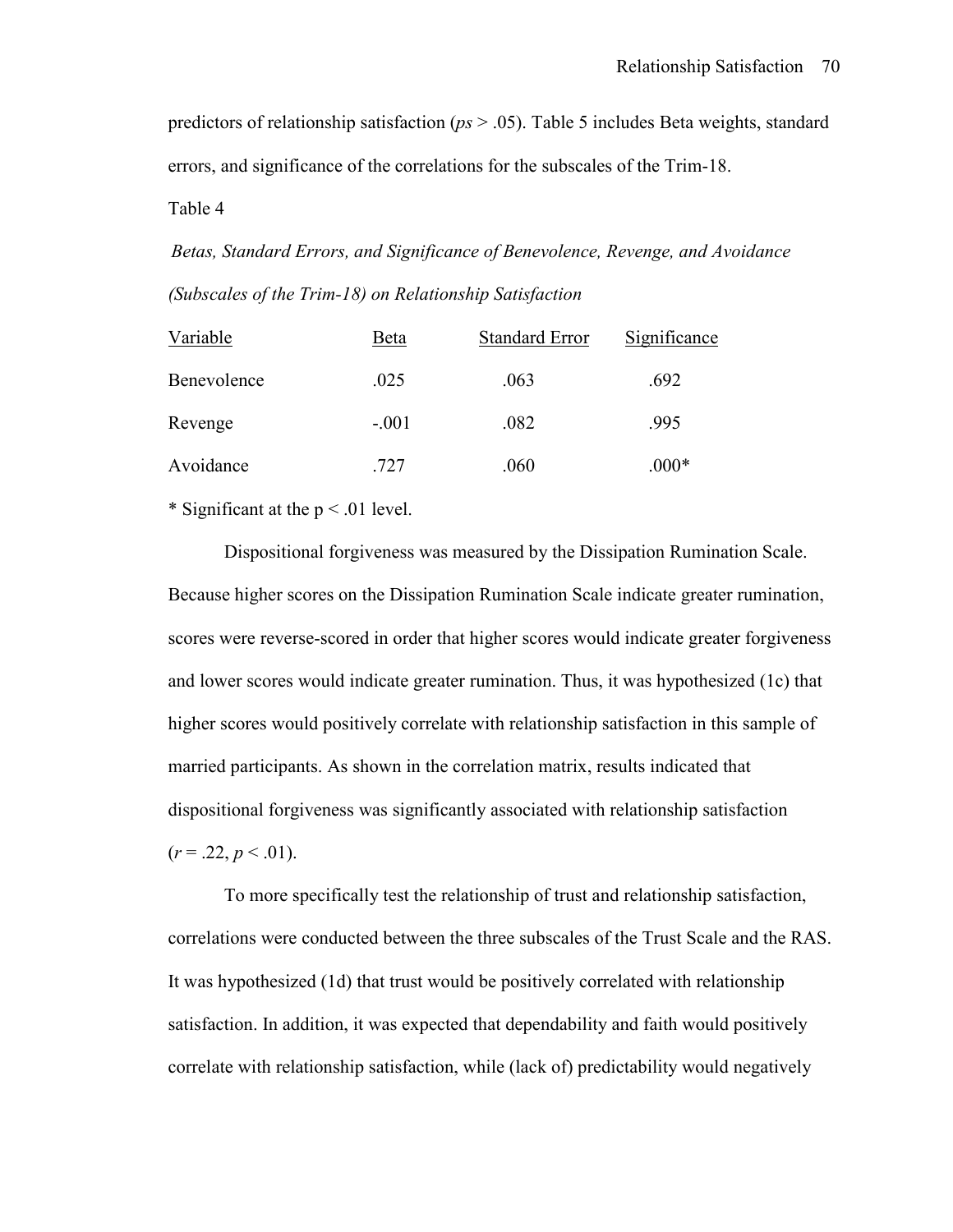predictors of relationship satisfaction (*ps* > .05). Table 5 includes Beta weights, standard errors, and significance of the correlations for the subscales of the Trim-18.

Table 4

*Betas, Standard Errors, and Significance of Benevolence, Revenge, and Avoidance (Subscales of the Trim-18) on Relationship Satisfaction*

| Variable | Beta | Standard Error | Significance |
|---|---|---|---|
| Benevolence | .025 | .063 | .692 |
| Revenge | -.001 | .082 | .995 |
| Avoidance | .727 | .060 | .000* |

* Significant at the $p < .01$ level.

Dispositional forgiveness was measured by the Dissipation Rumination Scale. Because higher scores on the Dissipation Rumination Scale indicate greater rumination, scores were reverse-scored in order that higher scores would indicate greater forgiveness and lower scores would indicate greater rumination. Thus, it was hypothesized (1c) that higher scores would positively correlate with relationship satisfaction in this sample of married participants. As shown in the correlation matrix, results indicated that dispositional forgiveness was significantly associated with relationship satisfaction ($r = .22$, $p < .01$).

To more specifically test the relationship of trust and relationship satisfaction, correlations were conducted between the three subscales of the Trust Scale and the RAS. It was hypothesized (1d) that trust would be positively correlated with relationship satisfaction. In addition, it was expected that dependability and faith would positively correlate with relationship satisfaction, while (lack of) predictability would negatively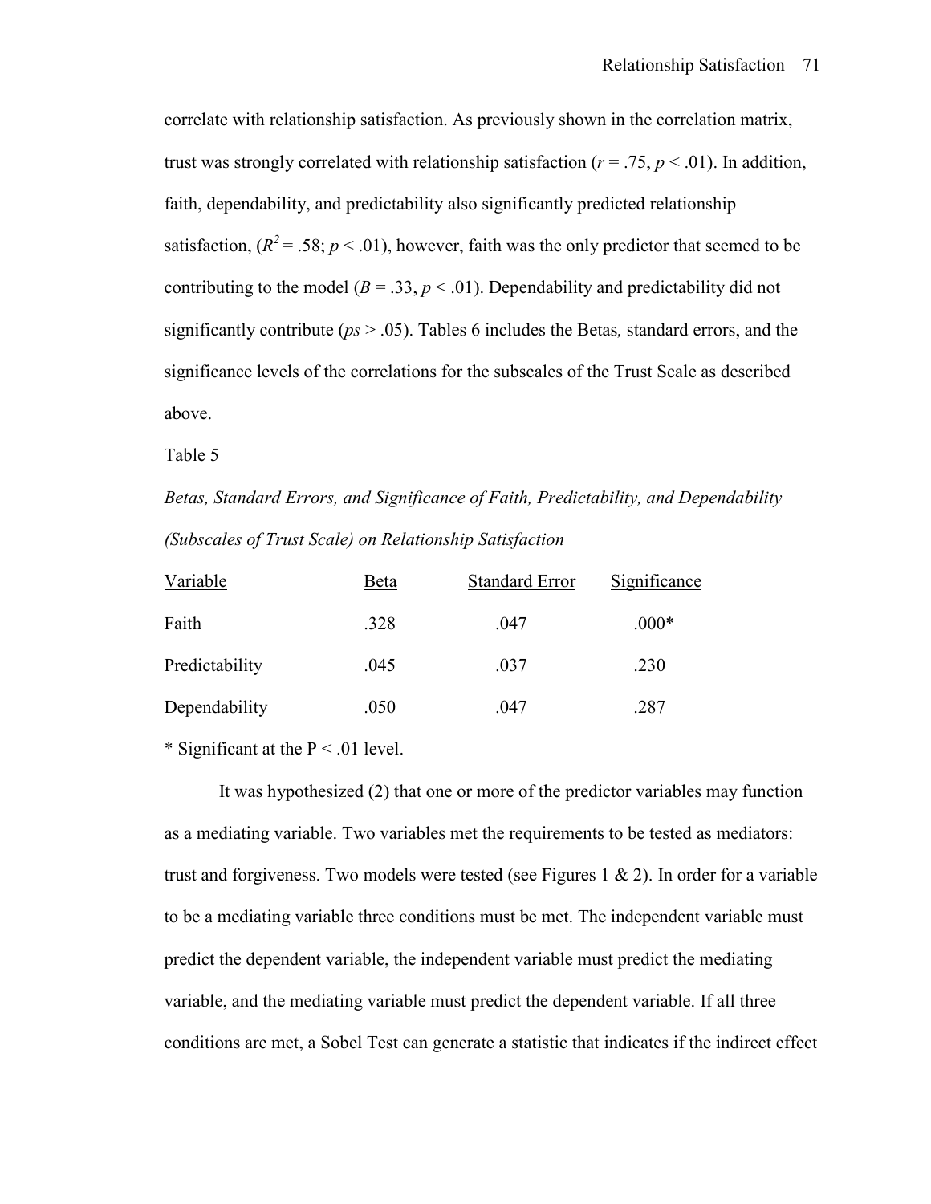correlate with relationship satisfaction. As previously shown in the correlation matrix, trust was strongly correlated with relationship satisfaction ($r = .75$, $p < .01$). In addition, faith, dependability, and predictability also significantly predicted relationship satisfaction, ($R^2 = .58$; $p < .01$), however, faith was the only predictor that seemed to be contributing to the model ($B = .33$, $p < .01$). Dependability and predictability did not significantly contribute (*ps* > .05). Tables 6 includes the Betas*,* standard errors, and the significance levels of the correlations for the subscales of the Trust Scale as described above.

Table 5

*Betas, Standard Errors, and Significance of Faith, Predictability, and Dependability (Subscales of Trust Scale) on Relationship Satisfaction*

| Variable | Beta | Standard Error | Significance |
|---|---|---|---|
| Faith | .328 | .047 | .000* |
| Predictability | .045 | .037 | .230 |
| Dependability | .050 | .047 | .287 |

* Significant at the P < .01 level.

It was hypothesized (2) that one or more of the predictor variables may function as a mediating variable. Two variables met the requirements to be tested as mediators: trust and forgiveness. Two models were tested (see Figures 1 & 2). In order for a variable to be a mediating variable three conditions must be met. The independent variable must predict the dependent variable, the independent variable must predict the mediating variable, and the mediating variable must predict the dependent variable. If all three conditions are met, a Sobel Test can generate a statistic that indicates if the indirect effect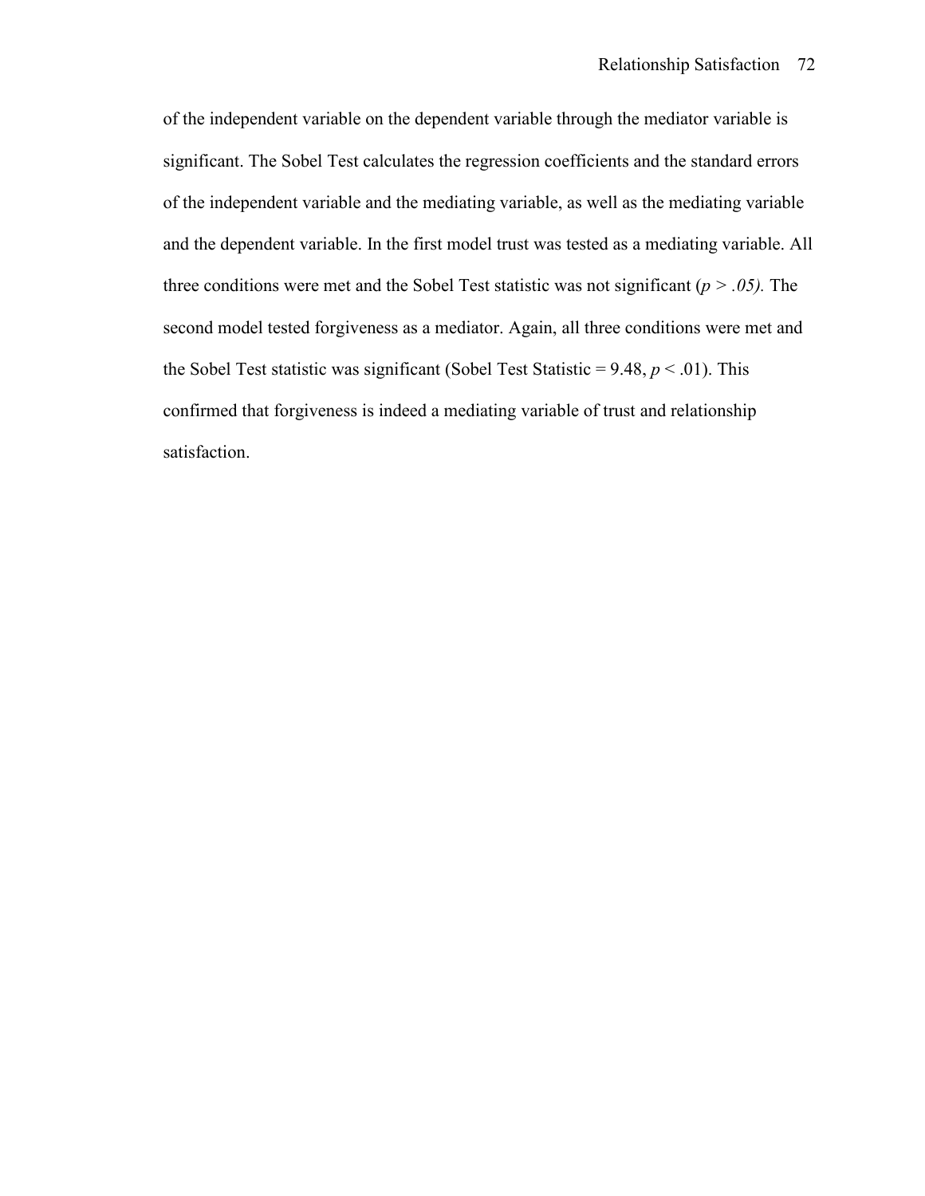of the independent variable on the dependent variable through the mediator variable is significant. The Sobel Test calculates the regression coefficients and the standard errors of the independent variable and the mediating variable, as well as the mediating variable and the dependent variable. In the first model trust was tested as a mediating variable. All three conditions were met and the Sobel Test statistic was not significant ($p > .05$). The second model tested forgiveness as a mediator. Again, all three conditions were met and the Sobel Test statistic was significant (Sobel Test Statistic = 9.48, $p < .01$). This confirmed that forgiveness is indeed a mediating variable of trust and relationship satisfaction.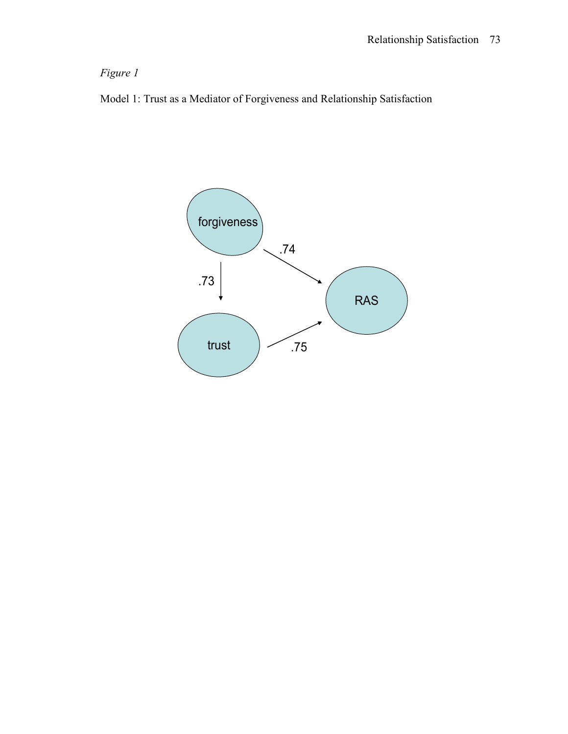*Figure 1*

Model 1: Trust as a Mediator of Forgiveness and Relationship Satisfaction

forgiveness

.74

.73

RAS

trust

.75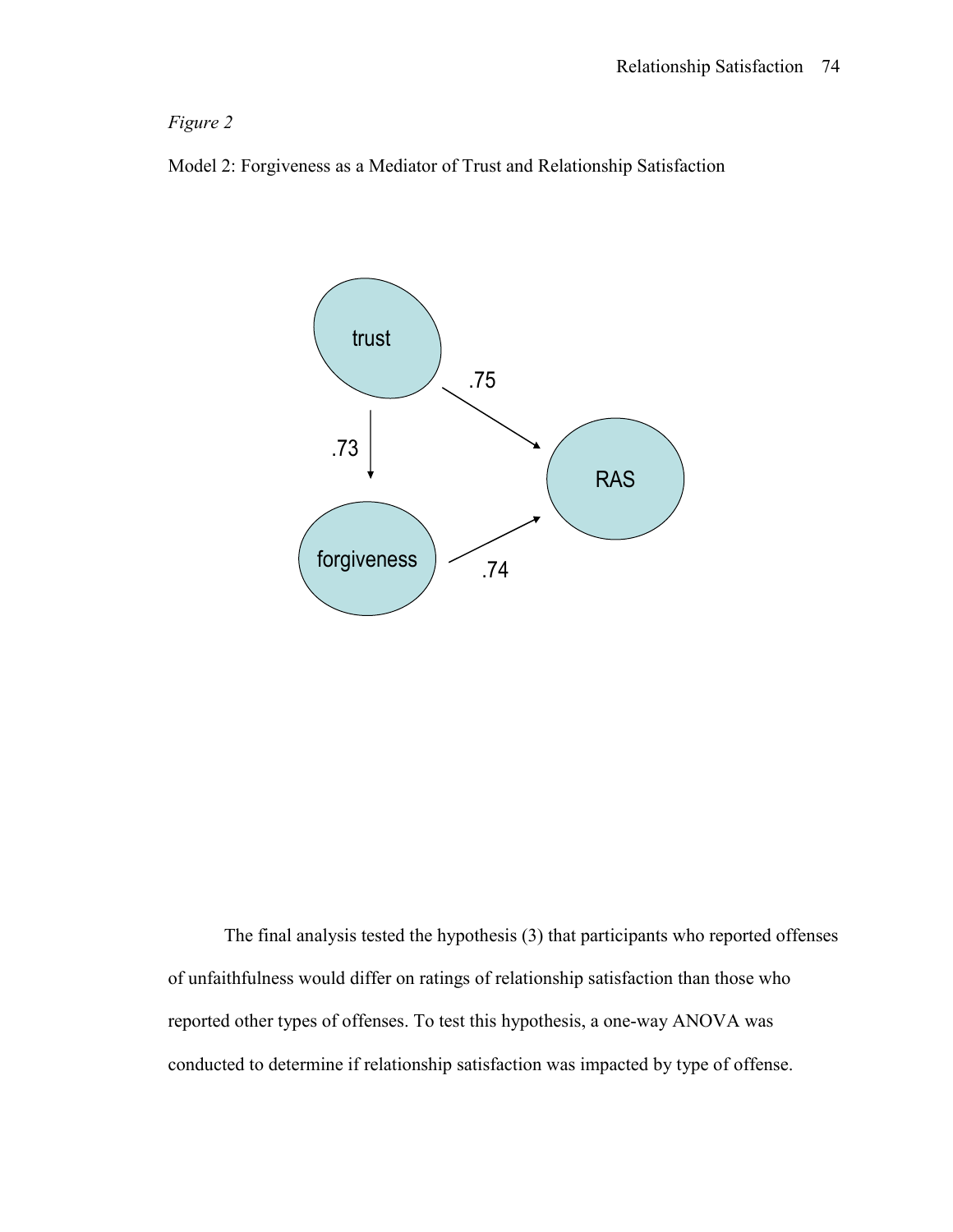*Figure 2*

Model 2: Forgiveness as a Mediator of Trust and Relationship Satisfaction

trust

.75

.73

RAS

forgiveness

.74

The final analysis tested the hypothesis (3) that participants who reported offenses of unfaithfulness would differ on ratings of relationship satisfaction than those who reported other types of offenses. To test this hypothesis, a one-way ANOVA was conducted to determine if relationship satisfaction was impacted by type of offense.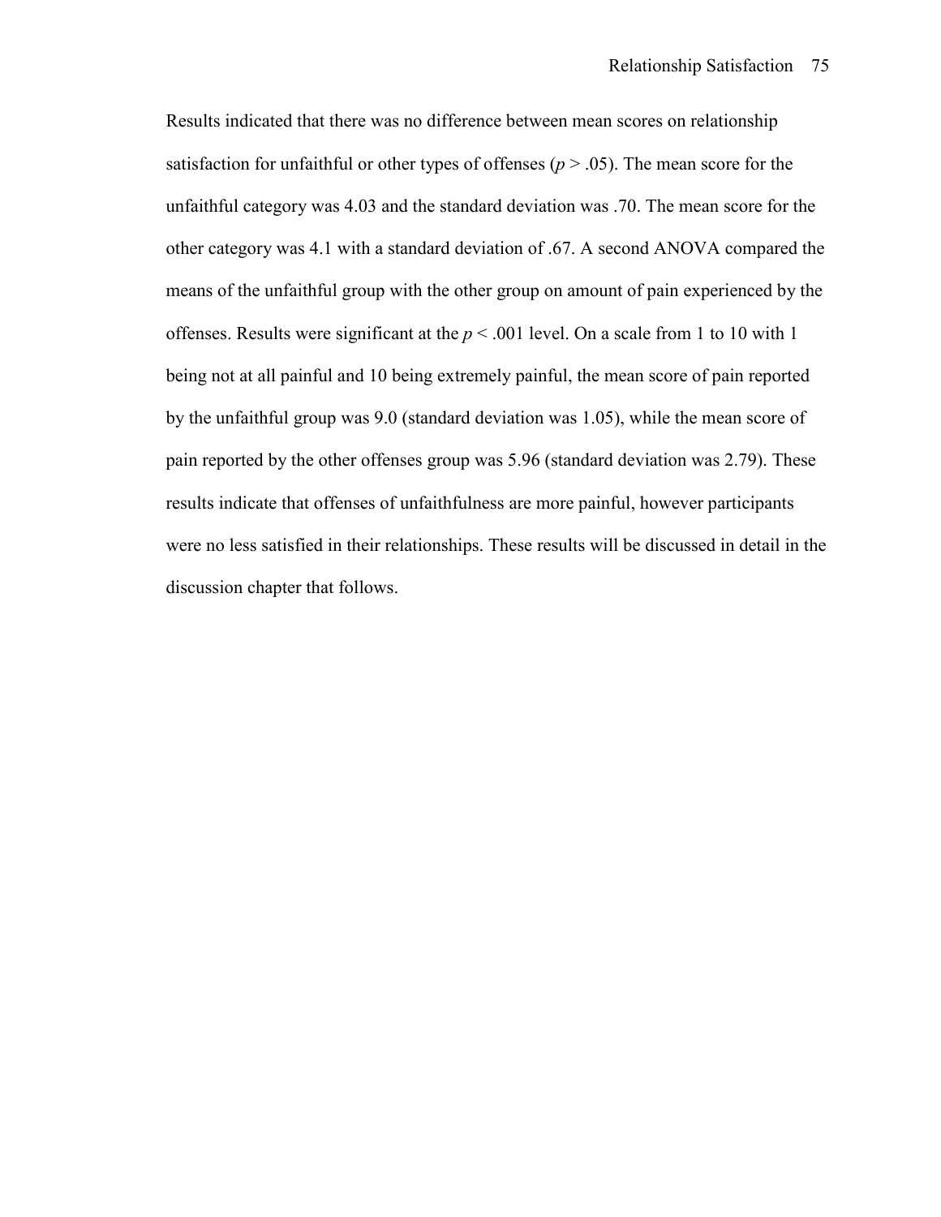Results indicated that there was no difference between mean scores on relationship satisfaction for unfaithful or other types of offenses ($p > .05$). The mean score for the unfaithful category was 4.03 and the standard deviation was .70. The mean score for the other category was 4.1 with a standard deviation of .67. A second ANOVA compared the means of the unfaithful group with the other group on amount of pain experienced by the offenses. Results were significant at the $p < .001$ level. On a scale from 1 to 10 with 1 being not at all painful and 10 being extremely painful, the mean score of pain reported by the unfaithful group was 9.0 (standard deviation was 1.05), while the mean score of pain reported by the other offenses group was 5.96 (standard deviation was 2.79). These results indicate that offenses of unfaithfulness are more painful, however participants were no less satisfied in their relationships. These results will be discussed in detail in the discussion chapter that follows.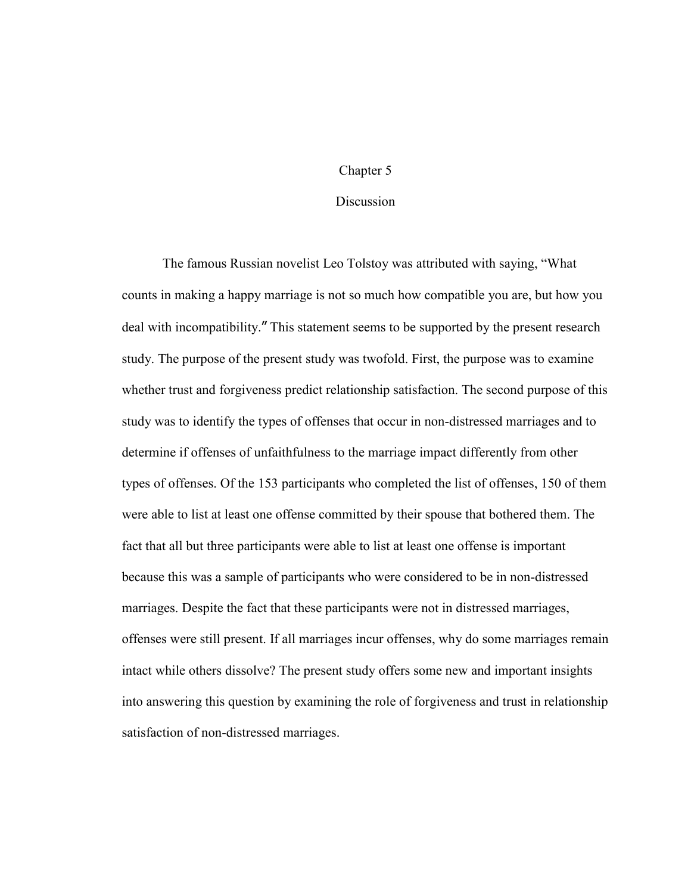# Chapter 5

## Discussion

The famous Russian novelist Leo Tolstoy was attributed with saying, "What counts in making a happy marriage is not so much how compatible you are, but how you deal with incompatibility." This statement seems to be supported by the present research study. The purpose of the present study was twofold. First, the purpose was to examine whether trust and forgiveness predict relationship satisfaction. The second purpose of this study was to identify the types of offenses that occur in non-distressed marriages and to determine if offenses of unfaithfulness to the marriage impact differently from other types of offenses. Of the 153 participants who completed the list of offenses, 150 of them were able to list at least one offense committed by their spouse that bothered them. The fact that all but three participants were able to list at least one offense is important because this was a sample of participants who were considered to be in non-distressed marriages. Despite the fact that these participants were not in distressed marriages, offenses were still present. If all marriages incur offenses, why do some marriages remain intact while others dissolve? The present study offers some new and important insights into answering this question by examining the role of forgiveness and trust in relationship satisfaction of non-distressed marriages.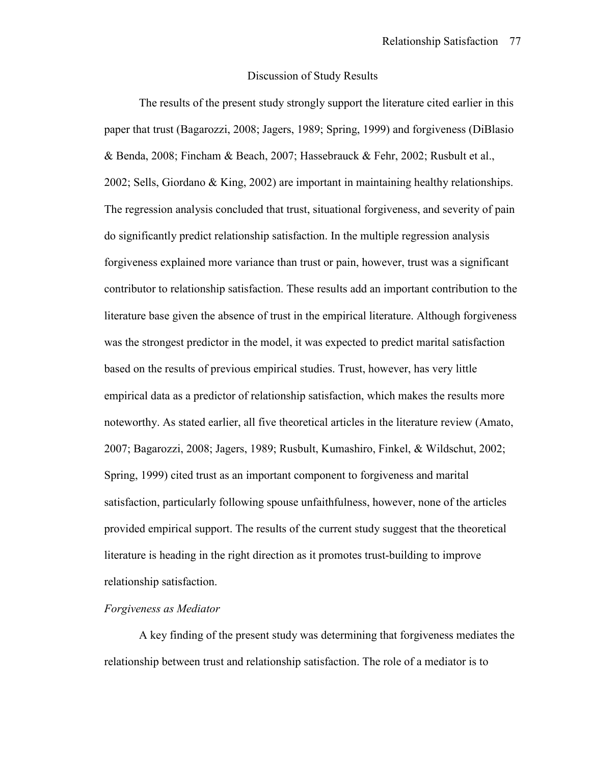## Discussion of Study Results

The results of the present study strongly support the literature cited earlier in this paper that trust (Bagarozzi, 2008; Jagers, 1989; Spring, 1999) and forgiveness (DiBlasio & Benda, 2008; Fincham & Beach, 2007; Hassebrauck & Fehr, 2002; Rusbult et al., 2002; Sells, Giordano & King, 2002) are important in maintaining healthy relationships. The regression analysis concluded that trust, situational forgiveness, and severity of pain do significantly predict relationship satisfaction. In the multiple regression analysis forgiveness explained more variance than trust or pain, however, trust was a significant contributor to relationship satisfaction. These results add an important contribution to the literature base given the absence of trust in the empirical literature. Although forgiveness was the strongest predictor in the model, it was expected to predict marital satisfaction based on the results of previous empirical studies. Trust, however, has very little empirical data as a predictor of relationship satisfaction, which makes the results more noteworthy. As stated earlier, all five theoretical articles in the literature review (Amato, 2007; Bagarozzi, 2008; Jagers, 1989; Rusbult, Kumashiro, Finkel, & Wildschut, 2002; Spring, 1999) cited trust as an important component to forgiveness and marital satisfaction, particularly following spouse unfaithfulness, however, none of the articles provided empirical support. The results of the current study suggest that the theoretical literature is heading in the right direction as it promotes trust-building to improve relationship satisfaction.

*Forgiveness as Mediator*

A key finding of the present study was determining that forgiveness mediates the relationship between trust and relationship satisfaction. The role of a mediator is to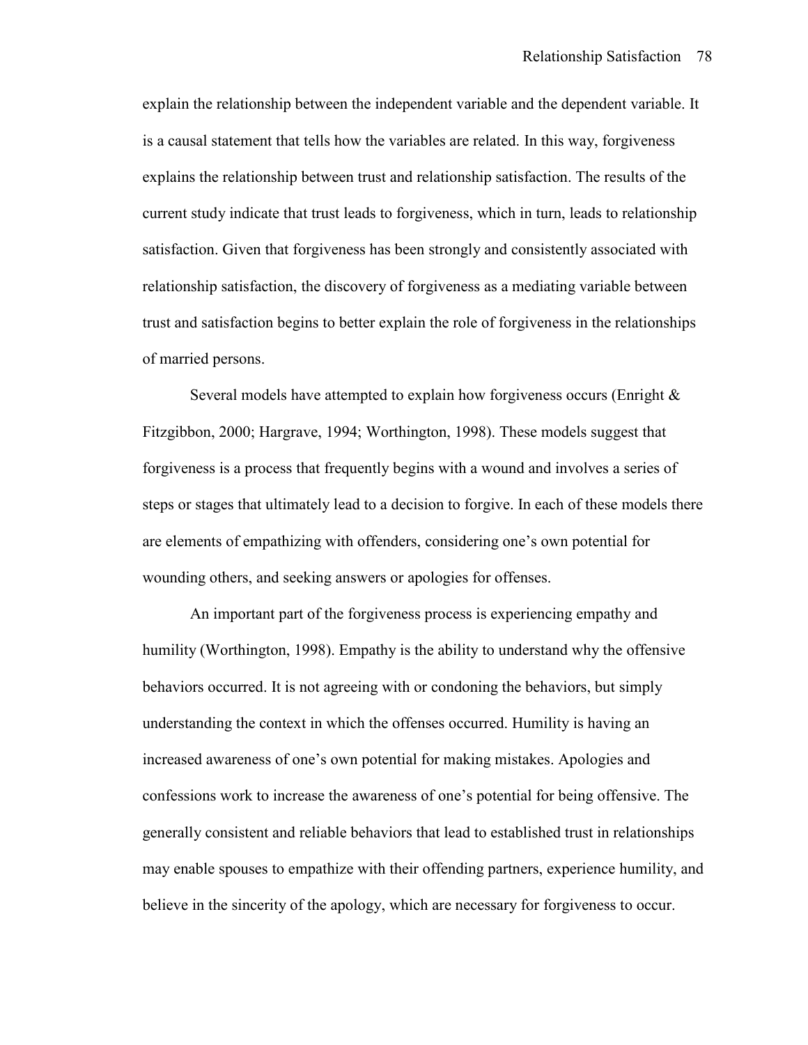explain the relationship between the independent variable and the dependent variable. It is a causal statement that tells how the variables are related. In this way, forgiveness explains the relationship between trust and relationship satisfaction. The results of the current study indicate that trust leads to forgiveness, which in turn, leads to relationship satisfaction. Given that forgiveness has been strongly and consistently associated with relationship satisfaction, the discovery of forgiveness as a mediating variable between trust and satisfaction begins to better explain the role of forgiveness in the relationships of married persons.

Several models have attempted to explain how forgiveness occurs (Enright & Fitzgibbon, 2000; Hargrave, 1994; Worthington, 1998). These models suggest that forgiveness is a process that frequently begins with a wound and involves a series of steps or stages that ultimately lead to a decision to forgive. In each of these models there are elements of empathizing with offenders, considering one's own potential for wounding others, and seeking answers or apologies for offenses.

An important part of the forgiveness process is experiencing empathy and humility (Worthington, 1998). Empathy is the ability to understand why the offensive behaviors occurred. It is not agreeing with or condoning the behaviors, but simply understanding the context in which the offenses occurred. Humility is having an increased awareness of one's own potential for making mistakes. Apologies and confessions work to increase the awareness of one's potential for being offensive. The generally consistent and reliable behaviors that lead to established trust in relationships may enable spouses to empathize with their offending partners, experience humility, and believe in the sincerity of the apology, which are necessary for forgiveness to occur.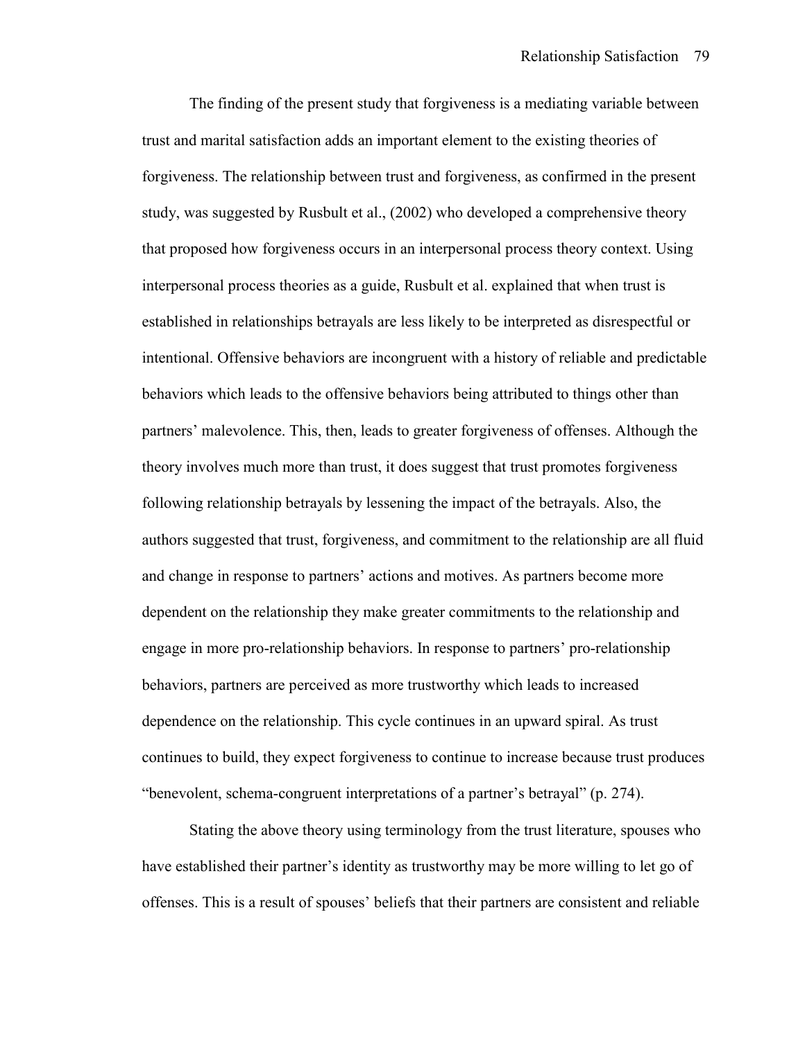The finding of the present study that forgiveness is a mediating variable between trust and marital satisfaction adds an important element to the existing theories of forgiveness. The relationship between trust and forgiveness, as confirmed in the present study, was suggested by Rusbult et al., (2002) who developed a comprehensive theory that proposed how forgiveness occurs in an interpersonal process theory context. Using interpersonal process theories as a guide, Rusbult et al. explained that when trust is established in relationships betrayals are less likely to be interpreted as disrespectful or intentional. Offensive behaviors are incongruent with a history of reliable and predictable behaviors which leads to the offensive behaviors being attributed to things other than partners' malevolence. This, then, leads to greater forgiveness of offenses. Although the theory involves much more than trust, it does suggest that trust promotes forgiveness following relationship betrayals by lessening the impact of the betrayals. Also, the authors suggested that trust, forgiveness, and commitment to the relationship are all fluid and change in response to partners' actions and motives. As partners become more dependent on the relationship they make greater commitments to the relationship and engage in more pro-relationship behaviors. In response to partners' pro-relationship behaviors, partners are perceived as more trustworthy which leads to increased dependence on the relationship. This cycle continues in an upward spiral. As trust continues to build, they expect forgiveness to continue to increase because trust produces "benevolent, schema-congruent interpretations of a partner's betrayal" (p. 274).

Stating the above theory using terminology from the trust literature, spouses who have established their partner's identity as trustworthy may be more willing to let go of offenses. This is a result of spouses' beliefs that their partners are consistent and reliable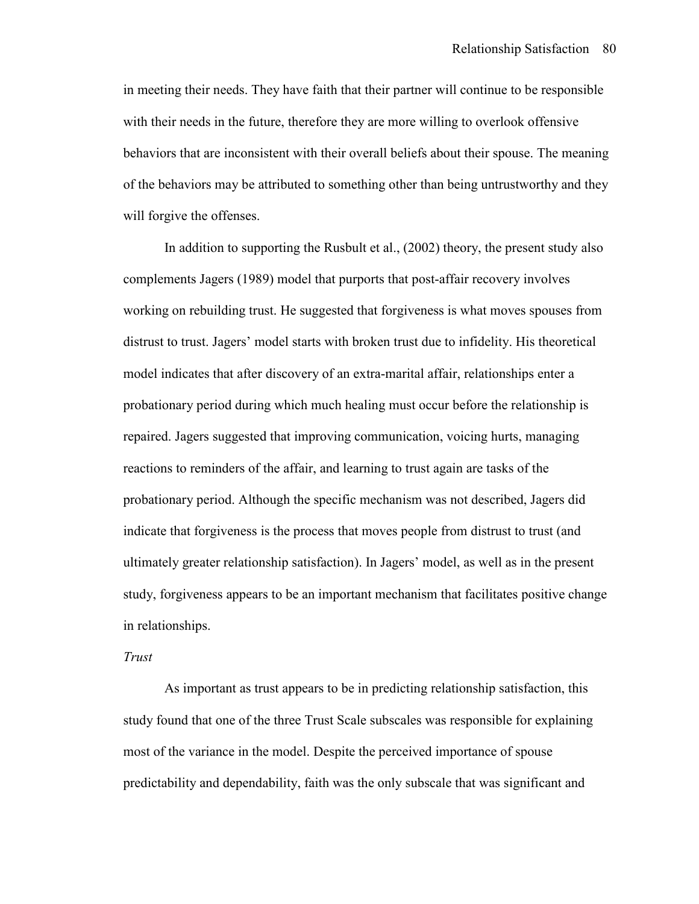in meeting their needs. They have faith that their partner will continue to be responsible with their needs in the future, therefore they are more willing to overlook offensive behaviors that are inconsistent with their overall beliefs about their spouse. The meaning of the behaviors may be attributed to something other than being untrustworthy and they will forgive the offenses.

In addition to supporting the Rusbult et al., (2002) theory, the present study also complements Jagers (1989) model that purports that post-affair recovery involves working on rebuilding trust. He suggested that forgiveness is what moves spouses from distrust to trust. Jagers' model starts with broken trust due to infidelity. His theoretical model indicates that after discovery of an extra-marital affair, relationships enter a probationary period during which much healing must occur before the relationship is repaired. Jagers suggested that improving communication, voicing hurts, managing reactions to reminders of the affair, and learning to trust again are tasks of the probationary period. Although the specific mechanism was not described, Jagers did indicate that forgiveness is the process that moves people from distrust to trust (and ultimately greater relationship satisfaction). In Jagers' model, as well as in the present study, forgiveness appears to be an important mechanism that facilitates positive change in relationships.

*Trust*

As important as trust appears to be in predicting relationship satisfaction, this study found that one of the three Trust Scale subscales was responsible for explaining most of the variance in the model. Despite the perceived importance of spouse predictability and dependability, faith was the only subscale that was significant and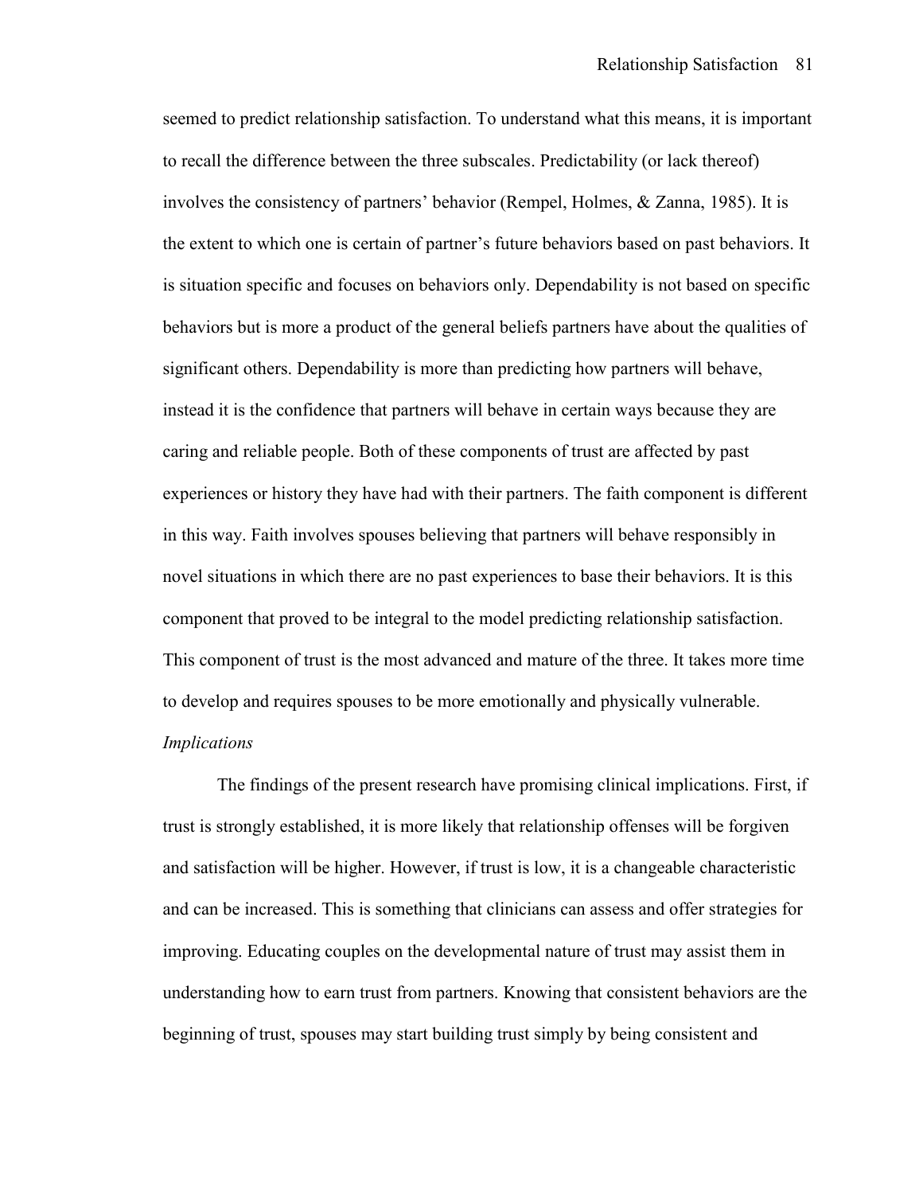seemed to predict relationship satisfaction. To understand what this means, it is important to recall the difference between the three subscales. Predictability (or lack thereof) involves the consistency of partners' behavior (Rempel, Holmes, & Zanna, 1985). It is the extent to which one is certain of partner's future behaviors based on past behaviors. It is situation specific and focuses on behaviors only. Dependability is not based on specific behaviors but is more a product of the general beliefs partners have about the qualities of significant others. Dependability is more than predicting how partners will behave, instead it is the confidence that partners will behave in certain ways because they are caring and reliable people. Both of these components of trust are affected by past experiences or history they have had with their partners. The faith component is different in this way. Faith involves spouses believing that partners will behave responsibly in novel situations in which there are no past experiences to base their behaviors. It is this component that proved to be integral to the model predicting relationship satisfaction. This component of trust is the most advanced and mature of the three. It takes more time to develop and requires spouses to be more emotionally and physically vulnerable.

*Implications*

The findings of the present research have promising clinical implications. First, if trust is strongly established, it is more likely that relationship offenses will be forgiven and satisfaction will be higher. However, if trust is low, it is a changeable characteristic and can be increased. This is something that clinicians can assess and offer strategies for improving. Educating couples on the developmental nature of trust may assist them in understanding how to earn trust from partners. Knowing that consistent behaviors are the beginning of trust, spouses may start building trust simply by being consistent and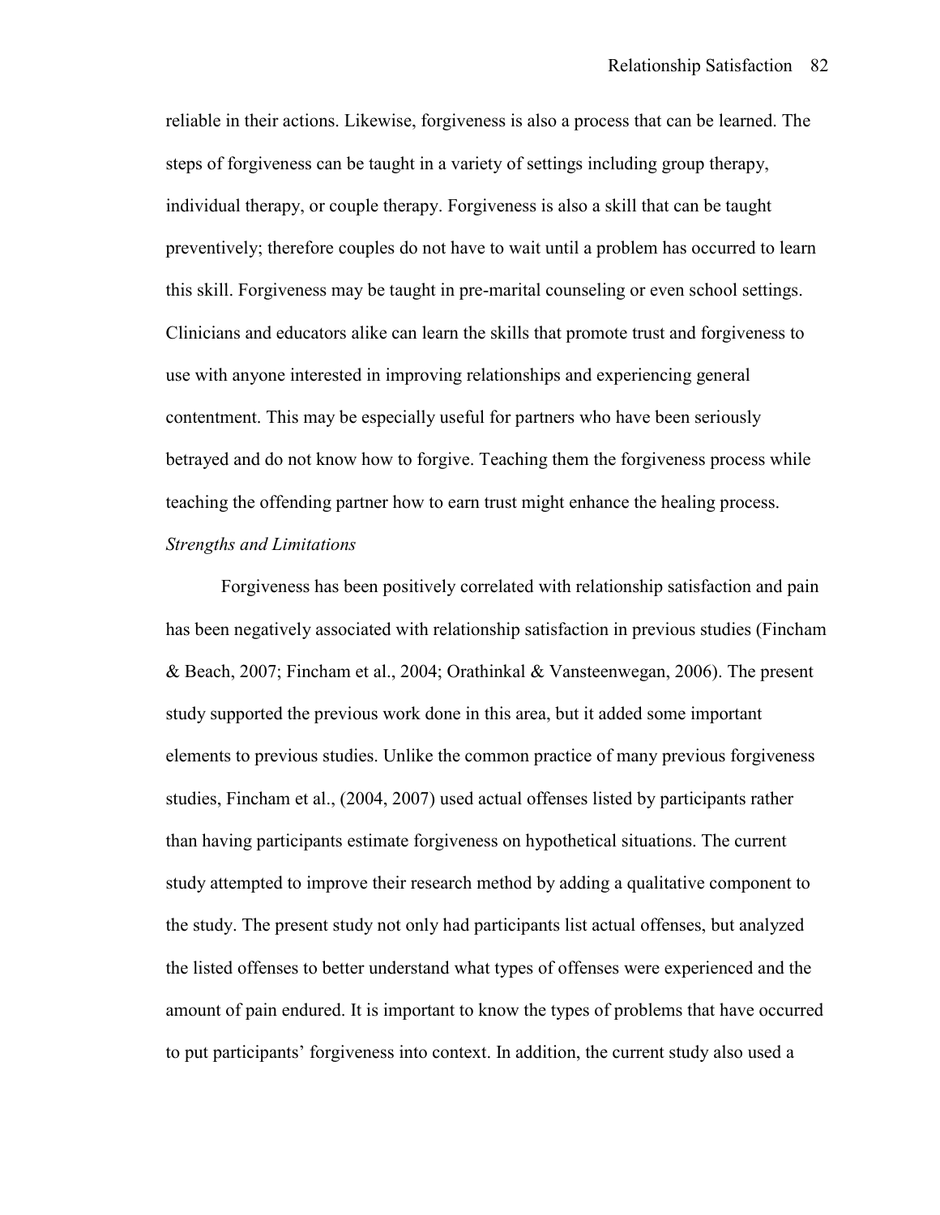reliable in their actions. Likewise, forgiveness is also a process that can be learned. The steps of forgiveness can be taught in a variety of settings including group therapy, individual therapy, or couple therapy. Forgiveness is also a skill that can be taught preventively; therefore couples do not have to wait until a problem has occurred to learn this skill. Forgiveness may be taught in pre-marital counseling or even school settings. Clinicians and educators alike can learn the skills that promote trust and forgiveness to use with anyone interested in improving relationships and experiencing general contentment. This may be especially useful for partners who have been seriously betrayed and do not know how to forgive. Teaching them the forgiveness process while teaching the offending partner how to earn trust might enhance the healing process.

*Strengths and Limitations*

Forgiveness has been positively correlated with relationship satisfaction and pain has been negatively associated with relationship satisfaction in previous studies (Fincham & Beach, 2007; Fincham et al., 2004; Orathinkal & Vansteenwegan, 2006). The present study supported the previous work done in this area, but it added some important elements to previous studies. Unlike the common practice of many previous forgiveness studies, Fincham et al., (2004, 2007) used actual offenses listed by participants rather than having participants estimate forgiveness on hypothetical situations. The current study attempted to improve their research method by adding a qualitative component to the study. The present study not only had participants list actual offenses, but analyzed the listed offenses to better understand what types of offenses were experienced and the amount of pain endured. It is important to know the types of problems that have occurred to put participants' forgiveness into context. In addition, the current study also used a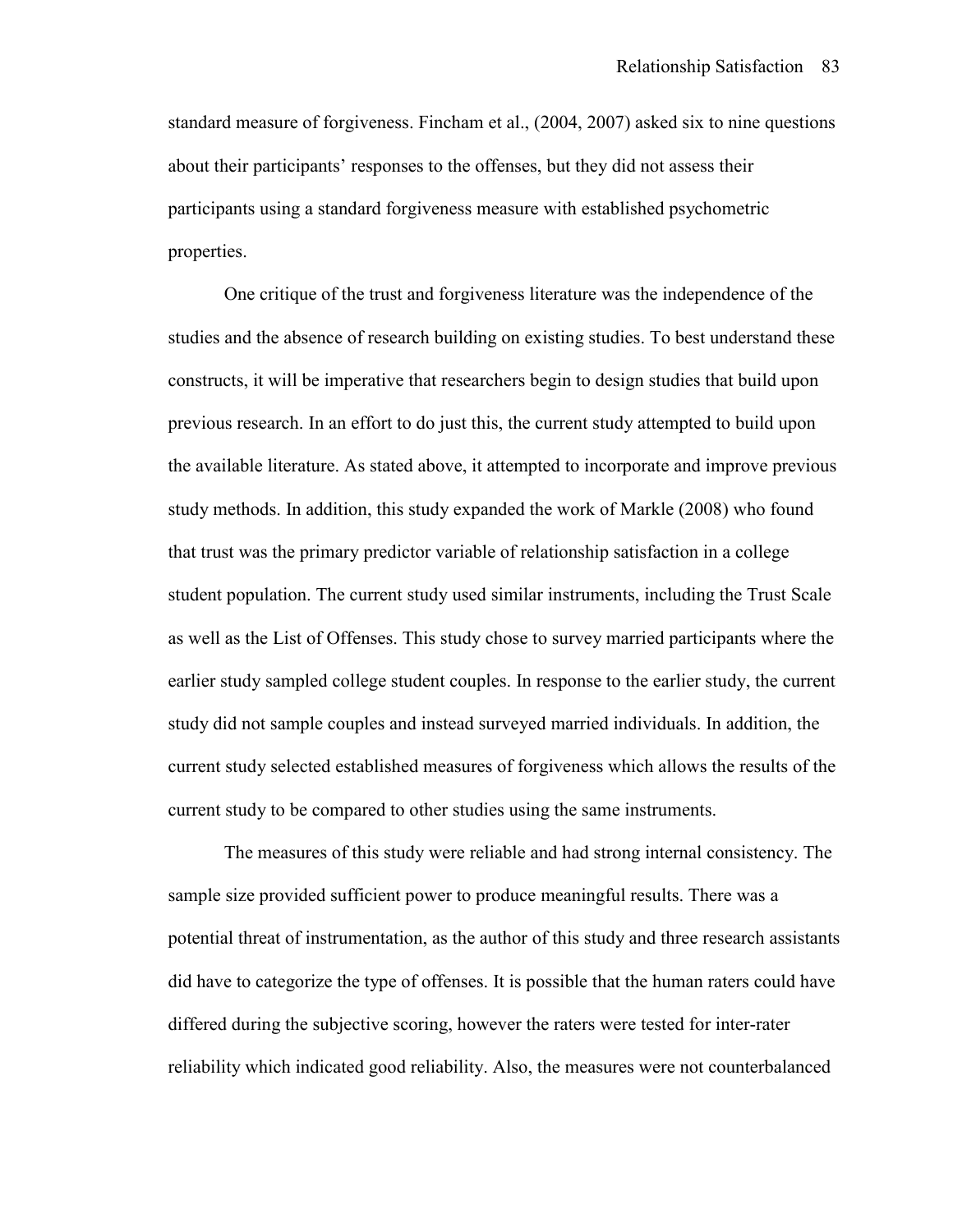standard measure of forgiveness. Fincham et al., (2004, 2007) asked six to nine questions about their participants' responses to the offenses, but they did not assess their participants using a standard forgiveness measure with established psychometric properties.

One critique of the trust and forgiveness literature was the independence of the studies and the absence of research building on existing studies. To best understand these constructs, it will be imperative that researchers begin to design studies that build upon previous research. In an effort to do just this, the current study attempted to build upon the available literature. As stated above, it attempted to incorporate and improve previous study methods. In addition, this study expanded the work of Markle (2008) who found that trust was the primary predictor variable of relationship satisfaction in a college student population. The current study used similar instruments, including the Trust Scale as well as the List of Offenses. This study chose to survey married participants where the earlier study sampled college student couples. In response to the earlier study, the current study did not sample couples and instead surveyed married individuals. In addition, the current study selected established measures of forgiveness which allows the results of the current study to be compared to other studies using the same instruments.

The measures of this study were reliable and had strong internal consistency. The sample size provided sufficient power to produce meaningful results. There was a potential threat of instrumentation, as the author of this study and three research assistants did have to categorize the type of offenses. It is possible that the human raters could have differed during the subjective scoring, however the raters were tested for inter-rater reliability which indicated good reliability. Also, the measures were not counterbalanced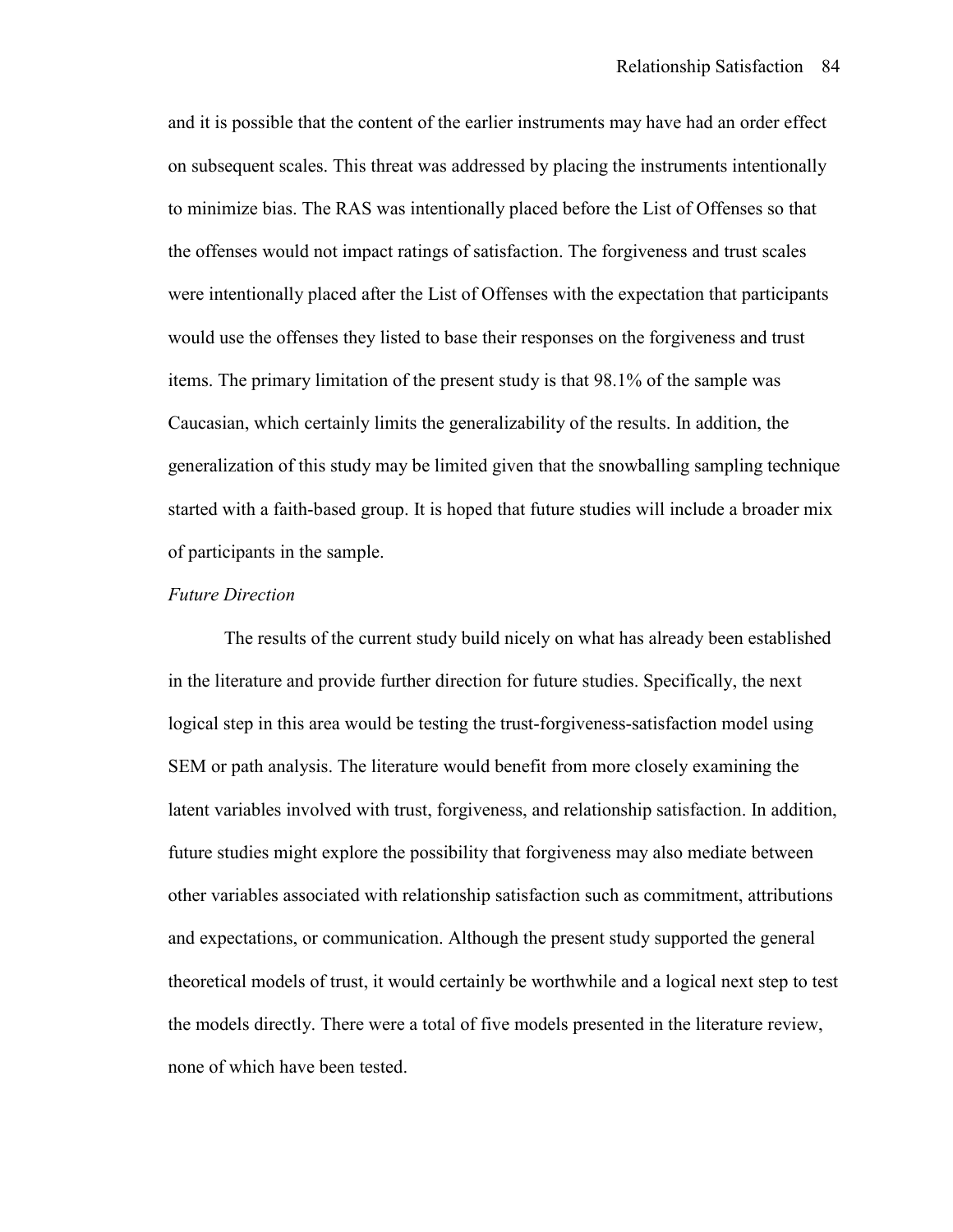and it is possible that the content of the earlier instruments may have had an order effect on subsequent scales. This threat was addressed by placing the instruments intentionally to minimize bias. The RAS was intentionally placed before the List of Offenses so that the offenses would not impact ratings of satisfaction. The forgiveness and trust scales were intentionally placed after the List of Offenses with the expectation that participants would use the offenses they listed to base their responses on the forgiveness and trust items. The primary limitation of the present study is that 98.1% of the sample was Caucasian, which certainly limits the generalizability of the results. In addition, the generalization of this study may be limited given that the snowballing sampling technique started with a faith-based group. It is hoped that future studies will include a broader mix of participants in the sample.

*Future Direction*

The results of the current study build nicely on what has already been established in the literature and provide further direction for future studies. Specifically, the next logical step in this area would be testing the trust-forgiveness-satisfaction model using SEM or path analysis. The literature would benefit from more closely examining the latent variables involved with trust, forgiveness, and relationship satisfaction. In addition, future studies might explore the possibility that forgiveness may also mediate between other variables associated with relationship satisfaction such as commitment, attributions and expectations, or communication. Although the present study supported the general theoretical models of trust, it would certainly be worthwhile and a logical next step to test the models directly. There were a total of five models presented in the literature review, none of which have been tested.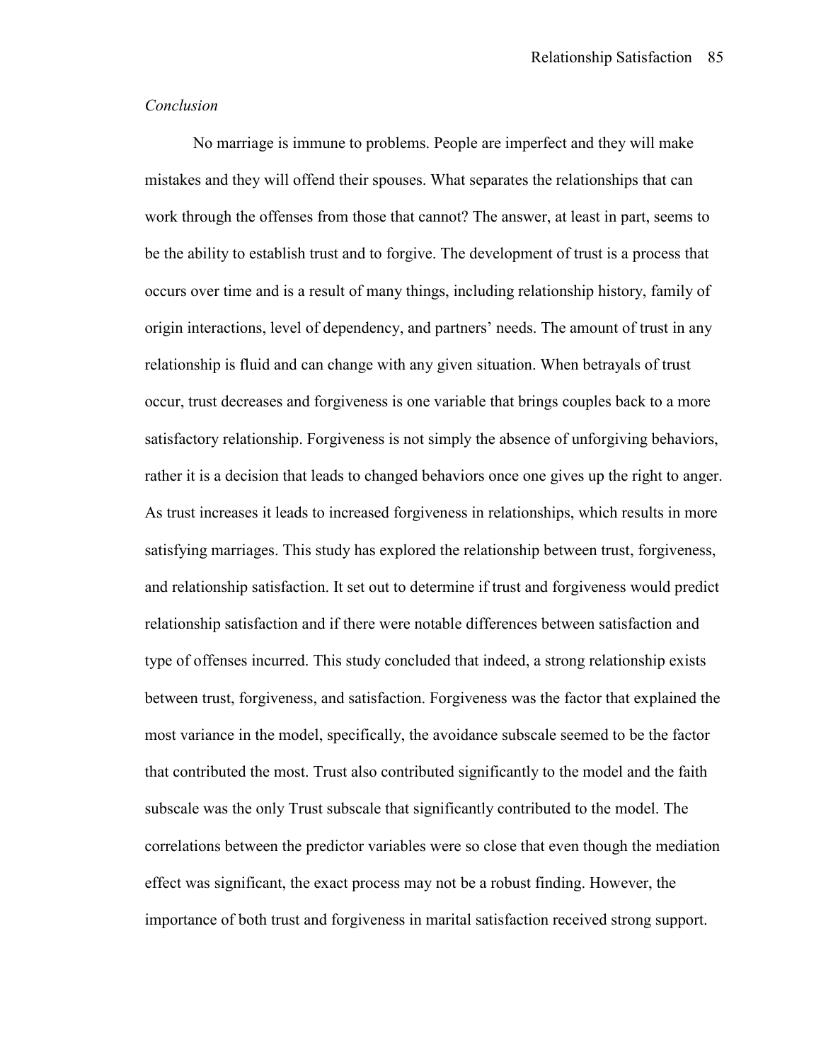*Conclusion*

No marriage is immune to problems. People are imperfect and they will make mistakes and they will offend their spouses. What separates the relationships that can work through the offenses from those that cannot? The answer, at least in part, seems to be the ability to establish trust and to forgive. The development of trust is a process that occurs over time and is a result of many things, including relationship history, family of origin interactions, level of dependency, and partners' needs. The amount of trust in any relationship is fluid and can change with any given situation. When betrayals of trust occur, trust decreases and forgiveness is one variable that brings couples back to a more satisfactory relationship. Forgiveness is not simply the absence of unforgiving behaviors, rather it is a decision that leads to changed behaviors once one gives up the right to anger. As trust increases it leads to increased forgiveness in relationships, which results in more satisfying marriages. This study has explored the relationship between trust, forgiveness, and relationship satisfaction. It set out to determine if trust and forgiveness would predict relationship satisfaction and if there were notable differences between satisfaction and type of offenses incurred. This study concluded that indeed, a strong relationship exists between trust, forgiveness, and satisfaction. Forgiveness was the factor that explained the most variance in the model, specifically, the avoidance subscale seemed to be the factor that contributed the most. Trust also contributed significantly to the model and the faith subscale was the only Trust subscale that significantly contributed to the model. The correlations between the predictor variables were so close that even though the mediation effect was significant, the exact process may not be a robust finding. However, the importance of both trust and forgiveness in marital satisfaction received strong support.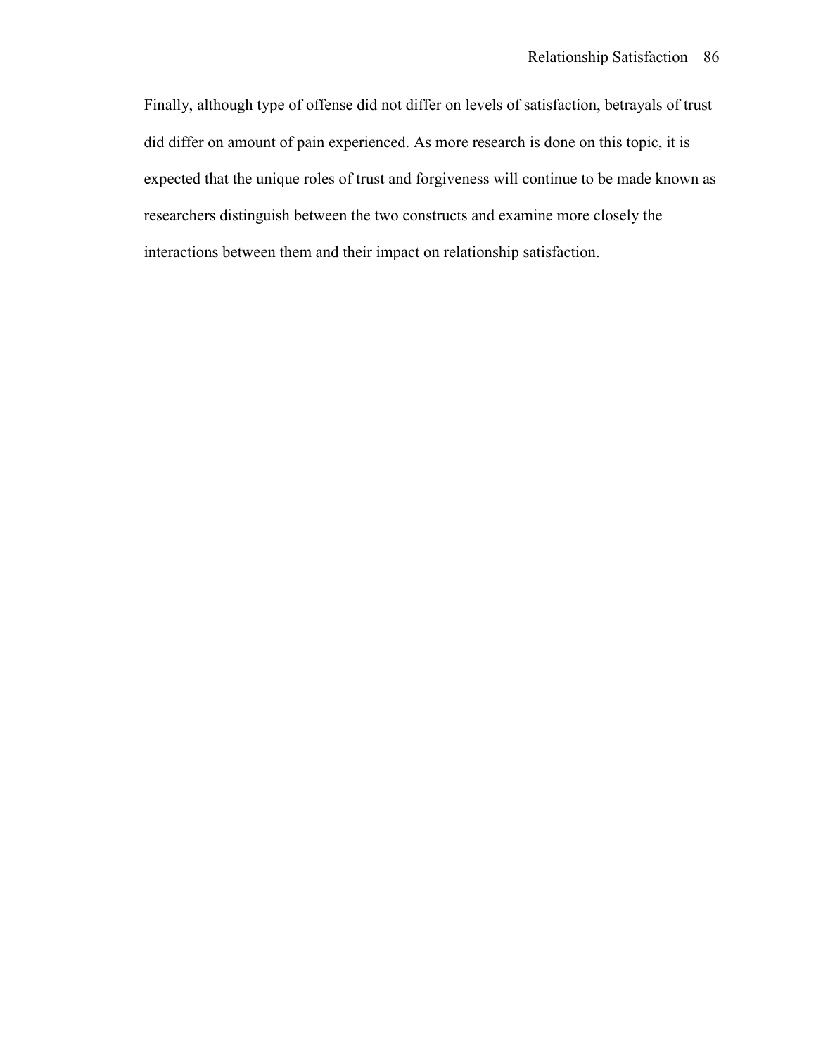Finally, although type of offense did not differ on levels of satisfaction, betrayals of trust did differ on amount of pain experienced. As more research is done on this topic, it is expected that the unique roles of trust and forgiveness will continue to be made known as researchers distinguish between the two constructs and examine more closely the interactions between them and their impact on relationship satisfaction.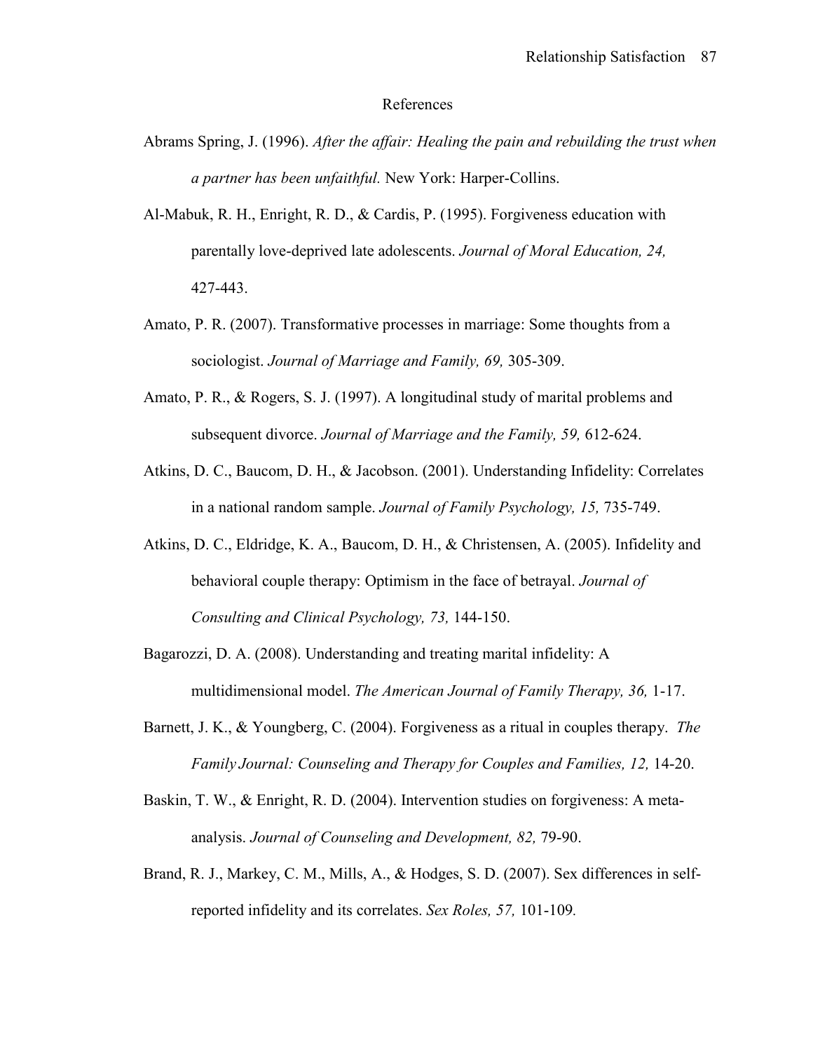# References

Abrams Spring, J. (1996). *After the affair: Healing the pain and rebuilding the trust when a partner has been unfaithful.* New York: Harper-Collins.

Al-Mabuk, R. H., Enright, R. D., & Cardis, P. (1995). Forgiveness education with parentally love-deprived late adolescents. *Journal of Moral Education, 24,* 427-443.

Amato, P. R. (2007). Transformative processes in marriage: Some thoughts from a sociologist. *Journal of Marriage and Family, 69,* 305-309.

Amato, P. R., & Rogers, S. J. (1997). A longitudinal study of marital problems and subsequent divorce. *Journal of Marriage and the Family, 59,* 612-624.

Atkins, D. C., Baucom, D. H., & Jacobson. (2001). Understanding Infidelity: Correlates in a national random sample. *Journal of Family Psychology, 15,* 735-749.

Atkins, D. C., Eldridge, K. A., Baucom, D. H., & Christensen, A. (2005). Infidelity and behavioral couple therapy: Optimism in the face of betrayal. *Journal of Consulting and Clinical Psychology, 73,* 144-150.

Bagarozzi, D. A. (2008). Understanding and treating marital infidelity: A multidimensional model. *The American Journal of Family Therapy, 36,* 1-17.

Barnett, J. K., & Youngberg, C. (2004). Forgiveness as a ritual in couples therapy. *The Family Journal: Counseling and Therapy for Couples and Families, 12,* 14-20.

Baskin, T. W., & Enright, R. D. (2004). Intervention studies on forgiveness: A meta-analysis. *Journal of Counseling and Development, 82,* 79-90.

Brand, R. J., Markey, C. M., Mills, A., & Hodges, S. D. (2007). Sex differences in self-reported infidelity and its correlates. *Sex Roles, 57,* 101-109.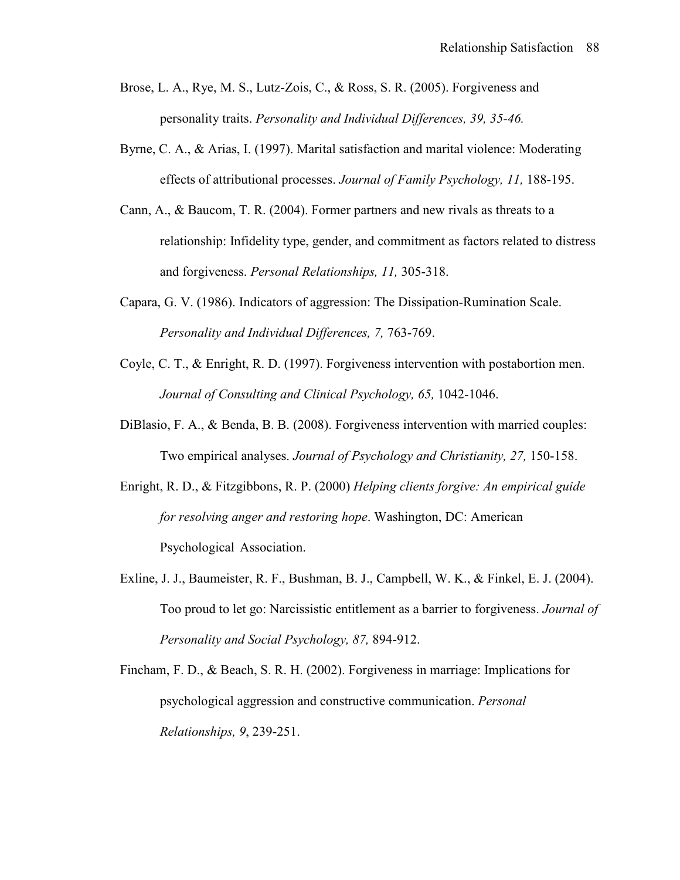Brose, L. A., Rye, M. S., Lutz-Zois, C., & Ross, S. R. (2005). Forgiveness and personality traits. *Personality and Individual Differences, 39, 35-46.*

Byrne, C. A., & Arias, I. (1997). Marital satisfaction and marital violence: Moderating effects of attributional processes. *Journal of Family Psychology, 11,* 188-195.

Cann, A., & Baucom, T. R. (2004). Former partners and new rivals as threats to a relationship: Infidelity type, gender, and commitment as factors related to distress and forgiveness. *Personal Relationships, 11,* 305-318.

Capara, G. V. (1986). Indicators of aggression: The Dissipation-Rumination Scale. *Personality and Individual Differences, 7,* 763-769.

Coyle, C. T., & Enright, R. D. (1997). Forgiveness intervention with postabortion men. *Journal of Consulting and Clinical Psychology, 65,* 1042-1046.

DiBlasio, F. A., & Benda, B. B. (2008). Forgiveness intervention with married couples: Two empirical analyses. *Journal of Psychology and Christianity, 27,* 150-158.

Enright, R. D., & Fitzgibbons, R. P. (2000) *Helping clients forgive: An empirical guide for resolving anger and restoring hope*. Washington, DC: American Psychological Association.

Exline, J. J., Baumeister, R. F., Bushman, B. J., Campbell, W. K., & Finkel, E. J. (2004). Too proud to let go: Narcissistic entitlement as a barrier to forgiveness. *Journal of Personality and Social Psychology, 87,* 894-912.

Fincham, F. D., & Beach, S. R. H. (2002). Forgiveness in marriage: Implications for psychological aggression and constructive communication. *Personal Relationships, 9*, 239-251.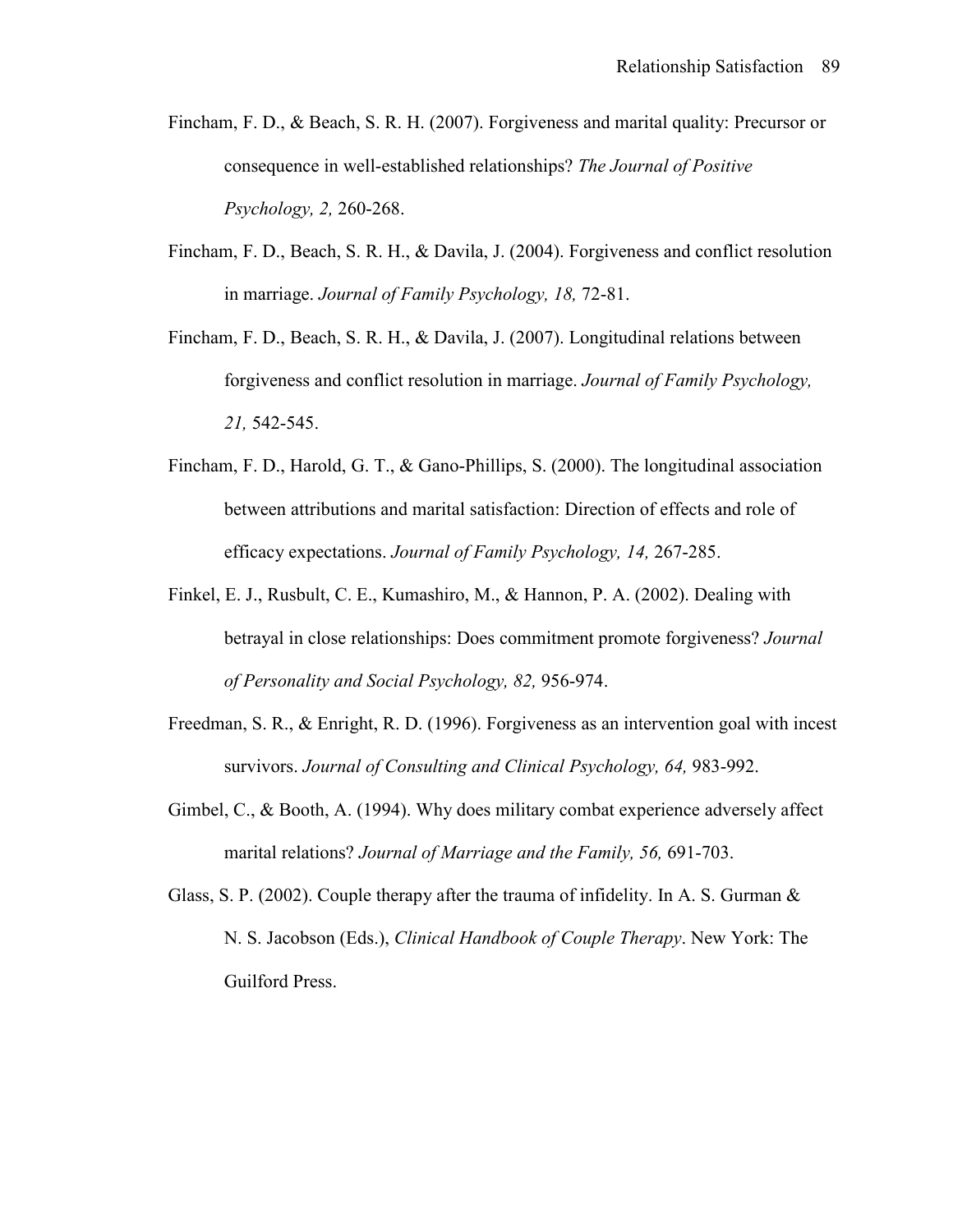Fincham, F. D., & Beach, S. R. H. (2007). Forgiveness and marital quality: Precursor or consequence in well-established relationships? *The Journal of Positive Psychology, 2,* 260-268.

Fincham, F. D., Beach, S. R. H., & Davila, J. (2004). Forgiveness and conflict resolution in marriage. *Journal of Family Psychology, 18,* 72-81.

Fincham, F. D., Beach, S. R. H., & Davila, J. (2007). Longitudinal relations between forgiveness and conflict resolution in marriage. *Journal of Family Psychology, 21,* 542-545.

Fincham, F. D., Harold, G. T., & Gano-Phillips, S. (2000). The longitudinal association between attributions and marital satisfaction: Direction of effects and role of efficacy expectations. *Journal of Family Psychology, 14,* 267-285.

Finkel, E. J., Rusbult, C. E., Kumashiro, M., & Hannon, P. A. (2002). Dealing with betrayal in close relationships: Does commitment promote forgiveness? *Journal of Personality and Social Psychology, 82,* 956-974.

Freedman, S. R., & Enright, R. D. (1996). Forgiveness as an intervention goal with incest survivors. *Journal of Consulting and Clinical Psychology, 64,* 983-992.

Gimbel, C., & Booth, A. (1994). Why does military combat experience adversely affect marital relations? *Journal of Marriage and the Family, 56,* 691-703.

Glass, S. P. (2002). Couple therapy after the trauma of infidelity. In A. S. Gurman & N. S. Jacobson (Eds.), *Clinical Handbook of Couple Therapy*. New York: The Guilford Press.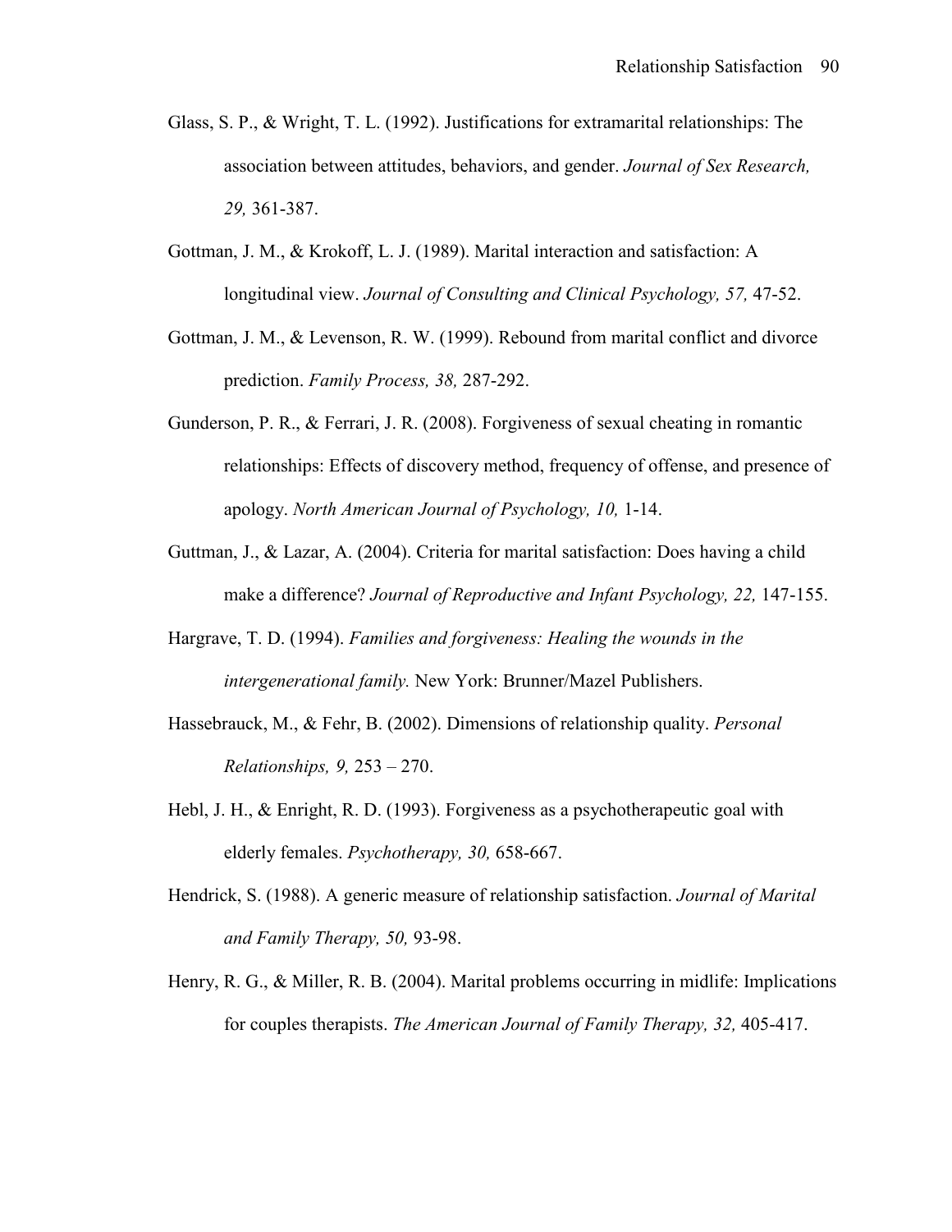Glass, S. P., & Wright, T. L. (1992). Justifications for extramarital relationships: The association between attitudes, behaviors, and gender. *Journal of Sex Research, 29,* 361-387.

Gottman, J. M., & Krokoff, L. J. (1989). Marital interaction and satisfaction: A longitudinal view. *Journal of Consulting and Clinical Psychology, 57,* 47-52.

Gottman, J. M., & Levenson, R. W. (1999). Rebound from marital conflict and divorce prediction. *Family Process, 38,* 287-292.

Gunderson, P. R., & Ferrari, J. R. (2008). Forgiveness of sexual cheating in romantic relationships: Effects of discovery method, frequency of offense, and presence of apology. *North American Journal of Psychology, 10,* 1-14.

Guttman, J., & Lazar, A. (2004). Criteria for marital satisfaction: Does having a child make a difference? *Journal of Reproductive and Infant Psychology, 22,* 147-155.

Hargrave, T. D. (1994). *Families and forgiveness: Healing the wounds in the intergenerational family.* New York: Brunner/Mazel Publishers.

Hassebrauck, M., & Fehr, B. (2002). Dimensions of relationship quality. *Personal Relationships, 9,* 253 – 270.

Hebl, J. H., & Enright, R. D. (1993). Forgiveness as a psychotherapeutic goal with elderly females. *Psychotherapy, 30,* 658-667.

Hendrick, S. (1988). A generic measure of relationship satisfaction. *Journal of Marital and Family Therapy, 50,* 93-98.

Henry, R. G., & Miller, R. B. (2004). Marital problems occurring in midlife: Implications for couples therapists. *The American Journal of Family Therapy, 32,* 405-417.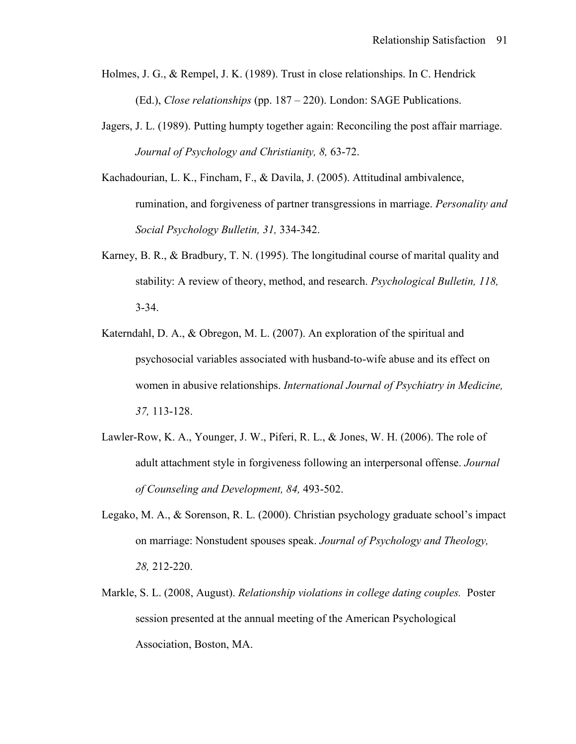Holmes, J. G., & Rempel, J. K. (1989). Trust in close relationships. In C. Hendrick (Ed.), *Close relationships* (pp. 187 – 220). London: SAGE Publications.

Jagers, J. L. (1989). Putting humpty together again: Reconciling the post affair marriage. *Journal of Psychology and Christianity, 8,* 63-72.

Kachadourian, L. K., Fincham, F., & Davila, J. (2005). Attitudinal ambivalence, rumination, and forgiveness of partner transgressions in marriage. *Personality and Social Psychology Bulletin, 31,* 334-342.

Karney, B. R., & Bradbury, T. N. (1995). The longitudinal course of marital quality and stability: A review of theory, method, and research. *Psychological Bulletin, 118,* 3-34.

Katerndahl, D. A., & Obregon, M. L. (2007). An exploration of the spiritual and psychosocial variables associated with husband-to-wife abuse and its effect on women in abusive relationships. *International Journal of Psychiatry in Medicine, 37,* 113-128.

Lawler-Row, K. A., Younger, J. W., Piferi, R. L., & Jones, W. H. (2006). The role of adult attachment style in forgiveness following an interpersonal offense. *Journal of Counseling and Development, 84,* 493-502.

Legako, M. A., & Sorenson, R. L. (2000). Christian psychology graduate school's impact on marriage: Nonstudent spouses speak. *Journal of Psychology and Theology, 28,* 212-220.

Markle, S. L. (2008, August). *Relationship violations in college dating couples.* Poster session presented at the annual meeting of the American Psychological Association, Boston, MA.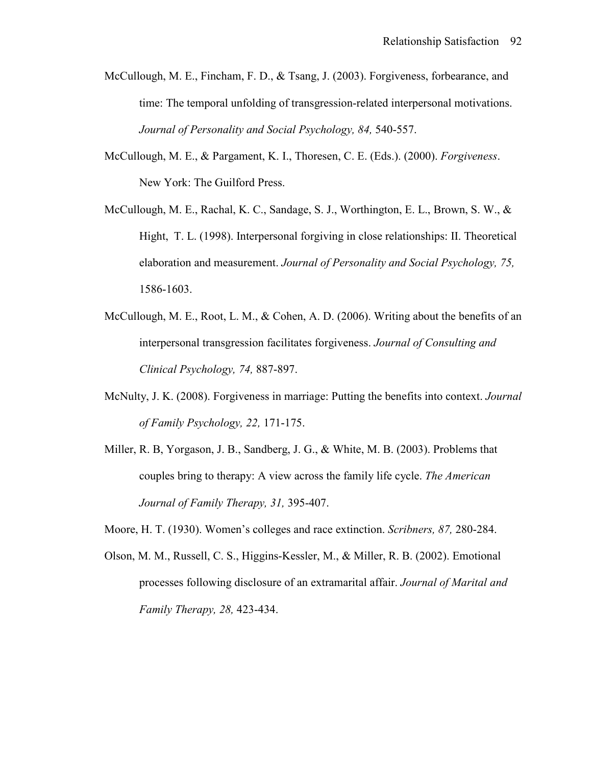McCullough, M. E., Fincham, F. D., & Tsang, J. (2003). Forgiveness, forbearance, and time: The temporal unfolding of transgression-related interpersonal motivations. *Journal of Personality and Social Psychology, 84,* 540-557.

McCullough, M. E., & Pargament, K. I., Thoresen, C. E. (Eds.). (2000). *Forgiveness*. New York: The Guilford Press.

McCullough, M. E., Rachal, K. C., Sandage, S. J., Worthington, E. L., Brown, S. W., & Hight, T. L. (1998). Interpersonal forgiving in close relationships: II. Theoretical elaboration and measurement. *Journal of Personality and Social Psychology, 75,* 1586-1603.

McCullough, M. E., Root, L. M., & Cohen, A. D. (2006). Writing about the benefits of an interpersonal transgression facilitates forgiveness. *Journal of Consulting and Clinical Psychology, 74,* 887-897.

McNulty, J. K. (2008). Forgiveness in marriage: Putting the benefits into context. *Journal of Family Psychology, 22,* 171-175.

Miller, R. B, Yorgason, J. B., Sandberg, J. G., & White, M. B. (2003). Problems that couples bring to therapy: A view across the family life cycle. *The American Journal of Family Therapy, 31,* 395-407.

Moore, H. T. (1930). Women's colleges and race extinction. *Scribners, 87,* 280-284.

Olson, M. M., Russell, C. S., Higgins-Kessler, M., & Miller, R. B. (2002). Emotional processes following disclosure of an extramarital affair. *Journal of Marital and Family Therapy, 28,* 423-434.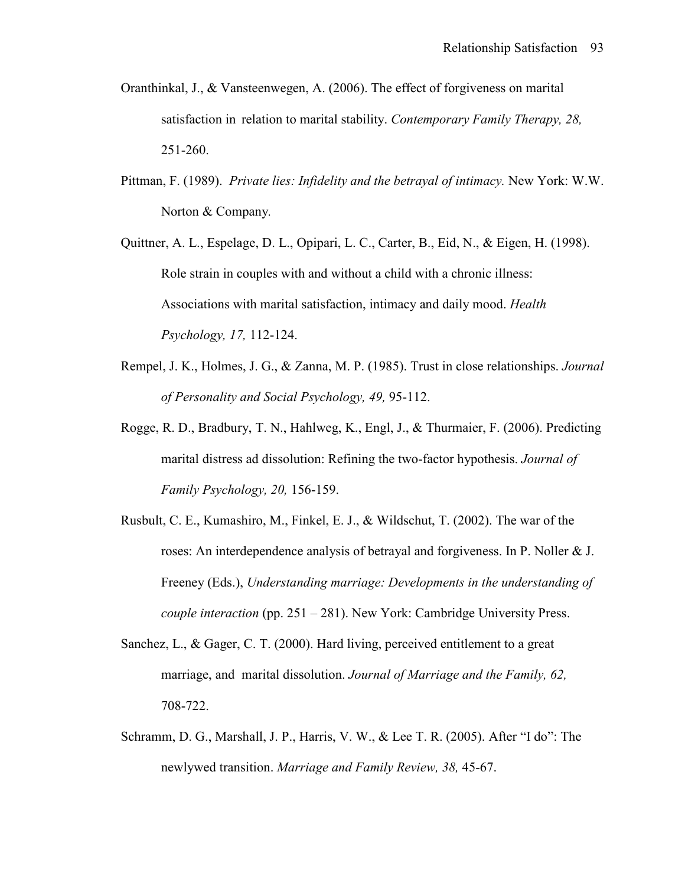Oranthinkal, J., & Vansteenwegen, A. (2006). The effect of forgiveness on marital satisfaction in relation to marital stability. *Contemporary Family Therapy, 28,* 251-260.

Pittman, F. (1989). *Private lies: Infidelity and the betrayal of intimacy.* New York: W.W. Norton & Company.

Quittner, A. L., Espelage, D. L., Opipari, L. C., Carter, B., Eid, N., & Eigen, H. (1998). Role strain in couples with and without a child with a chronic illness: Associations with marital satisfaction, intimacy and daily mood. *Health Psychology, 17,* 112-124.

Rempel, J. K., Holmes, J. G., & Zanna, M. P. (1985). Trust in close relationships. *Journal of Personality and Social Psychology, 49,* 95-112.

Rogge, R. D., Bradbury, T. N., Hahlweg, K., Engl, J., & Thurmaier, F. (2006). Predicting marital distress ad dissolution: Refining the two-factor hypothesis. *Journal of Family Psychology, 20,* 156-159.

Rusbult, C. E., Kumashiro, M., Finkel, E. J., & Wildschut, T. (2002). The war of the roses: An interdependence analysis of betrayal and forgiveness. In P. Noller & J. Freeney (Eds.), *Understanding marriage: Developments in the understanding of couple interaction* (pp. 251 – 281). New York: Cambridge University Press.

Sanchez, L., & Gager, C. T. (2000). Hard living, perceived entitlement to a great marriage, and marital dissolution. *Journal of Marriage and the Family, 62,* 708-722.

Schramm, D. G., Marshall, J. P., Harris, V. W., & Lee T. R. (2005). After "I do": The newlywed transition. *Marriage and Family Review, 38,* 45-67.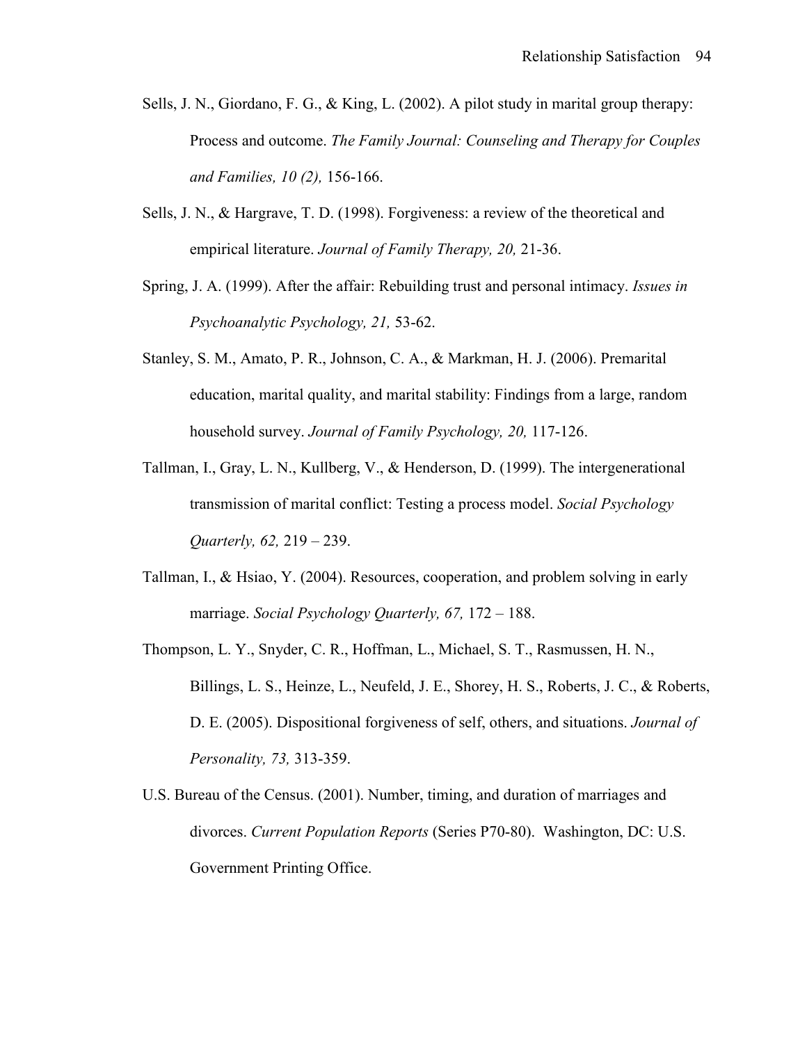Sells, J. N., Giordano, F. G., & King, L. (2002). A pilot study in marital group therapy: Process and outcome. *The Family Journal: Counseling and Therapy for Couples and Families, 10 (2),* 156-166.

Sells, J. N., & Hargrave, T. D. (1998). Forgiveness: a review of the theoretical and empirical literature. *Journal of Family Therapy, 20,* 21-36.

Spring, J. A. (1999). After the affair: Rebuilding trust and personal intimacy. *Issues in Psychoanalytic Psychology, 21,* 53-62.

Stanley, S. M., Amato, P. R., Johnson, C. A., & Markman, H. J. (2006). Premarital education, marital quality, and marital stability: Findings from a large, random household survey. *Journal of Family Psychology, 20,* 117-126.

Tallman, I., Gray, L. N., Kullberg, V., & Henderson, D. (1999). The intergenerational transmission of marital conflict: Testing a process model. *Social Psychology Quarterly, 62,* 219 – 239.

Tallman, I., & Hsiao, Y. (2004). Resources, cooperation, and problem solving in early marriage. *Social Psychology Quarterly, 67,* 172 – 188.

Thompson, L. Y., Snyder, C. R., Hoffman, L., Michael, S. T., Rasmussen, H. N., Billings, L. S., Heinze, L., Neufeld, J. E., Shorey, H. S., Roberts, J. C., & Roberts, D. E. (2005). Dispositional forgiveness of self, others, and situations. *Journal of Personality, 73,* 313-359.

U.S. Bureau of the Census. (2001). Number, timing, and duration of marriages and divorces. *Current Population Reports* (Series P70-80). Washington, DC: U.S. Government Printing Office.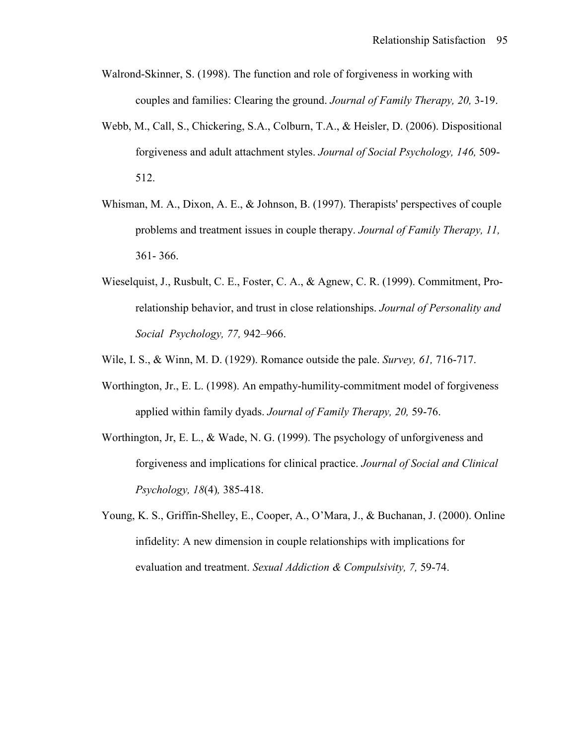Walrond-Skinner, S. (1998). The function and role of forgiveness in working with couples and families: Clearing the ground. *Journal of Family Therapy, 20,* 3-19.

Webb, M., Call, S., Chickering, S.A., Colburn, T.A., & Heisler, D. (2006). Dispositional forgiveness and adult attachment styles. *Journal of Social Psychology, 146,* 509-512.

Whisman, M. A., Dixon, A. E., & Johnson, B. (1997). Therapists' perspectives of couple problems and treatment issues in couple therapy. *Journal of Family Therapy, 11,* 361- 366.

Wieselquist, J., Rusbult, C. E., Foster, C. A., & Agnew, C. R. (1999). Commitment, Pro-relationship behavior, and trust in close relationships. *Journal of Personality and Social Psychology, 77,* 942–966.

Wile, I. S., & Winn, M. D. (1929). Romance outside the pale. *Survey, 61,* 716-717.

Worthington, Jr., E. L. (1998). An empathy-humility-commitment model of forgiveness applied within family dyads. *Journal of Family Therapy, 20,* 59-76.

Worthington, Jr, E. L., & Wade, N. G. (1999). The psychology of unforgiveness and forgiveness and implications for clinical practice. *Journal of Social and Clinical Psychology, 18*(4)*,* 385-418.

Young, K. S., Griffin-Shelley, E., Cooper, A., O'Mara, J., & Buchanan, J. (2000). Online infidelity: A new dimension in couple relationships with implications for evaluation and treatment. *Sexual Addiction & Compulsivity, 7,* 59-74.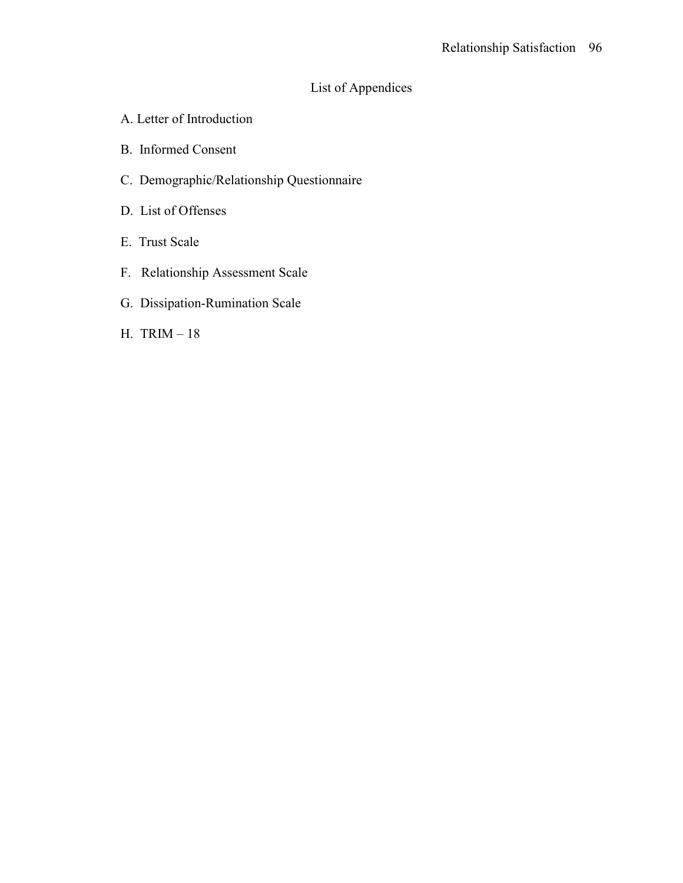# List of Appendices

A. Letter of Introduction

B. Informed Consent

C. Demographic/Relationship Questionnaire

D. List of Offenses

E. Trust Scale

F. Relationship Assessment Scale

G. Dissipation-Rumination Scale

H. TRIM – 18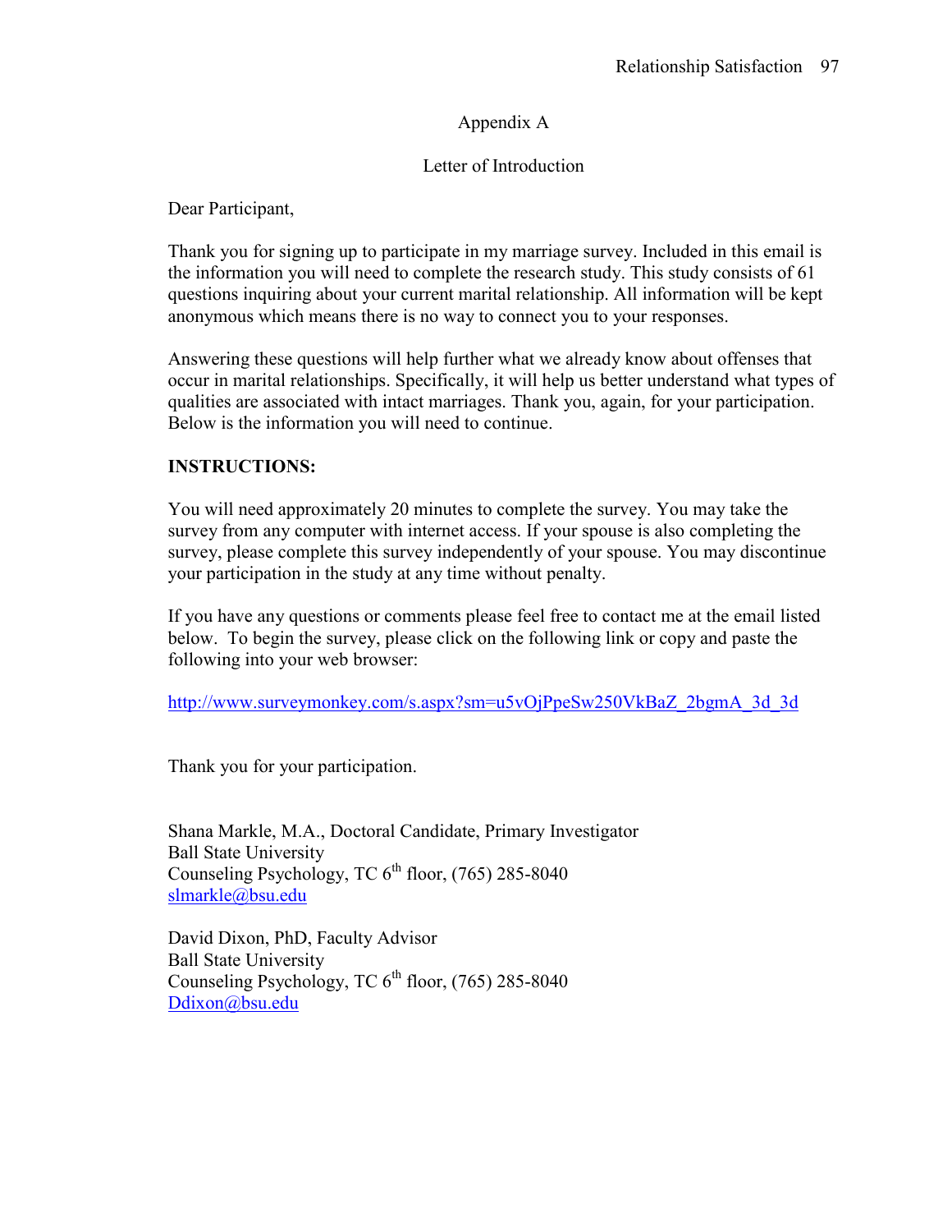# Appendix A

## Letter of Introduction

Dear Participant,

Thank you for signing up to participate in my marriage survey. Included in this email is the information you will need to complete the research study. This study consists of 61 questions inquiring about your current marital relationship. All information will be kept anonymous which means there is no way to connect you to your responses.

Answering these questions will help further what we already know about offenses that occur in marital relationships. Specifically, it will help us better understand what types of qualities are associated with intact marriages. Thank you, again, for your participation. Below is the information you will need to continue.

**INSTRUCTIONS:**

You will need approximately 20 minutes to complete the survey. You may take the survey from any computer with internet access. If your spouse is also completing the survey, please complete this survey independently of your spouse. You may discontinue your participation in the study at any time without penalty.

If you have any questions or comments please feel free to contact me at the email listed below. To begin the survey, please click on the following link or copy and paste the following into your web browser:

http://www.surveymonkey.com/s.aspx?sm=u5vOjPpeSw250VkBaZ_2bgmA_3d_3d

Thank you for your participation.

Shana Markle, M.A., Doctoral Candidate, Primary Investigator
Ball State University
Counseling Psychology, TC 6th floor, (765) 285-8040
slmarkle@bsu.edu

David Dixon, PhD, Faculty Advisor
Ball State University
Counseling Psychology, TC 6th floor, (765) 285-8040
Ddixon@bsu.edu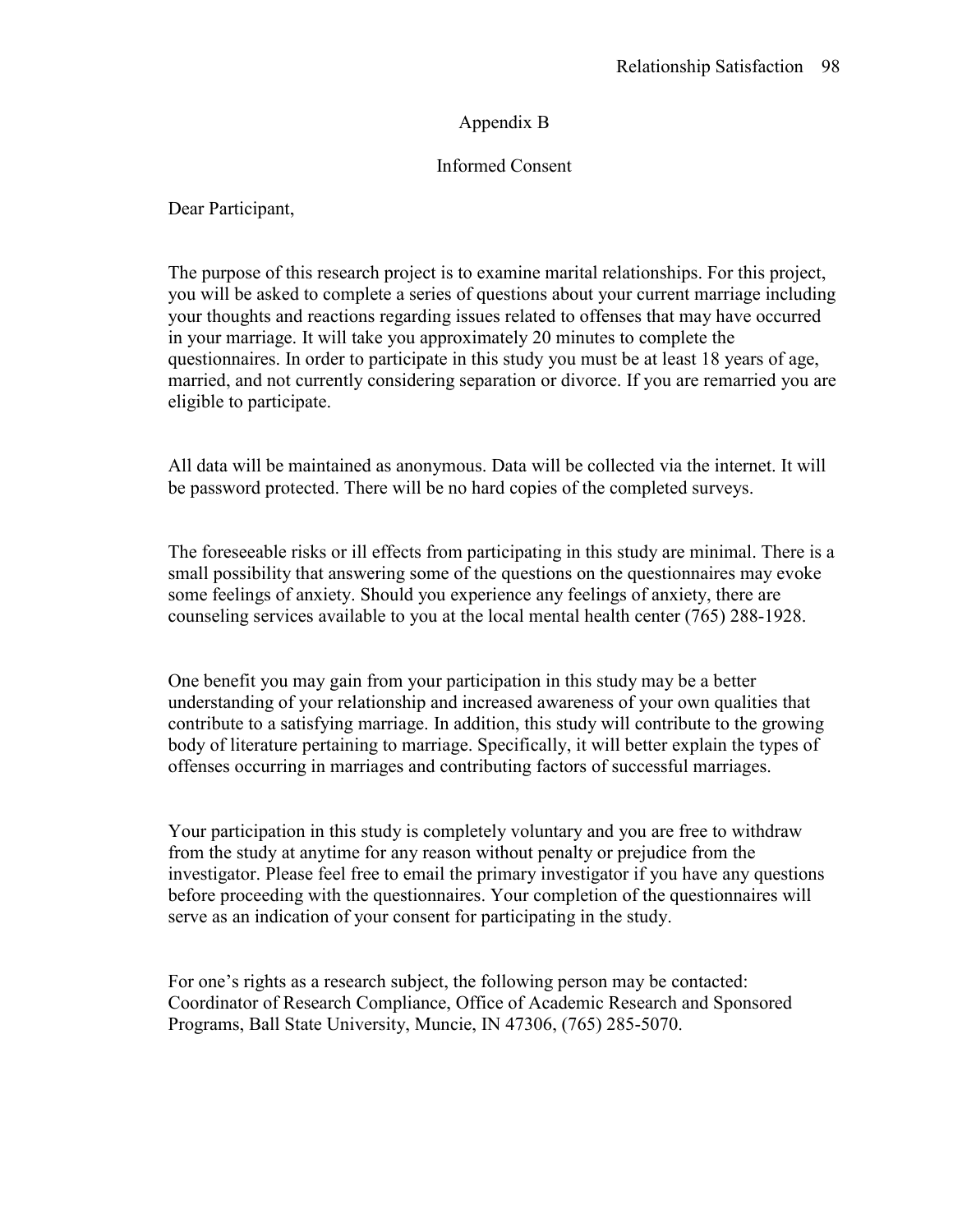# Appendix B

## Informed Consent

Dear Participant,

The purpose of this research project is to examine marital relationships. For this project, you will be asked to complete a series of questions about your current marriage including your thoughts and reactions regarding issues related to offenses that may have occurred in your marriage. It will take you approximately 20 minutes to complete the questionnaires. In order to participate in this study you must be at least 18 years of age, married, and not currently considering separation or divorce. If you are remarried you are eligible to participate.

All data will be maintained as anonymous. Data will be collected via the internet. It will be password protected. There will be no hard copies of the completed surveys.

The foreseeable risks or ill effects from participating in this study are minimal. There is a small possibility that answering some of the questions on the questionnaires may evoke some feelings of anxiety. Should you experience any feelings of anxiety, there are counseling services available to you at the local mental health center (765) 288-1928.

One benefit you may gain from your participation in this study may be a better understanding of your relationship and increased awareness of your own qualities that contribute to a satisfying marriage. In addition, this study will contribute to the growing body of literature pertaining to marriage. Specifically, it will better explain the types of offenses occurring in marriages and contributing factors of successful marriages.

Your participation in this study is completely voluntary and you are free to withdraw from the study at anytime for any reason without penalty or prejudice from the investigator. Please feel free to email the primary investigator if you have any questions before proceeding with the questionnaires. Your completion of the questionnaires will serve as an indication of your consent for participating in the study.

For one's rights as a research subject, the following person may be contacted: Coordinator of Research Compliance, Office of Academic Research and Sponsored Programs, Ball State University, Muncie, IN 47306, (765) 285-5070.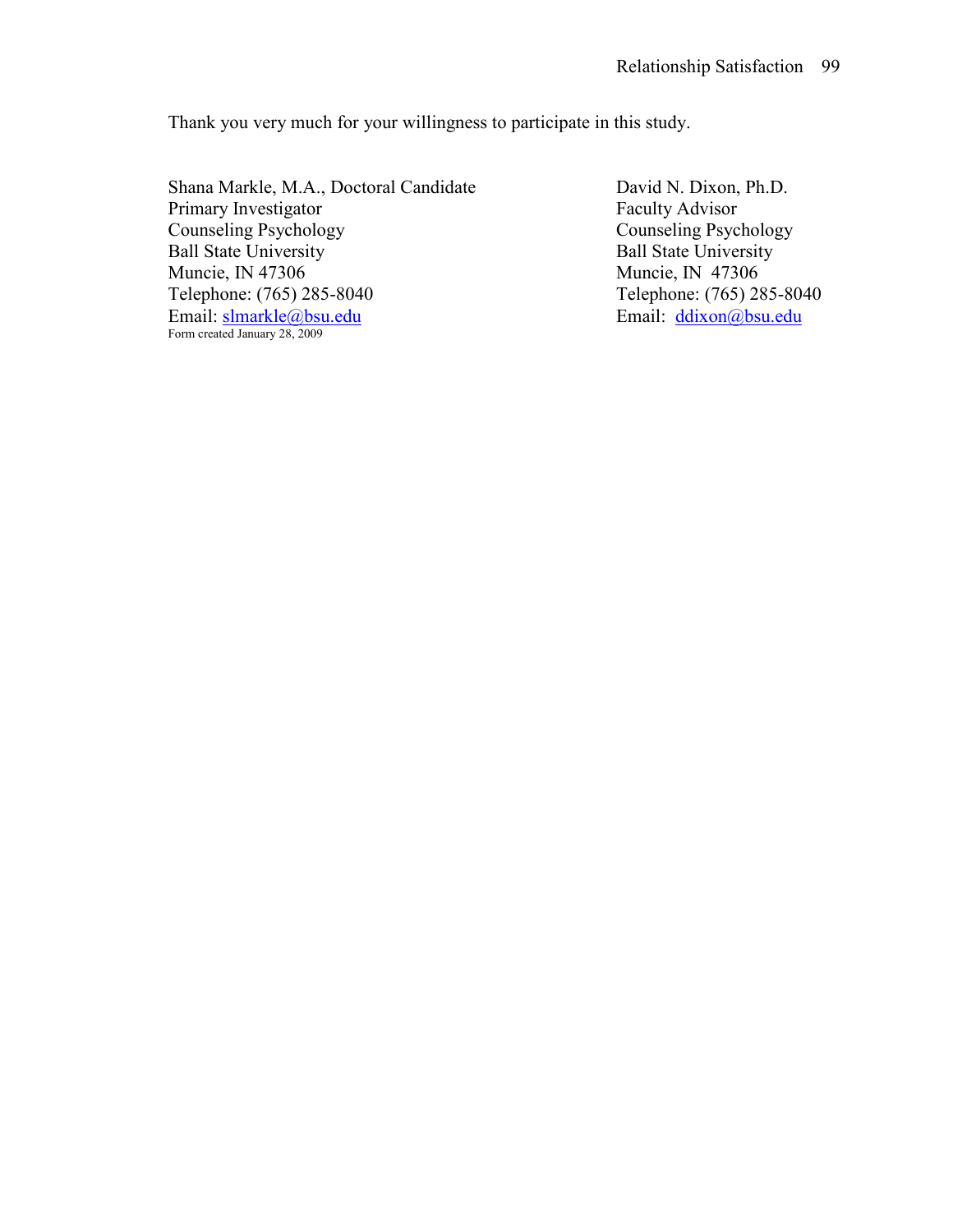Thank you very much for your willingness to participate in this study.

Shana Markle, M.A., Doctoral Candidate
Primary Investigator
Counseling Psychology
Ball State University
Muncie, IN 47306
Telephone: (765) 285-8040
Email: slmarkle@bsu.edu

David N. Dixon, Ph.D.
Faculty Advisor
Counseling Psychology
Ball State University
Muncie, IN 47306
Telephone: (765) 285-8040
Email: ddixon@bsu.edu

Form created January 28, 2009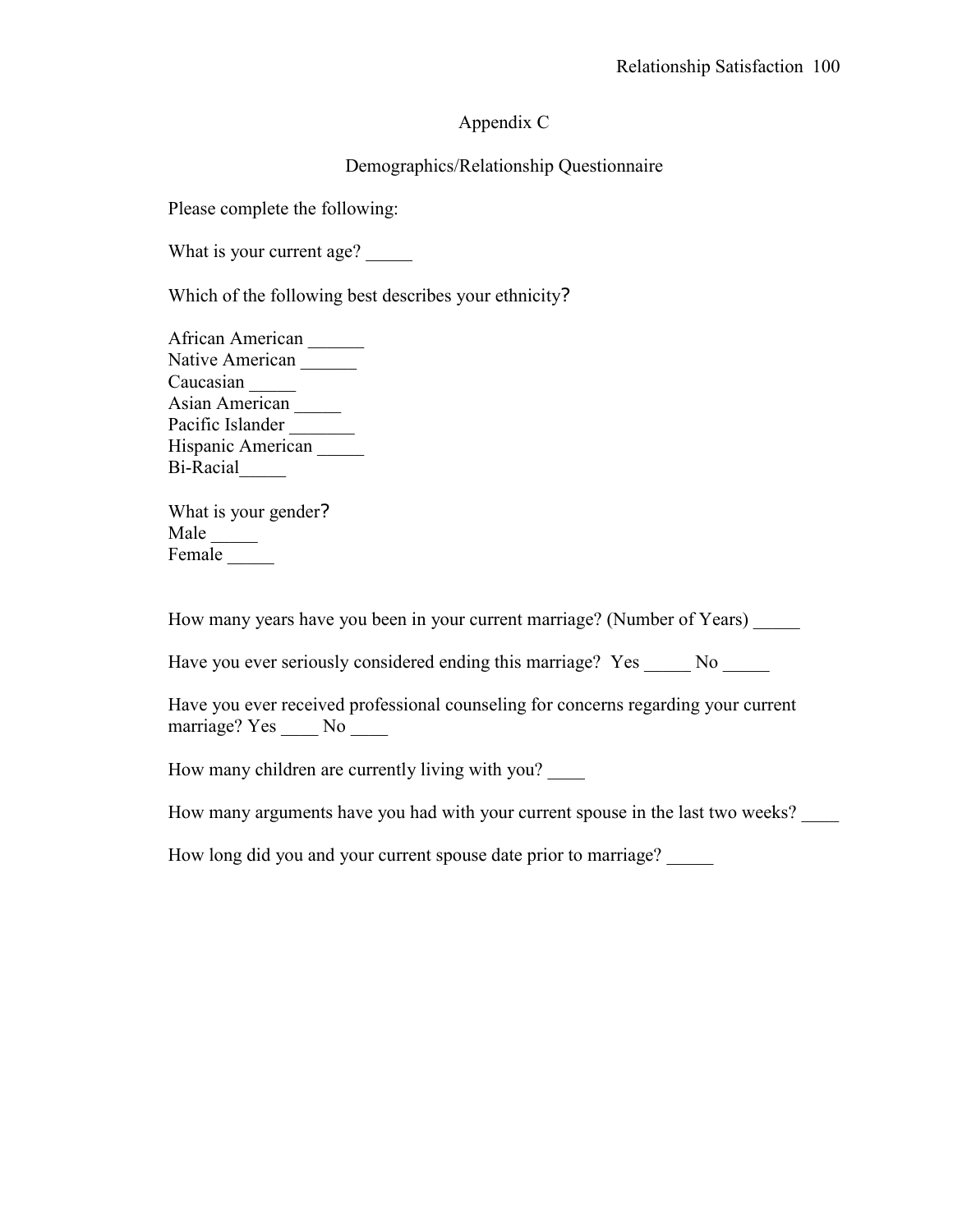# Appendix C

## Demographics/Relationship Questionnaire

Please complete the following:

What is your current age? _____

Which of the following best describes your ethnicity?

African American ______
Native American ______
Caucasian _____
Asian American _____
Pacific Islander _______
Hispanic American _____
Bi-Racial_____

What is your gender?
Male _____
Female _____

How many years have you been in your current marriage? (Number of Years) _____

Have you ever seriously considered ending this marriage? Yes _____ No _____

Have you ever received professional counseling for concerns regarding your current marriage? Yes ____ No ____

How many children are currently living with you? ____

How many arguments have you had with your current spouse in the last two weeks? ____

How long did you and your current spouse date prior to marriage? _____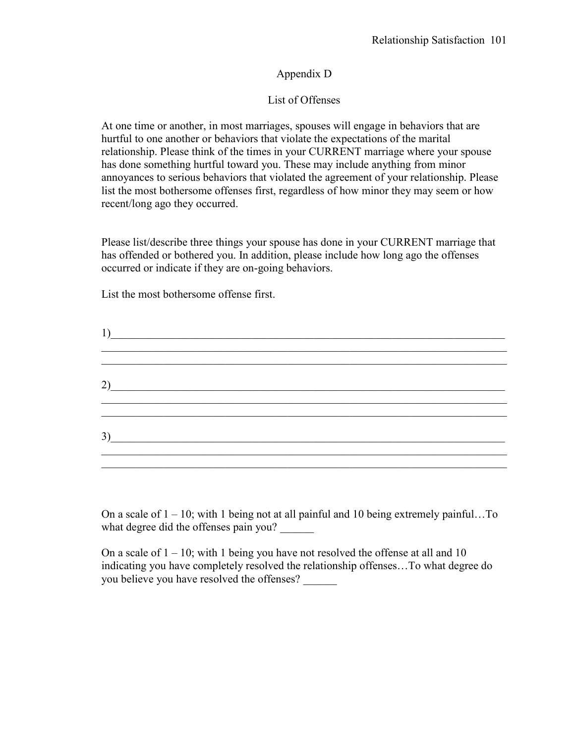## Appendix D

### List of Offenses

At one time or another, in most marriages, spouses will engage in behaviors that are hurtful to one another or behaviors that violate the expectations of the marital relationship. Please think of the times in your CURRENT marriage where your spouse has done something hurtful toward you. These may include anything from minor annoyances to serious behaviors that violated the agreement of your relationship. Please list the most bothersome offenses first, regardless of how minor they may seem or how recent/long ago they occurred.

Please list/describe three things your spouse has done in your CURRENT marriage that has offended or bothered you. In addition, please include how long ago the offenses occurred or indicate if they are on-going behaviors.

List the most bothersome offense first.

1)______________________________________________________________________________
______________________________________________________________________________
______________________________________________________________________________

2)______________________________________________________________________________
______________________________________________________________________________
______________________________________________________________________________

3)______________________________________________________________________________
______________________________________________________________________________
______________________________________________________________________________

On a scale of 1 – 10; with 1 being not at all painful and 10 being extremely painful…To what degree did the offenses pain you? ______

On a scale of 1 – 10; with 1 being you have not resolved the offense at all and 10 indicating you have completely resolved the relationship offenses…To what degree do you believe you have resolved the offenses? ______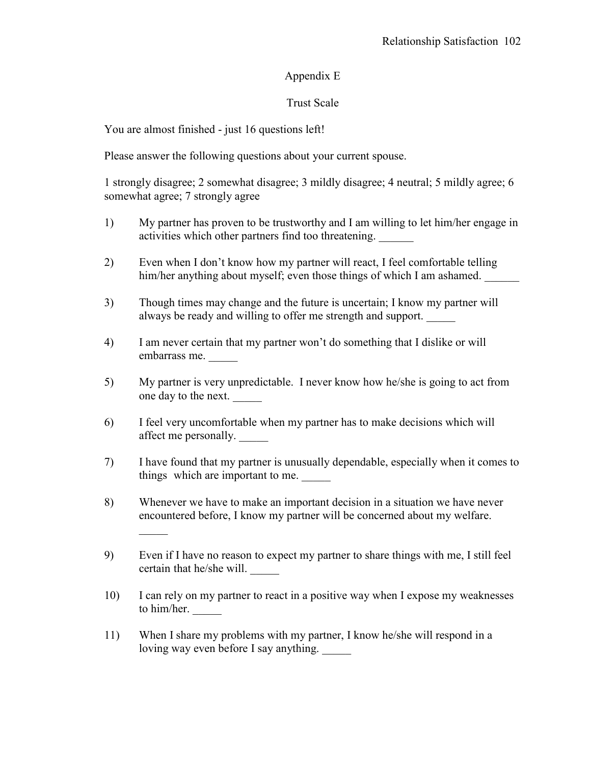# Appendix E

## Trust Scale

You are almost finished - just 16 questions left!

Please answer the following questions about your current spouse.

1 strongly disagree; 2 somewhat disagree; 3 mildly disagree; 4 neutral; 5 mildly agree; 6 somewhat agree; 7 strongly agree

1) My partner has proven to be trustworthy and I am willing to let him/her engage in activities which other partners find too threatening. ______

2) Even when I don't know how my partner will react, I feel comfortable telling him/her anything about myself; even those things of which I am ashamed. ______

3) Though times may change and the future is uncertain; I know my partner will always be ready and willing to offer me strength and support. _____

4) I am never certain that my partner won't do something that I dislike or will embarrass me. _____

5) My partner is very unpredictable. I never know how he/she is going to act from one day to the next. _____

6) I feel very uncomfortable when my partner has to make decisions which will affect me personally. _____

7) I have found that my partner is unusually dependable, especially when it comes to things which are important to me. _____

8) Whenever we have to make an important decision in a situation we have never encountered before, I know my partner will be concerned about my welfare. _____

9) Even if I have no reason to expect my partner to share things with me, I still feel certain that he/she will. _____

10) I can rely on my partner to react in a positive way when I expose my weaknesses to him/her. _____

11) When I share my problems with my partner, I know he/she will respond in a loving way even before I say anything. _____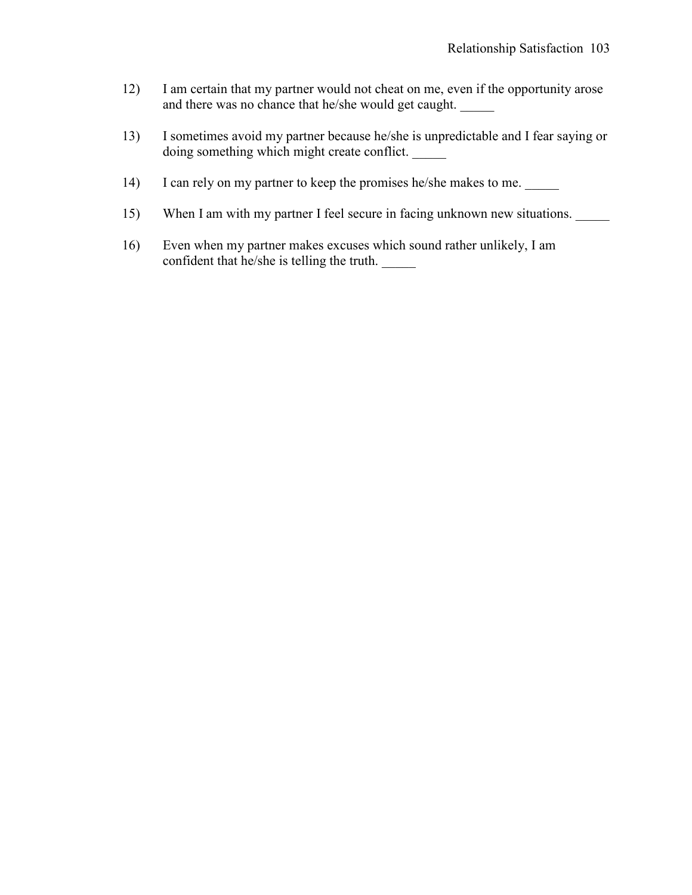12) I am certain that my partner would not cheat on me, even if the opportunity arose and there was no chance that he/she would get caught. _____

13) I sometimes avoid my partner because he/she is unpredictable and I fear saying or doing something which might create conflict. _____

14) I can rely on my partner to keep the promises he/she makes to me. _____

15) When I am with my partner I feel secure in facing unknown new situations. _____

16) Even when my partner makes excuses which sound rather unlikely, I am confident that he/she is telling the truth. _____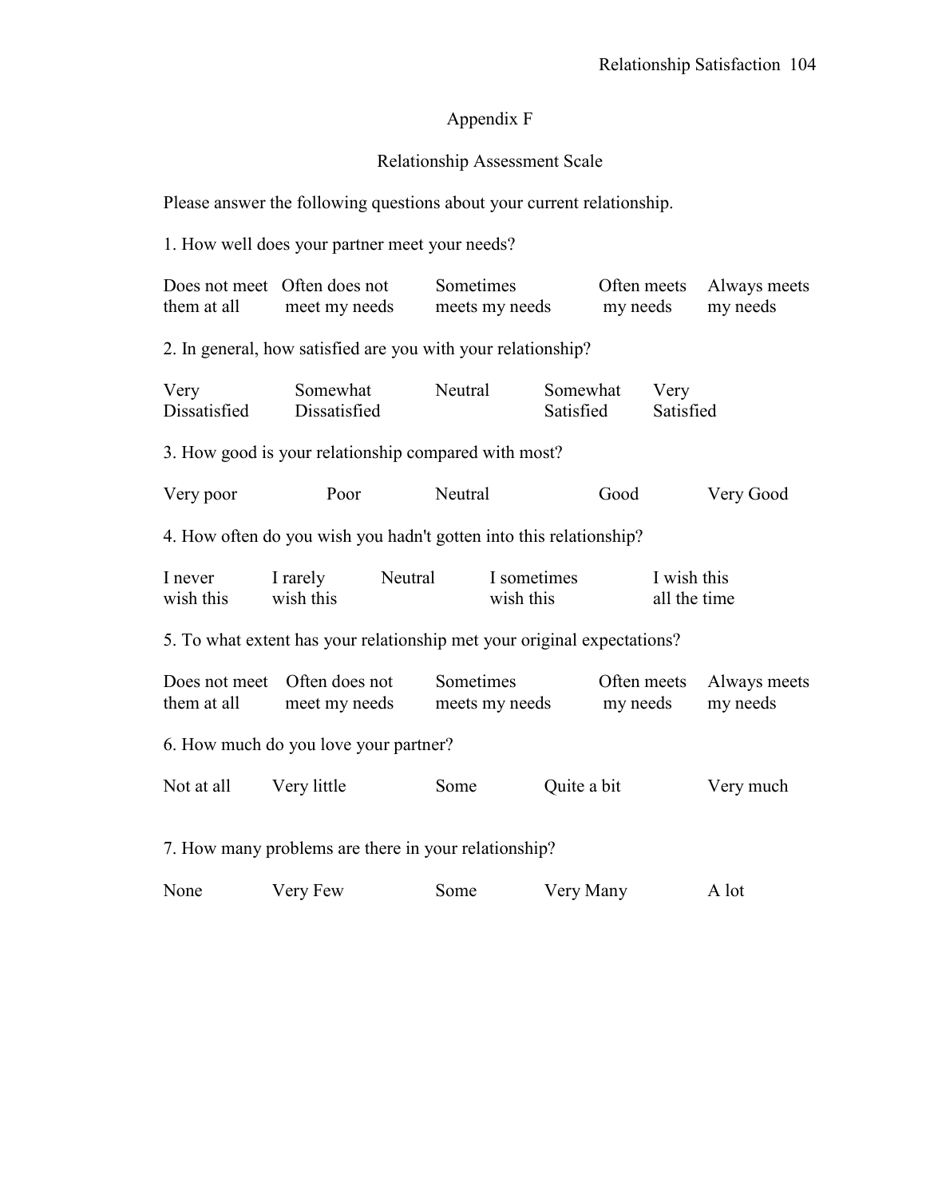# Appendix F

## Relationship Assessment Scale

Please answer the following questions about your current relationship.

1. How well does your partner meet your needs?

| Does not meet them at all | Often does not meet my needs | Sometimes meets my needs | Often meets my needs | Always meets my needs |
|---|---|---|---|---|

2. In general, how satisfied are you with your relationship?

| Very Dissatisfied | Somewhat Dissatisfied | Neutral | Somewhat Satisfied | Very Satisfied |
|---|---|---|---|---|

3. How good is your relationship compared with most?

| Very poor | Poor | Neutral | Good | Very Good |
|---|---|---|---|---|

4. How often do you wish you hadn't gotten into this relationship?

| I never wish this | I rarely wish this | Neutral | I sometimes wish this | I wish this all the time |
|---|---|---|---|---|

5. To what extent has your relationship met your original expectations?

| Does not meet them at all | Often does not meet my needs | Sometimes meets my needs | Often meets my needs | Always meets my needs |
|---|---|---|---|---|

6. How much do you love your partner?

| Not at all | Very little | Some | Quite a bit | Very much |
|---|---|---|---|---|

7. How many problems are there in your relationship?

| None | Very Few | Some | Very Many | A lot |
|---|---|---|---|---|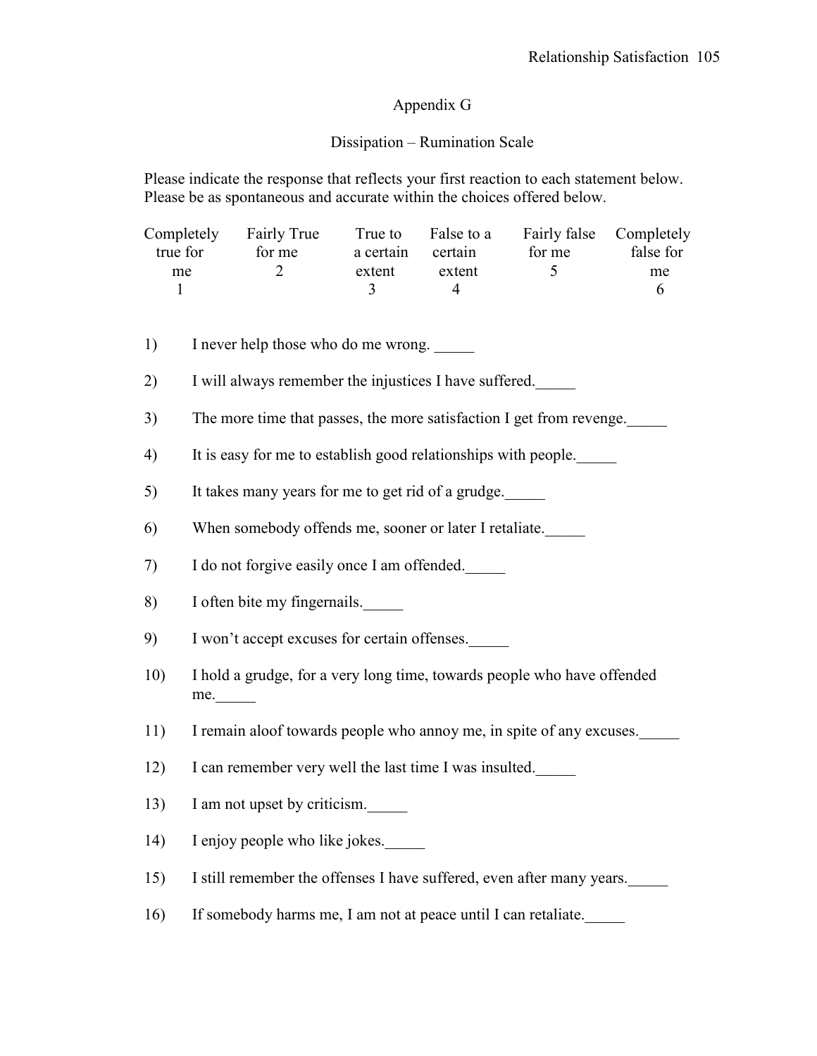# Appendix G

## Dissipation – Rumination Scale

Please indicate the response that reflects your first reaction to each statement below. Please be as spontaneous and accurate within the choices offered below.

| Completely true for me | Fairly True for me | True to a certain extent | False to a certain extent | Fairly false for me | Completely false for me |
|---|---|---|---|---|---|
| 1 | 2 | 3 | 4 | 5 | 6 |

1) I never help those who do me wrong. _____

2) I will always remember the injustices I have suffered._____

3) The more time that passes, the more satisfaction I get from revenge._____

4) It is easy for me to establish good relationships with people._____

5) It takes many years for me to get rid of a grudge._____

6) When somebody offends me, sooner or later I retaliate._____

7) I do not forgive easily once I am offended._____

8) I often bite my fingernails._____

9) I won't accept excuses for certain offenses._____

10) I hold a grudge, for a very long time, towards people who have offended me._____

11) I remain aloof towards people who annoy me, in spite of any excuses._____

12) I can remember very well the last time I was insulted._____

13) I am not upset by criticism._____

14) I enjoy people who like jokes._____

15) I still remember the offenses I have suffered, even after many years._____

16) If somebody harms me, I am not at peace until I can retaliate._____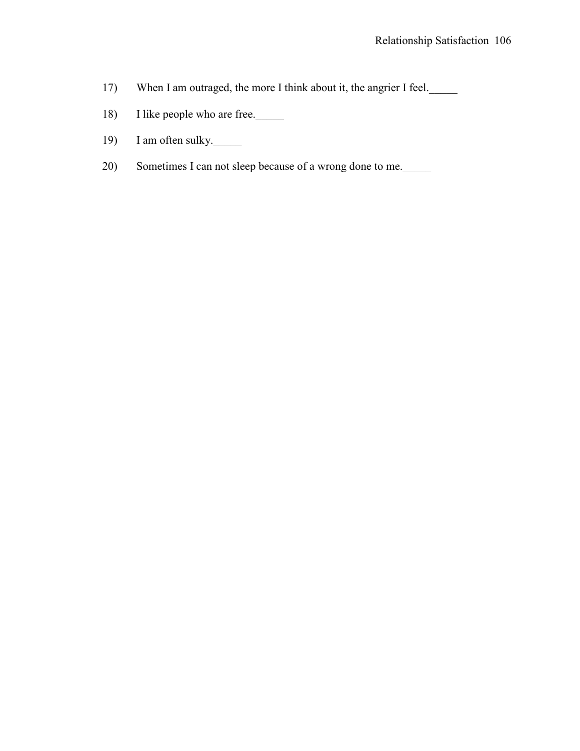17) When I am outraged, the more I think about it, the angrier I feel._____

18) I like people who are free._____

19) I am often sulky._____

20) Sometimes I can not sleep because of a wrong done to me._____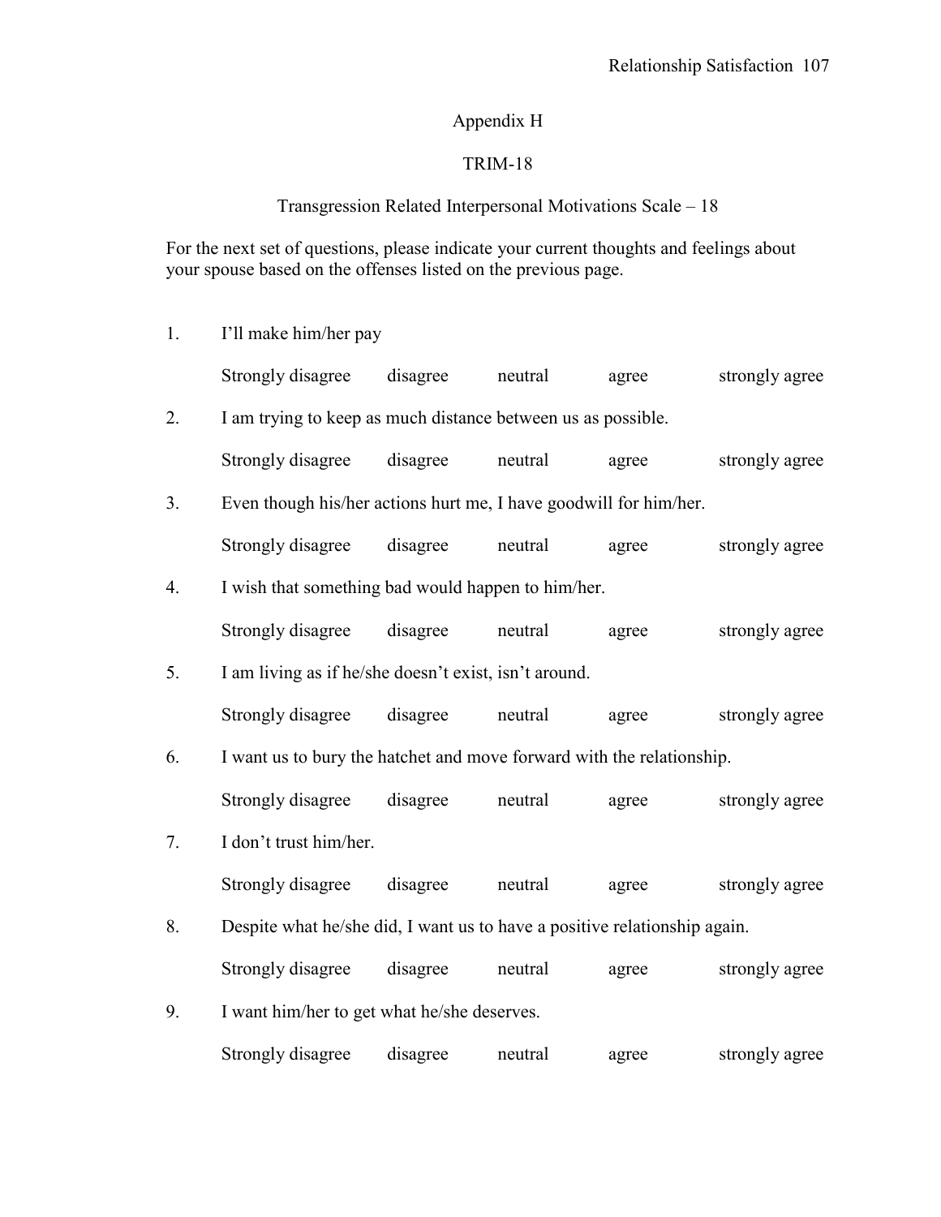# Appendix H

## TRIM-18

### Transgression Related Interpersonal Motivations Scale – 18

For the next set of questions, please indicate your current thoughts and feelings about your spouse based on the offenses listed on the previous page.

1. I'll make him/her pay

   Strongly disagree disagree neutral agree strongly agree

2. I am trying to keep as much distance between us as possible.

   Strongly disagree disagree neutral agree strongly agree

3. Even though his/her actions hurt me, I have goodwill for him/her.

   Strongly disagree disagree neutral agree strongly agree

4. I wish that something bad would happen to him/her.

   Strongly disagree disagree neutral agree strongly agree

5. I am living as if he/she doesn't exist, isn't around.

   Strongly disagree disagree neutral agree strongly agree

6. I want us to bury the hatchet and move forward with the relationship.

   Strongly disagree disagree neutral agree strongly agree

7. I don't trust him/her.

   Strongly disagree disagree neutral agree strongly agree

8. Despite what he/she did, I want us to have a positive relationship again.

   Strongly disagree disagree neutral agree strongly agree

9. I want him/her to get what he/she deserves.

   Strongly disagree disagree neutral agree strongly agree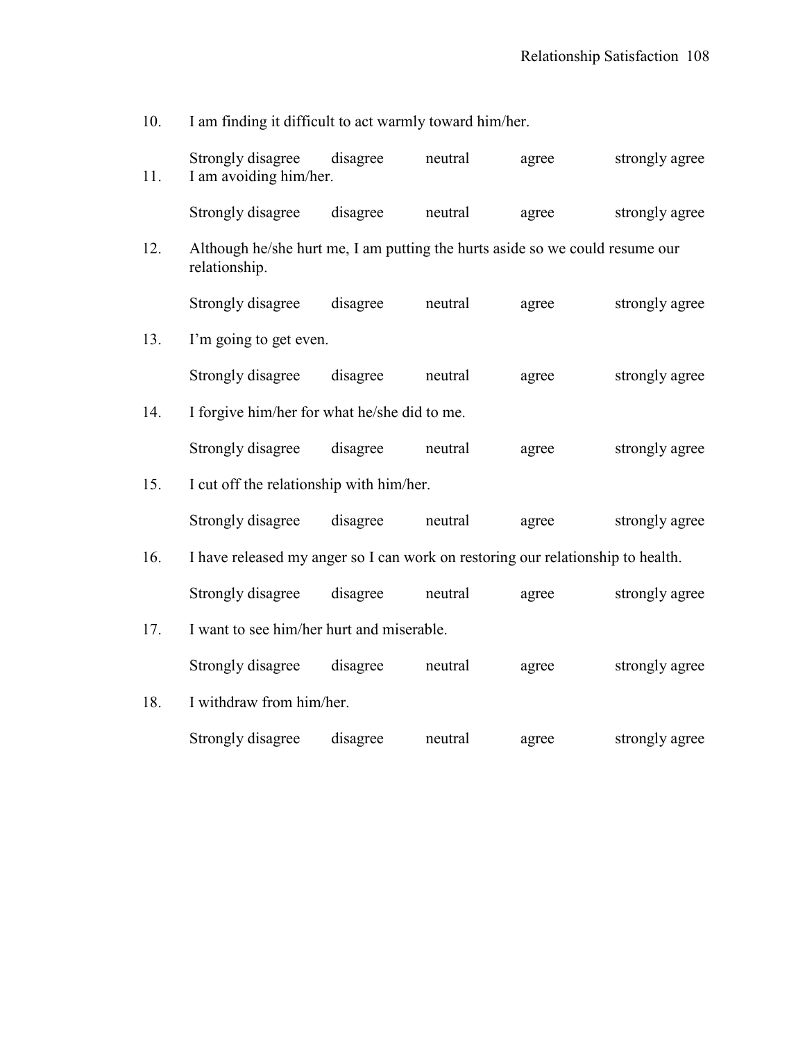10. I am finding it difficult to act warmly toward him/her.

    Strongly disagree    disagree    neutral    agree    strongly agree

11. I am avoiding him/her.

    Strongly disagree    disagree    neutral    agree    strongly agree

12. Although he/she hurt me, I am putting the hurts aside so we could resume our relationship.

    Strongly disagree    disagree    neutral    agree    strongly agree

13. I'm going to get even.

    Strongly disagree    disagree    neutral    agree    strongly agree

14. I forgive him/her for what he/she did to me.

    Strongly disagree    disagree    neutral    agree    strongly agree

15. I cut off the relationship with him/her.

    Strongly disagree    disagree    neutral    agree    strongly agree

16. I have released my anger so I can work on restoring our relationship to health.

    Strongly disagree    disagree    neutral    agree    strongly agree

17. I want to see him/her hurt and miserable.

    Strongly disagree    disagree    neutral    agree    strongly agree

18. I withdraw from him/her.

    Strongly disagree    disagree    neutral    agree    strongly agree